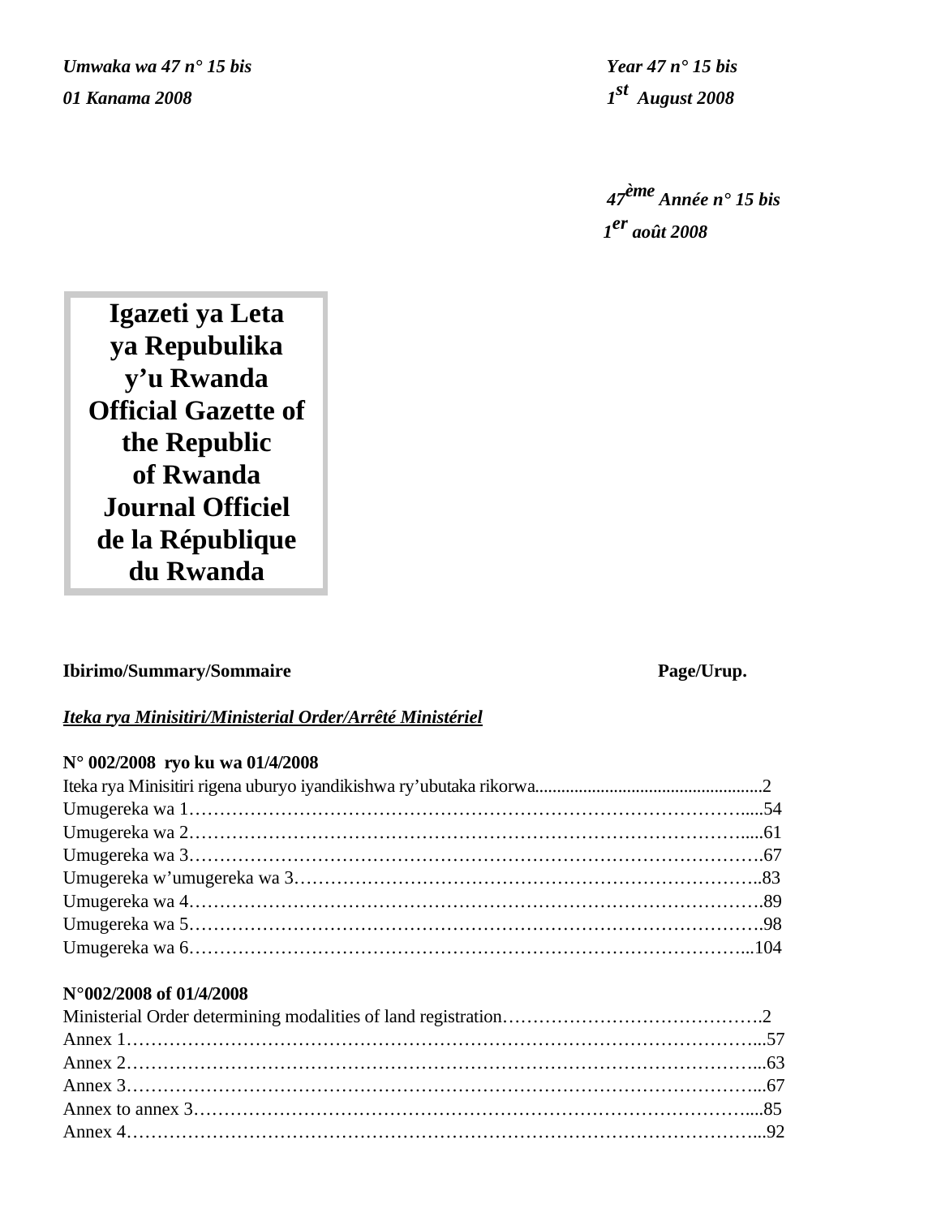*Umwaka wa 47 n° 15 bis*

*01 Kanama 2008*

*Year 47 n° 15 bis*

*1st August 2008*

*47ème Année n° 15 bis*

*1er août 2008*

# Igazeti ya Leta ya Repubulika y'u Rwanda
# Official Gazette of the Republic of Rwanda
# Journal Officiel de la République du Rwanda

**Ibirimo/Summary/Sommaire** **Page/Urup.**

***Iteka rya Minisitiri/Ministerial Order/Arrêté Ministériel***

**N° 002/2008 ryo ku wa 01/4/2008**

Iteka rya Minisitiri rigena uburyo iyandikishwa ry'ubutaka rikorwa....................................................2
Umugereka wa 1………………………………………………………………………………......54
Umugereka wa 2………………………………………………………………………………......61
Umugereka wa 3……………………………………………………………………………….67
Umugereka w'umugereka wa 3………………………………………………………………..83
Umugereka wa 4……………………………………………………………………………….89
Umugereka wa 5……………………………………………………………………………….98
Umugereka wa 6……………………………………………………………………………...104

**N°002/2008 of 01/4/2008**

Ministerial Order determining modalities of land registration…………………………………….2
Annex 1…………………………………………………………………………………………...57
Annex 2…………………………………………………………………………………………...63
Annex 3…………………………………………………………………………………………...67
Annex to annex 3……………………………………………………………………………….....85
Annex 4…………………………………………………………………………………………...92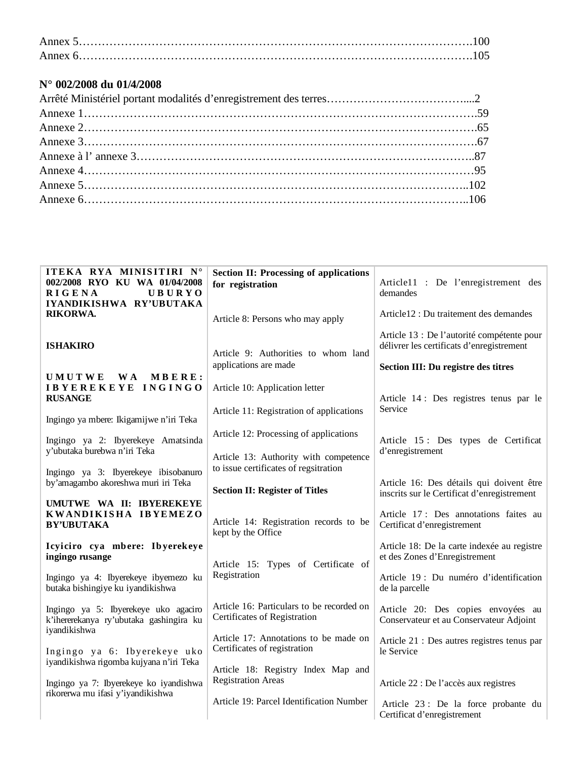Annex 5……………………………………………………………………………………….100
Annex 6……………………………………………………………………………………….105

**N° 002/2008 du 01/4/2008**

Arrêté Ministériel portant modalités d'enregistrement des terres………………………………....2
Annexe 1……………………………………………………………………………………….59
Annexe 2……………………………………………………………………………………….65
Annexe 3……………………………………………………………………………………….67
Annexe à l' annexe 3…………………………………………………………………………..87
Annexe 4………………………………………………………………………………………95
Annexe 5……………………………………………………………………………………..102
Annexe 6……………………………………………………………………………………..106

| | | |
|---|---|---|
| **ITEKA RYA MINISITIRI N° 002/2008 RYO KU WA 01/04/2008 RIGENA UBURYO IYANDIKISHWA RY'UBUTAKA RIKORWA.**<br><br>**ISHAKIRO**<br><br>**UMUTWE WA MBERE: IBYEREKEYE INGINGO RUSANGE**<br><br>Ingingo ya mbere: Ikigamijwe n'iri Teka<br><br>Ingingo ya 2: Ibyerekeye Amatsinda y'ubutaka burebwa n'iri Teka<br><br>Ingingo ya 3: Ibyerekeye ibisobanuro by'amagambo akoreshwa muri iri Teka<br><br>**UMUTWE WA II: IBYEREKEYE KWANDIKISHA IBYEMEZO BY'UBUTAKA**<br><br>**Icyiciro cya mbere: Ibyerekeye ingingo rusange**<br><br>Ingingo ya 4: Ibyerekeye ibyemezo ku butaka bishingiye ku iyandikishwa<br><br>Ingingo ya 5: Ibyerekeye uko agaciro k'ihererekanya ry'ubutaka gashingira ku iyandikishwa<br><br>Ingingo ya 6: Ibyerekeye uko iyandikishwa rigomba kujyana n'iri Teka<br><br>Ingingo ya 7: Ibyerekeye ko iyandishwa rikorerwa mu ifasi y'iyandikishwa | **Section II: Processing of applications for registration**<br><br>Article 8: Persons who may apply<br><br>Article 9: Authorities to whom land applications are made<br><br>Article 10: Application letter<br><br>Article 11: Registration of applications<br><br>Article 12: Processing of applications<br><br>Article 13: Authority with competence to issue certificates of regsitration<br><br>**Section II: Register of Titles**<br><br>Article 14: Registration records to be kept by the Office<br><br>Article 15: Types of Certificate of Registration<br><br>Article 16: Particulars to be recorded on Certificates of Registration<br><br>Article 17: Annotations to be made on Certificates of registration<br><br>Article 18: Registry Index Map and Registration Areas<br><br>Article 19: Parcel Identification Number | Article11 : De l'enregistrement des demandes<br><br>Article12 : Du traitement des demandes<br><br>Article 13 : De l'autorité compétente pour délivrer les certificats d'enregistrement<br><br>**Section III: Du registre des titres**<br><br>Article 14 : Des registres tenus par le Service<br><br>Article 15 : Des types de Certificat d'enregistrement<br><br>Article 16: Des détails qui doivent être inscrits sur le Certificat d'enregistrement<br><br>Article 17 : Des annotations faites au Certificat d'enregistrement<br><br>Article 18: De la carte indexée au registre et des Zones d'Enregistrement<br><br>Article 19 : Du numéro d'identification de la parcelle<br><br>Article 20: Des copies envoyées au Conservateur et au Conservateur Adjoint<br><br>Article 21 : Des autres registres tenus par le Service<br><br>Article 22 : De l'accès aux registres<br><br>Article 23 : De la force probante du Certificat d'enregistrement |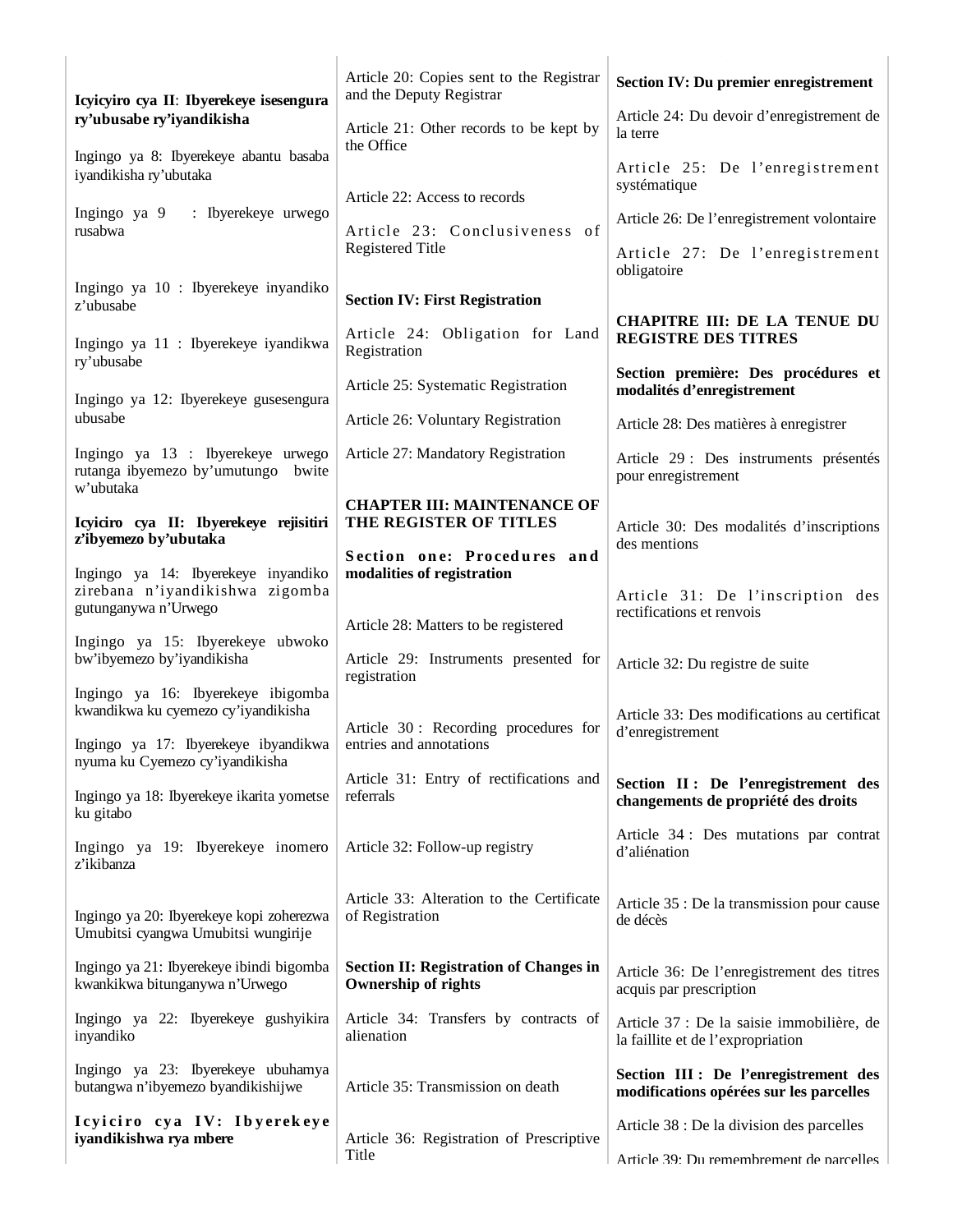**Icyicyiro cya II**: **Ibyerekeye isesengura ry'ubusabe ry'iyandikisha**

Ingingo ya 8: Ibyerekeye abantu basaba iyandikisha ry'ubutaka

Ingingo ya 9 : Ibyerekeye urwego rusabwa

Ingingo ya 10 : Ibyerekeye inyandiko z'ubusabe

Ingingo ya 11 : Ibyerekeye iyandikwa ry'ubusabe

Ingingo ya 12: Ibyerekeye gusesengura ubusabe

Ingingo ya 13 : Ibyerekeye urwego rutanga ibyemezo by'umutungo bwite w'ubutaka

**Icyiciro cya II: Ibyerekeye rejisitiri z'ibyemezo by'ubutaka**

Ingingo ya 14: Ibyerekeye inyandiko zirebana n'iyandikishwa zigomba gutunganywa n'Urwego

Ingingo ya 15: Ibyerekeye ubwoko bw'ibyemezo by'iyandikisha

Ingingo ya 16: Ibyerekeye ibigomba kwandikwa ku cyemezo cy'iyandikisha

Ingingo ya 17: Ibyerekeye ibyandikwa nyuma ku Cyemezo cy'iyandikisha

Ingingo ya 18: Ibyerekeye ikarita yometse ku gitabo

Ingingo ya 19: Ibyerekeye inomero z'ikibanza

Ingingo ya 20: Ibyerekeye kopi zoherezwa Umubitsi cyangwa Umubitsi wungirije

Ingingo ya 21: Ibyerekeye ibindi bigomba kwankikwa bitunganywa n'Urwego

Ingingo ya 22: Ibyerekeye gushyikira inyandiko

Ingingo ya 23: Ibyerekeye ubuhamya butangwa n'ibyemezo byandikishijwe

**Icyiciro cya IV: Ibyerekeye iyandikishwa rya mbere**

Article 20: Copies sent to the Registrar and the Deputy Registrar

Article 21: Other records to be kept by the Office

Article 22: Access to records

Article 23: Conclusiveness of Registered Title

**Section IV: First Registration**

Article 24: Obligation for Land Registration

Article 25: Systematic Registration

Article 26: Voluntary Registration

Article 27: Mandatory Registration

**CHAPTER III: MAINTENANCE OF THE REGISTER OF TITLES**

**Section one: Procedures and modalities of registration**

Article 28: Matters to be registered

Article 29: Instruments presented for registration

Article 30 : Recording procedures for entries and annotations

Article 31: Entry of rectifications and referrals

Article 32: Follow-up registry

Article 33: Alteration to the Certificate of Registration

**Section II: Registration of Changes in Ownership of rights**

Article 34: Transfers by contracts of alienation

Article 35: Transmission on death

Article 36: Registration of Prescriptive Title

**Section IV: Du premier enregistrement**

Article 24: Du devoir d'enregistrement de la terre

Article 25: De l'enregistrement systématique

Article 26: De l'enregistrement volontaire

Article 27: De l'enregistrement obligatoire

**CHAPITRE III: DE LA TENUE DU REGISTRE DES TITRES**

**Section première: Des procédures et modalités d'enregistrement**

Article 28: Des matières à enregistrer

Article 29 : Des instruments présentés pour enregistrement

Article 30: Des modalités d'inscriptions des mentions

Article 31: De l'inscription des rectifications et renvois

Article 32: Du registre de suite

Article 33: Des modifications au certificat d'enregistrement

**Section II : De l'enregistrement des changements de propriété des droits**

Article 34 : Des mutations par contrat d'aliénation

Article 35 : De la transmission pour cause de décès

Article 36: De l'enregistrement des titres acquis par prescription

Article 37 : De la saisie immobilière, de la faillite et de l'expropriation

**Section III : De l'enregistrement des modifications opérées sur les parcelles**

Article 38 : De la division des parcelles

Article 39: Du remembrement de parcelles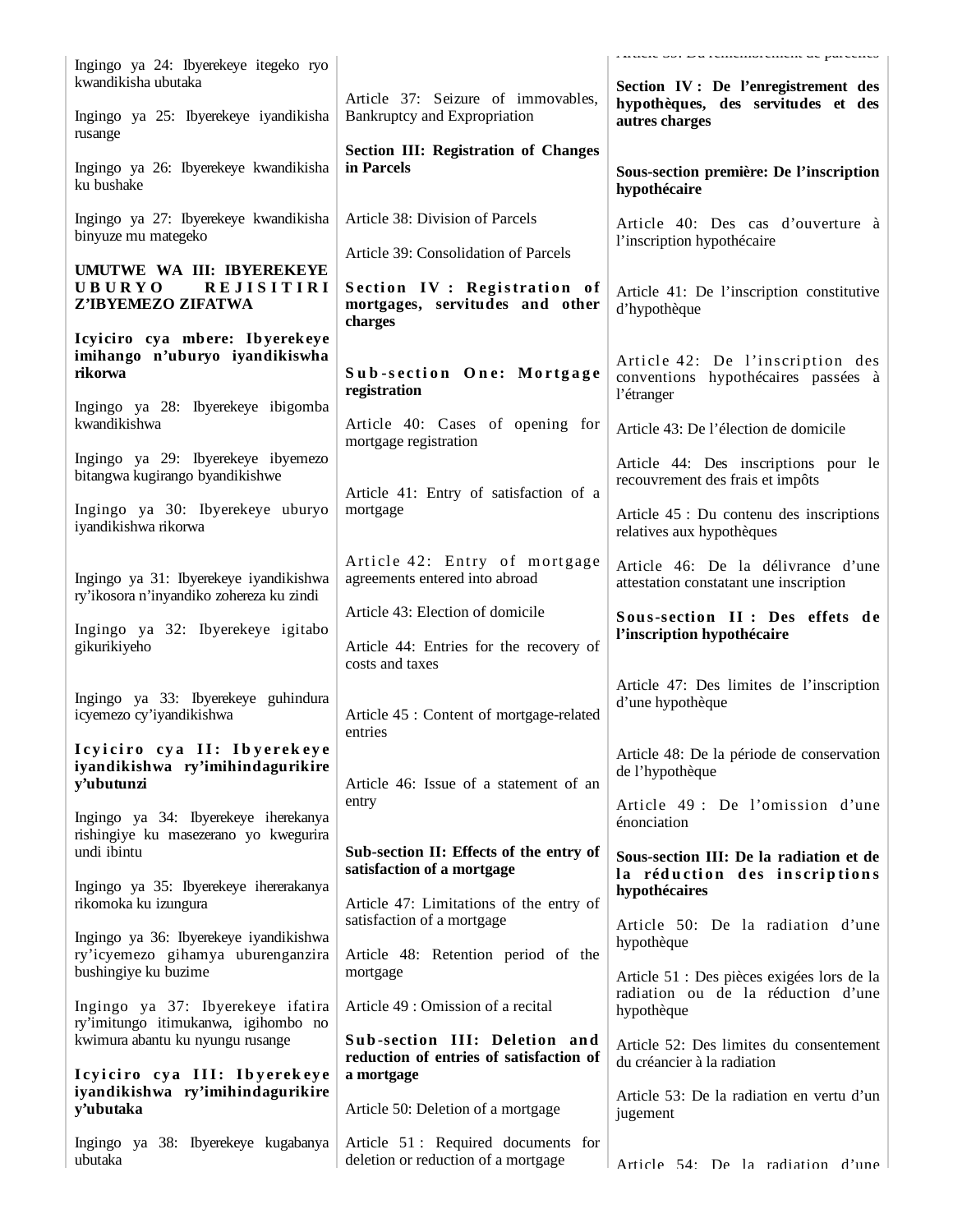Ingingo ya 24: Ibyerekeye itegeko ryo kwandikisha ubutaka

Ingingo ya 25: Ibyerekeye iyandikisha rusange

Ingingo ya 26: Ibyerekeye kwandikisha ku bushake

Ingingo ya 27: Ibyerekeye kwandikisha binyuze mu mategeko

**UMUTWE WA III: IBYEREKEYE UBURYO REJISITIRI Z'IBYEMEZO ZIFATWA**

**Icyiciro cya mbere: Ibyerekeye imihango n'uburyo iyandikiswha rikorwa**

Ingingo ya 28: Ibyerekeye ibigomba kwandikishwa

Ingingo ya 29: Ibyerekeye ibyemezo bitangwa kugirango byandikishwe

Ingingo ya 30: Ibyerekeye uburyo iyandikishwa rikorwa

Ingingo ya 31: Ibyerekeye iyandikishwa ry'ikosora n'inyandiko zohereza ku zindi

Ingingo ya 32: Ibyerekeye igitabo gikurikiyeho

Ingingo ya 33: Ibyerekeye guhindura icyemezo cy'iyandikishwa

**Icyiciro cya II: Ibyerekeye iyandikishwa ry'imihindagurikire y'ubutunzi**

Ingingo ya 34: Ibyerekeye iherekanya rishingiye ku masezerano yo kwegurira undi ibintu

Ingingo ya 35: Ibyerekeye ihererakanya rikomoka ku izungura

Ingingo ya 36: Ibyerekeye iyandikishwa ry'icyemezo gihamya uburenganzira bushingiye ku buzime

Ingingo ya 37: Ibyerekeye ifatira ry'imitungo itimukanwa, igihombo no kwimura abantu ku nyungu rusange

**Icyiciro cya III: Ibyerekeye iyandikishwa ry'imihindagurikire y'ubutaka**

Ingingo ya 38: Ibyerekeye kugabanya ubutaka

Article 37: Seizure of immovables, Bankruptcy and Expropriation

**Section III: Registration of Changes in Parcels**

Article 38: Division of Parcels

Article 39: Consolidation of Parcels

**Section IV : Registration of mortgages, servitudes and other charges**

**Sub-section One: Mortgage registration**

Article 40: Cases of opening for mortgage registration

Article 41: Entry of satisfaction of a mortgage

Article 42: Entry of mortgage agreements entered into abroad

Article 43: Election of domicile

Article 44: Entries for the recovery of costs and taxes

Article 45 : Content of mortgage-related entries

Article 46: Issue of a statement of an entry

**Sub-section II: Effects of the entry of satisfaction of a mortgage**

Article 47: Limitations of the entry of satisfaction of a mortgage

Article 48: Retention period of the mortgage

Article 49 : Omission of a recital

**Sub-section III: Deletion and reduction of entries of satisfaction of a mortgage**

Article 50: Deletion of a mortgage

Article 51 : Required documents for deletion or reduction of a mortgage

Article 39: Du remembrement de parcelles

**Section IV : De l'enregistrement des hypothèques, des servitudes et des autres charges**

**Sous-section première: De l'inscription hypothécaire**

Article 40: Des cas d'ouverture à l'inscription hypothécaire

Article 41: De l'inscription constitutive d'hypothèque

Article 42: De l'inscription des conventions hypothécaires passées à l'étranger

Article 43: De l'élection de domicile

Article 44: Des inscriptions pour le recouvrement des frais et impôts

Article 45 : Du contenu des inscriptions relatives aux hypothèques

Article 46: De la délivrance d'une attestation constatant une inscription

**Sous-section II : Des effets de l'inscription hypothécaire**

Article 47: Des limites de l'inscription d'une hypothèque

Article 48: De la période de conservation de l'hypothèque

Article 49 : De l'omission d'une énonciation

**Sous-section III: De la radiation et de la réduction des inscriptions hypothécaires**

Article 50: De la radiation d'une hypothèque

Article 51 : Des pièces exigées lors de la radiation ou de la réduction d'une hypothèque

Article 52: Des limites du consentement du créancier à la radiation

Article 53: De la radiation en vertu d'un jugement

Article 54: De la radiation d'une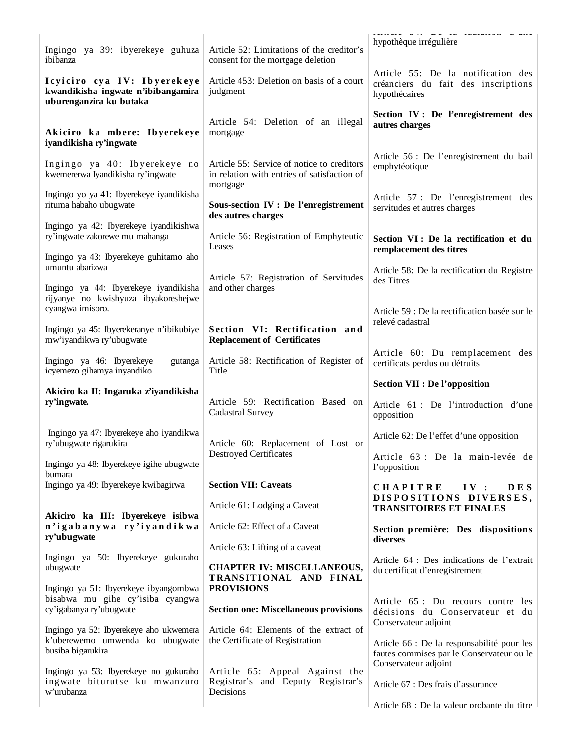Ingingo ya 39: ibyerekeye guhuza ibibanza

**Icyiciro cya IV: Ibyerekeye kwandikisha ingwate n'ibibangamira uburenganzira ku butaka**

**Akiciro ka mbere: Ibyerekeye iyandikisha ry'ingwate**

Ingingo ya 40: Ibyerekeye no kwemererwa Iyandikisha ry'ingwate

Ingingo yo ya 41: Ibyerekeye iyandikisha rituma habaho ubugwate

Ingingo ya 42: Ibyerekeye iyandikishwa ry'ingwate zakorewe mu mahanga

Ingingo ya 43: Ibyerekeye guhitamo aho umuntu abarizwa

Ingingo ya 44: Ibyerekeye iyandikisha rijyanye no kwishyuza ibyakoreshejwe cyangwa imisoro.

Ingingo ya 45: Ibyerekeranye n'ibikubiye mw'iyandikwa ry'ubugwate

Ingingo ya 46: Ibyerekeye gutanga icyemezo gihamya inyandiko

**Akiciro ka II: Ingaruka z'iyandikisha ry'ingwate.**

Ingingo ya 47: Ibyerekeye aho iyandikwa ry'ubugwate rigarukira

Ingingo ya 48: Ibyerekeye igihe ubugwate bumara

Ingingo ya 49: Ibyerekeye kwibagirwa

**Akiciro ka III: Ibyerekeye isibwa n'igabanywa ry'iyandikwa ry'ubugwate**

Ingingo ya 50: Ibyerekeye gukuraho ubugwate

Ingingo ya 51: Ibyerekeye ibyangombwa bisabwa mu gihe cy'isiba cyangwa cy'igabanya ry'ubugwate

Ingingo ya 52: Ibyerekeye aho ukwemera k'uberewemo umwenda ko ubugwate busiba bigarukira

Ingingo ya 53: Ibyerekeye no gukuraho ingwate biturutse ku mwanzuro w'urubanza

Article 52: Limitations of the creditor's consent for the mortgage deletion

Article 453: Deletion on basis of a court judgment

Article 54: Deletion of an illegal mortgage

Article 55: Service of notice to creditors in relation with entries of satisfaction of mortgage

**Sous-section IV : De l'enregistrement des autres charges**

Article 56: Registration of Emphyteutic Leases

Article 57: Registration of Servitudes and other charges

**Section VI: Rectification and Replacement of Certificates**

Article 58: Rectification of Register of Title

Article 59: Rectification Based on Cadastral Survey

Article 60: Replacement of Lost or Destroyed Certificates

**Section VII: Caveats**

Article 61: Lodging a Caveat

Article 62: Effect of a Caveat

Article 63: Lifting of a caveat

**CHAPTER IV: MISCELLANEOUS, TRANSITIONAL AND FINAL PROVISIONS**

**Section one: Miscellaneous provisions**

Article 64: Elements of the extract of the Certificate of Registration

Article 65: Appeal Against the Registrar's and Deputy Registrar's Decisions

Article 54: De la radiation d'une hypothèque irrégulière

Article 55: De la notification des créanciers du fait des inscriptions hypothécaires

**Section IV : De l'enregistrement des autres charges**

Article 56 : De l'enregistrement du bail emphytéotique

Article 57 : De l'enregistrement des servitudes et autres charges

**Section VI : De la rectification et du remplacement des titres**

Article 58: De la rectification du Registre des Titres

Article 59 : De la rectification basée sur le relevé cadastral

Article 60: Du remplacement des certificats perdus ou détruits

**Section VII : De l'opposition**

Article 61 : De l'introduction d'une opposition

Article 62: De l'effet d'une opposition

Article 63 : De la main-levée de l'opposition

**CHAPITRE IV : DES DISPOSITIONS DIVERSES, TRANSITOIRES ET FINALES**

**Section première: Des dispositions diverses**

Article 64 : Des indications de l'extrait du certificat d'enregistrement

Article 65 : Du recours contre les décisions du Conservateur et du Conservateur adjoint

Article 66 : De la responsabilité pour les fautes commises par le Conservateur ou le Conservateur adjoint

Article 67 : Des frais d'assurance

Article 68 : De la valeur probante du titre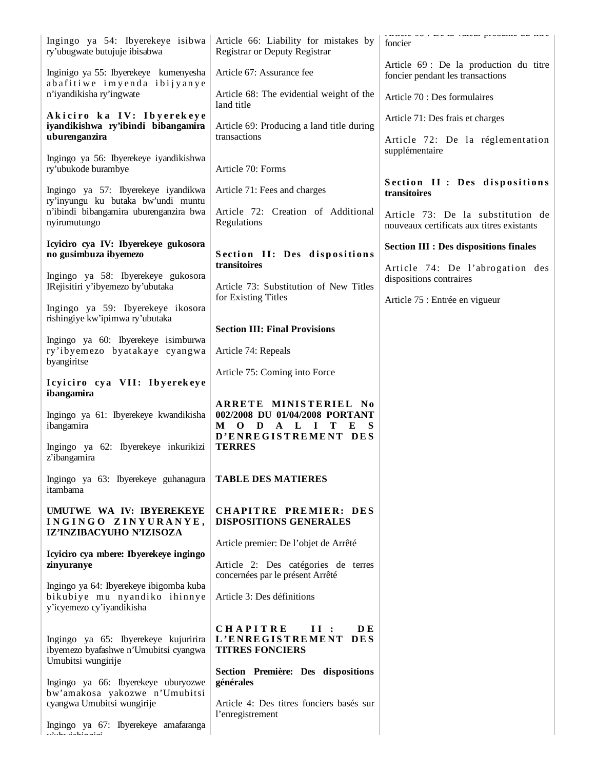Ingingo ya 54: Ibyerekeye isibwa ry'ubugwate butujuje ibisabwa

Inginigo ya 55: Ibyerekeye kumenyesha abafitiwe imyenda ibijyanye n'iyandikisha ry'ingwate

**Akiciro ka IV: Ibyerekeye iyandikishwa ry'ibindi bibangamira uburenganzira**

Ingingo ya 56: Ibyerekeye iyandikishwa ry'ubukode burambye

Ingingo ya 57: Ibyerekeye iyandikwa ry'inyungu ku butaka bw'undi muntu n'ibindi bibangamira uburenganzira bwa nyirumutungo

**Icyiciro cya IV: Ibyerekeye gukosora no gusimbuza ibyemezo**

Ingingo ya 58: Ibyerekeye gukosora IRejisitiri y'ibyemezo by'ubutaka

Ingingo ya 59: Ibyerekeye ikosora rishingiye kw'ipimwa ry'ubutaka

Ingingo ya 60: Ibyerekeye isimburwa ry'ibyemezo byatakaye cyangwa byangiritse

**Icyiciro cya VII: Ibyerekeye ibangamira**

Ingingo ya 61: Ibyerekeye kwandikisha ibangamira

Ingingo ya 62: Ibyerekeye inkurikizi z'ibangamira

Ingingo ya 63: Ibyerekeye guhanagura itambama

**UMUTWE WA IV: IBYEREKEYE INGINGO ZINYURANYE, IZ'INZIBACYUHO N'IZISOZA**

**Icyiciro cya mbere: Ibyerekeye ingingo zinyuranye**

Ingingo ya 64: Ibyerekeye ibigomba kuba bikubiye mu nyandiko ihinnye y'icyemezo cy'iyandikisha

Ingingo ya 65: Ibyerekeye kujuririra ibyemezo byafashwe n'Umubitsi cyangwa Umubitsi wungirije

Ingingo ya 66: Ibyerekeye uburyozwe bw'amakosa yakozwe n'Umubitsi cyangwa Umubitsi wungirije

Ingingo ya 67: Ibyerekeye amafaranga y'ubwishingizi

Article 66: Liability for mistakes by Registrar or Deputy Registrar

Article 67: Assurance fee

Article 68: The evidential weight of the land title

Article 69: Producing a land title during transactions

Article 70: Forms

Article 71: Fees and charges

Article 72: Creation of Additional Regulations

**Section II: Des dispositions transitoires**

Article 73: Substitution of New Titles for Existing Titles

**Section III: Final Provisions**

Article 74: Repeals

Article 75: Coming into Force

**ARRETE MINISTERIEL No 002/2008 DU 01/04/2008 PORTANT MODALITES D'ENREGISTREMENT DES TERRES**

**TABLE DES MATIERES**

**CHAPITRE PREMIER: DES DISPOSITIONS GENERALES**

Article premier: De l'objet de Arrêté

Article 2: Des catégories de terres concernées par le présent Arrêté

Article 3: Des définitions

**CHAPITRE II: DE L'ENREGISTREMENT DES TITRES FONCIERS**

**Section Première: Des dispositions générales**

Article 4: Des titres fonciers basés sur l'enregistrement

Article 68 : De la valeur probante du titre foncier

Article 69 : De la production du titre foncier pendant les transactions

Article 70 : Des formulaires

Article 71: Des frais et charges

Article 72: De la réglementation supplémentaire

**Section II : Des dispositions transitoires**

Article 73: De la substitution de nouveaux certificats aux titres existants

**Section III : Des dispositions finales**

Article 74: De l'abrogation des dispositions contraires

Article 75 : Entrée en vigueur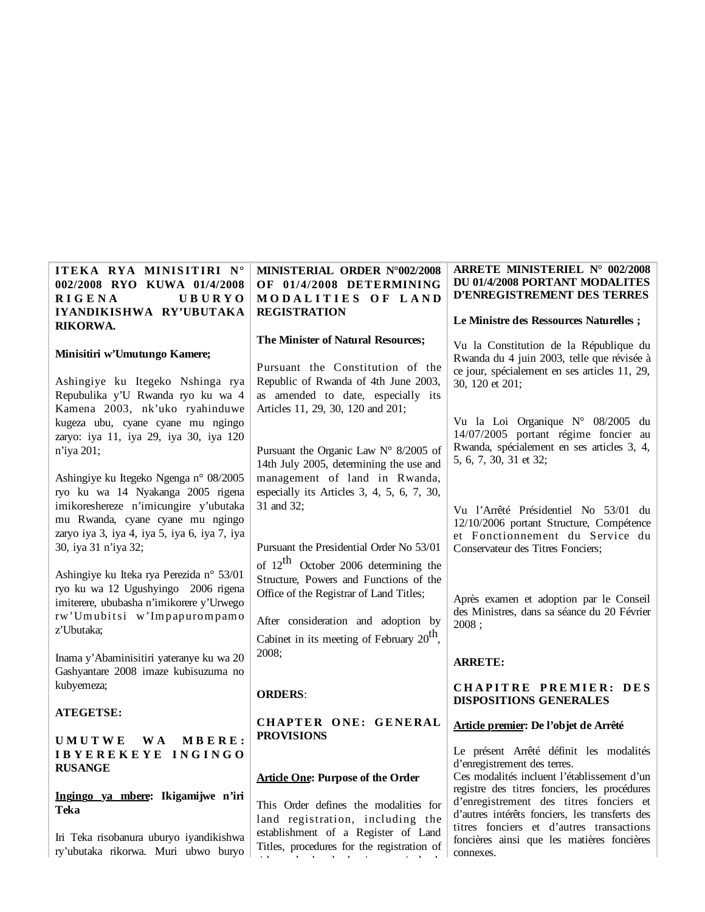**ITEKA RYA MINISITIRI N° 002/2008 RYO KUWA 01/4/2008 RIGENA UBURYO IYANDIKISHWA RY'UBUTAKA RIKORWA.**

**Minisitiri w'Umutungo Kamere;**

Ashingiye ku Itegeko Nshinga rya Repubulika y'U Rwanda ryo ku wa 4 Kamena 2003, nk'uko ryahinduwe kugeza ubu, cyane cyane mu ngingo zaryo: iya 11, iya 29, iya 30, iya 120 n'iya 201;

Ashingiye ku Itegeko Ngenga n° 08/2005 ryo ku wa 14 Nyakanga 2005 rigena imikoreshereze n'imicungire y'ubutaka mu Rwanda, cyane cyane mu ngingo zaryo iya 3, iya 4, iya 5, iya 6, iya 7, iya 30, iya 31 n'iya 32;

Ashingiye ku Iteka rya Perezida n° 53/01 ryo ku wa 12 Ugushyingo 2006 rigena imiterere, ububasha n'imikorere y'Urwego rw'Umubitsi w'Impapurompamo z'Ubutaka;

Inama y'Abaminisitiri yateranye ku wa 20 Gashyantare 2008 imaze kubisuzuma no kubyemeza;

**ATEGETSE:**

**UMUTWE WA MBERE: IBYEREKEYE INGINGO RUSANGE**

**<u>Ingingo ya mbere</u>: Ikigamijwe n'iri Teka**

Iri Teka risobanura uburyo iyandikishwa ry'ubutaka rikorwa. Muri ubwo buryo

**MINISTERIAL ORDER N°002/2008 OF 01/4/2008 DETERMINING MODALITIES OF LAND REGISTRATION**

**The Minister of Natural Resources;**

Pursuant the Constitution of the Republic of Rwanda of 4th June 2003, as amended to date, especially its Articles 11, 29, 30, 120 and 201;

Pursuant the Organic Law N° 8/2005 of 14th July 2005, determining the use and management of land in Rwanda, especially its Articles 3, 4, 5, 6, 7, 30, 31 and 32;

Pursuant the Presidential Order No 53/01 of 12th October 2006 determining the Structure, Powers and Functions of the Office of the Registrar of Land Titles;

After consideration and adoption by Cabinet in its meeting of February 20th, 2008;

**ORDERS**:

**CHAPTER ONE: GENERAL PROVISIONS**

**<u>Article One</u>: Purpose of the Order**

This Order defines the modalities for land registration, including the establishment of a Register of Land Titles, procedures for the registration of

**ARRETE MINISTERIEL N° 002/2008 DU 01/4/2008 PORTANT MODALITES D'ENREGISTREMENT DES TERRES**

**Le Ministre des Ressources Naturelles ;**

Vu la Constitution de la République du Rwanda du 4 juin 2003, telle que révisée à ce jour, spécialement en ses articles 11, 29, 30, 120 et 201;

Vu la Loi Organique N° 08/2005 du 14/07/2005 portant régime foncier au Rwanda, spécialement en ses articles 3, 4, 5, 6, 7, 30, 31 et 32;

Vu l'Arrêté Présidentiel No 53/01 du 12/10/2006 portant Structure, Compétence et Fonctionnement du Service du Conservateur des Titres Fonciers;

Après examen et adoption par le Conseil des Ministres, dans sa séance du 20 Février 2008 ;

**ARRETE:**

**CHAPITRE PREMIER: DES DISPOSITIONS GENERALES**

**<u>Article premier</u>: De l'objet de Arrêté**

Le présent Arrêté définit les modalités d'enregistrement des terres.
Ces modalités incluent l'établissement d'un registre des titres fonciers, les procédures d'enregistrement des titres fonciers et d'autres intérêts fonciers, les transferts des titres fonciers et d'autres transactions foncières ainsi que les matières foncières connexes.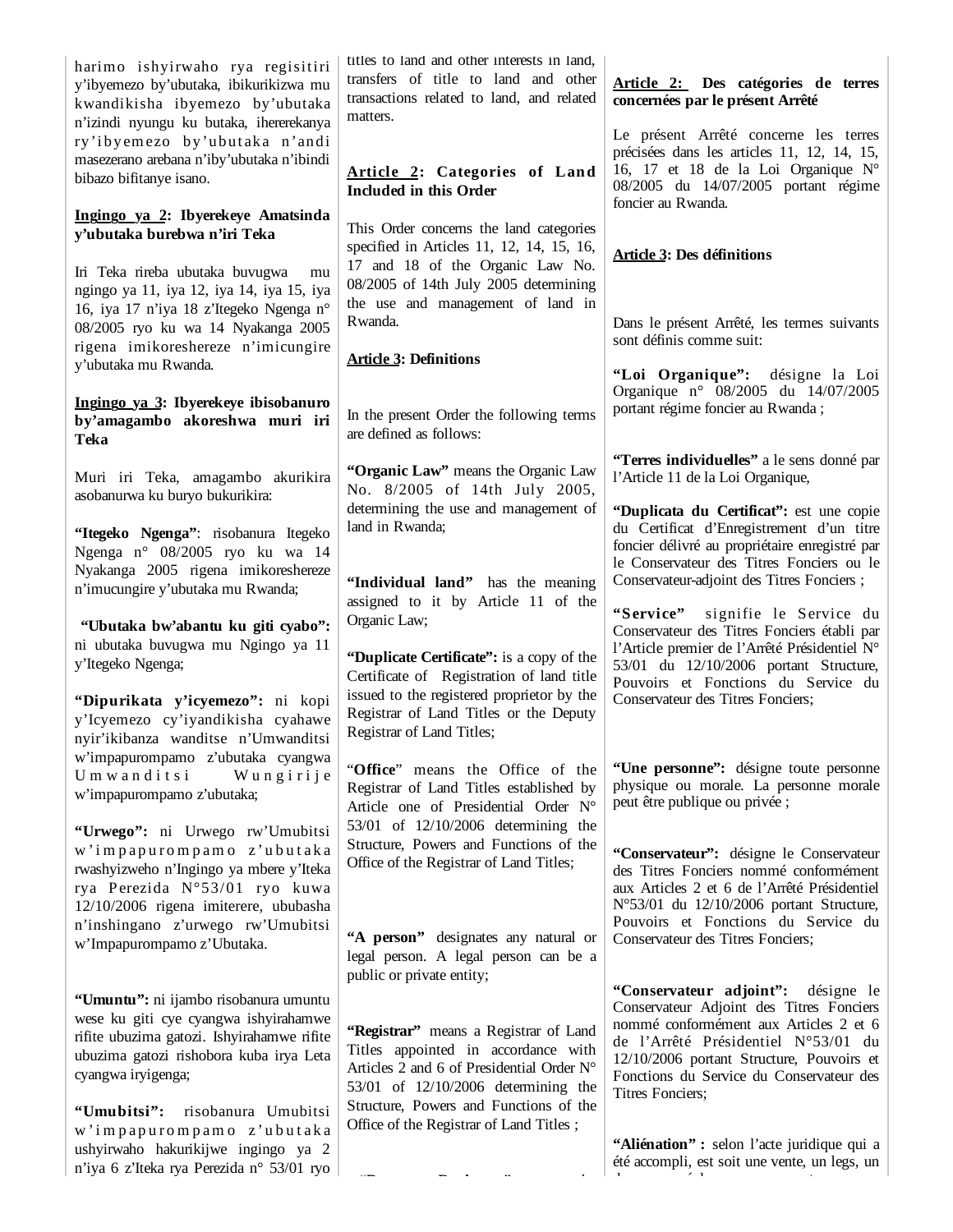harimo ishyirwaho rya regisitiri y'ibyemezo by'ubutaka, ibikurikizwa mu kwandikisha ibyemezo by'ubutaka n'izindi nyungu ku butaka, ihererekanya ry'ibyemezo by'ubutaka n'andi masezerano arebana n'iby'ubutaka n'ibindi bibazo bifitanye isano.

**Ingingo ya 2: Ibyerekeye Amatsinda y'ubutaka burebwa n'iri Teka**

Iri Teka rireba ubutaka buvugwa mu ngingo ya 11, iya 12, iya 14, iya 15, iya 16, iya 17 n'iya 18 z'Itegeko Ngenga n° 08/2005 ryo ku wa 14 Nyakanga 2005 rigena imikoreshereze n'imicungire y'ubutaka mu Rwanda.

**Ingingo ya 3: Ibyerekeye ibisobanuro by'amagambo akoreshwa muri iri Teka**

Muri iri Teka, amagambo akurikira asobanurwa ku buryo bukurikira:

**"Itegeko Ngenga"**: risobanura Itegeko Ngenga n° 08/2005 ryo ku wa 14 Nyakanga 2005 rigena imikoreshereze n'imucungire y'ubutaka mu Rwanda;

**"Ubutaka bw'abantu ku giti cyabo":** ni ubutaka buvugwa mu Ngingo ya 11 y'Itegeko Ngenga;

**"Dipurikata y'icyemezo":** ni kopi y'Icyemezo cy'iyandikisha cyahawe nyir'ikibanza wanditse n'Umwanditsi w'impapurompamo z'ubutaka cyangwa Umwanditsi Wungirije w'impapurompamo z'ubutaka;

**"Urwego":** ni Urwego rw'Umubitsi w'impapurompamo z'ubutaka rwashyizweho n'Ingingo ya mbere y'Iteka rya Perezida N°53/01 ryo kuwa 12/10/2006 rigena imiterere, ububasha n'inshingano z'urwego rw'Umubitsi w'Impapurompamo z'Ubutaka.

**"Umuntu":** ni ijambo risobanura umuntu wese ku giti cye cyangwa ishyirahamwe rifite ubuzima gatozi. Ishyirahamwe rifite ubuzima gatozi rishobora kuba irya Leta cyangwa iryigenga;

**"Umubitsi":** risobanura Umubitsi w'impapurompamo z'ubutaka ushyirwaho hakurikijwe ingingo ya 2 n'iya 6 z'Iteka rya Perezida n° 53/01 ryo

titles to land and other interests in land, transfers of title to land and other transactions related to land, and related matters.

**Article 2: Categories of Land Included in this Order**

This Order concerns the land categories specified in Articles 11, 12, 14, 15, 16, 17 and 18 of the Organic Law No. 08/2005 of 14th July 2005 determining the use and management of land in Rwanda.

**Article 3: Definitions**

In the present Order the following terms are defined as follows:

**"Organic Law"** means the Organic Law No. 8/2005 of 14th July 2005, determining the use and management of land in Rwanda;

**"Individual land"** has the meaning assigned to it by Article 11 of the Organic Law;

**"Duplicate Certificate":** is a copy of the Certificate of Registration of land title issued to the registered proprietor by the Registrar of Land Titles or the Deputy Registrar of Land Titles;

"**Office**" means the Office of the Registrar of Land Titles established by Article one of Presidential Order N° 53/01 of 12/10/2006 determining the Structure, Powers and Functions of the Office of the Registrar of Land Titles;

**"A person"** designates any natural or legal person. A legal person can be a public or private entity;

**"Registrar"** means a Registrar of Land Titles appointed in accordance with Articles 2 and 6 of Presidential Order N° 53/01 of 12/10/2006 determining the Structure, Powers and Functions of the Office of the Registrar of Land Titles ;

**Article 2: Des catégories de terres concernées par le présent Arrêté**

Le présent Arrêté concerne les terres précisées dans les articles 11, 12, 14, 15, 16, 17 et 18 de la Loi Organique N° 08/2005 du 14/07/2005 portant régime foncier au Rwanda.

**Article 3: Des définitions**

Dans le présent Arrêté, les termes suivants sont définis comme suit:

**"Loi Organique":** désigne la Loi Organique n° 08/2005 du 14/07/2005 portant régime foncier au Rwanda ;

**"Terres individuelles"** a le sens donné par l'Article 11 de la Loi Organique,

**"Duplicata du Certificat":** est une copie du Certificat d'Enregistrement d'un titre foncier délivré au propriétaire enregistré par le Conservateur des Titres Fonciers ou le Conservateur-adjoint des Titres Fonciers ;

**"Service"** signifie le Service du Conservateur des Titres Fonciers établi par l'Article premier de l'Arrêté Présidentiel N° 53/01 du 12/10/2006 portant Structure, Pouvoirs et Fonctions du Service du Conservateur des Titres Fonciers;

**"Une personne":** désigne toute personne physique ou morale. La personne morale peut être publique ou privée ;

**"Conservateur":** désigne le Conservateur des Titres Fonciers nommé conformément aux Articles 2 et 6 de l'Arrêté Présidentiel N°53/01 du 12/10/2006 portant Structure, Pouvoirs et Fonctions du Service du Conservateur des Titres Fonciers;

**"Conservateur adjoint":** désigne le Conservateur Adjoint des Titres Fonciers nommé conformément aux Articles 2 et 6 de l'Arrêté Présidentiel N°53/01 du 12/10/2006 portant Structure, Pouvoirs et Fonctions du Service du Conservateur des Titres Fonciers;

**"Aliénation" :** selon l'acte juridique qui a été accompli, est soit une vente, un legs, un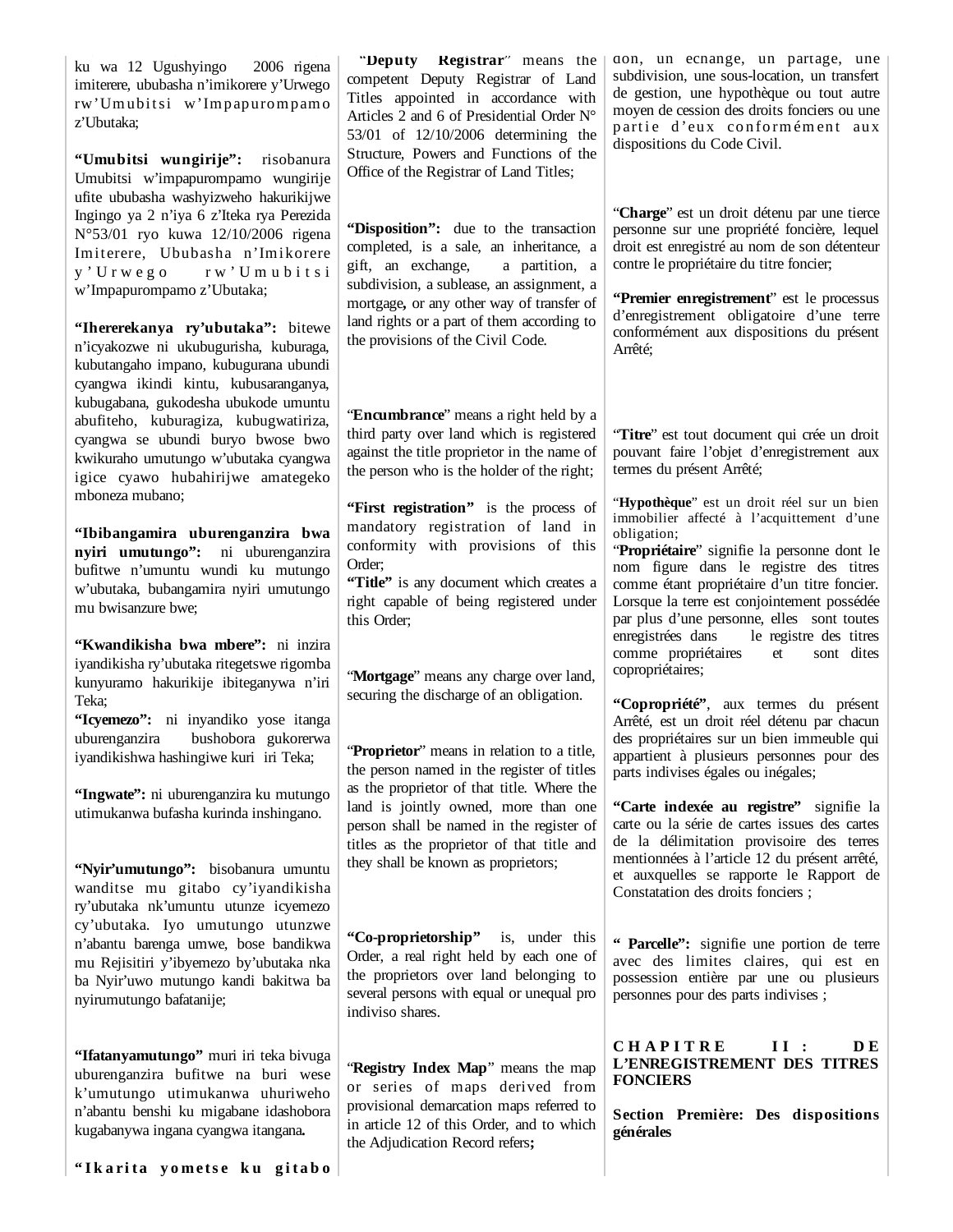ku wa 12 Ugushyingo 2006 rigena imiterere, ububasha n'imikorere y'Urwego rw'Umubitsi w'Impapurompamo z'Ubutaka;

**"Umubitsi wungirije":** risobanura Umubitsi w'impapurompamo wungirije ufite ububasha washyizweho hakurikijwe Ingingo ya 2 n'iya 6 z'Iteka rya Perezida N°53/01 ryo kuwa 12/10/2006 rigena Imiterere, Ububasha n'Imikorere y'Urwego rw'Umubitsi w'Impapurompamo z'Ubutaka;

**"Ihererekanya ry'ubutaka":** bitewe n'icyakozwe ni ukubugurisha, kuburaga, kubutangaho impano, kubugurana ubundi cyangwa ikindi kintu, kubusaranganya, kubugabana, gukodesha ubukode umuntu abufiteho, kuburagiza, kubugwatiriza, cyangwa se ubundi buryo bwose bwo kwikuraho umutungo w'ubutaka cyangwa igice cyawo hubahirijwe amategeko mboneza mubano;

**"Ibibangamira uburenganzira bwa nyiri umutungo":** ni uburenganzira bufitwe n'umuntu wundi ku mutungo w'ubutaka, bubangamira nyiri umutungo mu bwisanzure bwe;

**"Kwandikisha bwa mbere":** ni inzira iyandikisha ry'ubutaka ritegetswe rigomba kunyuramo hakurikije ibiteganywa n'iri Teka;

**"Icyemezo":** ni inyandiko yose itanga uburenganzira bushobora gukorerwa iyandikishwa hashingiwe kuri iri Teka;

**"Ingwate":** ni uburenganzira ku mutungo utimukanwa bufasha kurinda inshingano.

**"Nyir'umutungo":** bisobanura umuntu wanditse mu gitabo cy'iyandikisha ry'ubutaka nk'umuntu utunze icyemezo cy'ubutaka. Iyo umutungo utunzwe n'abantu barenga umwe, bose bandikwa mu Rejisitiri y'ibyemezo by'ubutaka nka ba Nyir'uwo mutungo kandi bakitwa ba nyirumutungo bafatanije;

**"Ifatanyamutungo"** muri iri teka bivuga uburenganzira bufitwe na buri wese k'umutungo utimukanwa uhuriweho n'abantu benshi ku migabane idashobora kugabanywa ingana cyangwa itangana.

**"Ikarita yometse ku gitabo**

"**Deputy Registrar**" means the competent Deputy Registrar of Land Titles appointed in accordance with Articles 2 and 6 of Presidential Order N° 53/01 of 12/10/2006 determining the Structure, Powers and Functions of the Office of the Registrar of Land Titles;

**"Disposition":** due to the transaction completed, is a sale, an inheritance, a gift, an exchange, a partition, a subdivision, a sublease, an assignment, a mortgage, or any other way of transfer of land rights or a part of them according to the provisions of the Civil Code.

"**Encumbrance**" means a right held by a third party over land which is registered against the title proprietor in the name of the person who is the holder of the right;

**"First registration"** is the process of mandatory registration of land in conformity with provisions of this Order;

**"Title"** is any document which creates a right capable of being registered under this Order;

"**Mortgage**" means any charge over land, securing the discharge of an obligation.

"**Proprietor**" means in relation to a title, the person named in the register of titles as the proprietor of that title. Where the land is jointly owned, more than one person shall be named in the register of titles as the proprietor of that title and they shall be known as proprietors;

**"Co-proprietorship"** is, under this Order, a real right held by each one of the proprietors over land belonging to several persons with equal or unequal pro indiviso shares.

"**Registry Index Map**" means the map or series of maps derived from provisional demarcation maps referred to in article 12 of this Order, and to which the Adjudication Record refers;

don, un échange, un partage, une subdivision, une sous-location, un transfert de gestion, une hypothèque ou tout autre moyen de cession des droits fonciers ou une partie d'eux conformément aux dispositions du Code Civil.

"**Charge**" est un droit détenu par une tierce personne sur une propriété foncière, lequel droit est enregistré au nom de son détenteur contre le propriétaire du titre foncier;

"**Premier enregistrement**" est le processus d'enregistrement obligatoire d'une terre conformément aux dispositions du présent Arrêté;

"**Titre**" est tout document qui crée un droit pouvant faire l'objet d'enregistrement aux termes du présent Arrêté;

"**Hypothèque**" est un droit réel sur un bien immobilier affecté à l'acquittement d'une obligation;

"**Propriétaire**" signifie la personne dont le nom figure dans le registre des titres comme étant propriétaire d'un titre foncier. Lorsque la terre est conjointement possédée par plus d'une personne, elles sont toutes enregistrées dans le registre des titres comme propriétaires et sont dites copropriétaires;

**"Copropriété"**, aux termes du présent Arrêté, est un droit réel détenu par chacun des propriétaires sur un bien immeuble qui appartient à plusieurs personnes pour des parts indivises égales ou inégales;

**"Carte indexée au registre"** signifie la carte ou la série de cartes issues des cartes de la délimitation provisoire des terres mentionnées à l'article 12 du présent arrêté, et auxquelles se rapporte le Rapport de Constatation des droits fonciers ;

**" Parcelle":** signifie une portion de terre avec des limites claires, qui est en possession entière par une ou plusieurs personnes pour des parts indivises ;

## CHAPITRE II : DE L'ENREGISTREMENT DES TITRES FONCIERS

### Section Première: Des dispositions générales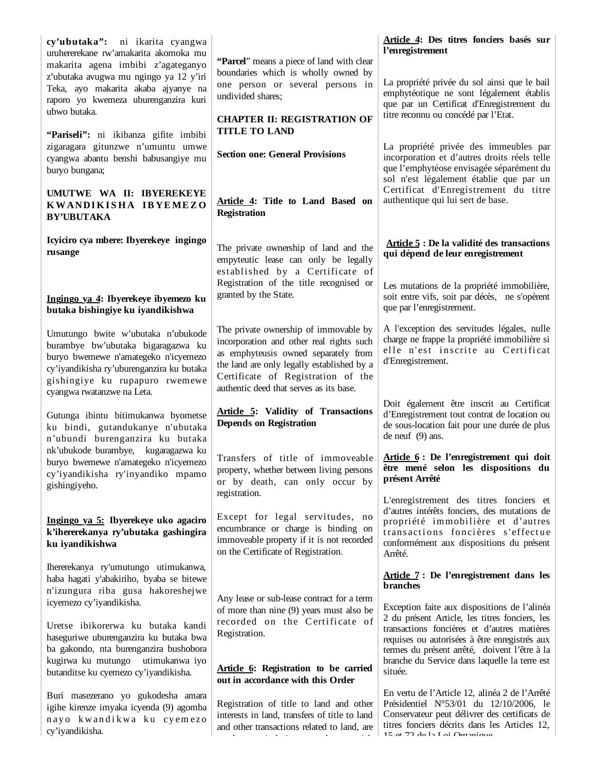**cy'ubutaka":** ni ikarita cyangwa uruhererekane rw'amakarita akomoka mu makarita agena imbibi z'agateganyo z'ubutaka avugwa mu ngingo ya 12 y'iri Teka, ayo makarita akaba ajyanye na raporo yo kwemeza uburenganzira kuri ubwo butaka.

**"Pariseli":** ni ikibanza gifite imbibi zigaragara gitunzwe n'umuntu umwe cyangwa abantu benshi babusangiye mu buryo bungana;

## UMUTWE WA II: IBYEREKEYE KWANDIKISHA IBYEMEZO BY'UBUTAKA

### Icyiciro cya mbere: Ibyerekeye ingingo rusange

**Ingingo ya 4: Ibyerekeye ibyemezo ku butaka bishingiye ku iyandikishwa**

Umutungo bwite w'ubutaka n'ubukode burambye bw'ubutaka bigaragazwa ku buryo bwemewe n'amategeko n'icyemezo cy'iyandikisha ry'uburenganzira ku butaka gishingiye ku rupapuro rwemewe cyangwa rwatanzwe na Leta.

Gutunga ibintu bitimukanwa byometse ku bindi, gutandukanye n'ubutaka n'ubundi burenganzira ku butaka nk'ubukode burambye, kugaragazwa ku buryo bwemewe n'amategeko n'icyemezo cy'iyandikisha ry'inyandiko mpamo gishingiyeho.

**Ingingo ya 5: Ibyerekeye uko agaciro k'ihererekanya ry'ubutaka gashingira ku iyandikishwa**

Ihererekanya ry'umutungo utimukanwa, haba hagati y'abakiriho, byaba se bitewe n'izungura riba gusa hakoreshejwe icyemezo cy'iyandikisha.

Uretse ibikorerwa ku butaka kandi haseguriwe uburenganzira ku butaka bwa ba gakondo, nta burenganzira bushobora kugirwa ku mutungo utimukanwa iyo butanditse ku cyemezo cy'iyandikisha.

Buri masezerano yo gukodesha amara igihe kirenze imyaka icyenda (9) agomba nayo kwandikwa ku cyemezo cy'iyandikisha.

"**Parcel**" means a piece of land with clear boundaries which is wholly owned by one person or several persons in undivided shares;

## CHAPTER II: REGISTRATION OF TITLE TO LAND

### Section one: General Provisions

**Article 4: Title to Land Based on Registration**

The private ownership of land and the empyteutic lease can only be legally established by a Certificate of Registration of the title recognised or granted by the State.

The private ownership of immovable by incorporation and other real rights such as emphyteusis owned separately from the land are only legally established by a Certificate of Registration of the authentic deed that serves as its base.

**Article 5: Validity of Transactions Depends on Registration**

Transfers of title of immoveable property, whether between living persons or by death, can only occur by registration.

Except for legal servitudes, no encumbrance or charge is binding on immoveable property if it is not recorded on the Certificate of Registration.

Any lease or sub-lease contract for a term of more than nine (9) years must also be recorded on the Certificate of Registration.

**Article 6: Registration to be carried out in accordance with this Order**

Registration of title to land and other interests in land, transfers of title to land and other transactions related to land, are

**Article 4: Des titres fonciers basés sur l'enregistrement**

La propriété privée du sol ainsi que le bail emphytéotique ne sont légalement établis que par un Certificat d'Enregistrement du titre reconnu ou concédé par l'Etat.

La propriété privée des immeubles par incorporation et d'autres droits réels telle que l'emphytéose envisagée séparément du sol n'est légalement établie que par un Certificat d'Enregistrement du titre authentique qui lui sert de base.

**Article 5 : De la validité des transactions qui dépend de leur enregistrement**

Les mutations de la propriété immobilière, soit entre vifs, soit par décès, ne s'opèrent que par l'enregistrement.

A l'exception des servitudes légales, nulle charge ne frappe la propriété immobilière si elle n'est inscrite au Certificat d'Enregistrement.

Doit également être inscrit au Certificat d'Enregistrement tout contrat de location ou de sous-location fait pour une durée de plus de neuf (9) ans.

**Article 6 : De l'enregistrement qui doit être mené selon les dispositions du présent Arrêté**

L'enregistrement des titres fonciers et d'autres intérêts fonciers, des mutations de propriété immobilière et d'autres transactions foncières s'effectue conformément aux dispositions du présent Arrêté.

**Article 7 : De l'enregistrement dans les branches**

Exception faite aux dispositions de l'alinéa 2 du présent Article, les titres fonciers, les transactions foncières et d'autres matières requises ou autorisées à être enregistrés aux termes du présent arrêté, doivent l'être à la branche du Service dans laquelle la terre est située.

En vertu de l'Article 12, alinéa 2 de l'Arrêté Présidentiel N°53/01 du 12/10/2006, le Conservateur peut délivrer des certificats de titres fonciers décrits dans les Articles 12, 15 et 72 de la Loi Organique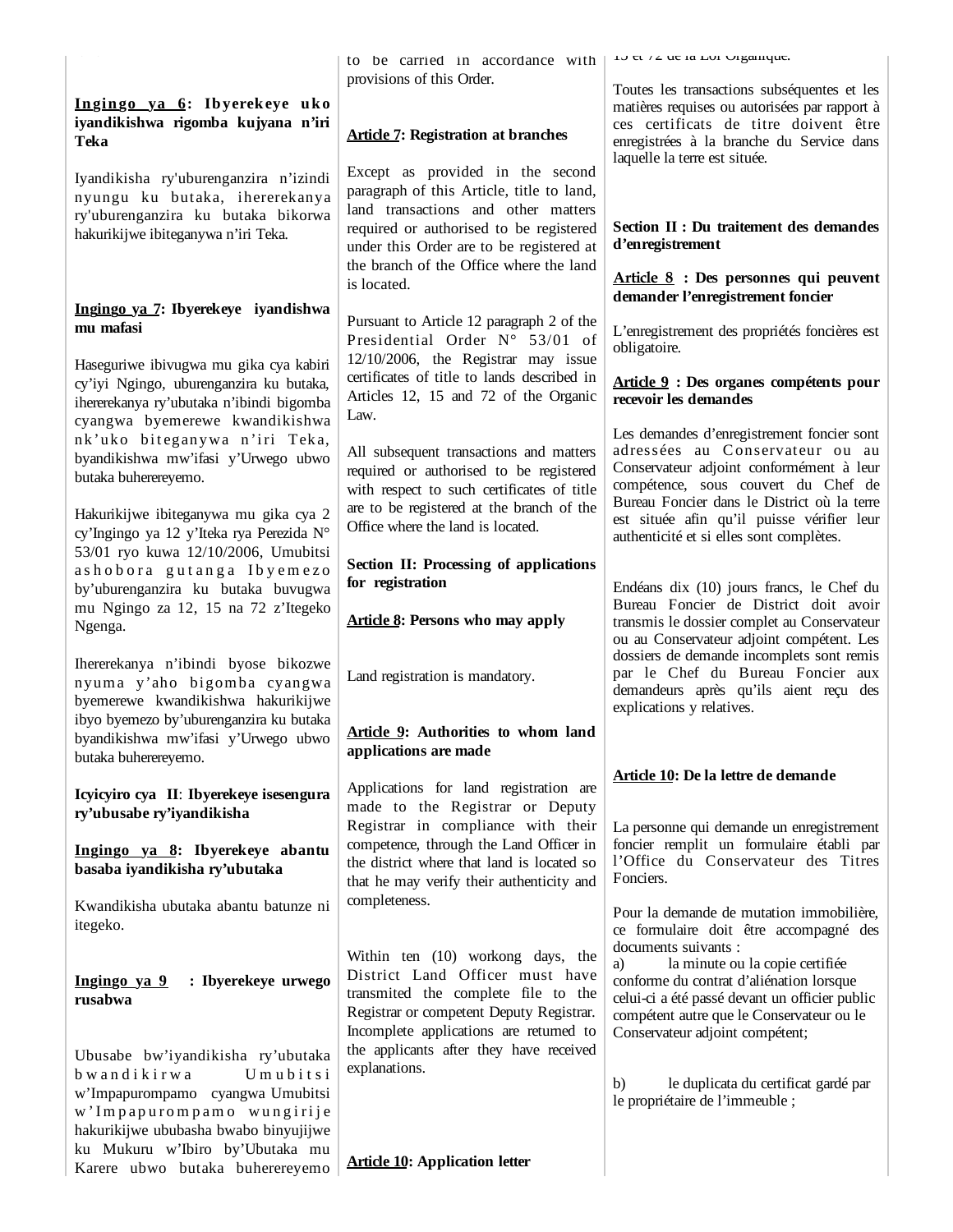**Ingingo ya 6: Ibyerekeye uko iyandikishwa rigomba kujyana n'iri Teka**

Iyandikisha ry'uburenganzira n'izindi nyungu ku butaka, ihererekanya ry'uburenganzira ku butaka bikorwa hakurikijwe ibiteganywa n'iri Teka.

**Ingingo ya 7: Ibyerekeye iyandishwa mu mafasi**

Haseguriwe ibivugwa mu gika cya kabiri cy'iyi Ngingo, uburenganzira ku butaka, ihererekanya ry'ubutaka n'ibindi bigomba cyangwa byemerewe kwandikishwa nk'uko biteganywa n'iri Teka, byandikishwa mw'ifasi y'Urwego ubwo butaka buherereyemo.

Hakurikijwe ibiteganywa mu gika cya 2 cy'Ingingo ya 12 y'Iteka rya Perezida N° 53/01 ryo kuwa 12/10/2006, Umubitsi ashobora gutanga Ibyemezo by'uburenganzira ku butaka buvugwa mu Ngingo za 12, 15 na 72 z'Itegeko Ngenga.

Ihererekanya n'ibindi byose bikozwe nyuma y'aho bigomba cyangwa byemerewe kwandikishwa hakurikijwe ibyo byemezo by'uburenganzira ku butaka byandikishwa mw'ifasi y'Urwego ubwo butaka buherereyemo.

**Icyiciro cya II: Ibyerekeye isesengura ry'ubusabe ry'iyandikisha**

**Ingingo ya 8: Ibyerekeye abantu basaba iyandikisha ry'ubutaka**

Kwandikisha ubutaka abantu batunze ni itegeko.

**Ingingo ya 9 : Ibyerekeye urwego rusabwa**

Ubusabe bw'iyandikisha ry'ubutaka bwandikirwa Umubitsi w'Impapurompamo cyangwa Umubitsi w'Impapurompamo wungirije hakurikijwe ububasha bwabo binyujijwe ku Mukuru w'Ibiro by'Ubutaka mu Karere ubwo butaka buherereyemo

to be carried in accordance with provisions of this Order.

**Article 7: Registration at branches**

Except as provided in the second paragraph of this Article, title to land, land transactions and other matters required or authorised to be registered under this Order are to be registered at the branch of the Office where the land is located.

Pursuant to Article 12 paragraph 2 of the Presidential Order N° 53/01 of 12/10/2006, the Registrar may issue certificates of title to lands described in Articles 12, 15 and 72 of the Organic Law.

All subsequent transactions and matters required or authorised to be registered with respect to such certificates of title are to be registered at the branch of the Office where the land is located.

**Section II: Processing of applications for registration**

**Article 8: Persons who may apply**

Land registration is mandatory.

**Article 9: Authorities to whom land applications are made**

Applications for land registration are made to the Registrar or Deputy Registrar in compliance with their competence, through the Land Officer in the district where that land is located so that he may verify their authenticity and completeness.

Within ten (10) workong days, the District Land Officer must have transmitted the complete file to the Registrar or competent Deputy Registrar. Incomplete applications are returned to the applicants after they have received explanations.

**Article 10: Application letter**

15 et 72 de la Loi Organique.

Toutes les transactions subséquentes et les matières requises ou autorisées par rapport à ces certificats de titre doivent être enregistrées à la branche du Service dans laquelle la terre est située.

**Section II : Du traitement des demandes d'enregistrement**

**Article 8 : Des personnes qui peuvent demander l'enregistrement foncier**

L'enregistrement des propriétés foncières est obligatoire.

**Article 9 : Des organes compétents pour recevoir les demandes**

Les demandes d'enregistrement foncier sont adressées au Conservateur ou au Conservateur adjoint conformément à leur compétence, sous couvert du Chef de Bureau Foncier dans le District où la terre est située afin qu'il puisse vérifier leur authenticité et si elles sont complètes.

Endéans dix (10) jours francs, le Chef du Bureau Foncier de District doit avoir transmis le dossier complet au Conservateur ou au Conservateur adjoint compétent. Les dossiers de demande incomplets sont remis par le Chef du Bureau Foncier aux demandeurs après qu'ils aient reçu des explications y relatives.

**Article 10: De la lettre de demande**

La personne qui demande un enregistrement foncier remplit un formulaire établi par l'Office du Conservateur des Titres Fonciers.

Pour la demande de mutation immobilière, ce formulaire doit être accompagné des documents suivants :

a) la minute ou la copie certifiée conforme du contrat d'aliénation lorsque celui-ci a été passé devant un officier public compétent autre que le Conservateur ou le Conservateur adjoint compétent;

b) le duplicata du certificat gardé par le propriétaire de l'immeuble ;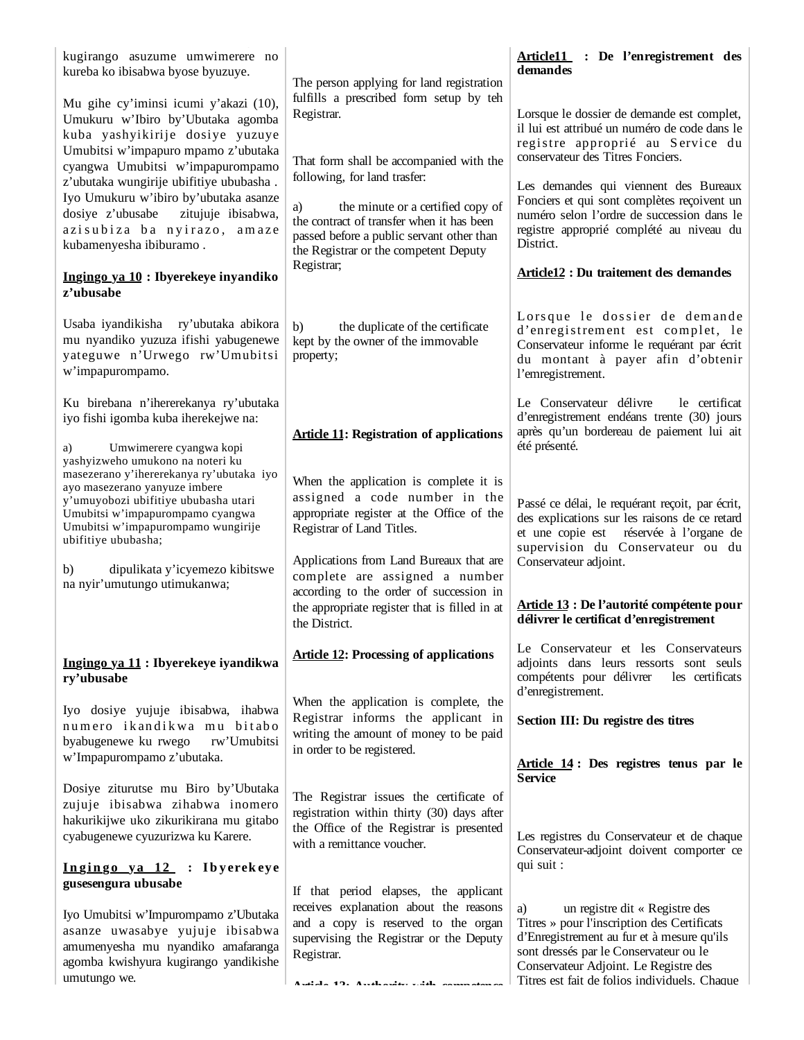kugirango asuzume umwimerere no kureba ko ibisabwa byose byuzuye.

Mu gihe cy'iminsi icumi y'akazi (10), Umukuru w'Ibiro by'Ubutaka agomba kuba yashyikirije dosiye yuzuye Umubitsi w'impapuro mpamo z'ubutaka cyangwa Umubitsi w'impapurompamo z'ubutaka wungirije ubifitiye ububasha . Iyo Umukuru w'ibiro by'ubutaka asanze dosiye z'ubusabe zitujuje ibisabwa, azisubiza ba nyirazo, amaze kubamenyesha ibiburamo .

**Ingingo ya 10 : Ibyerekeye inyandiko z'ubusabe**

Usaba iyandikisha ry'ubutaka abikora mu nyandiko yuzuza ifishi yabugenewe yateguwe n'Urwego rw'Umubitsi w'impapurompamo.

Ku birebana n'ihererekanya ry'ubutaka iyo fishi igomba kuba iherekejwe na:

a) Umwimerere cyangwa kopi yashyizweho umukono na noteri ku masezerano y'ihererekanya ry'ubutaka iyo ayo masezerano yanyuze imbere y'umuyobozi ubifitiye ububasha utari Umubitsi w'impapurompamo cyangwa Umubitsi w'impapurompamo wungirije ubifitiye ububasha;

b) dipulikata y'icyemezo kibitswe na nyir'umutungo utimukanwa;

**Ingingo ya 11 : Ibyerekeye iyandikwa ry'ubusabe**

Iyo dosiye yujuje ibisabwa, ihabwa numero ikandikwa mu bitabo byabugenewe ku rwego rw'Umubitsi w'Impapurompamo z'ubutaka.

Dosiye ziturutse mu Biro by'Ubutaka zujuje ibisabwa zihabwa inomero hakurikijwe uko zikurikirana mu gitabo cyabugenewe cyuzurizwa ku Karere.

**Ingingo ya 12 : Ibyerekeye gusesengura ubusabe**

Iyo Umubitsi w'Impurompamo z'Ubutaka asanze uwasabye yujuje ibisabwa amumenyesha mu nyandiko amafaranga agomba kwishyura kugirango yandikishe umutungo we.

The person applying for land registration fulfills a prescribed form setup by teh Registrar.

That form shall be accompanied with the following, for land trasfer:

a) the minute or a certified copy of the contract of transfer when it has been passed before a public servant other than the Registrar or the competent Deputy Registrar;

b) the duplicate of the certificate kept by the owner of the immovable property;

**Article 11: Registration of applications**

When the application is complete it is assigned a code number in the appropriate register at the Office of the Registrar of Land Titles.

Applications from Land Bureaux that are complete are assigned a number according to the order of succession in the appropriate register that is filled in at the District.

**Article 12: Processing of applications**

When the application is complete, the Registrar informs the applicant in writing the amount of money to be paid in order to be registered.

The Registrar issues the certificate of registration within thirty (30) days after the Office of the Registrar is presented with a remittance voucher.

If that period elapses, the applicant receives explanation about the reasons and a copy is reserved to the organ supervising the Registrar or the Deputy Registrar.

**Article 13: Authority with competence**

**Article11 : De l'enregistrement des demandes**

Lorsque le dossier de demande est complet, il lui est attribué un numéro de code dans le registre approprié au Service du conservateur des Titres Fonciers.

Les demandes qui viennent des Bureaux Fonciers et qui sont complètes reçoivent un numéro selon l'ordre de succession dans le registre approprié complété au niveau du District.

**Article12 : Du traitement des demandes**

Lorsque le dossier de demande d'enregistrement est complet, le Conservateur informe le requérant par écrit du montant à payer afin d'obtenir l'emregistrement.

Le Conservateur délivre le certificat d'enregistrement endéans trente (30) jours après qu'un bordereau de paiement lui ait été présenté.

Passé ce délai, le requérant reçoit, par écrit, des explications sur les raisons de ce retard et une copie est réservée à l'organe de supervision du Conservateur ou du Conservateur adjoint.

**Article 13 : De l'autorité compétente pour délivrer le certificat d'enregistrement**

Le Conservateur et les Conservateurs adjoints dans leurs ressorts sont seuls compétents pour délivrer les certificats d'enregistrement.

**Section III: Du registre des titres**

**Article 14 : Des registres tenus par le Service**

Les registres du Conservateur et de chaque Conservateur-adjoint doivent comporter ce qui suit :

a) un registre dit « Registre des Titres » pour l'inscription des Certificats d'Enregistrement au fur et à mesure qu'ils sont dressés par le Conservateur ou le Conservateur Adjoint. Le Registre des Titres est fait de folios individuels. Chaque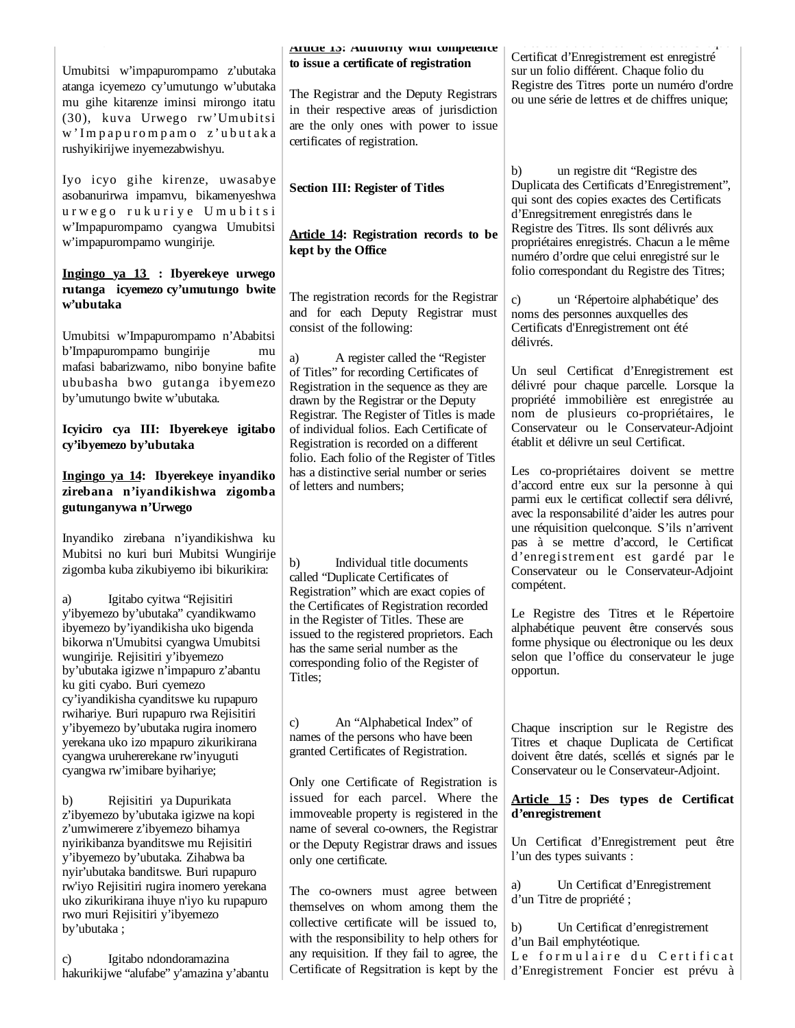Umubitsi w'impapurompamo z'ubutaka atanga icyemezo cy'umutungo w'ubutaka mu gihe kitarenze iminsi mirongo itatu (30), kuva Urwego rw'Umubitsi w'Impapurompamo z'ubutaka rushyikirijwe inyemezabwishyu.

Iyo icyo gihe kirenze, uwasabye asobanurirwa impamvu, bikamenyeshwa urwego rukuriye Umubitsi w'Impapurompamo cyangwa Umubitsi w'impapurompamo wungirije.

**Ingingo ya 13 : Ibyerekeye urwego rutanga icyemezo cy'umutungo bwite w'ubutaka**

Umubitsi w'Impapurompamo n'Ababitsi b'Impapurompamo bungirije mu mafasi babarizwamo, nibo bonyine bafite ububasha bwo gutanga ibyemezo by'umutungo bwite w'ubutaka.

**Icyiciro cya III: Ibyerekeye igitabo cy'ibyemezo by'ubutaka**

**Ingingo ya 14: Ibyerekeye inyandiko zirebana n'iyandikishwa zigomba gutunganywa n'Urwego**

Inyandiko zirebana n'iyandikishwa ku Mubitsi no kuri buri Mubitsi Wungirije zigomba kuba zikubiyemo ibi bikurikira:

a) Igitabo cyitwa "Rejisitiri y'ibyemezo by'ubutaka" cyandikwamo ibyemezo by'iyandikisha uko bigenda bikorwa n'Umubitsi cyangwa Umubitsi wungirije. Rejisitiri y'ibyemezo by'ubutaka igizwe n'impapuro z'abantu ku giti cyabo. Buri cyemezo cy'iyandikisha cyanditswe ku rupapuro rwihariye. Buri rupapuro rwa Rejisitiri y'ibyemezo by'ubutaka rugira inomero yerekana uko izo mpapuro zikurikirana cyangwa uruhererekane rw'inyuguti cyangwa rw'imibare byihariye;

b) Rejisitiri ya Dupurikata z'ibyemezo by'ubutaka igizwe na kopi z'umwimerere z'ibyemezo bihamya nyirikibanza byanditswe mu Rejisitiri y'ibyemezo by'ubutaka. Zihabwa ba nyir'ubutaka banditswe. Buri rupapuro rw'iyo Rejisitiri rugira inomero yerekana uko zikurikirana ihuye n'iyo ku rupapuro rwo muri Rejisitiri y'ibyemezo by'ubutaka ;

c) Igitabo ndondoramazina hakurikijwe "alufabe" y'amazina y'abantu

**Article 13: Authority with competence to issue a certificate of registration**

The Registrar and the Deputy Registrars in their respective areas of jurisdiction are the only ones with power to issue certificates of registration.

**Section III: Register of Titles**

**Article 14: Registration records to be kept by the Office**

The registration records for the Registrar and for each Deputy Registrar must consist of the following:

a) A register called the "Register of Titles" for recording Certificates of Registration in the sequence as they are drawn by the Registrar or the Deputy Registrar. The Register of Titles is made of individual folios. Each Certificate of Registration is recorded on a different folio. Each folio of the Register of Titles has a distinctive serial number or series of letters and numbers;

b) Individual title documents called "Duplicate Certificates of Registration" which are exact copies of the Certificates of Registration recorded in the Register of Titles. These are issued to the registered proprietors. Each has the same serial number as the corresponding folio of the Register of Titles;

c) An "Alphabetical Index" of names of the persons who have been granted Certificates of Registration.

Only one Certificate of Registration is issued for each parcel. Where the immoveable property is registered in the name of several co-owners, the Registrar or the Deputy Registrar draws and issues only one certificate.

The co-owners must agree between themselves on whom among them the collective certificate will be issued to, with the responsibility to help others for any requisition. If they fail to agree, the Certificate of Regsitration is kept by the

Certificat d'Enregistrement est enregistré sur un folio différent. Chaque folio du Registre des Titres porte un numéro d'ordre ou une série de lettres et de chiffres unique;

b) un registre dit "Registre des Duplicata des Certificats d'Enregistrement", qui sont des copies exactes des Certificats d'Enregsitrement enregistrés dans le Registre des Titres. Ils sont délivrés aux propriétaires enregistrés. Chacun a le même numéro d'ordre que celui enregistré sur le folio correspondant du Registre des Titres;

c) un 'Répertoire alphabétique' des noms des personnes auxquelles des Certificats d'Enregistrement ont été délivrés.

Un seul Certificat d'Enregistrement est délivré pour chaque parcelle. Lorsque la propriété immobilière est enregistrée au nom de plusieurs co-propriétaires, le Conservateur ou le Conservateur-Adjoint établit et délivre un seul Certificat.

Les co-propriétaires doivent se mettre d'accord entre eux sur la personne à qui parmi eux le certificat collectif sera délivré, avec la responsabilité d'aider les autres pour une réquisition quelconque. S'ils n'arrivent pas à se mettre d'accord, le Certificat d'enregistrement est gardé par le Conservateur ou le Conservateur-Adjoint compétent.

Le Registre des Titres et le Répertoire alphabétique peuvent être conservés sous forme physique ou électronique ou les deux selon que l'office du conservateur le juge opportun.

Chaque inscription sur le Registre des Titres et chaque Duplicata de Certificat doivent être datés, scellés et signés par le Conservateur ou le Conservateur-Adjoint.

**Article 15 : Des types de Certificat d'enregistrement**

Un Certificat d'Enregistrement peut être l'un des types suivants :

a) Un Certificat d'Enregistrement d'un Titre de propriété ;

b) Un Certificat d'enregistrement d'un Bail emphytéotique.

Le formulaire du Certificat d'Enregistrement Foncier est prévu à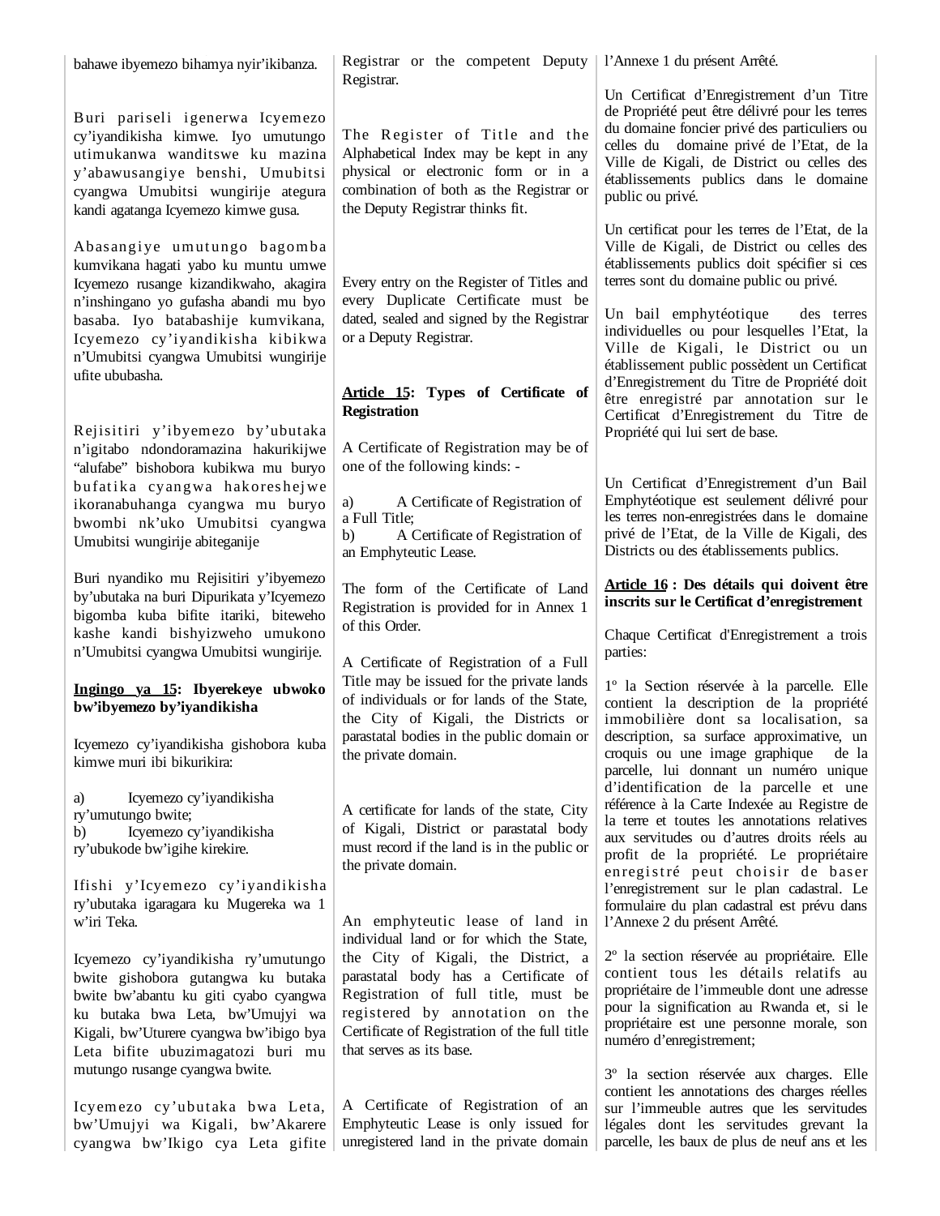bahawe ibyemezo bihamya nyir'ikibanza.

Buri pariseli igenerwa Icyemezo cy'iyandikisha kimwe. Iyo umutungo utimukanwa wanditswe ku mazina y'abawusangiye benshi, Umubitsi cyangwa Umubitsi wungirije ategura kandi agatanga Icyemezo kimwe gusa.

Abasangiye umutungo bagomba kumvikana hagati yabo ku muntu umwe Icyemezo rusange kizandikwaho, akagira n'inshingano yo gufasha abandi mu byo basaba. Iyo batabashije kumvikana, Icyemezo cy'iyandikisha kibikwa n'Umubitsi cyangwa Umubitsi wungirije ufite ububasha.

Rejisitiri y'ibyemezo by'ubutaka n'igitabo ndondoramazina hakurikijwe "alufabe" bishobora kubikwa mu buryo bufatika cyangwa hakoreshejwe ikoranabuhanga cyangwa mu buryo bwombi nk'uko Umubitsi cyangwa Umubitsi wungirije abiteganije

Buri nyandiko mu Rejisitiri y'ibyemezo by'ubutaka na buri Dipurikata y'Icyemezo bigomba kuba bifite itariki, biteweho kashe kandi bishyizweho umukono n'Umubitsi cyangwa Umubitsi wungirije.

**Ingingo ya 15: Ibyerekeye ubwoko bw'ibyemezo by'iyandikisha**

Icyemezo cy'iyandikisha gishobora kuba kimwe muri ibi bikurikira:

a) Icyemezo cy'iyandikisha ry'umutungo bwite;
b) Icyemezo cy'iyandikisha ry'ubukode bw'igihe kirekire.

Ifishi y'Icyemezo cy'iyandikisha ry'ubutaka igaragara ku Mugereka wa 1 w'iri Teka.

Icyemezo cy'iyandikisha ry'umutungo bwite gishobora gutangwa ku butaka bwite bw'abantu ku giti cyabo cyangwa ku butaka bwa Leta, bw'Umujyi wa Kigali, bw'Uturere cyangwa bw'ibigo bya Leta bifite ubuzimagatozi buri mu mutungo rusange cyangwa bwite.

Icyemezo cy'ubutaka bwa Leta, bw'Umujyi wa Kigali, bw'Akarere cyangwa bw'Ikigo cya Leta gifite

Registrar or the competent Deputy Registrar.

The Register of Title and the Alphabetical Index may be kept in any physical or electronic form or in a combination of both as the Registrar or the Deputy Registrar thinks fit.

Every entry on the Register of Titles and every Duplicate Certificate must be dated, sealed and signed by the Registrar or a Deputy Registrar.

**Article 15: Types of Certificate of Registration**

A Certificate of Registration may be of one of the following kinds: -

a) A Certificate of Registration of a Full Title;
b) A Certificate of Registration of an Emphyteutic Lease.

The form of the Certificate of Land Registration is provided for in Annex 1 of this Order.

A Certificate of Registration of a Full Title may be issued for the private lands of individuals or for lands of the State, the City of Kigali, the Districts or parastatal bodies in the public domain or the private domain.

A certificate for lands of the state, City of Kigali, District or parastatal body must record if the land is in the public or the private domain.

An emphyteutic lease of land in individual land or for which the State, the City of Kigali, the District, a parastatal body has a Certificate of Registration of full title, must be registered by annotation on the Certificate of Registration of the full title that serves as its base.

A Certificate of Registration of an Emphyteutic Lease is only issued for unregistered land in the private domain

l'Annexe 1 du présent Arrêté.

Un Certificat d'Enregistrement d'un Titre de Propriété peut être délivré pour les terres du domaine foncier privé des particuliers ou celles du domaine privé de l'Etat, de la Ville de Kigali, de District ou celles des établissements publics dans le domaine public ou privé.

Un certificat pour les terres de l'Etat, de la Ville de Kigali, de District ou celles des établissements publics doit spécifier si ces terres sont du domaine public ou privé.

Un bail emphytéotique des terres individuelles ou pour lesquelles l'Etat, la Ville de Kigali, le District ou un établissement public possèdent un Certificat d'Enregistrement du Titre de Propriété doit être enregistré par annotation sur le Certificat d'Enregistrement du Titre de Propriété qui lui sert de base.

Un Certificat d'Enregistrement d'un Bail Emphytéotique est seulement délivré pour les terres non-enregistrées dans le domaine privé de l'Etat, de la Ville de Kigali, des Districts ou des établissements publics.

**Article 16 : Des détails qui doivent être inscrits sur le Certificat d'enregistrement**

Chaque Certificat d'Enregistrement a trois parties:

1º la Section réservée à la parcelle. Elle contient la description de la propriété immobilière dont sa localisation, sa description, sa surface approximative, un croquis ou une image graphique de la parcelle, lui donnant un numéro unique d'identification de la parcelle et une référence à la Carte Indexée au Registre de la terre et toutes les annotations relatives aux servitudes ou d'autres droits réels au profit de la propriété. Le propriétaire enregistré peut choisir de baser l'enregistrement sur le plan cadastral. Le formulaire du plan cadastral est prévu dans l'Annexe 2 du présent Arrêté.

2º la section réservée au propriétaire. Elle contient tous les détails relatifs au propriétaire de l'immeuble dont une adresse pour la signification au Rwanda et, si le propriétaire est une personne morale, son numéro d'enregistrement;

3º la section réservée aux charges. Elle contient les annotations des charges réelles sur l'immeuble autres que les servitudes légales dont les servitudes grevant la parcelle, les baux de plus de neuf ans et les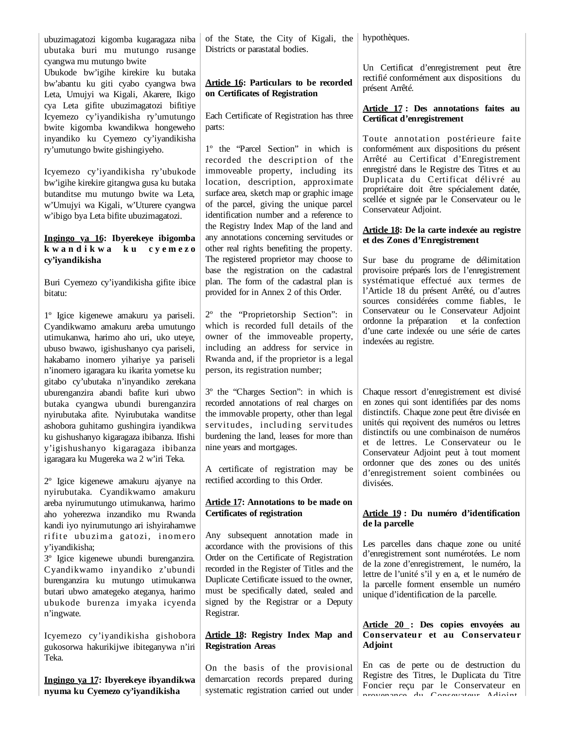ubuzimagatozi kigomba kugaragaza niba ubutaka buri mu mutungo rusange cyangwa mu mutungo bwite

Ubukode bw'igihe kirekire ku butaka bw'abantu ku giti cyabo cyangwa bwa Leta, Umujyi wa Kigali, Akarere, Ikigo cya Leta gifite ubuzimagatozi bifitiye Icyemezo cy'iyandikisha ry'umutungo bwite kigomba kwandikwa hongeweho inyandiko ku Cyemezo cy'iyandikisha ry'umutungo bwite gishingiyeho.

Icyemezo cy'iyandikisha ry'ubukode bw'igihe kirekire gitangwa gusa ku butaka butanditse mu mutungo bwite wa Leta, w'Umujyi wa Kigali, w'Uturere cyangwa w'ibigo bya Leta bifite ubuzimagatozi.

**Ingingo ya 16: Ibyerekeye ibigomba kwandikwa ku cyemezo cy'iyandikisha**

Buri Cyemezo cy'iyandikisha gifite ibice bitatu:

1º Igice kigenewe amakuru ya pariseli. Cyandikwamo amakuru areba umutungo utimukanwa, harimo aho uri, uko uteye, ubuso bwawo, igishushanyo cya pariseli, hakabamo inomero yihariye ya pariseli n'inomero igaragara ku ikarita yometse ku gitabo cy'ubutaka n'inyandiko zerekana uburenganzira abandi bafite kuri ubwo butaka cyangwa ubundi burenganzira nyirubutaka afite. Nyirubutaka wanditse ashobora guhitamo gushingira iyandikwa ku gishushanyo kigaragaza ibibanza. Ifishi y'igishushanyo kigaragaza ibibanza igaragara ku Mugereka wa 2 w'iri Teka.

2º Igice kigenewe amakuru ajyanye na nyirubutaka. Cyandikwamo amakuru areba nyirumutungo utimukanwa, harimo aho yoherezwa inzandiko mu Rwanda kandi iyo nyirumutungo ari ishyirahamwe rifite ubuzima gatozi, inomero y'iyandikisha;

3º Igice kigenewe ubundi burenganzira. Cyandikwamo inyandiko z'ubundi burenganzira ku mutungo utimukanwa butari ubwo amategeko ateganya, harimo ubukode burenza imyaka icyenda n'ingwate.

Icyemezo cy'iyandikisha gishobora gukosorwa hakurikijwe ibiteganywa n'iri Teka.

**Ingingo ya 17: Ibyerekeye ibyandikwa nyuma ku Cyemezo cy'iyandikisha**

of the State, the City of Kigali, the Districts or parastatal bodies.

**Article 16: Particulars to be recorded on Certificates of Registration**

Each Certificate of Registration has three parts:

1º the "Parcel Section" in which is recorded the description of the immoveable property, including its location, description, approximate surface area, sketch map or graphic image of the parcel, giving the unique parcel identification number and a reference to the Registry Index Map of the land and any annotations concerning servitudes or other real rights benefiting the property. The registered proprietor may choose to base the registration on the cadastral plan. The form of the cadastral plan is provided for in Annex 2 of this Order.

2º the "Proprietorship Section": in which is recorded full details of the owner of the immoveable property, including an address for service in Rwanda and, if the proprietor is a legal person, its registration number;

3º the "Charges Section": in which is recorded annotations of real charges on the immovable property, other than legal servitudes, including servitudes burdening the land, leases for more than nine years and mortgages.

A certificate of registration may be rectified according to this Order.

**Article 17: Annotations to be made on Certificates of registration**

Any subsequent annotation made in accordance with the provisions of this Order on the Certificate of Registration recorded in the Register of Titles and the Duplicate Certificate issued to the owner, must be specifically dated, sealed and signed by the Registrar or a Deputy Registrar.

**Article 18: Registry Index Map and Registration Areas**

On the basis of the provisional demarcation records prepared during systematic registration carried out under

hypothèques.

Un Certificat d'enregistrement peut être rectifié conformément aux dispositions du présent Arrêté.

**Article 17 : Des annotations faites au Certificat d'enregistrement**

Toute annotation postérieure faite conformément aux dispositions du présent Arrêté au Certificat d'Enregistrement enregistré dans le Registre des Titres et au Duplicata du Certificat délivré au propriétaire doit être spécialement datée, scellée et signée par le Conservateur ou le Conservateur Adjoint.

**Article 18: De la carte indexée au registre et des Zones d'Enregistrement**

Sur base du programe de délimitation provisoire préparés lors de l'enregistrement systématique effectué aux termes de l'Article 18 du présent Arrêté, ou d'autres sources considérées comme fiables, le Conservateur ou le Conservateur Adjoint ordonne la préparation et la confection d'une carte indexée ou une série de cartes indexées au registre.

Chaque ressort d'enregistrement est divisé en zones qui sont identifiées par des noms distinctifs. Chaque zone peut être divisée en unités qui reçoivent des numéros ou lettres distinctifs ou une combinaison de numéros et de lettres. Le Conservateur ou le Conservateur Adjoint peut à tout moment ordonner que des zones ou des unités d'enregistrement soient combinées ou divisées.

**Article 19 : Du numéro d'identification de la parcelle**

Les parcelles dans chaque zone ou unité d'enregistrement sont numérotées. Le nom de la zone d'enregistrement, le numéro, la lettre de l'unité s'il y en a, et le numéro de la parcelle forment ensemble un numéro unique d'identification de la parcelle.

**Article 20 : Des copies envoyées au Conservateur et au Conservateur Adjoint**

En cas de perte ou de destruction du Registre des Titres, le Duplicata du Titre Foncier reçu par le Conservateur en provenance du Consevateur Adjoint,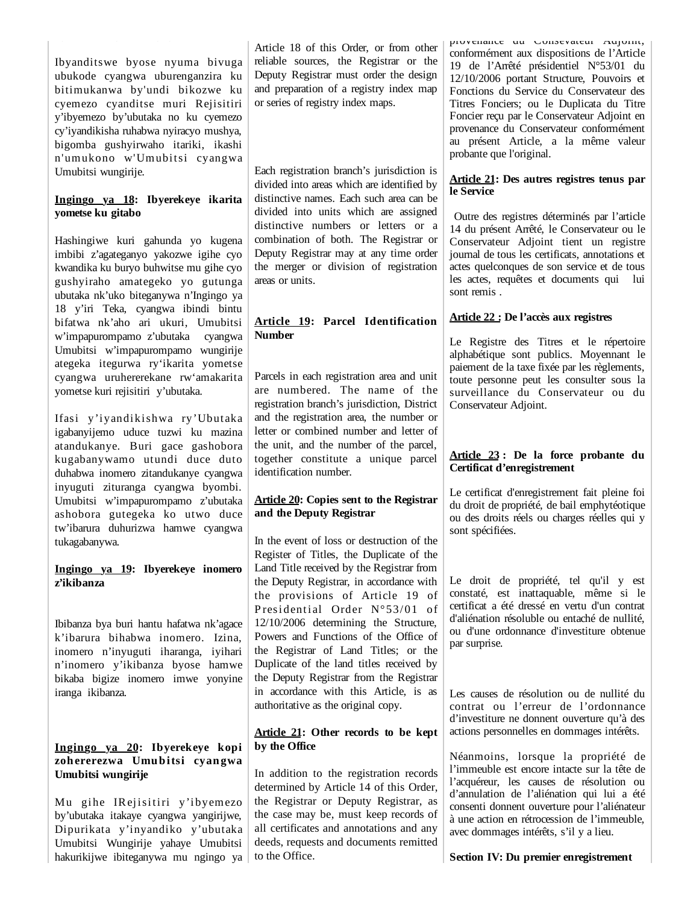Ibyanditswe byose nyuma bivuga ubukode cyangwa uburenganzira ku bitimukanwa by'undi bikozwe ku cyemezo cyanditse muri Rejisitiri y'ibyemezo by'ubutaka no ku cyemezo cy'iyandikisha ruhabwa nyiracyo mushya, bigomba gushyirwaho itariki, ikashi n'umukono w'Umubitsi cyangwa Umubitsi wungirije.

**Ingingo ya 18: Ibyerekeye ikarita yometse ku gitabo**

Hashingiwe kuri gahunda yo kugena imbibi z'agateganyo yakozwe igihe cyo kwandika ku buryo buhwitse mu gihe cyo gushyiraho amategeko yo gutunga ubutaka nk'uko biteganywa n'Ingingo ya 18 y'iri Teka, cyangwa ibindi bintu bifatwa nk'aho ari ukuri, Umubitsi w'impapurompamo z'ubutaka cyangwa Umubitsi w'impapurompamo wungirije ategeka itegurwa ry'ikarita yometse cyangwa uruhererekane rw'amakarita yometse kuri rejisitiri y'ubutaka.

Ifasi y'iyandikishwa ry'Ubutaka igabanyijemo uduce tuzwi ku mazina atandukanye. Buri gace gashobora kugabanywamo utundi duce duto duhabwa inomero zitandukanye cyangwa inyuguti zituranga cyangwa byombi. Umubitsi w'impapurompamo z'ubutaka ashobora gutegeka ko utwo duce tw'ibarura duhurizwa hamwe cyangwa tukagabanywa.

**Ingingo ya 19: Ibyerekeye inomero z'ikibanza**

Ibibanza bya buri hantu hafatwa nk'agace k'ibarura bihabwa inomero. Izina, inomero n'inyuguti iharanga, iyihari n'inomero y'ikibanza byose hamwe bikaba bigize inomero imwe yonyine iranga ikibanza.

**Ingingo ya 20: Ibyerekeye kopi zohererezwa Umubitsi cyangwa Umubitsi wungirije**

Mu gihe IRejisitiri y'ibyemezo by'ubutaka itakaye cyangwa yangiritse, Dipurikata y'inyandiko y'ubutaka Umubitsi Wungirije yahaye Umubitsi hakurikijwe ibiteganywa mu ngingo ya

Article 18 of this Order, or from other reliable sources, the Registrar or the Deputy Registrar must order the design and preparation of a registry index map or series of registry index maps.

Each registration branch's jurisdiction is divided into areas which are identified by distinctive names. Each such area can be divided into units which are assigned distinctive numbers or letters or a combination of both. The Registrar or Deputy Registrar may at any time order the merger or division of registration areas or units.

**Article 19: Parcel Identification Number**

Parcels in each registration area and unit are numbered. The name of the registration branch's jurisdiction, District and the registration area, the number or letter or combined number and letter of the unit, and the number of the parcel, together constitute a unique parcel identification number.

**Article 20: Copies sent to the Registrar and the Deputy Registrar**

In the event of loss or destruction of the Register of Titles, the Duplicate of the Land Title received by the Registrar from the Deputy Registrar, in accordance with the provisions of Article 19 of Presidential Order N°53/01 of 12/10/2006 determining the Structure, Powers and Functions of the Office of the Registrar of Land Titles; or the Duplicate of the land titles received by the Deputy Registrar from the Registrar in accordance with this Article, is as authoritative as the original copy.

**Article 21: Other records to be kept by the Office**

In addition to the registration records determined by Article 14 of this Order, the Registrar or Deputy Registrar, as the case may be, must keep records of all certificates and annotations and any deeds, requests and documents remitted to the Office.

provenance du Conservateur Adjoint, conformément aux dispositions de l'Article 19 de l'Arrêté présidentiel N°53/01 du 12/10/2006 portant Structure, Pouvoirs et Fonctions du Service du Conservateur des Titres Fonciers; ou le Duplicata du Titre Foncier reçu par le Conservateur Adjoint en provenance du Conservateur conformément au présent Article, a la même valeur probante que l'original.

**Article 21: Des autres registres tenus par le Service**

Outre des registres déterminés par l'article 14 du présent Arrêté, le Conservateur ou le Conservateur Adjoint tient un registre journal de tous les certificats, annotations et actes quelconques de son service et de tous les actes, requêtes et documents qui lui sont remis .

**Article 22 : De l'accès aux registres**

Le Registre des Titres et le répertoire alphabétique sont publics. Moyennant le paiement de la taxe fixée par les règlements, toute personne peut les consulter sous la surveillance du Conservateur ou du Conservateur Adjoint.

**Article 23 : De la force probante du Certificat d'enregistrement**

Le certificat d'enregistrement fait pleine foi du droit de propriété, de bail emphytéotique ou des droits réels ou charges réelles qui y sont spécifiées.

Le droit de propriété, tel qu'il y est constaté, est inattaquable, même si le certificat a été dressé en vertu d'un contrat d'aliénation résoluble ou entaché de nullité, ou d'une ordonnance d'investiture obtenue par surprise.

Les causes de résolution ou de nullité du contrat ou l'erreur de l'ordonnance d'investiture ne donnent ouverture qu'à des actions personnelles en dommages intérêts.

Néanmoins, lorsque la propriété de l'immeuble est encore intacte sur la tête de l'acquéreur, les causes de résolution ou d'annulation de l'aliénation qui lui a été consenti donnent ouverture pour l'aliénateur à une action en rétrocession de l'immeuble, avec dommages intérêts, s'il y a lieu.

**Section IV: Du premier enregistrement**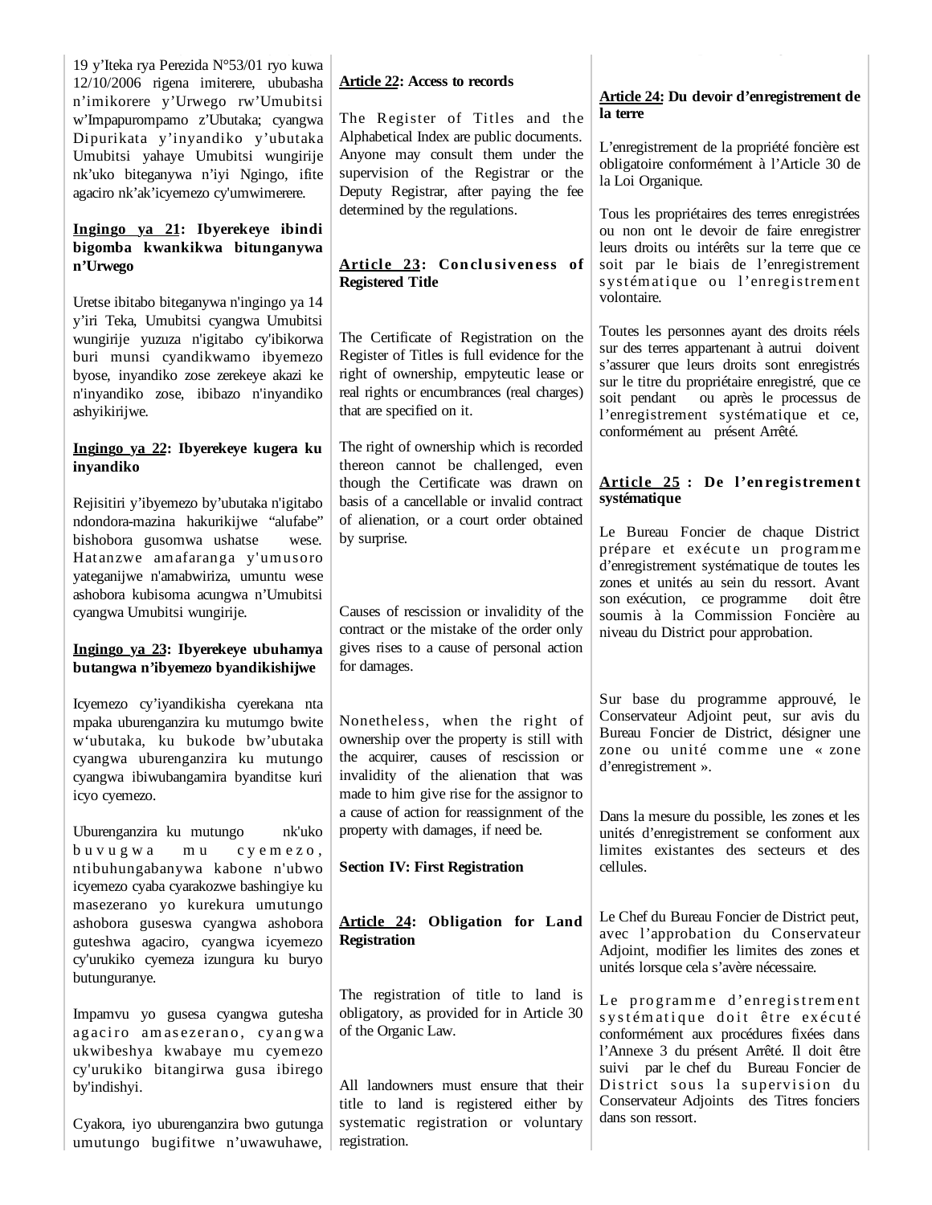19 y'Iteka rya Perezida N°53/01 ryo kuwa 12/10/2006 rigena imiterere, ububasha n'imikorere y'Urwego rw'Umubitsi w'Impapurompamo z'Ubutaka; cyangwa Dipurikata y'inyandiko y'ubutaka Umubitsi yahaye Umubitsi wungirije nk'uko biteganywa n'iyi Ngingo, ifite agaciro nk'ak'icyemezo cy'umwimerere.

**<u>Ingingo ya 21</u>: Ibyerekeye ibindi bigomba kwankikwa bitunganywa n'Urwego**

Uretse ibitabo biteganywa n'ingingo ya 14 y'iri Teka, Umubitsi cyangwa Umubitsi wungirije yuzuza n'igitabo cy'ibikorwa buri munsi cyandikwamo ibyemezo byose, inyandiko zose zerekeye akazi ke n'inyandiko zose, ibibazo n'inyandiko ashyikirijwe.

**<u>Ingingo ya 22</u>: Ibyerekeye kugera ku inyandiko**

Rejisitiri y'ibyemezo by'ubutaka n'igitabo ndondora-mazina hakurikijwe "alufabe" bishobora gusomwa ushatse wese. Hatanzwe amafaranga y'umusoro yateganijwe n'amabwiriza, umuntu wese ashobora kubisoma acungwa n'Umubitsi cyangwa Umubitsi wungirije.

**<u>Ingingo ya 23</u>: Ibyerekeye ubuhamya butangwa n'ibyemezo byandikishijwe**

Icyemezo cy'iyandikisha cyerekana nta mpaka uburenganzira ku mutumgo bwite w'ubutaka, ku bukode bw'ubutaka cyangwa uburenganzira ku mutungo cyangwa ibiwubangamira byanditse kuri icyo cyemezo.

Uburenganzira ku mutungo nk'uko buvugwa mu cyemezo, ntibuhungabanywa kabone n'ubwo icyemezo cyaba cyarakozwe bashingiye ku masezerano yo kurekura umutungo ashobora guseswa cyangwa ashobora guteshwa agaciro, cyangwa icyemezo cy'urukiko cyemeza izungura ku buryo butunguranye.

Impamvu yo gusesa cyangwa gutesha agaciro amasezerano, cyangwa ukwibeshya kwabaye mu cyemezo cy'urukiko bitangirwa gusa ibirego by'indishyi.

Cyakora, iyo uburenganzira bwo gutunga umutungo bugifitwe n'uwawuhawe,

**<u>Article 22</u>: Access to records**

The Register of Titles and the Alphabetical Index are public documents. Anyone may consult them under the supervision of the Registrar or the Deputy Registrar, after paying the fee determined by the regulations.

**<u>Article 23</u>: Conclusiveness of Registered Title**

The Certificate of Registration on the Register of Titles is full evidence for the right of ownership, empyteutic lease or real rights or encumbrances (real charges) that are specified on it.

The right of ownership which is recorded thereon cannot be challenged, even though the Certificate was drawn on basis of a cancellable or invalid contract of alienation, or a court order obtained by surprise.

Causes of rescission or invalidity of the contract or the mistake of the order only gives rises to a cause of personal action for damages.

Nonetheless, when the right of ownership over the property is still with the acquirer, causes of rescission or invalidity of the alienation that was made to him give rise for the assignor to a cause of action for reassignment of the property with damages, if need be.

**Section IV: First Registration**

**<u>Article 24</u>: Obligation for Land Registration**

The registration of title to land is obligatory, as provided for in Article 30 of the Organic Law.

All landowners must ensure that their title to land is registered either by systematic registration or voluntary registration.

**<u>Article 24:</u> Du devoir d'enregistrement de la terre**

L'enregistrement de la propriété foncière est obligatoire conformément à l'Article 30 de la Loi Organique.

Tous les propriétaires des terres enregistrées ou non ont le devoir de faire enregistrer leurs droits ou intérêts sur la terre que ce soit par le biais de l'enregistrement systématique ou l'enregistrement volontaire.

Toutes les personnes ayant des droits réels sur des terres appartenant à autrui doivent s'assurer que leurs droits sont enregistrés sur le titre du propriétaire enregistré, que ce soit pendant ou après le processus de l'enregistrement systématique et ce, conformément au présent Arrêté.

**<u>Article 25</u> : De l'enregistrement systématique**

Le Bureau Foncier de chaque District prépare et exécute un programme d'enregistrement systématique de toutes les zones et unités au sein du ressort. Avant son exécution, ce programme doit être soumis à la Commission Foncière au niveau du District pour approbation.

Sur base du programme approuvé, le Conservateur Adjoint peut, sur avis du Bureau Foncier de District, désigner une zone ou unité comme une « zone d'enregistrement ».

Dans la mesure du possible, les zones et les unités d'enregistrement se conforment aux limites existantes des secteurs et des cellules.

Le Chef du Bureau Foncier de District peut, avec l'approbation du Conservateur Adjoint, modifier les limites des zones et unités lorsque cela s'avère nécessaire.

Le programme d'enregistrement systématique doit être exécuté conformément aux procédures fixées dans l'Annexe 3 du présent Arrêté. Il doit être suivi par le chef du Bureau Foncier de District sous la supervision du Conservateur Adjoints des Titres fonciers dans son ressort.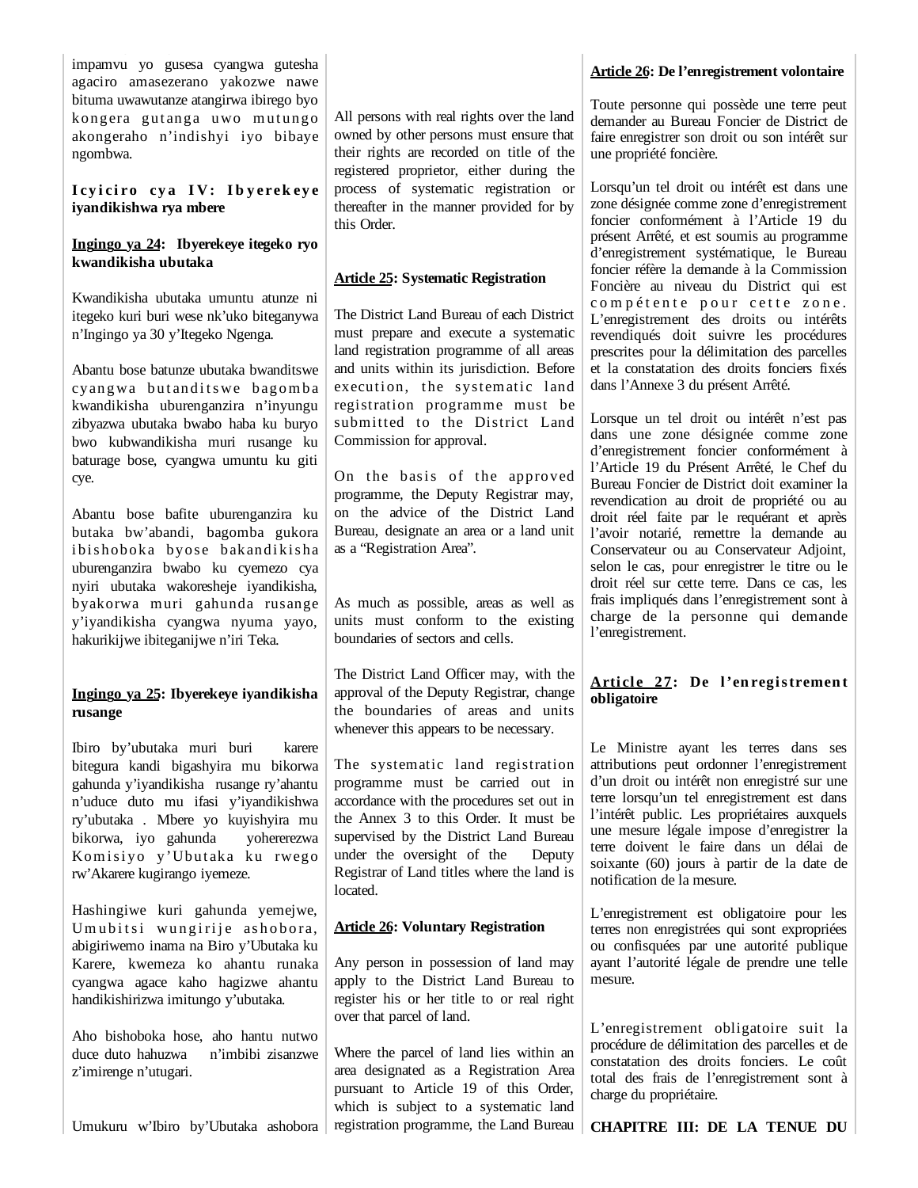impamvu yo gusesa cyangwa gutesha agaciro amasezerano yakozwe nawe bituma uwawutanze atangirwa ibirego byo kongera gutanga uwo mutungo akongeraho n'indishyi iyo bibaye ngombwa.

**Icyiciro cya IV: Ibyerekeye iyandikishwa rya mbere**

**Ingingo ya 24: Ibyerekeye itegeko ryo kwandikisha ubutaka**

Kwandikisha ubutaka umuntu atunze ni itegeko kuri buri wese nk'uko biteganywa n'Ingingo ya 30 y'Itegeko Ngenga.

Abantu bose batunze ubutaka bwanditswe cyangwa butanditswe bagomba kwandikisha uburenganzira n'inyungu zibyazwa ubutaka bwabo haba ku buryo bwo kubwandikisha muri rusange ku baturage bose, cyangwa umuntu ku giti cye.

Abantu bose bafite uburenganzira ku butaka bw'abandi, bagomba gukora ibishoboka byose bakandikisha uburenganzira bwabo ku cyemezo cya nyiri ubutaka wakoresheje iyandikisha, byakorwa muri gahunda rusange y'iyandikisha cyangwa nyuma yayo, hakurikijwe ibiteganijwe n'iri Teka.

**Ingingo ya 25: Ibyerekeye iyandikisha rusange**

Ibiro by'ubutaka muri buri karere bitegura kandi bigashyira mu bikorwa gahunda y'iyandikisha rusange ry'ahantu n'uduce duto mu ifasi y'iyandikishwa ry'ubutaka . Mbere yo kuyishyira mu bikorwa, iyo gahunda yohererezwa Komisiyo y'Ubutaka ku rwego rw'Akarere kugirango iyemeze.

Hashingiwe kuri gahunda yemejwe, Umubitsi wungirije ashobora, abigiriwemo inama na Biro y'Ubutaka ku Karere, kwemeza ko ahantu runaka cyangwa agace kaho hagizwe ahantu handikishirizwa imitungo y'ubutaka.

Aho bishoboka hose, aho hantu nutwo duce duto hahuzwa n'imbibi zisanzwe z'imirenge n'utugari.

Umukuru w'Ibiro by'Ubutaka ashobora

All persons with real rights over the land owned by other persons must ensure that their rights are recorded on title of the registered proprietor, either during the process of systematic registration or thereafter in the manner provided for by this Order.

**Article 25: Systematic Registration**

The District Land Bureau of each District must prepare and execute a systematic land registration programme of all areas and units within its jurisdiction. Before execution, the systematic land registration programme must be submitted to the District Land Commission for approval.

On the basis of the approved programme, the Deputy Registrar may, on the advice of the District Land Bureau, designate an area or a land unit as a "Registration Area".

As much as possible, areas as well as units must conform to the existing boundaries of sectors and cells.

The District Land Officer may, with the approval of the Deputy Registrar, change the boundaries of areas and units whenever this appears to be necessary.

The systematic land registration programme must be carried out in accordance with the procedures set out in the Annex 3 to this Order. It must be supervised by the District Land Bureau under the oversight of the Deputy Registrar of Land titles where the land is located.

**Article 26: Voluntary Registration**

Any person in possession of land may apply to the District Land Bureau to register his or her title to or real right over that parcel of land.

Where the parcel of land lies within an area designated as a Registration Area pursuant to Article 19 of this Order, which is subject to a systematic land registration programme, the Land Bureau

**Article 26: De l'enregistrement volontaire**

Toute personne qui possède une terre peut demander au Bureau Foncier de District de faire enregistrer son droit ou son intérêt sur une propriété foncière.

Lorsqu'un tel droit ou intérêt est dans une zone désignée comme zone d'enregistrement foncier conformément à l'Article 19 du présent Arrêté, et est soumis au programme d'enregistrement systématique, le Bureau foncier réfère la demande à la Commission Foncière au niveau du District qui est compétente pour cette zone. L'enregistrement des droits ou intérêts revendiqués doit suivre les procédures prescrites pour la délimitation des parcelles et la constatation des droits fonciers fixés dans l'Annexe 3 du présent Arrêté.

Lorsque un tel droit ou intérêt n'est pas dans une zone désignée comme zone d'enregistrement foncier conformément à l'Article 19 du Présent Arrêté, le Chef du Bureau Foncier de District doit examiner la revendication au droit de propriété ou au droit réel faite par le requérant et après l'avoir notarié, remettre la demande au Conservateur ou au Conservateur Adjoint, selon le cas, pour enregistrer le titre ou le droit réel sur cette terre. Dans ce cas, les frais impliqués dans l'enregistrement sont à charge de la personne qui demande l'enregistrement.

**Article 27: De l'enregistrement obligatoire**

Le Ministre ayant les terres dans ses attributions peut ordonner l'enregistrement d'un droit ou intérêt non enregistré sur une terre lorsqu'un tel enregistrement est dans l'intérêt public. Les propriétaires auxquels une mesure légale impose d'enregistrer la terre doivent le faire dans un délai de soixante (60) jours à partir de la date de notification de la mesure.

L'enregistrement est obligatoire pour les terres non enregistrées qui sont expropriées ou confisquées par une autorité publique ayant l'autorité légale de prendre une telle mesure.

L'enregistrement obligatoire suit la procédure de délimitation des parcelles et de constatation des droits fonciers. Le coût total des frais de l'enregistrement sont à charge du propriétaire.

**CHAPITRE III: DE LA TENUE DU**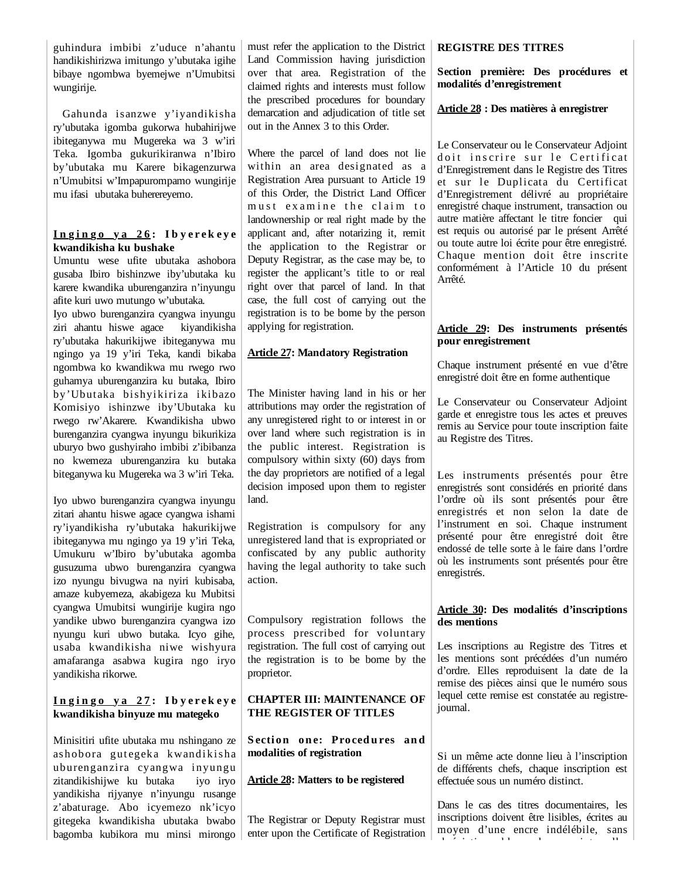guhindura imbibi z'uduce n'ahantu handikishirizwa imitungo y'ubutaka igihe bibaye ngombwa byemejwe n'Umubitsi wungirije.

Gahunda isanzwe y'iyandikisha ry'ubutaka igomba gukorwa hubahirijwe ibiteganywa mu Mugereka wa 3 w'iri Teka. Igomba gukurikiranwa n'Ibiro by'ubutaka mu Karere bikagenzurwa n'Umubitsi w'Impapurompamo wungirije mu ifasi ubutaka buherereyemo.

**Ingingo ya 26: Ibyerekeye kwandikisha ku bushake**

Umuntu wese ufite ubutaka ashobora gusaba Ibiro bishinzwe iby'ubutaka ku karere kwandika uburenganzira n'inyungu afite kuri uwo mutungo w'ubutaka.

Iyo ubwo burenganzira cyangwa inyungu ziri ahantu hiswe agace kiyandikisha ry'ubutaka hakurikijwe ibiteganywa mu ngingo ya 19 y'iri Teka, kandi bikaba ngombwa ko kwandikwa mu rwego rwo guhamya uburenganzira ku butaka, Ibiro by'Ubutaka bishyikiriza ikibazo Komisiyo ishinzwe iby'Ubutaka ku rwego rw'Akarere. Kwandikisha ubwo burenganzira cyangwa inyungu bikurikiza uburyo bwo gushyiraho imbibi z'ibibanza no kwemeza uburenganzira ku butaka biteganywa ku Mugereka wa 3 w'iri Teka.

Iyo ubwo burenganzira cyangwa inyungu zitari ahantu hiswe agace cyangwa ishami ry'iyandikisha ry'ubutaka hakurikijwe ibiteganywa mu ngingo ya 19 y'iri Teka, Umukuru w'Ibiro by'ubutaka agomba gusuzuma ubwo burenganzira cyangwa izo nyungu bivugwa na nyiri kubisaba, amaze kubyemeza, akabigeza ku Mubitsi cyangwa Umubitsi wungirije kugira ngo yandike ubwo burenganzira cyangwa izo nyungu kuri ubwo butaka. Icyo gihe, usaba kwandikisha niwe wishyura amafaranga asabwa kugira ngo iryo yandikisha rikorwe.

**Ingingo ya 27: Ibyerekeye kwandikisha binyuze mu mategeko**

Minisitiri ufite ubutaka mu nshingano ze ashobora gutegeka kwandikisha uburenganzira cyangwa inyungu zitandikishijwe ku butaka iyo iryo yandikisha rijyanye n'inyungu rusange z'abaturage. Abo icyemezo nk'icyo gitegeka kwandikisha ubutaka bwabo bagomba kubikora mu minsi mirongo

must refer the application to the District Land Commission having jurisdiction over that area. Registration of the claimed rights and interests must follow the prescribed procedures for boundary demarcation and adjudication of title set out in the Annex 3 to this Order.

Where the parcel of land does not lie within an area designated as a Registration Area pursuant to Article 19 of this Order, the District Land Officer must examine the claim to landownership or real right made by the applicant and, after notarizing it, remit the application to the Registrar or Deputy Registrar, as the case may be, to register the applicant's title to or real right over that parcel of land. In that case, the full cost of carrying out the registration is to be borne by the person applying for registration.

**Article 27: Mandatory Registration**

The Minister having land in his or her attributions may order the registration of any unregistered right to or interest in or over land where such registration is in the public interest. Registration is compulsory within sixty (60) days from the day proprietors are notified of a legal decision imposed upon them to register land.

Registration is compulsory for any unregistered land that is expropriated or confiscated by any public authority having the legal authority to take such action.

Compulsory registration follows the process prescribed for voluntary registration. The full cost of carrying out the registration is to be borne by the proprietor.

**CHAPTER III: MAINTENANCE OF THE REGISTER OF TITLES**

**Section one: Procedures and modalities of registration**

**Article 28: Matters to be registered**

The Registrar or Deputy Registrar must enter upon the Certificate of Registration

**REGISTRE DES TITRES**

**Section première: Des procédures et modalités d'enregistrement**

**Article 28 : Des matières à enregistrer**

Le Conservateur ou le Conservateur Adjoint doit inscrire sur le Certificat d'Enregistrement dans le Registre des Titres et sur le Duplicata du Certificat d'Enregistrement délivré au propriétaire enregistré chaque instrument, transaction ou autre matière affectant le titre foncier qui est requis ou autorisé par le présent Arrêté ou toute autre loi écrite pour être enregistré. Chaque mention doit être inscrite conformément à l'Article 10 du présent Arrêté.

**Article 29: Des instruments présentés pour enregistrement**

Chaque instrument présenté en vue d'être enregistré doit être en forme authentique

Le Conservateur ou Conservateur Adjoint garde et enregistre tous les actes et preuves remis au Service pour toute inscription faite au Registre des Titres.

Les instruments présentés pour être enregistrés sont considérés en priorité dans l'ordre où ils sont présentés pour être enregistrés et non selon la date de l'instrument en soi. Chaque instrument présenté pour être enregistré doit être endossé de telle sorte à le faire dans l'ordre où les instruments sont présentés pour être enregistrés.

**Article 30: Des modalités d'inscriptions des mentions**

Les inscriptions au Registre des Titres et les mentions sont précédées d'un numéro d'ordre. Elles reproduisent la date de la remise des pièces ainsi que le numéro sous lequel cette remise est constatée au registre-journal.

Si un même acte donne lieu à l'inscription de différents chefs, chaque inscription est effectuée sous un numéro distinct.

Dans le cas des titres documentaires, les inscriptions doivent être lisibles, écrites au moyen d'une encre indélébile, sans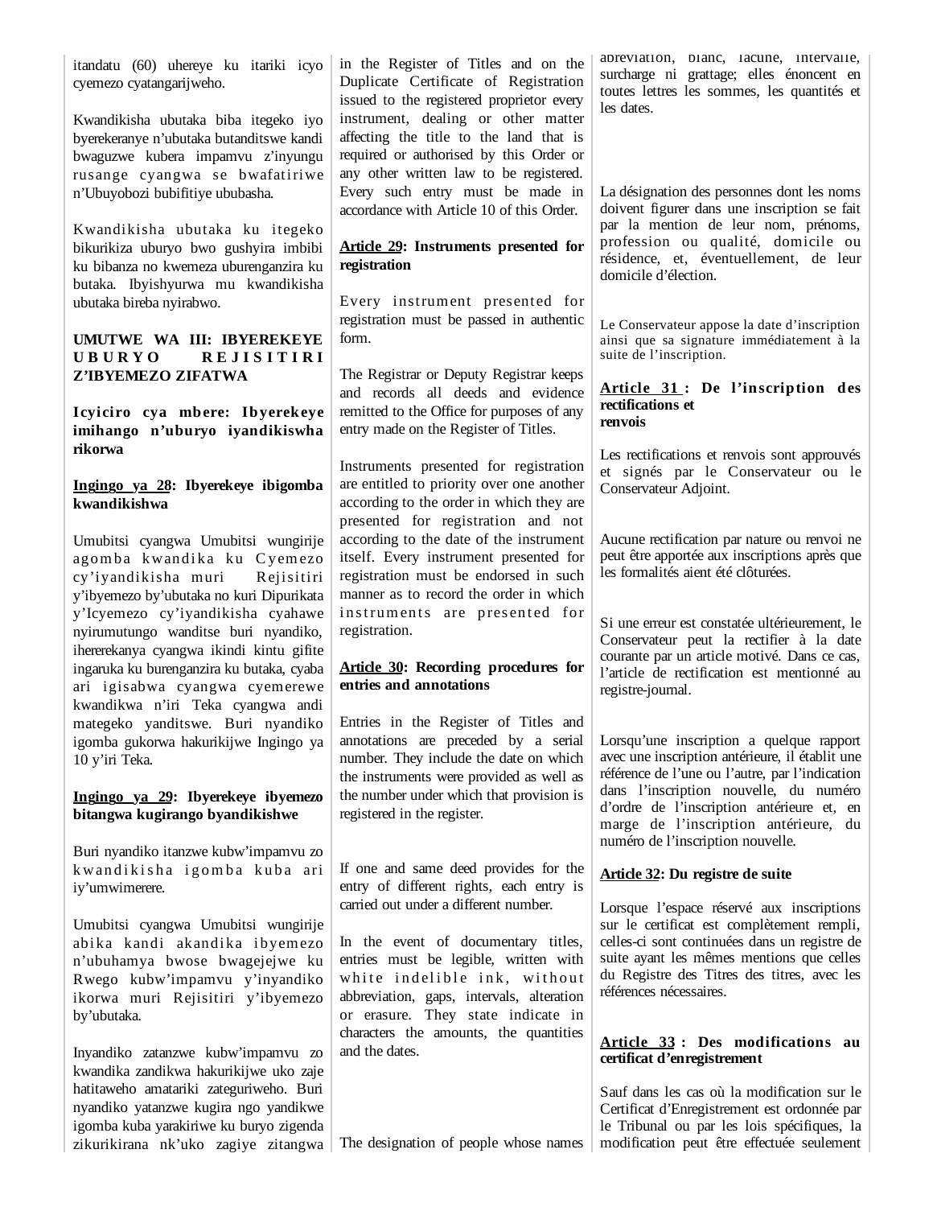itandatu (60) uhereye ku itariki icyo cyemezo cyatangarijweho.

Kwandikisha ubutaka biba itegeko iyo byerekeranye n'ubutaka butanditswe kandi bwaguzwe kubera impamvu z'inyungu rusange cyangwa se bwafatiriwe n'Ubuyobozi bubifitiye ububasha.

Kwandikisha ubutaka ku itegeko bikurikiza uburyo bwo gushyira imbibi ku bibanza no kwemeza uburenganzira ku butaka. Ibyishyurwa mu kwandikisha ubutaka bireba nyirabwo.

**UMUTWE WA III: IBYEREKEYE UBURYO REJISITIRI Z'IBYEMEZO ZIFATWA**

**Icyiciro cya mbere: Ibyerekeye imihango n'uburyo iyandikiswha rikorwa**

**Ingingo ya 28: Ibyerekeye ibigomba kwandikishwa**

Umubitsi cyangwa Umubitsi wungirije agomba kwandika ku Cyemezo cy'iyandikisha muri Rejisitiri y'ibyemezo by'ubutaka no kuri Dipurikata y'Icyemezo cy'iyandikisha cyahawe nyirumutungo wanditse buri nyandiko, ihererekanya cyangwa ikindi kintu gifite ingaruka ku burenganzira ku butaka, cyaba ari igisabwa cyangwa cyemerewe kwandikwa n'iri Teka cyangwa andi mategeko yanditswe. Buri nyandiko igomba gukorwa hakurikijwe Ingingo ya 10 y'iri Teka.

**Ingingo ya 29: Ibyerekeye ibyemezo bitangwa kugirango byandikishwe**

Buri nyandiko itanzwe kubw'impamvu zo kwandikisha igomba kuba ari iy'umwimerere.

Umubitsi cyangwa Umubitsi wungirije abika kandi akandika ibyemezo n'ubuhamya bwose bwagejejwe ku Rwego kubw'impamvu y'inyandiko ikorwa muri Rejisitiri y'ibyemezo by'ubutaka.

Inyandiko zatanzwe kubw'impamvu zo kwandika zandikwa hakurikijwe uko zaje hatitaweho amatariki zateguriweho. Buri nyandiko yatanzwe kugira ngo yandikwe igomba kuba yarakiriwe ku buryo zigenda zikurikirana nk'uko zagiye zitangwa

in the Register of Titles and on the Duplicate Certificate of Registration issued to the registered proprietor every instrument, dealing or other matter affecting the title to the land that is required or authorised by this Order or any other written law to be registered. Every such entry must be made in accordance with Article 10 of this Order.

**Article 29: Instruments presented for registration**

Every instrument presented for registration must be passed in authentic form.

The Registrar or Deputy Registrar keeps and records all deeds and evidence remitted to the Office for purposes of any entry made on the Register of Titles.

Instruments presented for registration are entitled to priority over one another according to the order in which they are presented for registration and not according to the date of the instrument itself. Every instrument presented for registration must be endorsed in such manner as to record the order in which instruments are presented for registration.

**Article 30: Recording procedures for entries and annotations**

Entries in the Register of Titles and annotations are preceded by a serial number. They include the date on which the instruments were provided as well as the number under which that provision is registered in the register.

If one and same deed provides for the entry of different rights, each entry is carried out under a different number.

In the event of documentary titles, entries must be legible, written with white indelible ink, without abbreviation, gaps, intervals, alteration or erasure. They state indicate in characters the amounts, the quantities and the dates.

The designation of people whose names

abréviation, blanc, lacune, intervalle, surcharge ni grattage; elles énoncent en toutes lettres les sommes, les quantités et les dates.

La désignation des personnes dont les noms doivent figurer dans une inscription se fait par la mention de leur nom, prénoms, profession ou qualité, domicile ou résidence, et, éventuellement, de leur domicile d'élection.

Le Conservateur appose la date d'inscription ainsi que sa signature immédiatement à la suite de l'inscription.

**Article 31 : De l'inscription des rectifications et renvois**

Les rectifications et renvois sont approuvés et signés par le Conservateur ou le Conservateur Adjoint.

Aucune rectification par nature ou renvoi ne peut être apportée aux inscriptions après que les formalités aient été clôturées.

Si une erreur est constatée ultérieurement, le Conservateur peut la rectifier à la date courante par un article motivé. Dans ce cas, l'article de rectification est mentionné au registre-journal.

Lorsqu'une inscription a quelque rapport avec une inscription antérieure, il établit une référence de l'une ou l'autre, par l'indication dans l'inscription nouvelle, du numéro d'ordre de l'inscription antérieure et, en marge de l'inscription antérieure, du numéro de l'inscription nouvelle.

**Article 32: Du registre de suite**

Lorsque l'espace réservé aux inscriptions sur le certificat est complètement rempli, celles-ci sont continuées dans un registre de suite ayant les mêmes mentions que celles du Registre des Titres des titres, avec les références nécessaires.

**Article 33 : Des modifications au certificat d'enregistrement**

Sauf dans les cas où la modification sur le Certificat d'Enregistrement est ordonnée par le Tribunal ou par les lois spécifiques, la modification peut être effectuée seulement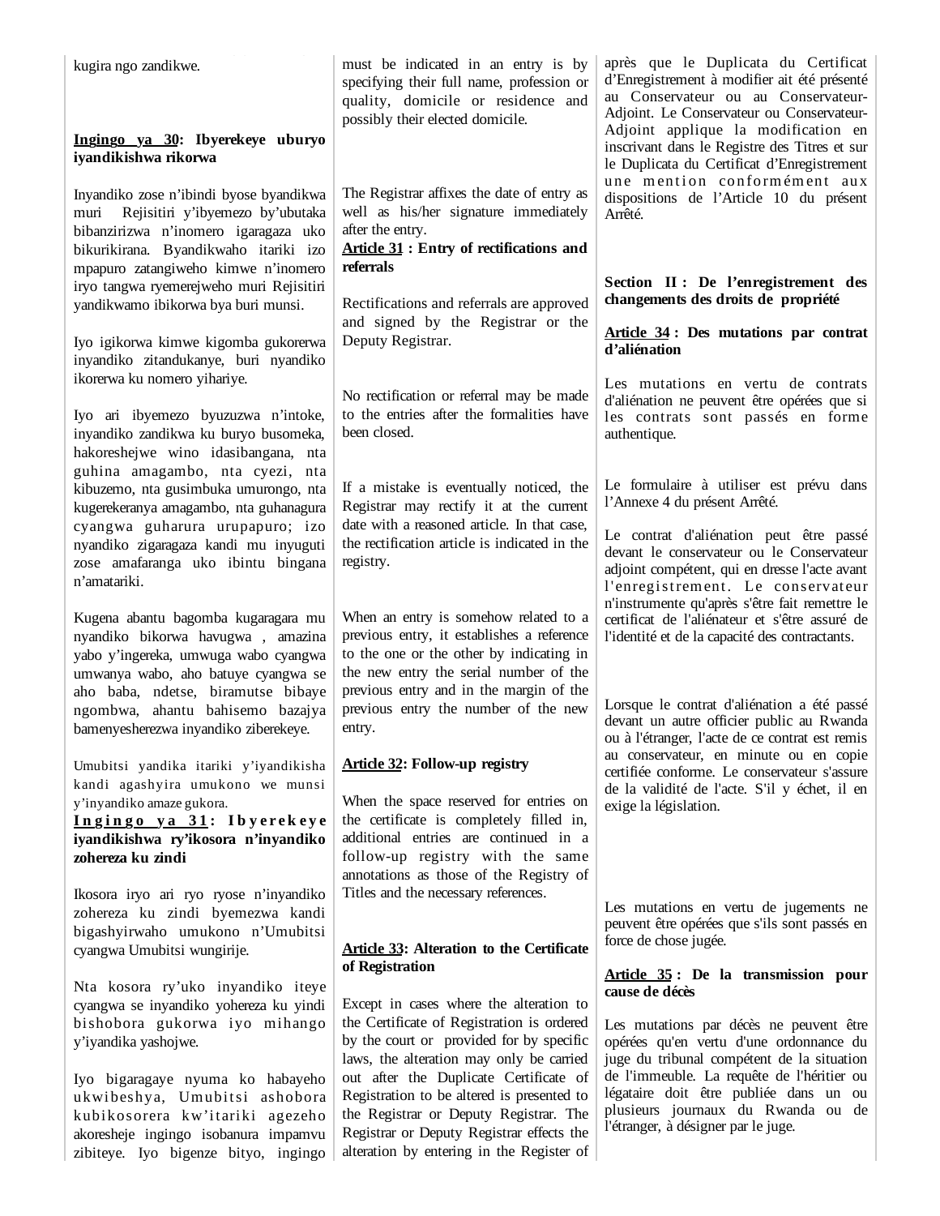kugira ngo zandikwe.

**Ingingo ya 30: Ibyerekeye uburyo iyandikishwa rikorwa**

Inyandiko zose n'ibindi byose byandikwa muri Rejisitiri y'ibyemezo by'ubutaka bibanzirizwa n'inomero igaragaza uko bikurikirana. Byandikwaho itariki izo mpapuro zatangiweho kimwe n'inomero iryo tangwa ryemerejweho muri Rejisitiri yandikwamo ibikorwa bya buri munsi.

Iyo igikorwa kimwe kigomba gukorerwa inyandiko zitandukanye, buri nyandiko ikorerwa ku nomero yihariye.

Iyo ari ibyemezo byuzuzwa n'intoke, inyandiko zandikwa ku buryo busomeka, hakoreshejwe wino idasibangana, nta guhina amagambo, nta cyezi, nta kibuzemo, nta gusimbuka umurongo, nta kugerekeranya amagambo, nta guhanagura cyangwa guharura urupapuro; izo nyandiko zigaragaza kandi mu inyuguti zose amafaranga uko ibintu bingana n'amatariki.

Kugena abantu bagomba kugaragara mu nyandiko bikorwa havugwa , amazina yabo y'ingereka, umwuga wabo cyangwa umwanya wabo, aho batuye cyangwa se aho baba, ndetse, biramutse bibaye ngombwa, ahantu bahisemo bazajya bamenyesherezwa inyandiko ziberekeye.

Umubitsi yandika itariki y'iyandikisha kandi agashyira umukono we munsi y'inyandiko amaze gukora.

**Ingingo ya 31: Ibyerekeye iyandikishwa ry'ikosora n'inyandiko zohereza ku zindi**

Ikosora iryo ari ryo ryose n'inyandiko zohereza ku zindi byemezwa kandi bigashyirwaho umukono n'Umubitsi cyangwa Umubitsi wungirije.

Nta kosora ry'uko inyandiko iteye cyangwa se inyandiko yohereza ku yindi bishobora gukorwa iyo mihango y'iyandika yashojwe.

Iyo bigaragaye nyuma ko habayeho ukwibeshya, Umubitsi ashobora kubikosorera kw'itariki agezeho akoresheje ingingo isobanura impamvu zibiteye. Iyo bigenze bityo, ingingo

must be indicated in an entry is by specifying their full name, profession or quality, domicile or residence and possibly their elected domicile.

The Registrar affixes the date of entry as well as his/her signature immediately after the entry.

**Article 31 : Entry of rectifications and referrals**

Rectifications and referrals are approved and signed by the Registrar or the Deputy Registrar.

No rectification or referral may be made to the entries after the formalities have been closed.

If a mistake is eventually noticed, the Registrar may rectify it at the current date with a reasoned article. In that case, the rectification article is indicated in the registry.

When an entry is somehow related to a previous entry, it establishes a reference to the one or the other by indicating in the new entry the serial number of the previous entry and in the margin of the previous entry the number of the new entry.

**Article 32: Follow-up registry**

When the space reserved for entries on the certificate is completely filled in, additional entries are continued in a follow-up registry with the same annotations as those of the Registry of Titles and the necessary references.

**Article 33: Alteration to the Certificate of Registration**

Except in cases where the alteration to the Certificate of Registration is ordered by the court or provided for by specific laws, the alteration may only be carried out after the Duplicate Certificate of Registration to be altered is presented to the Registrar or Deputy Registrar. The Registrar or Deputy Registrar effects the alteration by entering in the Register of

après que le Duplicata du Certificat d'Enregistrement à modifier ait été présenté au Conservateur ou au Conservateur-Adjoint. Le Conservateur ou Conservateur-Adjoint applique la modification en inscrivant dans le Registre des Titres et sur le Duplicata du Certificat d'Enregistrement une mention conformément aux dispositions de l'Article 10 du présent Arrêté.

**Section II : De l'enregistrement des changements des droits de propriété**

**Article 34 : Des mutations par contrat d'aliénation**

Les mutations en vertu de contrats d'aliénation ne peuvent être opérées que si les contrats sont passés en forme authentique.

Le formulaire à utiliser est prévu dans l'Annexe 4 du présent Arrêté.

Le contrat d'aliénation peut être passé devant le conservateur ou le Conservateur adjoint compétent, qui en dresse l'acte avant l'enregistrement. Le conservateur n'instrumente qu'après s'être fait remettre le certificat de l'aliénateur et s'être assuré de l'identité et de la capacité des contractants.

Lorsque le contrat d'aliénation a été passé devant un autre officier public au Rwanda ou à l'étranger, l'acte de ce contrat est remis au conservateur, en minute ou en copie certifiée conforme. Le conservateur s'assure de la validité de l'acte. S'il y échet, il en exige la législation.

Les mutations en vertu de jugements ne peuvent être opérées que s'ils sont passés en force de chose jugée.

**Article 35 : De la transmission pour cause de décès**

Les mutations par décès ne peuvent être opérées qu'en vertu d'une ordonnance du juge du tribunal compétent de la situation de l'immeuble. La requête de l'héritier ou légataire doit être publiée dans un ou plusieurs journaux du Rwanda ou de l'étranger, à désigner par le juge.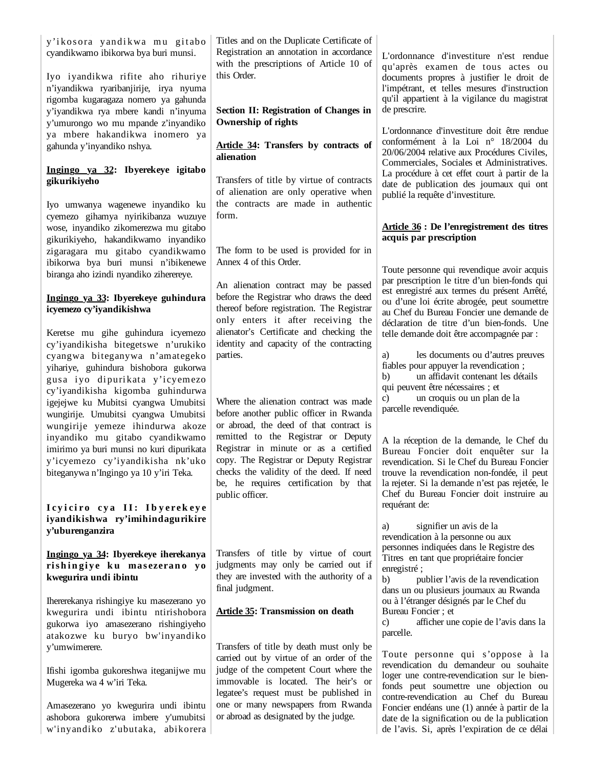y'ikosora yandikwa mu gitabo cyandikwamo ibikorwa bya buri munsi.

Iyo iyandikwa rifite aho rihuriye n'iyandikwa ryaribanjirije, irya nyuma rigomba kugaragaza nomero ya gahunda y'iyandikwa rya mbere kandi n'inyuma y'umurongo wo mu mpande z'inyandiko ya mbere hakandikwa inomero ya gahunda y'inyandiko nshya.

**Ingingo ya 32: Ibyerekeye igitabo gikurikiyeho**

Iyo umwanya wagenewe inyandiko ku cyemezo gihamya nyirikibanza wuzuye wose, inyandiko zikomerezwa mu gitabo gikurikiyeho, hakandikwamo inyandiko zigaragara mu gitabo cyandikwamo ibikorwa bya buri munsi n'ibikenewe biranga aho izindi nyandiko ziherereye.

**Ingingo ya 33: Ibyerekeye guhindura icyemezo cy'iyandikishwa**

Keretse mu gihe guhindura icyemezo cy'iyandikisha bitegetswe n'urukiko cyangwa biteganywa n'amategeko yihariye, guhindura bishobora gukorwa gusa iyo dipurikata y'icyemezo cy'iyandikisha kigomba guhindurwa igejejwe ku Mubitsi cyangwa Umubitsi wungirije. Umubitsi cyangwa Umubitsi wungirije yemeze ihindurwa akoze inyandiko mu gitabo cyandikwamo imirimo ya buri munsi no kuri dipurikata y'icyemezo cy'iyandikisha nk'uko biteganywa n'Ingingo ya 10 y'iri Teka.

**Icyiciro cya II: Ibyerekeye iyandikishwa ry'imihindagurikire y'uburenganzira**

**Ingingo ya 34: Ibyerekeye iherekanya rishingiye ku masezerano yo kwegurira undi ibintu**

Ihererekanya rishingiye ku masezerano yo kwegurira undi ibintu ntirishobora gukorwa iyo amasezerano rishingiyeho atakozwe ku buryo bw'inyandiko y'umwimerere.

Ifishi igomba gukoreshwa iteganijwe mu Mugereka wa 4 w'iri Teka.

Amasezerano yo kwegurira undi ibintu ashobora gukorerwa imbere y'umubitsi w'inyandiko z'ubutaka, abikorera

Titles and on the Duplicate Certificate of Registration an annotation in accordance with the prescriptions of Article 10 of this Order.

**Section II: Registration of Changes in Ownership of rights**

**Article 34: Transfers by contracts of alienation**

Transfers of title by virtue of contracts of alienation are only operative when the contracts are made in authentic form.

The form to be used is provided for in Annex 4 of this Order.

An alienation contract may be passed before the Registrar who draws the deed thereof before registration. The Registrar only enters it after receiving the alienator's Certificate and checking the identity and capacity of the contracting parties.

Where the alienation contract was made before another public officer in Rwanda or abroad, the deed of that contract is remitted to the Registrar or Deputy Registrar in minute or as a certified copy. The Registrar or Deputy Registrar checks the validity of the deed. If need be, he requires certification by that public officer.

Transfers of title by virtue of court judgments may only be carried out if they are invested with the authority of a final judgment.

**Article 35: Transmission on death**

Transfers of title by death must only be carried out by virtue of an order of the judge of the competent Court where the immovable is located. The heir's or legatee's request must be published in one or many newspapers from Rwanda or abroad as designated by the judge.

L'ordonnance d'investiture n'est rendue qu'après examen de tous actes ou documents propres à justifier le droit de l'impétrant, et telles mesures d'instruction qu'il appartient à la vigilance du magistrat de prescrire.

L'ordonnance d'investiture doit être rendue conformément à la Loi n° 18/2004 du 20/06/2004 relative aux Procédures Civiles, Commerciales, Sociales et Administratives. La procédure à cet effet court à partir de la date de publication des journaux qui ont publié la requête d'investiture.

**Article 36 : De l'enregistrement des titres acquis par prescription**

Toute personne qui revendique avoir acquis par prescription le titre d'un bien-fonds qui est enregistré aux termes du présent Arrêté, ou d'une loi écrite abrogée, peut soumettre au Chef du Bureau Foncier une demande de déclaration de titre d'un bien-fonds. Une telle demande doit être accompagnée par :

a) les documents ou d'autres preuves fiables pour appuyer la revendication ;
b) un affidavit contenant les détails qui peuvent être nécessaires ; et
c) un croquis ou un plan de la parcelle revendiquée.

A la réception de la demande, le Chef du Bureau Foncier doit enquêter sur la revendication. Si le Chef du Bureau Foncier trouve la revendication non-fondée, il peut la rejeter. Si la demande n'est pas rejetée, le Chef du Bureau Foncier doit instruire au requérant de:

a) signifier un avis de la revendication à la personne ou aux personnes indiquées dans le Registre des Titres en tant que propriétaire foncier enregistré ;
b) publier l'avis de la revendication dans un ou plusieurs journaux au Rwanda ou à l'étranger désignés par le Chef du Bureau Foncier ; et
c) afficher une copie de l'avis dans la parcelle.

Toute personne qui s'oppose à la revendication du demandeur ou souhaite loger une contre-revendication sur le bien-fonds peut soumettre une objection ou contre-revendication au Chef du Bureau Foncier endéans une (1) année à partir de la date de la signification ou de la publication de l'avis. Si, après l'expiration de ce délai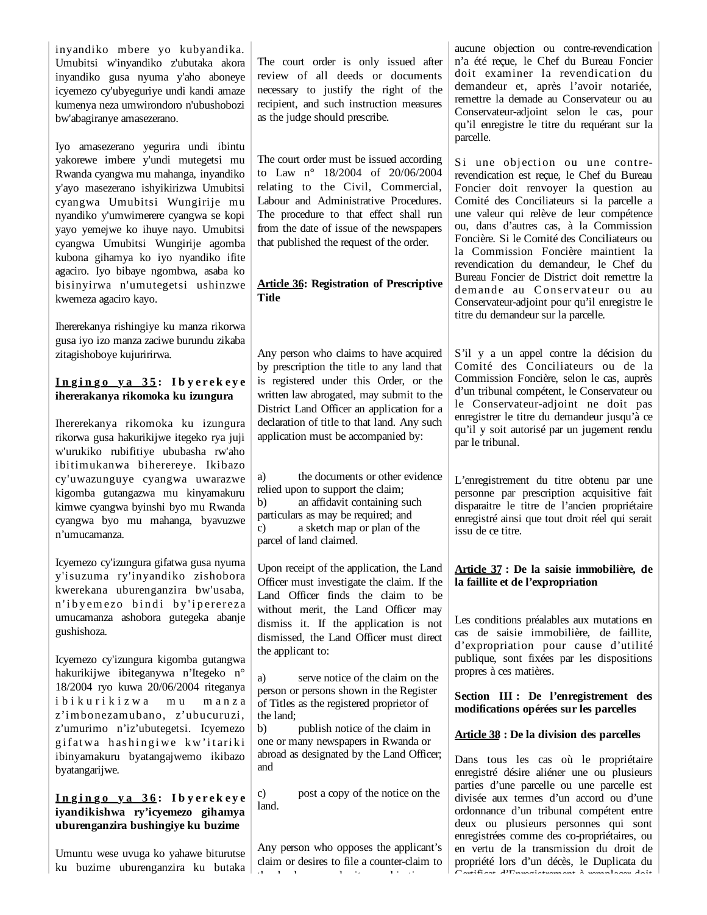inyandiko mbere yo kubyandika. Umubitsi w'inyandiko z'ubutaka akora inyandiko gusa nyuma y'aho aboneye icyemezo cy'ubyeguriye undi kandi amaze kumenya neza umwirondoro n'ubushobozi bw'abagiranye amasezerano.

Iyo amasezerano yegurira undi ibintu yakorewe imbere y'undi mutegetsi mu Rwanda cyangwa mu mahanga, inyandiko y'ayo masezerano ishyikirizwa Umubitsi cyangwa Umubitsi Wungirije mu nyandiko y'umwimerere cyangwa se kopi yayo yemejwe ko ihuye nayo. Umubitsi cyangwa Umubitsi Wungirije agomba kubona gihamya ko iyo nyandiko ifite agaciro. Iyo bibaye ngombwa, asaba ko bisinyirwa n'umutegetsi ushinzwe kwemeza agaciro kayo.

Ihererekanya rishingiye ku manza rikorwa gusa iyo izo manza zaciwe burundu zikaba zitagishoboye kujuririrwa.

**Ingingo ya 35: Ibyerekeye ihererakanya rikomoka ku izungura**

Ihererekanya rikomoka ku izungura rikorwa gusa hakurikijwe itegeko rya juji w'urukiko rubifitiye ububasha rw'aho ibitimukanwa biherereye. Ikibazo cy'uwazunguye cyangwa uwarazwe kigomba gutangazwa mu kinyamakuru kimwe cyangwa byinshi byo mu Rwanda cyangwa byo mu mahanga, byavuzwe n'umucamanza.

Icyemezo cy'izungura gifatwa gusa nyuma y'isuzuma ry'inyandiko zishobora kwerekana uburenganzira bw'usaba, n'ibyemezo bindi by'iperereza umucamanza ashobora gutegeka abanje gushishoza.

Icyemezo cy'izungura kigomba gutangwa hakurikijwe ibiteganywa n'Itegeko n° 18/2004 ryo kuwa 20/06/2004 riteganya ibikurikizwa mu manza z'imbonezamubano, z'ubucuruzi, z'umurimo n'iz'ubutegetsi. Icyemezo gifatwa hashingiwe kw'itariki ibinyamakuru byatangajwemo ikibazo byatangarijwe.

**Ingingo ya 36: Ibyerekeye iyandikishwa ry'icyemezo gihamya uburenganzira bushingiye ku buzime**

Umuntu wese uvuga ko yahawe biturutse ku buzime uburenganzira ku butaka

The court order is only issued after review of all deeds or documents necessary to justify the right of the recipient, and such instruction measures as the judge should prescribe.

The court order must be issued according to Law n° 18/2004 of 20/06/2004 relating to the Civil, Commercial, Labour and Administrative Procedures. The procedure to that effect shall run from the date of issue of the newspapers that published the request of the order.

**Article 36: Registration of Prescriptive Title**

Any person who claims to have acquired by prescription the title to any land that is registered under this Order, or the written law abrogated, may submit to the District Land Officer an application for a declaration of title to that land. Any such application must be accompanied by:

a) the documents or other evidence relied upon to support the claim;
b) an affidavit containing such particulars as may be required; and
c) a sketch map or plan of the parcel of land claimed.

Upon receipt of the application, the Land Officer must investigate the claim. If the Land Officer finds the claim to be without merit, the Land Officer may dismiss it. If the application is not dismissed, the Land Officer must direct the applicant to:

a) serve notice of the claim on the person or persons shown in the Register of Titles as the registered proprietor of the land;
b) publish notice of the claim in one or many newspapers in Rwanda or abroad as designated by the Land Officer; and

c) post a copy of the notice on the land.

Any person who opposes the applicant's claim or desires to file a counter-claim to

aucune objection ou contre-revendication n'a été reçue, le Chef du Bureau Foncier doit examiner la revendication du demandeur et, après l'avoir notariée, remettre la demade au Conservateur ou au Conservateur-adjoint selon le cas, pour qu'il enregistre le titre du requérant sur la parcelle.

Si une objection ou une contre-revendication est reçue, le Chef du Bureau Foncier doit renvoyer la question au Comité des Conciliateurs si la parcelle a une valeur qui relève de leur compétence ou, dans d'autres cas, à la Commission Foncière. Si le Comité des Conciliateurs ou la Commission Foncière maintient la revendication du demandeur, le Chef du Bureau Foncier de District doit remettre la demande au Conservateur ou au Conservateur-adjoint pour qu'il enregistre le titre du demandeur sur la parcelle.

S'il y a un appel contre la décision du Comité des Conciliateurs ou de la Commission Foncière, selon le cas, auprès d'un tribunal compétent, le Conservateur ou le Conservateur-adjoint ne doit pas enregistrer le titre du demandeur jusqu'à ce qu'il y soit autorisé par un jugement rendu par le tribunal.

L'enregistrement du titre obtenu par une personne par prescription acquisitive fait disparaitre le titre de l'ancien propriétaire enregistré ainsi que tout droit réel qui serait issu de ce titre.

**Article 37 : De la saisie immobilière, de la faillite et de l'expropriation**

Les conditions préalables aux mutations en cas de saisie immobilière, de faillite, d'expropriation pour cause d'utilité publique, sont fixées par les dispositions propres à ces matières.

**Section III : De l'enregistrement des modifications opérées sur les parcelles**

**Article 38 : De la division des parcelles**

Dans tous les cas où le propriétaire enregistré désire aliéner une ou plusieurs parties d'une parcelle ou une parcelle est divisée aux termes d'un accord ou d'une ordonnance d'un tribunal compétent entre deux ou plusieurs personnes qui sont enregistrées comme des co-propriétaires, ou en vertu de la transmission du droit de propriété lors d'un décès, le Duplicata du Certificat d'Enregistrement à remplacer doit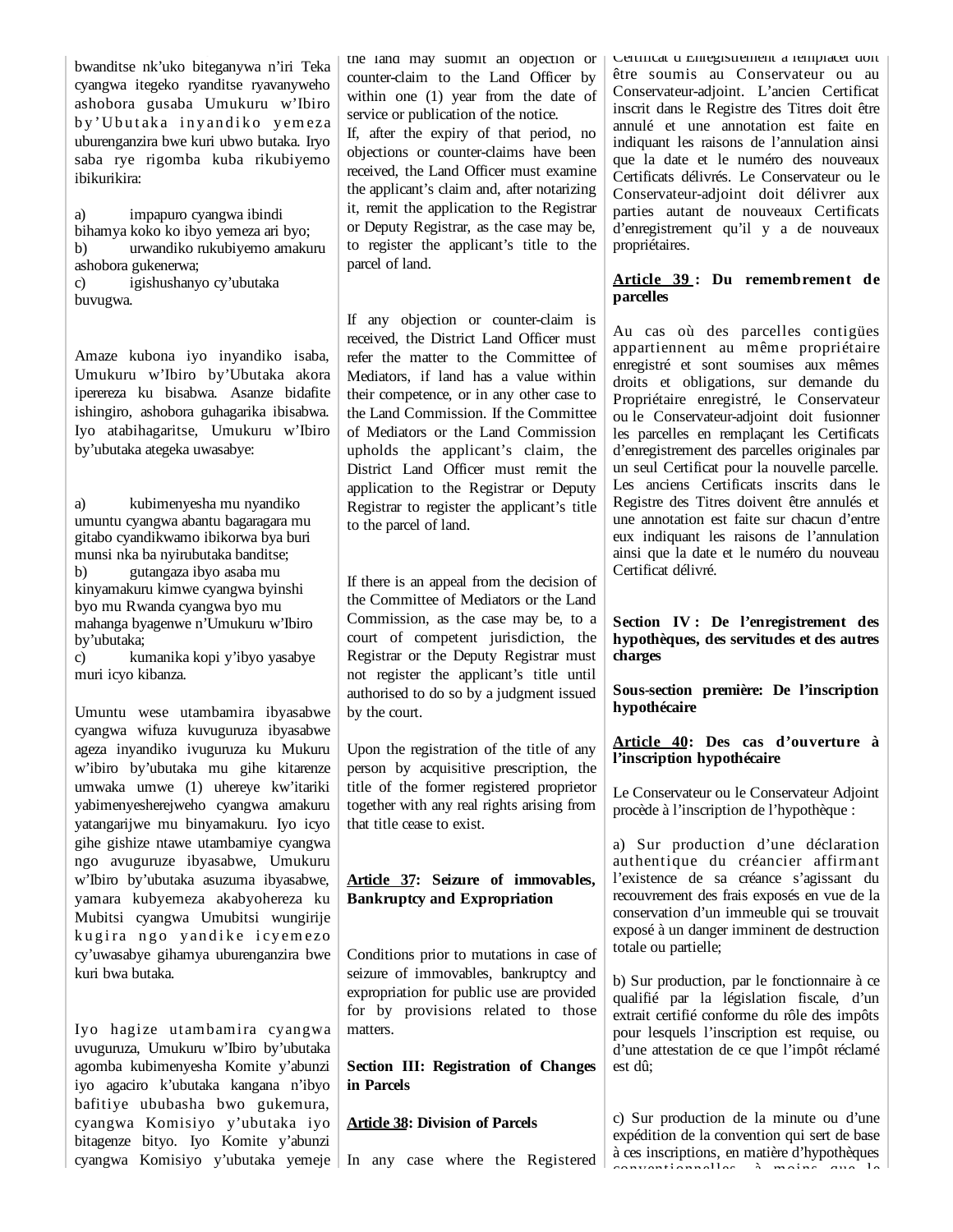bwanditse nk'uko biteganywa n'iri Teka cyangwa itegeko ryanditse ryavanyweho ashobora gusaba Umukuru w'Ibiro by'Ubutaka inyandiko yemeza uburenganzira bwe kuri ubwo butaka. Iryo saba rye rigomba kuba rikubiyemo ibikurikira:

a) impapuro cyangwa ibindi bihamya koko ko ibyo yemeza ari byo;
b) urwandiko rukubiyemo amakuru ashobora gukenerwa;
c) igishushanyo cy'ubutaka buvugwa.

Amaze kubona iyo inyandiko isaba, Umukuru w'Ibiro by'Ubutaka akora iperereza ku bisabwa. Asanze bidafite ishingiro, ashobora guhagarika ibisabwa. Iyo atabihagaritse, Umukuru w'Ibiro by'ubutaka ategeka uwasabye:

a) kubimenyesha mu nyandiko umuntu cyangwa abantu bagaragara mu gitabo cyandikwamo ibikorwa bya buri munsi nka ba nyirubutaka banditse;
b) gutangaza ibyo asaba mu kinyamakuru kimwe cyangwa byinshi byo mu Rwanda cyangwa byo mu mahanga byagenwe n'Umukuru w'Ibiro by'ubutaka;
c) kumanika kopi y'ibyo yasabye muri icyo kibanza.

Umuntu wese utambamira ibyasabwe cyangwa wifuza kuvuguruza ibyasabwe ageza inyandiko ivuguruza ku Mukuru w'ibiro by'ubutaka mu gihe kitarenze umwaka umwe (1) uhereye kw'itariki yabimenyesherejweho cyangwa amakuru yatangarijwe mu binyamakuru. Iyo icyo gihe gishize ntawe utambamiye cyangwa ngo avuguruze ibyasabwe, Umukuru w'Ibiro by'ubutaka asuzuma ibyasabwe, yamara kubyemeza akabyohereza ku Mubitsi cyangwa Umubitsi wungirije kugira ngo yandike icyemezo cy'uwasabye gihamya uburenganzira bwe kuri bwa butaka.

Iyo hagize utambamira cyangwa uvuguruza, Umukuru w'Ibiro by'ubutaka agomba kubimenyesha Komite y'abunzi iyo agaciro k'ubutaka kangana n'ibyo bafitiye ububasha bwo gukemura, cyangwa Komisiyo y'ubutaka iyo bitagenze bityo. Iyo Komite y'abunzi cyangwa Komisiyo y'ubutaka yemeje

the land may submit an objection or counter-claim to the Land Officer by within one (1) year from the date of service or publication of the notice.
If, after the expiry of that period, no objections or counter-claims have been received, the Land Officer must examine the applicant's claim and, after notarizing it, remit the application to the Registrar or Deputy Registrar, as the case may be, to register the applicant's title to the parcel of land.

If any objection or counter-claim is received, the District Land Officer must refer the matter to the Committee of Mediators, if land has a value within their competence, or in any other case to the Land Commission. If the Committee of Mediators or the Land Commission upholds the applicant's claim, the District Land Officer must remit the application to the Registrar or Deputy Registrar to register the applicant's title to the parcel of land.

If there is an appeal from the decision of the Committee of Mediators or the Land Commission, as the case may be, to a court of competent jurisdiction, the Registrar or the Deputy Registrar must not register the applicant's title until authorised to do so by a judgment issued by the court.

Upon the registration of the title of any person by acquisitive prescription, the title of the former registered proprietor together with any real rights arising from that title cease to exist.

**Article 37: Seizure of immovables, Bankruptcy and Expropriation**

Conditions prior to mutations in case of seizure of immovables, bankruptcy and expropriation for public use are provided for by provisions related to those matters.

**Section III: Registration of Changes in Parcels**

**Article 38: Division of Parcels**

In any case where the Registered

Certificat d'Enregistrement à remplacer doit être soumis au Conservateur ou au Conservateur-adjoint. L'ancien Certificat inscrit dans le Registre des Titres doit être annulé et une annotation est faite en indiquant les raisons de l'annulation ainsi que la date et le numéro des nouveaux Certificats délivrés. Le Conservateur ou le Conservateur-adjoint doit délivrer aux parties autant de nouveaux Certificats d'enregistrement qu'il y a de nouveaux propriétaires.

**Article 39 : Du remembrement de parcelles**

Au cas où des parcelles contigües appartiennent au même propriétaire enregistré et sont soumises aux mêmes droits et obligations, sur demande du Propriétaire enregistré, le Conservateur ou le Conservateur-adjoint doit fusionner les parcelles en remplaçant les Certificats d'enregistrement des parcelles originales par un seul Certificat pour la nouvelle parcelle. Les anciens Certificats inscrits dans le Registre des Titres doivent être annulés et une annotation est faite sur chacun d'entre eux indiquant les raisons de l'annulation ainsi que la date et le numéro du nouveau Certificat délivré.

**Section IV : De l'enregistrement des hypothèques, des servitudes et des autres charges**

**Sous-section première: De l'inscription hypothécaire**

**Article 40: Des cas d'ouverture à l'inscription hypothécaire**

Le Conservateur ou le Conservateur Adjoint procède à l'inscription de l'hypothèque :

a) Sur production d'une déclaration authentique du créancier affirmant l'existence de sa créance s'agissant du recouvrement des frais exposés en vue de la conservation d'un immeuble qui se trouvait exposé à un danger imminent de destruction totale ou partielle;

b) Sur production, par le fonctionnaire à ce qualifié par la législation fiscale, d'un extrait certifié conforme du rôle des impôts pour lesquels l'inscription est requise, ou d'une attestation de ce que l'impôt réclamé est dû;

c) Sur production de la minute ou d'une expédition de la convention qui sert de base à ces inscriptions, en matière d'hypothèques conventionnelles, à moins que le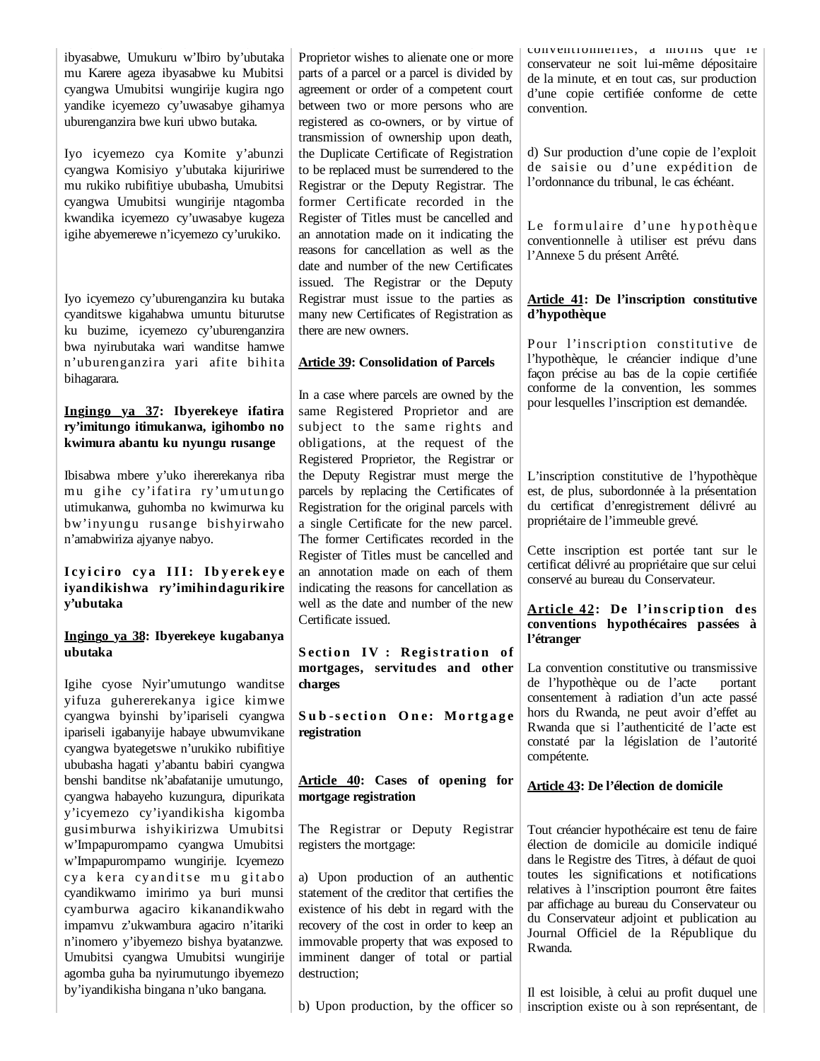ibyasabwe, Umukuru w'Ibiro by'ubutaka mu Karere ageza ibyasabwe ku Mubitsi cyangwa Umubitsi wungirije kugira ngo yandike icyemezo cy'uwasabye gihamya uburenganzira bwe kuri ubwo butaka.

Iyo icyemezo cya Komite y'abunzi cyangwa Komisiyo y'ubutaka kijuririwe mu rukiko rubifitiye ububasha, Umubitsi cyangwa Umubitsi wungirije ntagomba kwandika icyemezo cy'uwasabye kugeza igihe abyemerewe n'icyemezo cy'urukiko.

Iyo icyemezo cy'uburenganzira ku butaka cyanditswe kigahabwa umuntu biturutse ku buzime, icyemezo cy'uburenganzira bwa nyirubutaka wari wanditse hamwe n'uburenganzira yari afite bihita bihagarara.

**Ingingo ya 37: Ibyerekeye ifatira ry'imitungo itimukanwa, igihombo no kwimura abantu ku nyungu rusange**

Ibisabwa mbere y'uko ihererekanya riba mu gihe cy'ifatira ry'umutungo utimukanwa, guhomba no kwimurwa ku bw'inyungu rusange bishyirwaho n'amabwiriza ajyanye nabyo.

**Icyiciro cya III: Ibyerekeye iyandikishwa ry'imihindagurikire y'ubutaka**

**Ingingo ya 38: Ibyerekeye kugabanya ubutaka**

Igihe cyose Nyir'umutungo wanditse yifuza guhererekanya igice kimwe cyangwa byinshi by'ipariseli cyangwa ipariseli igabanyijwe habaye ubwumvikane cyangwa byategetswe n'urukiko rubifitiye ububasha hagati y'abantu babiri cyangwa benshi banditse nk'abafatanije umutungo, cyangwa habayeho kuzungura, dipurikata y'icyemezo cy'iyandikisha kigomba gusimburwa ishyikirizwa Umubitsi w'Impapurompamo cyangwa Umubitsi w'Impapurompamo wungirije. Icyemezo cya kera cyanditse mu gitabo cyandikwamo imirimo ya buri munsi cyamburwa agaciro kikanandikwaho impamvu z'ukwambura agaciro n'itariki n'inomero y'ibyemezo bishya byatanzwe. Umubitsi cyangwa Umubitsi wungirije agomba guha ba nyirumutungo ibyemezo by'iyandikisha bingana n'uko bangana.

Proprietor wishes to alienate one or more parts of a parcel or a parcel is divided by agreement or order of a competent court between two or more persons who are registered as co-owners, or by virtue of transmission of ownership upon death, the Duplicate Certificate of Registration to be replaced must be surrendered to the Registrar or the Deputy Registrar. The former Certificate recorded in the Register of Titles must be cancelled and an annotation made on it indicating the reasons for cancellation as well as the date and number of the new Certificates issued. The Registrar or the Deputy Registrar must issue to the parties as many new Certificates of Registration as there are new owners.

**Article 39: Consolidation of Parcels**

In a case where parcels are owned by the same Registered Proprietor and are subject to the same rights and obligations, at the request of the Registered Proprietor, the Registrar or the Deputy Registrar must merge the parcels by replacing the Certificates of Registration for the original parcels with a single Certificate for the new parcel. The former Certificates recorded in the Register of Titles must be cancelled and an annotation made on each of them indicating the reasons for cancellation as well as the date and number of the new Certificate issued.

**Section IV: Registration of mortgages, servitudes and other charges**

**Sub-section One: Mortgage registration**

**Article 40: Cases of opening for mortgage registration**

The Registrar or Deputy Registrar registers the mortgage:

a) Upon production of an authentic statement of the creditor that certifies the existence of his debt in regard with the recovery of the cost in order to keep an immovable property that was exposed to imminent danger of total or partial destruction;

b) Upon production, by the officer so

conventionnelles, à moins que le conservateur ne soit lui-même dépositaire de la minute, et en tout cas, sur production d'une copie certifiée conforme de cette convention.

d) Sur production d'une copie de l'exploit de saisie ou d'une expédition de l'ordonnance du tribunal, le cas échéant.

Le formulaire d'une hypothèque conventionnelle à utiliser est prévu dans l'Annexe 5 du présent Arrêté.

**Article 41: De l'inscription constitutive d'hypothèque**

Pour l'inscription constitutive de l'hypothèque, le créancier indique d'une façon précise au bas de la copie certifiée conforme de la convention, les sommes pour lesquelles l'inscription est demandée.

L'inscription constitutive de l'hypothèque est, de plus, subordonnée à la présentation du certificat d'enregistrement délivré au propriétaire de l'immeuble grevé.

Cette inscription est portée tant sur le certificat délivré au propriétaire que sur celui conservé au bureau du Conservateur.

**Article 42: De l'inscription des conventions hypothécaires passées à l'étranger**

La convention constitutive ou transmissive de l'hypothèque ou de l'acte portant consentement à radiation d'un acte passé hors du Rwanda, ne peut avoir d'effet au Rwanda que si l'authenticité de l'acte est constaté par la législation de l'autorité compétente.

**Article 43: De l'élection de domicile**

Tout créancier hypothécaire est tenu de faire élection de domicile au domicile indiqué dans le Registre des Titres, à défaut de quoi toutes les significations et notifications relatives à l'inscription pourront être faites par affichage au bureau du Conservateur ou du Conservateur adjoint et publication au Journal Officiel de la République du Rwanda.

Il est loisible, à celui au profit duquel une inscription existe ou à son représentant, de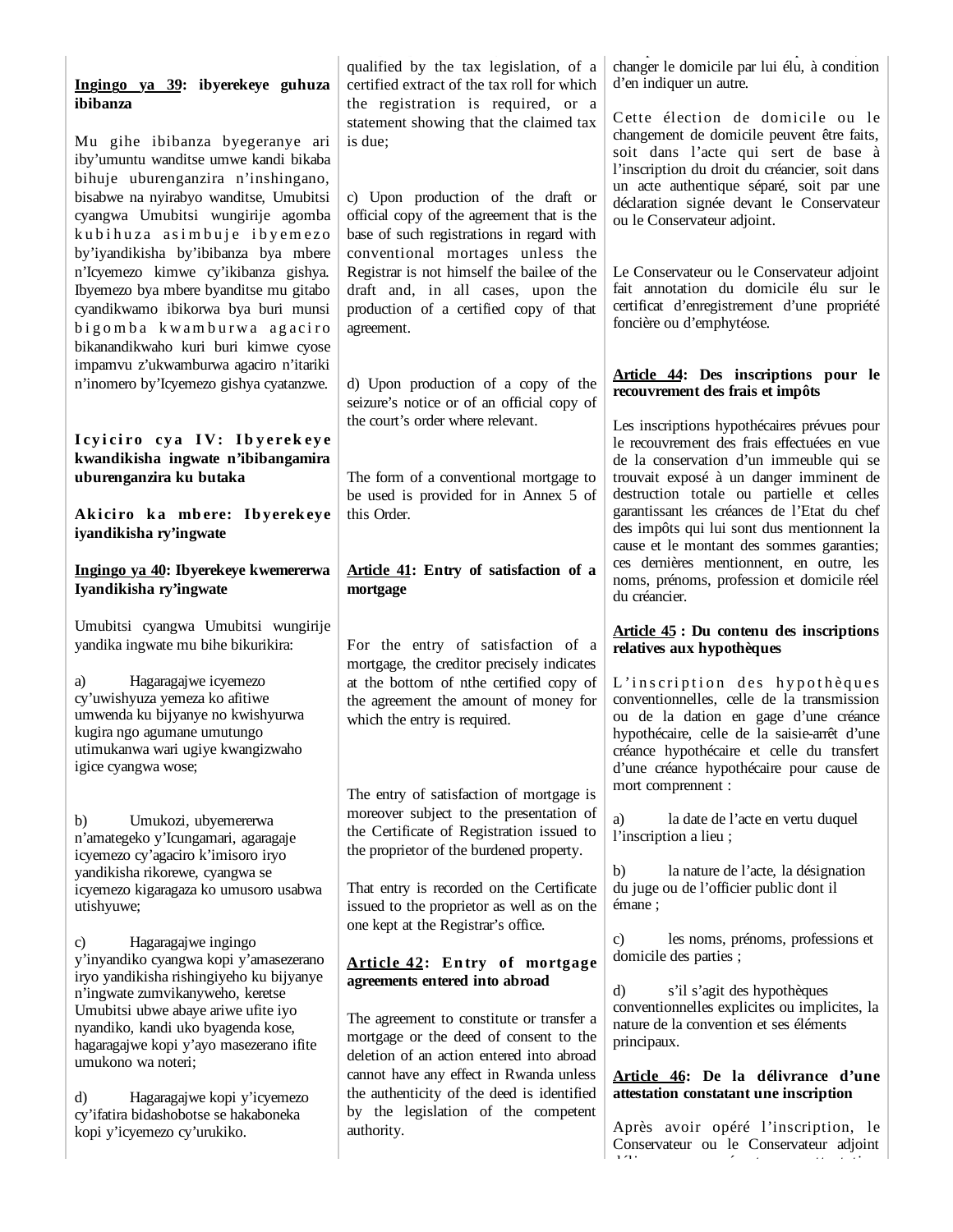**Ingingo ya 39: ibyerekeye guhuza ibibanza**

Mu gihe ibibanza byegeranye ari iby'umuntu wanditse umwe kandi bikaba bihuje uburenganzira n'inshingano, bisabwe na nyirabyo wanditse, Umubitsi cyangwa Umubitsi wungirije agomba kubihuza asimbuje ibyemezo by'iyandikisha by'ibibanza bya mbere n'Icyemezo kimwe cy'ikibanza gishya. Ibyemezo bya mbere byanditse mu gitabo cyandikwamo ibikorwa bya buri munsi bigomba kwamburwa agaciro bikanandikwaho kuri buri kimwe cyose impamvu z'ukwamburwa agaciro n'itariki n'inomero by'Icyemezo gishya cyatanzwe.

**Icyiciro cya IV: Ibyerekeye kwandikisha ingwate n'ibibangamira uburenganzira ku butaka**

**Akiciro ka mbere: Ibyerekeye iyandikisha ry'ingwate**

**Ingingo ya 40: Ibyerekeye kwemererwa Iyandikisha ry'ingwate**

Umubitsi cyangwa Umubitsi wungirije yandika ingwate mu bihe bikurikira:

a) Hagaragajwe icyemezo cy'uwishyuza yemeza ko afitiwe umwenda ku bijyanye no kwishyurwa kugira ngo agumane umutungo utimukanwa wari ugiye kwangizwaho igice cyangwa wose;

b) Umukozi, ubyemererwa n'amategeko y'Icungamari, agaragaje icyemezo cy'agaciro k'imisoro iryo yandikisha rikorewe, cyangwa se icyemezo kigaragaza ko umusoro usabwa utishyuwe;

c) Hagaragajwe ingingo y'inyandiko cyangwa kopi y'amasezerano iryo yandikisha rishingiyeho ku bijyanye n'ingwate zumvikanyweho, keretse Umubitsi ubwe abaye ariwe ufite iyo nyandiko, kandi uko byagenda kose, hagaragajwe kopi y'ayo masezerano ifite umukono wa noteri;

d) Hagaragajwe kopi y'icyemezo cy'ifatira bidashobotse se hakaboneka kopi y'icyemezo cy'urukiko.

qualified by the tax legislation, of a certified extract of the tax roll for which the registration is required, or a statement showing that the claimed tax is due;

c) Upon production of the draft or official copy of the agreement that is the base of such registrations in regard with conventional mortages unless the Registrar is not himself the bailee of the draft and, in all cases, upon the production of a certified copy of that agreement.

d) Upon production of a copy of the seizure's notice or of an official copy of the court's order where relevant.

The form of a conventional mortgage to be used is provided for in Annex 5 of this Order.

**Article 41: Entry of satisfaction of a mortgage**

For the entry of satisfaction of a mortgage, the creditor precisely indicates at the bottom of nthe certified copy of the agreement the amount of money for which the entry is required.

The entry of satisfaction of mortgage is moreover subject to the presentation of the Certificate of Registration issued to the proprietor of the burdened property.

That entry is recorded on the Certificate issued to the proprietor as well as on the one kept at the Registrar's office.

**Article 42: Entry of mortgage agreements entered into abroad**

The agreement to constitute or transfer a mortgage or the deed of consent to the deletion of an action entered into abroad cannot have any effect in Rwanda unless the authenticity of the deed is identified by the legislation of the competent authority.

changer le domicile par lui élu, à condition d'en indiquer un autre.

Cette élection de domicile ou le changement de domicile peuvent être faits, soit dans l'acte qui sert de base à l'inscription du droit du créancier, soit dans un acte authentique séparé, soit par une déclaration signée devant le Conservateur ou le Conservateur adjoint.

Le Conservateur ou le Conservateur adjoint fait annotation du domicile élu sur le certificat d'enregistrement d'une propriété foncière ou d'emphytéose.

**Article 44: Des inscriptions pour le recouvrement des frais et impôts**

Les inscriptions hypothécaires prévues pour le recouvrement des frais effectuées en vue de la conservation d'un immeuble qui se trouvait exposé à un danger imminent de destruction totale ou partielle et celles garantissant les créances de l'Etat du chef des impôts qui lui sont dus mentionnent la cause et le montant des sommes garanties; ces dernières mentionnent, en outre, les noms, prénoms, profession et domicile réel du créancier.

**Article 45 : Du contenu des inscriptions relatives aux hypothèques**

L'inscription des hypothèques conventionnelles, celle de la transmission ou de la dation en gage d'une créance hypothécaire, celle de la saisie-arrêt d'une créance hypothécaire et celle du transfert d'une créance hypothécaire pour cause de mort comprennent :

a) la date de l'acte en vertu duquel l'inscription a lieu ;

b) la nature de l'acte, la désignation du juge ou de l'officier public dont il émane ;

c) les noms, prénoms, professions et domicile des parties ;

d) s'il s'agit des hypothèques conventionnelles explicites ou implicites, la nature de la convention et ses éléments principaux.

**Article 46: De la délivrance d'une attestation constatant une inscription**

Après avoir opéré l'inscription, le Conservateur ou le Conservateur adjoint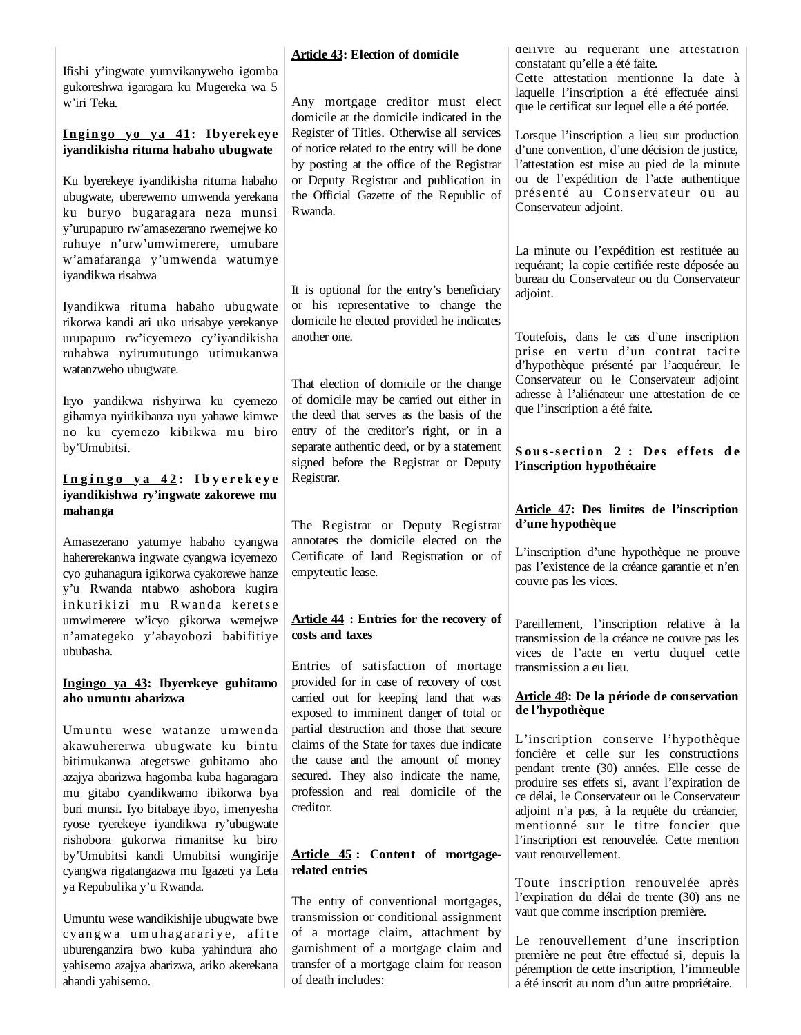Ifishi y'ingwate yumvikanyweho igomba gukoreshwa igaragara ku Mugereka wa 5 w'iri Teka.

**Ingingo yo ya 41: Ibyerekeye iyandikisha rituma habaho ubugwate**

Ku byerekeye iyandikisha rituma habaho ubugwate, uberewemo umwenda yerekana ku buryo bugaragara neza munsi y'urupapuro rw'amasezerano rwemejwe ko ruhuye n'urw'umwimerere, umubare w'amafaranga y'umwenda watumye iyandikwa risabwa

Iyandikwa rituma habaho ubugwate rikorwa kandi ari uko urisabye yerekanye urupapuro rw'icyemezo cy'iyandikisha ruhabwa nyirumutungo utimukanwa watanzweho ubugwate.

Iryo yandikwa rishyirwa ku cyemezo gihamya nyirikibanza uyu yahawe kimwe no ku cyemezo kibikwa mu biro by'Umubitsi.

**Ingingo ya 42: Ibyerekeye iyandikishwa ry'ingwate zakorewe mu mahanga**

Amasezerano yatumye habaho cyangwa haherereakanwa ingwate cyangwa icyemezo cyo guhanagura igikorwa cyakorewe hanze y'u Rwanda ntabwo ashobora kugira inkurikizi mu Rwanda keretse umwimerere w'icyo gikorwa wemejwe n'amategeko y'abayobozi babifitiye ububasha.

**Ingingo ya 43: Ibyerekeye guhitamo aho umuntu abarizwa**

Umuntu wese watanze umwenda akawuhererwa ubugwate ku bintu bitimukanwa ategetswe guhitamo aho azajya abarizwa hagomba kuba hagaragara mu gitabo cyandikwamo ibikorwa bya buri munsi. Iyo bitabaye ibyo, imenyesha ryose ryerekeye iyandikwa ry'ubugwate rishobora gukorwa rimanitse ku biro by'Umubitsi kandi Umubitsi wungirije cyangwa rigatangazwa mu Igazeti ya Leta ya Repubulika y'u Rwanda.

Umuntu wese wandikishije ubugwate bwe cyangwa umuhagarariye, afite uburenganzira bwo kuba yahindura aho yahisemo azajya abarizwa, ariko akerekana ahandi yahisemo.

**Article 43: Election of domicile**

Any mortgage creditor must elect domicile at the domicile indicated in the Register of Titles. Otherwise all services of notice related to the entry will be done by posting at the office of the Registrar or Deputy Registrar and publication in the Official Gazette of the Republic of Rwanda.

It is optional for the entry's beneficiary or his representative to change the domicile he elected provided he indicates another one.

That election of domicile or the change of domicile may be carried out either in the deed that serves as the basis of the entry of the creditor's right, or in a separate authentic deed, or by a statement signed before the Registrar or Deputy Registrar.

The Registrar or Deputy Registrar annotates the domicile elected on the Certificate of land Registration or of empyteutic lease.

**Article 44 : Entries for the recovery of costs and taxes**

Entries of satisfaction of mortage provided for in case of recovery of cost carried out for keeping land that was exposed to imminent danger of total or partial destruction and those that secure claims of the State for taxes due indicate the cause and the amount of money secured. They also indicate the name, profession and real domicile of the creditor.

**Article 45 : Content of mortgage-related entries**

The entry of conventional mortgages, transmission or conditional assignment of a mortage claim, attachment by garnishment of a mortgage claim and transfer of a mortgage claim for reason of death includes:

délivre au requérant une attestation constatant qu'elle a été faite.
Cette attestation mentionne la date à laquelle l'inscription a été effectuée ainsi que le certificat sur lequel elle a été portée.

Lorsque l'inscription a lieu sur production d'une convention, d'une décision de justice, l'attestation est mise au pied de la minute ou de l'expédition de l'acte authentique présenté au Conservateur ou au Conservateur adjoint.

La minute ou l'expédition est restituée au requérant; la copie certifiée reste déposée au bureau du Conservateur ou du Conservateur adjoint.

Toutefois, dans le cas d'une inscription prise en vertu d'un contrat tacite d'hypothèque présenté par l'acquéreur, le Conservateur ou le Conservateur adjoint adresse à l'aliénateur une attestation de ce que l'inscription a été faite.

**Sous-section 2 : Des effets de l'inscription hypothécaire**

**Article 47: Des limites de l'inscription d'une hypothèque**

L'inscription d'une hypothèque ne prouve pas l'existence de la créance garantie et n'en couvre pas les vices.

Pareillement, l'inscription relative à la transmission de la créance ne couvre pas les vices de l'acte en vertu duquel cette transmission a eu lieu.

**Article 48: De la période de conservation de l'hypothèque**

L'inscription conserve l'hypothèque foncière et celle sur les constructions pendant trente (30) années. Elle cesse de produire ses effets si, avant l'expiration de ce délai, le Conservateur ou le Conservateur adjoint n'a pas, à la requête du créancier, mentionné sur le titre foncier que l'inscription est renouvelée. Cette mention vaut renouvellement.

Toute inscription renouvelée après l'expiration du délai de trente (30) ans ne vaut que comme inscription première.

Le renouvellement d'une inscription première ne peut être effectué si, depuis la péremption de cette inscription, l'immeuble a été inscrit au nom d'un autre propriétaire.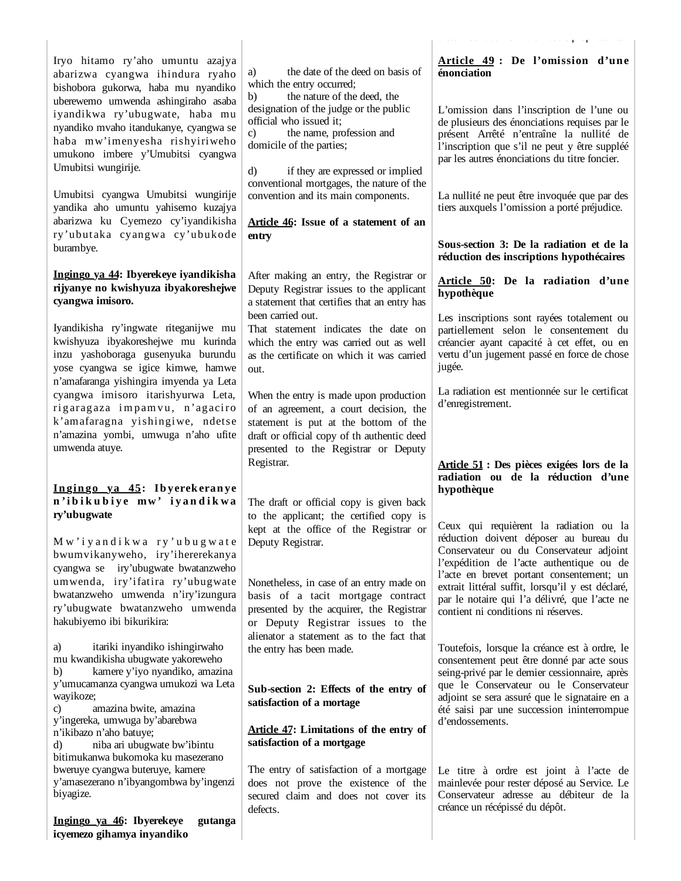Iryo hitamo ry'aho umuntu azajya abarizwa cyangwa ihindura ryaho bishobora gukorwa, haba mu nyandiko uberewemo umwenda ashingiraho asaba iyandikwa ry'ubugwate, haba mu nyandiko mvaho itandukanye, cyangwa se haba mw'imenyesha rishyiriweho umukono imbere y'Umubitsi cyangwa Umubitsi wungirije.

Umubitsi cyangwa Umubitsi wungirije yandika aho umuntu yahisemo kuzajya abarizwa ku Cyemezo cy'iyandikisha ry'ubutaka cyangwa cy'ubukode burambye.

**Ingingo ya 44: Ibyerekeye iyandikisha rijyanye no kwishyuza ibyakoreshejwe cyangwa imisoro.**

Iyandikisha ry'ingwate riteganijwe mu kwishyuza ibyakoreshejwe mu kurinda inzu yashoboraga gusenyuka burundu yose cyangwa se igice kimwe, hamwe n'amafaranga yishingira imyenda ya Leta cyangwa imisoro itarishyurwa Leta, rigaragaza impamvu, n'agaciro k'amafaragna yishingiwe, ndetse n'amazina yombi, umwuga n'aho ufite umwenda atuye.

**Ingingo ya 45: Ibyerekeranye n'ibikubiye mw' iyandikwa ry'ubugwate**

Mw'iyandikwa ry'ubugwate bwumvikanyweho, iry'ihererekanya cyangwa se iry'ubugwate bwatanzweho umwenda, iry'ifatira ry'ubugwate bwatanzweho umwenda n'iry'izungura ry'ubugwate bwatanzweho umwenda hakubiyemo ibi bikurikira:

a) itariki inyandiko ishingirwaho mu kwandikisha ubugwate yakoreweho
b) kamere y'iyo nyandiko, amazina y'umucamanza cyangwa umukozi wa Leta wayikoze;
c) amazina bwite, amazina y'ingereka, umwuga by'abarebwa n'ikibazo n'aho batuye;
d) niba ari ubugwate bw'ibintu bitimukanwa bukomoka ku masezerano bweruye cyangwa buteruye, kamere y'amasezerano n'ibyangombwa by'ingenzi biyagize.

**Ingingo ya 46: Ibyerekeye gutanga icyemezo gihamya inyandiko**

a) the date of the deed on basis of which the entry occurred;
b) the nature of the deed, the designation of the judge or the public official who issued it;
c) the name, profession and domicile of the parties;

d) if they are expressed or implied conventional mortgages, the nature of the convention and its main components.

**Article 46: Issue of a statement of an entry**

After making an entry, the Registrar or Deputy Registrar issues to the applicant a statement that certifies that an entry has been carried out.
That statement indicates the date on which the entry was carried out as well as the certificate on which it was carried out.

When the entry is made upon production of an agreement, a court decision, the statement is put at the bottom of the draft or official copy of th authentic deed presented to the Registrar or Deputy Registrar.

The draft or official copy is given back to the applicant; the certified copy is kept at the office of the Registrar or Deputy Registrar.

Nonetheless, in case of an entry made on basis of a tacit mortgage contract presented by the acquirer, the Registrar or Deputy Registrar issues to the alienator a statement as to the fact that the entry has been made.

**Sub-section 2: Effects of the entry of satisfaction of a mortage**

**Article 47: Limitations of the entry of satisfaction of a mortgage**

The entry of satisfaction of a mortgage does not prove the existence of the secured claim and does not cover its defects.

**Article 49 : De l'omission d'une énonciation**

L'omission dans l'inscription de l'une ou de plusieurs des énonciations requises par le présent Arrêté n'entraîne la nullité de l'inscription que s'il ne peut y être suppléé par les autres énonciations du titre foncier.

La nullité ne peut être invoquée que par des tiers auxquels l'omission a porté préjudice.

**Sous-section 3: De la radiation et de la réduction des inscriptions hypothécaires**

**Article 50: De la radiation d'une hypothèque**

Les inscriptions sont rayées totalement ou partiellement selon le consentement du créancier ayant capacité à cet effet, ou en vertu d'un jugement passé en force de chose jugée.

La radiation est mentionnée sur le certificat d'enregistrement.

**Article 51 : Des pièces exigées lors de la radiation ou de la réduction d'une hypothèque**

Ceux qui requièrent la radiation ou la réduction doivent déposer au bureau du Conservateur ou du Conservateur adjoint l'expédition de l'acte authentique ou de l'acte en brevet portant consentement; un extrait littéral suffit, lorsqu'il y est déclaré, par le notaire qui l'a délivré, que l'acte ne contient ni conditions ni réserves.

Toutefois, lorsque la créance est à ordre, le consentement peut être donné par acte sous seing-privé par le dernier cessionnaire, après que le Conservateur ou le Conservateur adjoint se sera assuré que le signataire en a été saisi par une succession ininterrompue d'endossements.

Le titre à ordre est joint à l'acte de mainlevée pour rester déposé au Service. Le Conservateur adresse au débiteur de la créance un récépissé du dépôt.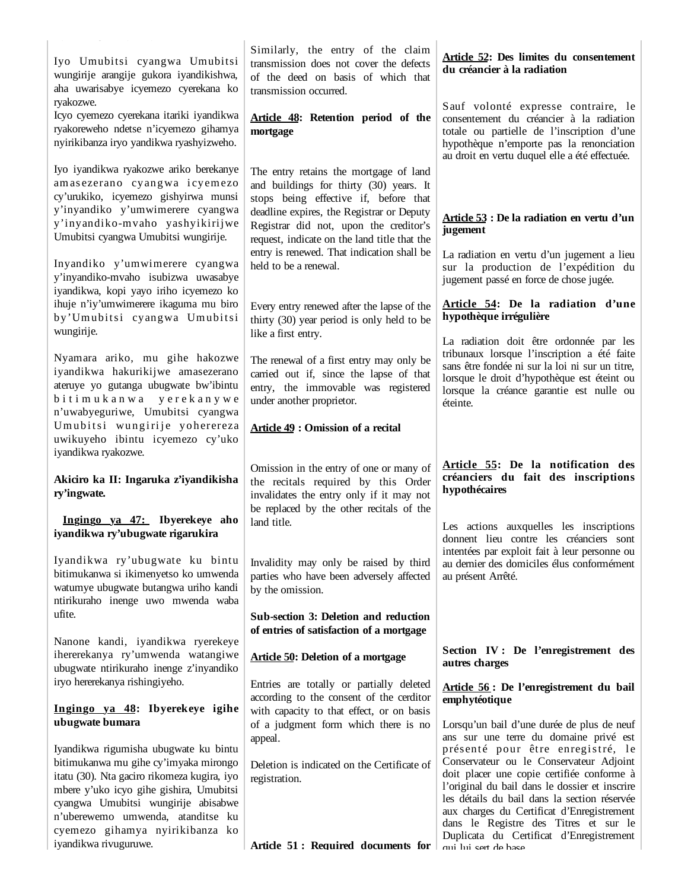Iyo Umubitsi cyangwa Umubitsi wungirije arangije gukora iyandikishwa, aha uwarisabye icyemezo cyerekana ko ryakozwe.
Icyo cyemezo cyerekana itariki iyandikwa ryakoreweho ndetse n'icyemezo gihamya nyirikibanza iryo yandikwa ryashyizweho.

Iyo iyandikwa ryakozwe ariko berekanye amasezerano cyangwa icyemezo cy'urukiko, icyemezo gishyirwa munsi y'inyandiko y'umwimerere cyangwa y'inyandiko-mvaho yashyikirijwe Umubitsi cyangwa Umubitsi wungirije.

Inyandiko y'umwimerere cyangwa y'inyandiko-mvaho isubizwa uwasabye iyandikwa, kopi yayo iriho icyemezo ko ihuje n'iy'umwimerere ikaguma mu biro by'Umubitsi cyangwa Umubitsi wungirije.

Nyamara ariko, mu gihe hakozwe iyandikwa hakurikijwe amasezerano ateruye yo gutanga ubugwate bw'ibintu bitimukanwa yerekanywe n'uwabyeguriwe, Umubitsi cyangwa Umubitsi wungirije yohereza uwikuyeho ibintu icyemezo cy'uko iyandikwa ryakozwe.

**Akiciro ka II: Ingaruka z'iyandikisha ry'ingwate.**

**Ingingo ya 47: Ibyerekeye aho iyandikwa ry'ubugwate rigarukira**

Iyandikwa ry'ubugwate ku bintu bitimukanwa si ikimenyetso ko umwenda watumye ubugwate butangwa uriho kandi ntirikuraho inenge uwo mwenda waba ufite.

Nanone kandi, iyandikwa ryerekeye ihererekanya ry'umwenda watangiwe ubugwate ntirikuraho inenge z'inyandiko iryo hererekanya rishingiyeho.

**Ingingo ya 48: Ibyerekeye igihe ubugwate bumara**

Iyandikwa rigumisha ubugwate ku bintu bitimukanwa mu gihe cy'imyaka mirongo itatu (30). Nta gaciro rikomeza kugira, iyo mbere y'uko icyo gihe gishira, Umubitsi cyangwa Umubitsi wungirije abisabwe n'uberewemo umwenda, atanditse ku cyemezo gihamya nyirikibanza ko iyandikwa rivuguruwe.

Similarly, the entry of the claim transmission does not cover the defects of the deed on basis of which that transmission occurred.

**Article 48: Retention period of the mortgage**

The entry retains the mortgage of land and buildings for thirty (30) years. It stops being effective if, before that deadline expires, the Registrar or Deputy Registrar did not, upon the creditor's request, indicate on the land title that the entry is renewed. That indication shall be held to be a renewal.

Every entry renewed after the lapse of the thirty (30) year period is only held to be like a first entry.

The renewal of a first entry may only be carried out if, since the lapse of that entry, the immovable was registered under another proprietor.

**Article 49 : Omission of a recital**

Omission in the entry of one or many of the recitals required by this Order invalidates the entry only if it may not be replaced by the other recitals of the land title.

Invalidity may only be raised by third parties who have been adversely affected by the omission.

**Sub-section 3: Deletion and reduction of entries of satisfaction of a mortgage**

**Article 50: Deletion of a mortgage**

Entries are totally or partially deleted according to the consent of the cerditor with capacity to that effect, or on basis of a judgment form which there is no appeal.

Deletion is indicated on the Certificate of registration.

**Article 51 : Required documents for**

**Article 52: Des limites du consentement du créancier à la radiation**

Sauf volonté expresse contraire, le consentement du créancier à la radiation totale ou partielle de l'inscription d'une hypothèque n'emporte pas la renonciation au droit en vertu duquel elle a été effectuée.

**Article 53 : De la radiation en vertu d'un jugement**

La radiation en vertu d'un jugement a lieu sur la production de l'expédition du jugement passé en force de chose jugée.

**Article 54: De la radiation d'une hypothèque irrégulière**

La radiation doit être ordonnée par les tribunaux lorsque l'inscription a été faite sans être fondée ni sur la loi ni sur un titre, lorsque le droit d'hypothèque est éteint ou lorsque la créance garantie est nulle ou éteinte.

**Article 55: De la notification des créanciers du fait des inscriptions hypothécaires**

Les actions auxquelles les inscriptions donnent lieu contre les créanciers sont intentées par exploit fait à leur personne ou au dernier des domiciles élus conformément au présent Arrêté.

**Section IV : De l'enregistrement des autres charges**

**Article 56 : De l'enregistrement du bail emphytéotique**

Lorsqu'un bail d'une durée de plus de neuf ans sur une terre du domaine privé est présenté pour être enregistré, le Conservateur ou le Conservateur Adjoint doit placer une copie certifiée conforme à l'original du bail dans le dossier et inscrire les détails du bail dans la section réservée aux charges du Certificat d'Enregistrement dans le Registre des Titres et sur le Duplicata du Certificat d'Enregistrement qui lui sert de base.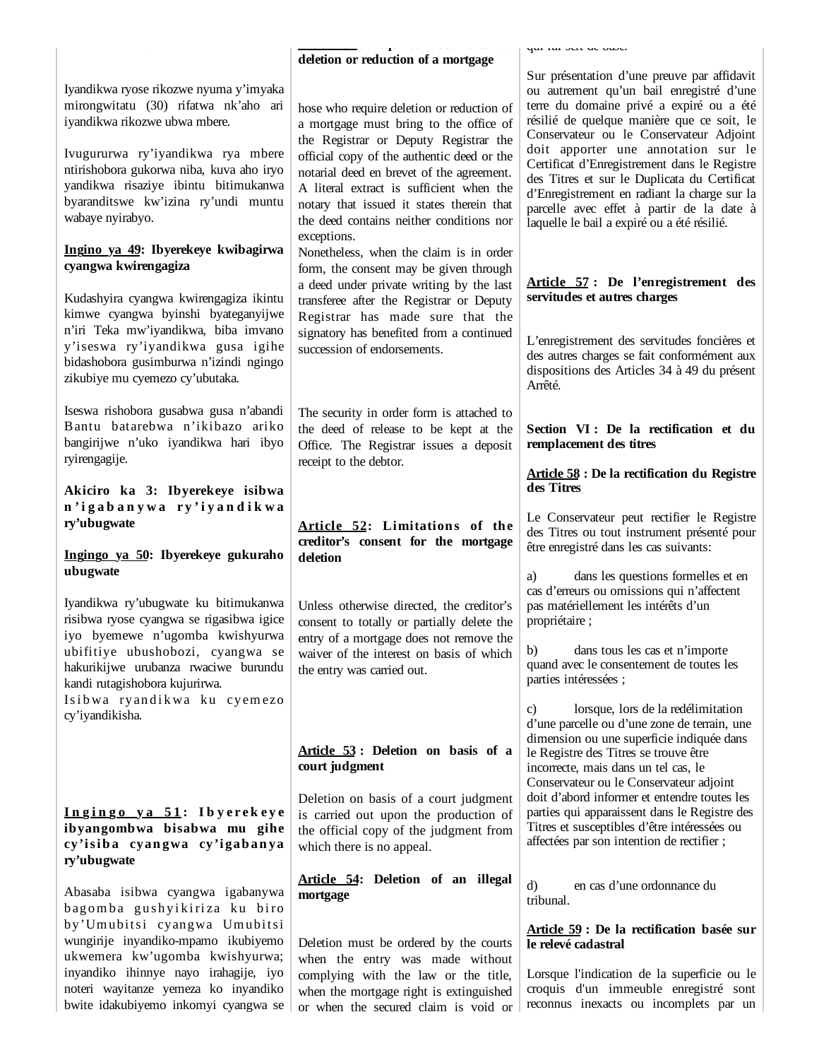Iyandikwa ryose rikozwe nyuma y'imyaka mirongwitatu (30) rifatwa nk'aho ari iyandikwa rikozwe ubwa mbere.

Ivugururwa ry'iyandikwa rya mbere ntirishobora gukorwa niba, kuva aho iryo yandikwa risaziye ibintu bitimukanwa byaranditswe kw'izina ry'undi muntu wabaye nyirabyo.

**Ingino ya 49: Ibyerekeye kwibagirwa cyangwa kwirengagiza**

Kudashyira cyangwa kwirengagiza ikintu kimwe cyangwa byinshi byateganyijwe n'iri Teka mw'iyandikwa, biba imvano y'iseswa ry'iyandikwa gusa igihe bidashobora gusimburwa n'izindi ngingo zikubiye mu cyemezo cy'ubutaka.

Iseswa rishobora gusabwa gusa n'abandi Bantu batarebwa n'ikibazo ariko bangirijwe n'uko iyandikwa hari ibyo ryirengagije.

**Akiciro ka 3: Ibyerekeye isibwa n'igabanywa ry'iyandikwa ry'ubugwate**

**Ingingo ya 50: Ibyerekeye gukuraho ubugwate**

Iyandikwa ry'ubugwate ku bitimukanwa risibwa ryose cyangwa se rigasibwa igice iyo byemewe n'ugomba kwishyurwa ubifitiye ubushobozi, cyangwa se hakurikijwe urubanza rwaciwe burundu kandi rutagishobora kujurirwa.
Isibwa ryandikwa ku cyemezo cy'iyandikisha.

**Ingingo ya 51: Ibyerekeye ibyangombwa bisabwa mu gihe cy'isiba cyangwa cy'igabanya ry'ubugwate**

Abasaba isibwa cyangwa igabanywa bagomba gushyikiriza ku biro by'Umubitsi cyangwa Umubitsi wungirije inyandiko-mpamo ikubiyemo ukwemera kw'ugomba kwishyurwa; inyandiko ihinnye nayo irahagije, iyo noteri wayitanze yemeza ko inyandiko bwite idakubiyemo inkomyi cyangwa se

**...: ... deletion or reduction of a mortgage**

hose who require deletion or reduction of a mortgage must bring to the office of the Registrar or Deputy Registrar the official copy of the authentic deed or the notarial deed en brevet of the agreement. A literal extract is sufficient when the notary that issued it states therein that the deed contains neither conditions nor exceptions.
Nonetheless, when the claim is in order form, the consent may be given through a deed under private writing by the last transferee after the Registrar or Deputy Registrar has made sure that the signatory has benefited from a continued succession of endorsements.

The security in order form is attached to the deed of release to be kept at the Office. The Registrar issues a deposit receipt to the debtor.

**Article 52: Limitations of the creditor's consent for the mortgage deletion**

Unless otherwise directed, the creditor's consent to totally or partially delete the entry of a mortgage does not remove the waiver of the interest on basis of which the entry was carried out.

**Article 53: Deletion on basis of a court judgment**

Deletion on basis of a court judgment is carried out upon the production of the official copy of the judgment from which there is no appeal.

**Article 54: Deletion of an illegal mortgage**

Deletion must be ordered by the courts when the entry was made without complying with the law or the title, when the mortgage right is extinguished or when the secured claim is void or

qui lui sert de base.

Sur présentation d'une preuve par affidavit ou autrement qu'un bail enregistré d'une terre du domaine privé a expiré ou a été résilié de quelque manière que ce soit, le Conservateur ou le Conservateur Adjoint doit apporter une annotation sur le Certificat d'Enregistrement dans le Registre des Titres et sur le Duplicata du Certificat d'Enregistrement en radiant la charge sur la parcelle avec effet à partir de la date à laquelle le bail a expiré ou a été résilié.

**Article 57 : De l'enregistrement des servitudes et autres charges**

L'enregistrement des servitudes foncières et des autres charges se fait conformément aux dispositions des Articles 34 à 49 du présent Arrêté.

**Section VI : De la rectification et du remplacement des titres**

**Article 58 : De la rectification du Registre des Titres**

Le Conservateur peut rectifier le Registre des Titres ou tout instrument présenté pour être enregistré dans les cas suivants:

a) dans les questions formelles et en cas d'erreurs ou omissions qui n'affectent pas matériellement les intérêts d'un propriétaire ;

b) dans tous les cas et n'importe quand avec le consentement de toutes les parties intéressées ;

c) lorsque, lors de la redélimitation d'une parcelle ou d'une zone de terrain, une dimension ou une superficie indiquée dans le Registre des Titres se trouve être incorrecte, mais dans un tel cas, le Conservateur ou le Conservateur adjoint doit d'abord informer et entendre toutes les parties qui apparaissent dans le Registre des Titres et susceptibles d'être intéressées ou affectées par son intention de rectifier ;

d) en cas d'une ordonnance du tribunal.

**Article 59 : De la rectification basée sur le relevé cadastral**

Lorsque l'indication de la superficie ou le croquis d'un immeuble enregistré sont reconnus inexacts ou incomplets par un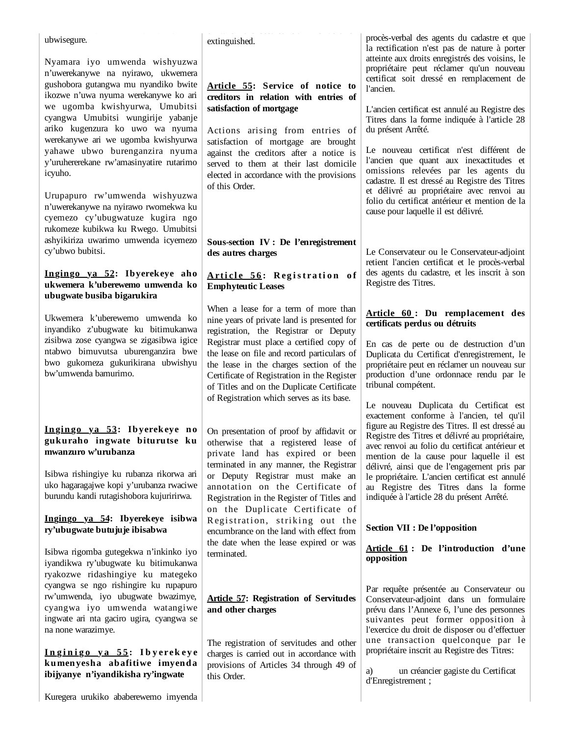ubwisegure.

Nyamara iyo umwenda wishyuzwa n'uwerekanywe na nyirawo, ukwemera gushobora gutangwa mu nyandiko bwite ikozwe n'uwa nyuma werekanywe ko ari we ugomba kwishyurwa, Umubitsi cyangwa Umubitsi wungirije yabanje ariko kugenzura ko uwo wa nyuma werekanywe ari we ugomba kwishyurwa yahawe ubwo burenganzira nyuma y'uruhererekane rw'amasinyatire rutarimo icyuho.

Urupapuro rw'umwenda wishyuzwa n'uwerekanywe na nyirawo rwomekwa ku cyemezo cy'ubugwatuze kugira ngo rukomeze kubikwa ku Rwego. Umubitsi ashyikiriza uwarimo umwenda icyemezo cy'ubwo bubitsi.

**Ingingo ya 52: Ibyerekeye aho ukwemera k'uberewemo umwenda ko ubugwate busiba bigarukira**

Ukwemera k'uberewemo umwenda ko inyandiko z'ubugwate ku bitimukanwa zisibwa zose cyangwa se zigasibwa igice ntabwo bimuvutsa uburenganzira bwe bwo gukomeza gukurikirana ubwishyu bw'umwenda bamurimo.

**Ingingo ya 53: Ibyerekeye no gukuraho ingwate biturutse ku mwanzuro w'urubanza**

Isibwa rishingiye ku rubanza rikorwa ari uko hagaragajwe kopi y'urubanza rwaciwe burundu kandi rutagishobora kujuririrwa.

**Ingingo ya 54: Ibyerekeye isibwa ry'ubugwate butujuje ibisabwa**

Isibwa rigomba gutegekwa n'inkinko iyo iyandikwa ry'ubugwate ku bitimukanwa ryakozwe ridashingiye ku mategeko cyangwa se ngo rishingire ku rupapuro rw'umwenda, iyo ubugwate bwazimye, cyangwa iyo umwenda watangiwe ingwate ari nta gaciro ugira, cyangwa se na none warazimye.

**Inginigo ya 55: Ibyerekeye kumenyesha abafitiwe imyenda ibijyanye n'iyandikisha ry'ingwate**

Kuregera urukiko ababerewemo imyenda

extinguished.

**Article 55: Service of notice to creditors in relation with entries of satisfaction of mortgage**

Actions arising from entries of satisfaction of mortgage are brought against the creditors after a notice is served to them at their last domicile elected in accordance with the provisions of this Order.

**Sous-section IV : De l'enregistrement des autres charges**

**Article 56: Registration of Emphyteutic Leases**

When a lease for a term of more than nine years of private land is presented for registration, the Registrar or Deputy Registrar must place a certified copy of the lease on file and record particulars of the lease in the charges section of the Certificate of Registration in the Register of Titles and on the Duplicate Certificate of Registration which serves as its base.

On presentation of proof by affidavit or otherwise that a registered lease of private land has expired or been terminated in any manner, the Registrar or Deputy Registrar must make an annotation on the Certificate of Registration in the Register of Titles and on the Duplicate Certificate of Registration, striking out the encumbrance on the land with effect from the date when the lease expired or was terminated.

**Article 57: Registration of Servitudes and other charges**

The registration of servitudes and other charges is carried out in accordance with provisions of Articles 34 through 49 of this Order.

procès-verbal des agents du cadastre et que la rectification n'est pas de nature à porter atteinte aux droits enregistrés des voisins, le propriétaire peut réclamer qu'un nouveau certificat soit dressé en remplacement de l'ancien.

L'ancien certificat est annulé au Registre des Titres dans la forme indiquée à l'article 28 du présent Arrêté.

Le nouveau certificat n'est différent de l'ancien que quant aux inexactitudes et omissions relevées par les agents du cadastre. Il est dressé au Registre des Titres et délivré au propriétaire avec renvoi au folio du certificat antérieur et mention de la cause pour laquelle il est délivré.

Le Conservateur ou le Conservateur-adjoint retient l'ancien certificat et le procès-verbal des agents du cadastre, et les inscrit à son Registre des Titres.

**Article 60 : Du remplacement des certificats perdus ou détruits**

En cas de perte ou de destruction d'un Duplicata du Certificat d'enregistrement, le propriétaire peut en réclamer un nouveau sur production d'une ordonnace rendu par le tribunal compétent.

Le nouveau Duplicata du Certificat est exactement conforme à l'ancien, tel qu'il figure au Registre des Titres. Il est dressé au Registre des Titres et délivré au propriétaire, avec renvoi au folio du certificat antérieur et mention de la cause pour laquelle il est délivré, ainsi que de l'engagement pris par le propriétaire. L'ancien certificat est annulé au Registre des Titres dans la forme indiquée à l'article 28 du présent Arrêté.

**Section VII : De l'opposition**

**Article 61 : De l'introduction d'une opposition**

Par requête présentée au Conservateur ou Conservateur-adjoint dans un formulaire prévu dans l'Annexe 6, l'une des personnes suivantes peut former opposition à l'exercice du droit de disposer ou d'effectuer une transaction quelconque par le propriétaire inscrit au Registre des Titres:

a) un créancier gagiste du Certificat d'Enregistrement ;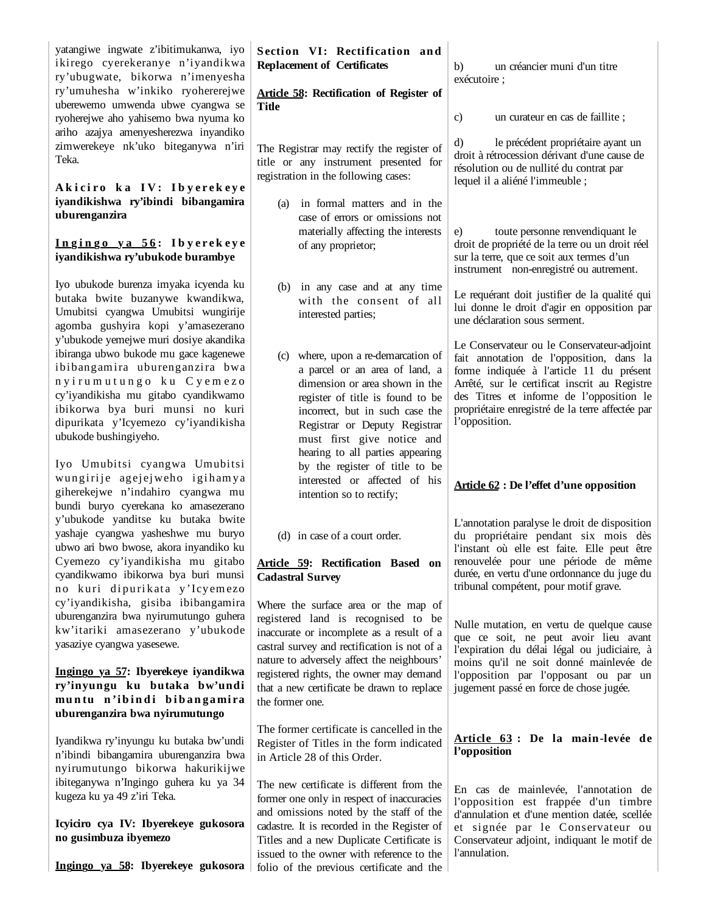yatangiwe ingwate z'ibitimukanwa, iyo ikirego cyerekeranye n'iyandikwa ry'ubugwate, bikorwa n'imenyesha ry'umuhesha w'inkiko ryohererejwe uberewemo umwenda ubwe cyangwa se ryoherejwe aho yahisemo bwa nyuma ko ariho azajya amenyesherezwa inyandiko zimwerekeye nk'uko biteganywa n'iri Teka.

**Akiciro ka IV: Ibyerekeye iyandikishwa ry'ibindi bibangamira uburenganzira**

**Ingingo ya 56: Ibyerekeye iyandikishwa ry'ubukode burambye**

Iyo ubukode burenza imyaka icyenda ku butaka bwite buzanywe kwandikwa, Umubitsi cyangwa Umubitsi wungirije agomba gushyira kopi y'amasezerano y'ubukode yemejwe muri dosiye akandika ibiranga ubwo bukode mu gace kagenewe ibibangamira uburenganzira bwa nyirumutungo ku Cyemezo cy'iyandikisha mu gitabo cyandikwamo ibikorwa bya buri munsi no kuri dipurikata y'Icyemezo cy'iyandikisha ubukode bushingiyeho.

Iyo Umubitsi cyangwa Umubitsi wungirije agejejweho igihamya giherekejwe n'indahiro cyangwa mu bundi buryo cyerekana ko amasezerano y'ubukode yanditse ku butaka bwite yashaje cyangwa yasheshwe mu buryo ubwo ari bwo bwose, akora inyandiko ku Cyemezo cy'iyandikisha mu gitabo cyandikwamo ibikorwa bya buri munsi no kuri dipurikata y'Icyemezo cy'iyandikisha, gisiba ibibangamira uburenganzira bwa nyirumutungo guhera kw'itariki amasezerano y'ubukode yasaziye cyangwa yasesewe.

**Ingingo ya 57: Ibyerekeye iyandikwa ry'inyungu ku butaka bw'undi muntu n'ibindi bibangamira uburenganzira bwa nyirumutungo**

Iyandikwa ry'inyungu ku butaka bw'undi n'ibindi bibangamira uburenganzira bwa nyirumutungo bikorwa hakurikijwe ibiteganywa n'Ingingo guhera ku ya 34 kugeza ku ya 49 z'iri Teka.

**Icyiciro cya IV: Ibyerekeye gukosora no gusimbuza ibyemezo**

**Ingingo ya 58: Ibyerekeye gukosora**

**Section VI: Rectification and Replacement of Certificates**

**Article 58: Rectification of Register of Title**

The Registrar may rectify the register of title or any instrument presented for registration in the following cases:

(a) in formal matters and in the case of errors or omissions not materially affecting the interests of any proprietor;

(b) in any case and at any time with the consent of all interested parties;

(c) where, upon a re-demarcation of a parcel or an area of land, a dimension or area shown in the register of title is found to be incorrect, but in such case the Registrar or Deputy Registrar must first give notice and hearing to all parties appearing by the register of title to be interested or affected of his intention so to rectify;

(d) in case of a court order.

**Article 59: Rectification Based on Cadastral Survey**

Where the surface area or the map of registered land is recognised to be inaccurate or incomplete as a result of a castral survey and rectification is not of a nature to adversely affect the neighbours' registered rights, the owner may demand that a new certificate be drawn to replace the former one.

The former certificate is cancelled in the Register of Titles in the form indicated in Article 28 of this Order.

The new certificate is different from the former one only in respect of inaccuracies and omissions noted by the staff of the cadastre. It is recorded in the Register of Titles and a new Duplicate Certificate is issued to the owner with reference to the folio of the previous certificate and the

b) un créancier muni d'un titre exécutoire ;

c) un curateur en cas de faillite ;

d) le précédent propriétaire ayant un droit à rétrocession dérivant d'une cause de résolution ou de nullité du contrat par lequel il a aliéné l'immeuble ;

e) toute personne renvendiquant le droit de propriété de la terre ou un droit réel sur la terre, que ce soit aux termes d'un instrument non-enregistré ou autrement.

Le requérant doit justifier de la qualité qui lui donne le droit d'agir en opposition par une déclaration sous serment.

Le Conservateur ou le Conservateur-adjoint fait annotation de l'opposition, dans la forme indiquée à l'article 11 du présent Arrêté, sur le certificat inscrit au Registre des Titres et informe de l'opposition le propriétaire enregistré de la terre affectée par l'opposition.

**Article 62 : De l'effet d'une opposition**

L'annotation paralyse le droit de disposition du propriétaire pendant six mois dès l'instant où elle est faite. Elle peut être renouvelée pour une période de même durée, en vertu d'une ordonnance du juge du tribunal compétent, pour motif grave.

Nulle mutation, en vertu de quelque cause que ce soit, ne peut avoir lieu avant l'expiration du délai légal ou judiciaire, à moins qu'il ne soit donné mainlevée de l'opposition par l'opposant ou par un jugement passé en force de chose jugée.

**Article 63 : De la main-levée de l'opposition**

En cas de mainlevée, l'annotation de l'opposition est frappée d'un timbre d'annulation et d'une mention datée, scellée et signée par le Conservateur ou Conservateur adjoint, indiquant le motif de l'annulation.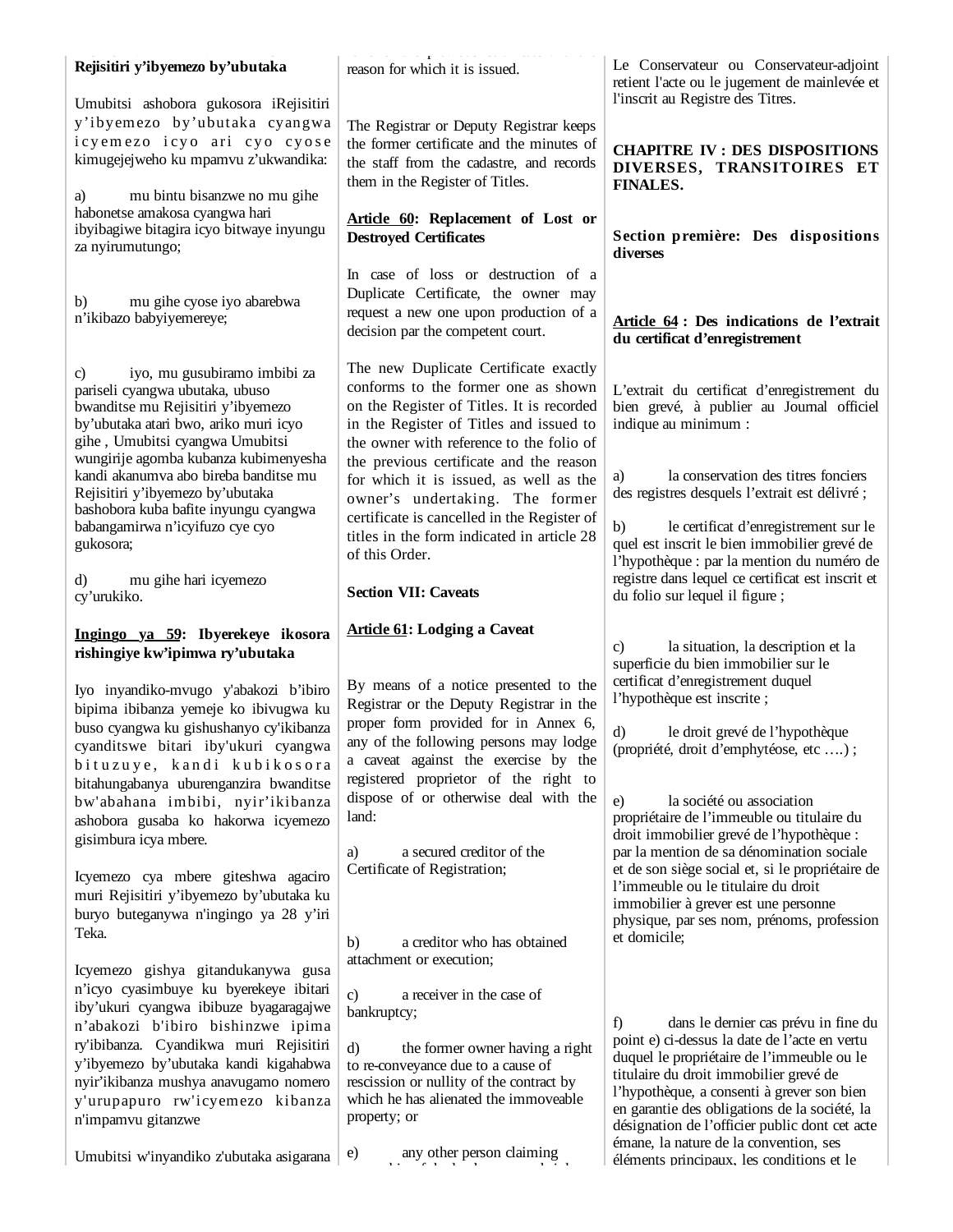**Rejisitiri y'ibyemezo by'ubutaka**

Umubitsi ashobora gukosora iRejisitiri y'ibyemezo by'ubutaka cyangwa icyemezo icyo ari cyo cyose kimugejejweho ku mpamvu z'ukwandika:

a) mu bintu bisanzwe no mu gihe habonetse amakosa cyangwa hari ibyibagiwe bitagira icyo bitwaye inyungu za nyirumutungo;

b) mu gihe cyose iyo abarebwa n'ikibazo babyiyemereye;

c) iyo, mu gusubiramo imbibi za pariseli cyangwa ubutaka, ubuso bwanditse mu Rejisitiri y'ibyemezo by'ubutaka atari bwo, ariko muri icyo gihe , Umubitsi cyangwa Umubitsi wungirije agomba kubanza kubimenyesha kandi akanumva abo bireba banditse mu Rejisitiri y'ibyemezo by'ubutaka bashobora kuba bafite inyungu cyangwa babangamirwa n'icyifuzo cye cyo gukosora;

d) mu gihe hari icyemezo cy'urukiko.

**Ingingo ya 59: Ibyerekeye ikosora rishingiye kw'ipimwa ry'ubutaka**

Iyo inyandiko-mvugo y'abakozi b'ibiro bipima ibibanza yemeje ko ibivugwa ku buso cyangwa ku gishushanyo cy'ikibanza cyanditswe bitari iby'ukuri cyangwa bituzuye, kandi kubikosora bitahungabanya uburenganzira bwanditse bw'abahana imbibi, nyir'ikibanza ashobora gusaba ko hakorwa icyemezo gisimbura icya mbere.

Icyemezo cya mbere giteshwa agaciro muri Rejisitiri y'ibyemezo by'ubutaka ku buryo buteganywa n'ingingo ya 28 y'iri Teka.

Icyemezo gishya gitandukanywa gusa n'icyo cyasimbuye ku byerekeye ibitari iby'ukuri cyangwa ibibuze byagaragajwe n'abakozi b'ibiro bishinzwe ipima ry'ibibanza. Cyandikwa muri Rejisitiri y'ibyemezo by'ubutaka kandi kigahabwa nyir'ikibanza mushya anavugamo nomero y'urupapuro rw'icyemezo kibanza n'impamvu gitanzwe

Umubitsi w'inyandiko z'ubutaka asigarana

reason for which it is issued.

The Registrar or Deputy Registrar keeps the former certificate and the minutes of the staff from the cadastre, and records them in the Register of Titles.

**Article 60: Replacement of Lost or Destroyed Certificates**

In case of loss or destruction of a Duplicate Certificate, the owner may request a new one upon production of a decision par the competent court.

The new Duplicate Certificate exactly conforms to the former one as shown on the Register of Titles. It is recorded in the Register of Titles and issued to the owner with reference to the folio of the previous certificate and the reason for which it is issued, as well as the owner's undertaking. The former certificate is cancelled in the Register of titles in the form indicated in article 28 of this Order.

**Section VII: Caveats**

**Article 61: Lodging a Caveat**

By means of a notice presented to the Registrar or the Deputy Registrar in the proper form provided for in Annex 6, any of the following persons may lodge a caveat against the exercise by the registered proprietor of the right to dispose of or otherwise deal with the land:

a) a secured creditor of the Certificate of Registration;

b) a creditor who has obtained attachment or execution;

c) a receiver in the case of bankruptcy;

d) the former owner having a right to re-conveyance due to a cause of rescission or nullity of the contract by which he has alienated the immoveable property; or

e) any other person claiming

Le Conservateur ou Conservateur-adjoint retient l'acte ou le jugement de mainlevée et l'inscrit au Registre des Titres.

**CHAPITRE IV : DES DISPOSITIONS DIVERSES, TRANSITOIRES ET FINALES.**

**Section première: Des dispositions diverses**

**Article 64 : Des indications de l'extrait du certificat d'enregistrement**

L'extrait du certificat d'enregistrement du bien grevé, à publier au Journal officiel indique au minimum :

a) la conservation des titres fonciers des registres desquels l'extrait est délivré ;

b) le certificat d'enregistrement sur le quel est inscrit le bien immobilier grevé de l'hypothèque : par la mention du numéro de registre dans lequel ce certificat est inscrit et du folio sur lequel il figure ;

c) la situation, la description et la superficie du bien immobilier sur le certificat d'enregistrement duquel l'hypothèque est inscrite ;

d) le droit grevé de l'hypothèque (propriété, droit d'emphytéose, etc ….) ;

e) la société ou association propriétaire de l'immeuble ou titulaire du droit immobilier grevé de l'hypothèque : par la mention de sa dénomination sociale et de son siège social et, si le propriétaire de l'immeuble ou le titulaire du droit immobilier à grever est une personne physique, par ses nom, prénoms, profession et domicile;

f) dans le dernier cas prévu in fine du point e) ci-dessus la date de l'acte en vertu duquel le propriétaire de l'immeuble ou le titulaire du droit immobilier grevé de l'hypothèque, a consenti à grever son bien en garantie des obligations de la société, la désignation de l'officier public dont cet acte émane, la nature de la convention, ses éléments principaux, les conditions et le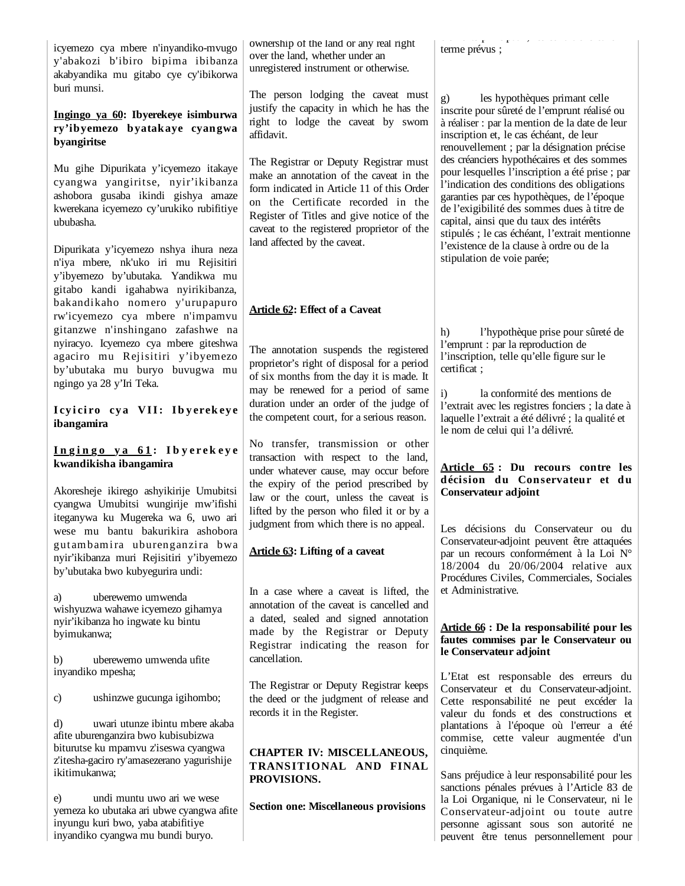icyemezo cya mbere n'inyandiko-mvugo y'abakozi b'ibiro bipima ibibanza akabyandika mu gitabo cye cy'ibikorwa buri munsi.

**<u>Ingingo ya 60</u>: Ibyerekeye isimburwa ry'ibyemezo byatakaye cyangwa byangiritse**

Mu gihe Dipurikata y'icyemezo itakaye cyangwa yangiritse, nyir'ikibanza ashobora gusaba ikindi gishya amaze kwerekana icyemezo cy'urukiko rubifitiye ububasha.

Dipurikata y'icyemezo nshya ihura neza n'iya mbere, nk'uko iri mu Rejisitiri y'ibyemezo by'ubutaka. Yandikwa mu gitabo kandi igahabwa nyirikibanza, bakandikaho nomero y'urupapuro rw'icyemezo cya mbere n'impamvu gitanzwe n'inshingano zafashwe na nyiracyo. Icyemezo cya mbere giteshwa agaciro mu Rejisitiri y'ibyemezo by'ubutaka mu buryo buvugwa mu ngingo ya 28 y'Iri Teka.

**Icyiciro cya VII: Ibyerekeye ibangamira**

**<u>Ingingo ya 61</u>: Ibyerekeye kwandikisha ibangamira**

Akoresheje ikirego ashyikirije Umubitsi cyangwa Umubitsi wungirije mw'ifishi iteganywa ku Mugereka wa 6, uwo ari wese mu bantu bakurikira ashobora gutambamira uburenganzira bwa nyir'ikibanza muri Rejisitiri y'ibyemezo by'ubutaka bwo kubyegurira undi:

a) uberewemo umwenda wishyuzwa wahawe icyemezo gihamya nyir'ikibanza ho ingwate ku bintu byimukanwa;

b) uberewemo umwenda ufite inyandiko mpesha;

c) ushinzwe gucunga igihombo;

d) uwari utunze ibintu mbere akaba afite uburenganzira bwo kubisubizwa biturutse ku mpamvu z'iseswa cyangwa z'itesha-gaciro ry'amasezerano yagurishije ikitimukanwa;

e) undi muntu uwo ari we wese yemeza ko ubutaka ari ubwe cyangwa afite inyungu kuri bwo, yaba atabifitiye inyandiko cyangwa mu bundi buryo.

ownership of the land or any real right over the land, whether under an unregistered instrument or otherwise.

The person lodging the caveat must justify the capacity in which he has the right to lodge the caveat by sworn affidavit.

The Registrar or Deputy Registrar must make an annotation of the caveat in the form indicated in Article 11 of this Order on the Certificate recorded in the Register of Titles and give notice of the caveat to the registered proprietor of the land affected by the caveat.

**<u>Article 62</u>: Effect of a Caveat**

The annotation suspends the registered proprietor's right of disposal for a period of six months from the day it is made. It may be renewed for a period of same duration under an order of the judge of the competent court, for a serious reason.

No transfer, transmission or other transaction with respect to the land, under whatever cause, may occur before the expiry of the period prescribed by law or the court, unless the caveat is lifted by the person who filed it or by a judgment from which there is no appeal.

**<u>Article 63</u>: Lifting of a caveat**

In a case where a caveat is lifted, the annotation of the caveat is cancelled and a dated, sealed and signed annotation made by the Registrar or Deputy Registrar indicating the reason for cancellation.

The Registrar or Deputy Registrar keeps the deed or the judgment of release and records it in the Register.

**CHAPTER IV: MISCELLANEOUS, TRANSITIONAL AND FINAL PROVISIONS.**

**Section one: Miscellaneous provisions**

terme prévus ;

g) les hypothèques primant celle inscrite pour sûreté de l'emprunt réalisé ou à réaliser : par la mention de la date de leur inscription et, le cas échéant, de leur renouvellement ; par la désignation précise des créanciers hypothécaires et des sommes pour lesquelles l'inscription a été prise ; par l'indication des conditions des obligations garanties par ces hypothèques, de l'époque de l'exigibilité des sommes dues à titre de capital, ainsi que du taux des intérêts stipulés ; le cas échéant, l'extrait mentionne l'existence de la clause à ordre ou de la stipulation de voie parée;

h) l'hypothèque prise pour sûreté de l'emprunt : par la reproduction de l'inscription, telle qu'elle figure sur le certificat ;

i) la conformité des mentions de l'extrait avec les registres fonciers ; la date à laquelle l'extrait a été délivré ; la qualité et le nom de celui qui l'a délivré.

**<u>Article 65</u> : Du recours contre les décision du Conservateur et du Conservateur adjoint**

Les décisions du Conservateur ou du Conservateur-adjoint peuvent être attaquées par un recours conformément à la Loi N° 18/2004 du 20/06/2004 relative aux Procédures Civiles, Commerciales, Sociales et Administrative.

**<u>Article 66</u> : De la responsabilité pour les fautes commises par le Conservateur ou le Conservateur adjoint**

L'Etat est responsable des erreurs du Conservateur et du Conservateur-adjoint. Cette responsabilité ne peut excéder la valeur du fonds et des constructions et plantations à l'époque où l'erreur a été commise, cette valeur augmentée d'un cinquième.

Sans préjudice à leur responsabilité pour les sanctions pénales prévues à l'Article 83 de la Loi Organique, ni le Conservateur, ni le Conservateur-adjoint ou toute autre personne agissant sous son autorité ne peuvent être tenus personnellement pour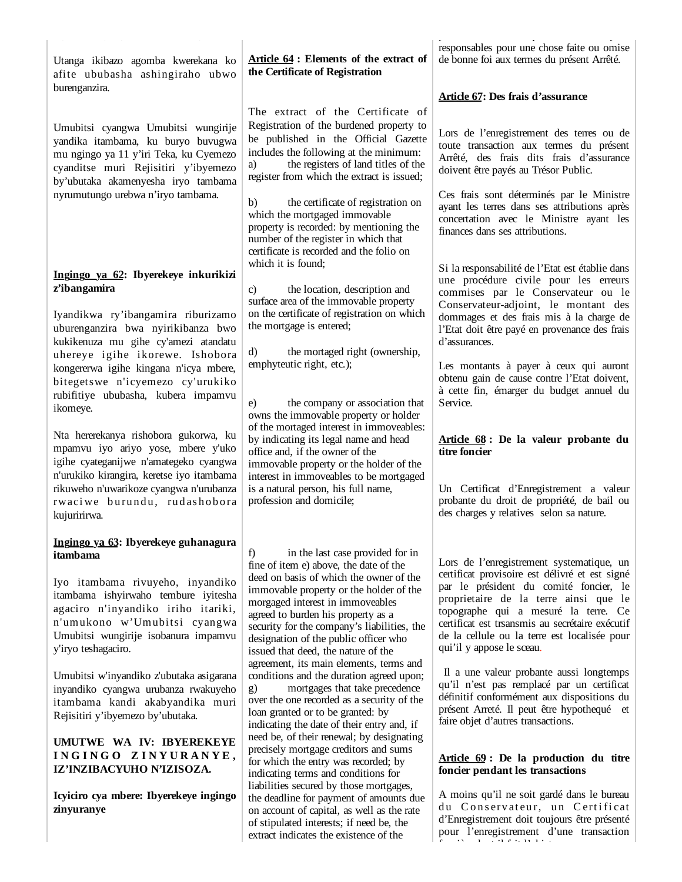Utanga ikibazo agomba kwerekana ko afite ububasha ashingiraho ubwo burenganzira.

Umubitsi cyangwa Umubitsi wungirije yandika itambama, ku buryo buvugwa mu ngingo ya 11 y'iri Teka, ku Cyemezo cyanditse muri Rejisitiri y'ibyemezo by'ubutaka akamenyesha iryo tambama nyirumutungo urebwa n'iryo tambama.

**Ingingo ya 62: Ibyerekeye inkurikizi z'ibangamira**

Iyandikwa ry'ibangamira riburizamo uburenganzira bwa nyirikibanza bwo kukikenuza mu gihe cy'amezi atandatu uhereye igihe ikorewe. Ishobora kongererwa igihe kingana n'icya mbere, bitegetswe n'icyemezo cy'urukiko rubifitiye ububasha, kubera impamvu ikomeye.

Nta hererekanya rishobora gukorwa, ku mpamvu iyo ariyo yose, mbere y'uko igihe cyateganijwe n'amategeko cyangwa n'urukiko kirangira, keretse iyo itambama rikuweho n'uwarikoze cyangwa n'urubanza rwaciwe burundu, rudashobora kujuririrwa.

**Ingingo ya 63: Ibyerekeye guhanagura itambama**

Iyo itambama rivuyeho, inyandiko itambama ishyirwaho tembure iyitesha agaciro n'inyandiko iriho itariki, n'umukono w'Umubitsi cyangwa Umubitsi wungirije isobanura impamvu y'iryo teshagaciro.

Umubitsi w'inyandiko z'ubutaka asigarana inyandiko cyangwa urubanza rwakuyeho itambama kandi akabyandika muri Rejisitiri y'ibyemezo by'ubutaka.

**UMUTWE WA IV: IBYEREKEYE INGINGO ZINYURANYE, IZ'INZIBACYUHO N'IZISOZA.**

**Icyiciro cya mbere: Ibyerekeye ingingo zinyuranye**

**Article 64 : Elements of the extract of the Certificate of Registration**

The extract of the Certificate of Registration of the burdened property to be published in the Official Gazette includes the following at the minimum:

a) the registers of land titles of the register from which the extract is issued;

b) the certificate of registration on which the mortgaged immovable property is recorded: by mentioning the number of the register in which that certificate is recorded and the folio on which it is found;

c) the location, description and surface area of the immovable property on the certificate of registration on which the mortgage is entered;

d) the mortaged right (ownership, emphyteutic right, etc.);

e) the company or association that owns the immovable property or holder of the mortaged interest in immoveables: by indicating its legal name and head office and, if the owner of the immovable property or the holder of the interest in immoveables to be mortgaged is a natural person, his full name, profession and domicile;

f) in the last case provided for in fine of item e) above, the date of the deed on basis of which the owner of the immovable property or the holder of the morgaged interest in immoveables agreed to burden his property as a security for the company's liabilities, the designation of the public officer who issued that deed, the nature of the agreement, its main elements, terms and conditions and the duration agreed upon;

g) mortgages that take precedence over the one recorded as a security of the loan granted or to be granted: by indicating the date of their entry and, if need be, of their renewal; by designating precisely mortgage creditors and sums for which the entry was recorded; by indicating terms and conditions for liabilities secured by those mortgages, the deadline for payment of amounts due on account of capital, as well as the rate of stipulated interests; if need be, the extract indicates the existence of the

responsables pour une chose faite ou omise de bonne foi aux termes du présent Arrêté.

**Article 67: Des frais d'assurance**

Lors de l'enregistrement des terres ou de toute transaction aux termes du présent Arrêté, des frais dits frais d'assurance doivent être payés au Trésor Public.

Ces frais sont déterminés par le Ministre ayant les terres dans ses attributions après concertation avec le Ministre ayant les finances dans ses attributions.

Si la responsabilité de l'Etat est établie dans une procédure civile pour les erreurs commises par le Conservateur ou le Conservateur-adjoint, le montant des dommages et des frais mis à la charge de l'Etat doit être payé en provenance des frais d'assurances.

Les montants à payer à ceux qui auront obtenu gain de cause contre l'Etat doivent, à cette fin, émarger du budget annuel du Service.

**Article 68 : De la valeur probante du titre foncier**

Un Certificat d'Enregistrement a valeur probante du droit de propriété, de bail ou des charges y relatives selon sa nature.

Lors de l'enregistrement systematique, un certificat provisoire est délivré et est signé par le président du comité foncier, le proprietaire de la terre ainsi que le topographe qui a mesuré la terre. Ce certificat est trsansmis au secrétaire exécutif de la cellule ou la terre est localisée pour qui'il y appose le sceau.

Il a une valeur probante aussi longtemps qu'il n'est pas remplacé par un certificat définitif conformément aux dispositions du présent Arreté. Il peut être hypothequé et faire objet d'autres transactions.

**Article 69 : De la production du titre foncier pendant les transactions**

A moins qu'il ne soit gardé dans le bureau du Conservateur, un Certificat d'Enregistrement doit toujours être présenté pour l'enregistrement d'une transaction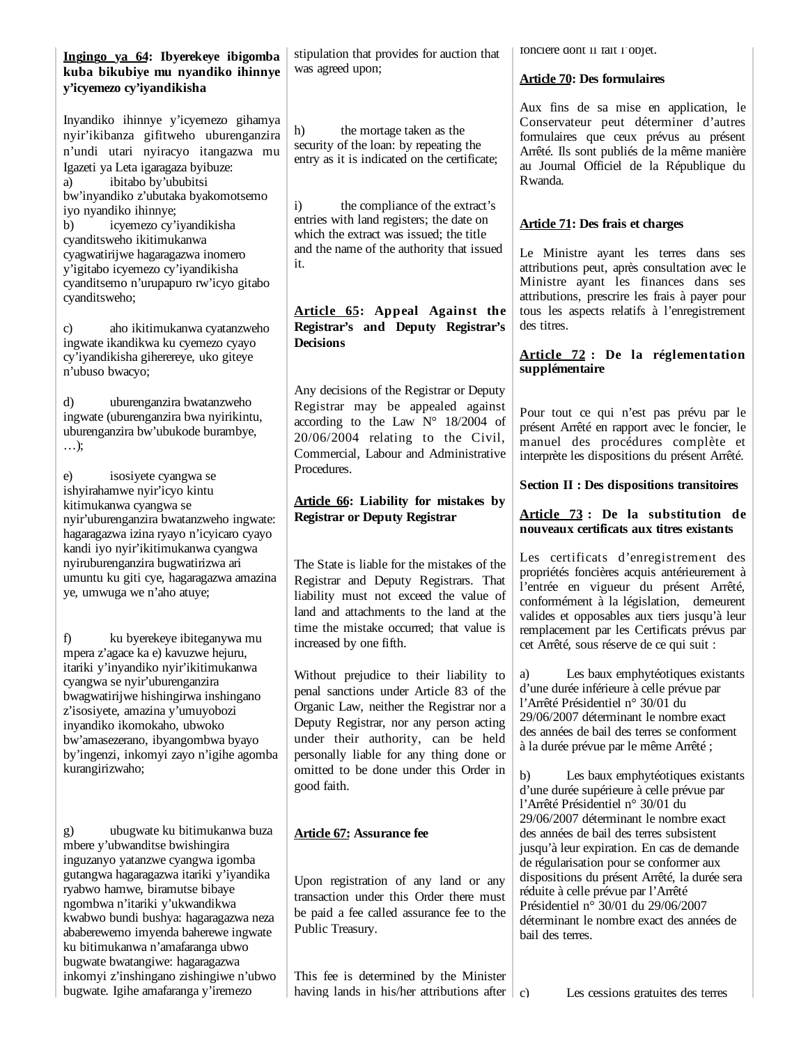**Ingingo ya 64: Ibyerekeye ibigomba kuba bikubiye mu nyandiko ihinnye y'icyemezo cy'iyandikisha**

Inyandiko ihinnye y'icyemezo gihamya nyir'ikibanza gifitweho uburenganzira n'undi utari nyiracyo itangazwa mu Igazeti ya Leta igaragaza byibuze:

a) ibitabo by'ububitsi bw'inyandiko z'ubutaka byakomotsemo iyo nyandiko ihinnye;

b) icyemezo cy'iyandikisha cyanditsweho ikitimukanwa cyagwatirijwe hagaragazwa inomero y'igitabo icyemezo cy'iyandikisha cyanditsemo n'urupapuro rw'icyo gitabo cyanditsweho;

c) aho ikitimukanwa cyatanzweho ingwate ikandikwa ku cyemezo cyayo cy'iyandikisha giherereye, uko giteye n'ubuso bwacyo;

d) uburenganzira bwatanzweho ingwate (uburenganzira bwa nyirikintu, uburenganzira bw'ubukode burambye, …);

e) isosiyete cyangwa se ishyirahamwe nyir'icyo kintu kitimukanwa cyangwa se nyir'uburenganzira bwatanzweho ingwate: hagaragazwa izina ryayo n'icyicaro cyayo kandi iyo nyir'ikitimukanwa cyangwa nyiruburenganzira bugwatirizwa ari umuntu ku giti cye, hagaragazwa amazina ye, umwuga we n'aho atuye;

f) ku byerekeye ibiteganywa mu mpera z'agace ka e) kavuzwe hejuru, itariki y'inyandiko nyir'ikitimukanwa cyangwa se nyir'uburenganzira bwagwatirijwe hishingirwa inshingano z'isosiyete, amazina y'umuyobozi inyandiko ikomokaho, ubwoko bw'amasezerano, ibyangombwa byayo by'ingenzi, inkomyi zayo n'igihe agomba kurangirizwaho;

g) ubugwate ku bitimukanwa buza mbere y'ubwanditse bwishingira inguzanyo yatanzwe cyangwa igomba gutangwa hagaragazwa itariki y'iyandika ryabwo hamwe, biramutse bibaye ngombwa n'itariki y'ukwandikwa kwabwo bundi bushya: hagaragazwa neza ababerewemo imyenda baherewe ingwate ku bitimukanwa n'amafaranga ubwo bugwate bwatangiwe: hagaragazwa inkomyi z'inshingano zishingiwe n'ubwo bugwate. Igihe amafaranga y'iremezo

stipulation that provides for auction that was agreed upon;

h) the mortage taken as the security of the loan: by repeating the entry as it is indicated on the certificate;

i) the compliance of the extract's entries with land registers; the date on which the extract was issued; the title and the name of the authority that issued it.

**Article 65: Appeal Against the Registrar's and Deputy Registrar's Decisions**

Any decisions of the Registrar or Deputy Registrar may be appealed against according to the Law N° 18/2004 of 20/06/2004 relating to the Civil, Commercial, Labour and Administrative Procedures.

**Article 66: Liability for mistakes by Registrar or Deputy Registrar**

The State is liable for the mistakes of the Registrar and Deputy Registrars. That liability must not exceed the value of land and attachments to the land at the time the mistake occurred; that value is increased by one fifth.

Without prejudice to their liability to penal sanctions under Article 83 of the Organic Law, neither the Registrar nor a Deputy Registrar, nor any person acting under their authority, can be held personally liable for any thing done or omitted to be done under this Order in good faith.

**Article 67: Assurance fee**

Upon registration of any land or any transaction under this Order there must be paid a fee called assurance fee to the Public Treasury.

This fee is determined by the Minister having lands in his/her attributions after

foncière dont il fait l'objet.

**Article 70: Des formulaires**

Aux fins de sa mise en application, le Conservateur peut déterminer d'autres formulaires que ceux prévus au présent Arrêté. Ils sont publiés de la même manière au Journal Officiel de la République du Rwanda.

**Article 71: Des frais et charges**

Le Ministre ayant les terres dans ses attributions peut, après consultation avec le Ministre ayant les finances dans ses attributions, prescrire les frais à payer pour tous les aspects relatifs à l'enregistrement des titres.

**Article 72 : De la réglementation supplémentaire**

Pour tout ce qui n'est pas prévu par le présent Arrêté en rapport avec le foncier, le manuel des procédures complète et interprète les dispositions du présent Arrêté.

**Section II : Des dispositions transitoires**

**Article 73 : De la substitution de nouveaux certificats aux titres existants**

Les certificats d'enregistrement des propriétés foncières acquis antérieurement à l'entrée en vigueur du présent Arrêté, conformément à la législation, demeurent valides et opposables aux tiers jusqu'à leur remplacement par les Certificats prévus par cet Arrêté, sous réserve de ce qui suit :

a) Les baux emphytéotiques existants d'une durée inférieure à celle prévue par l'Arrêté Présidentiel n° 30/01 du 29/06/2007 déterminant le nombre exact des années de bail des terres se conforment à la durée prévue par le même Arrêté ;

b) Les baux emphytéotiques existants d'une durée supérieure à celle prévue par l'Arrêté Présidentiel n° 30/01 du 29/06/2007 déterminant le nombre exact des années de bail des terres subsistent jusqu'à leur expiration. En cas de demande de régularisation pour se conformer aux dispositions du présent Arrêté, la durée sera réduite à celle prévue par l'Arrêté Présidentiel n° 30/01 du 29/06/2007 déterminant le nombre exact des années de bail des terres.

c) Les cessions gratuites des terres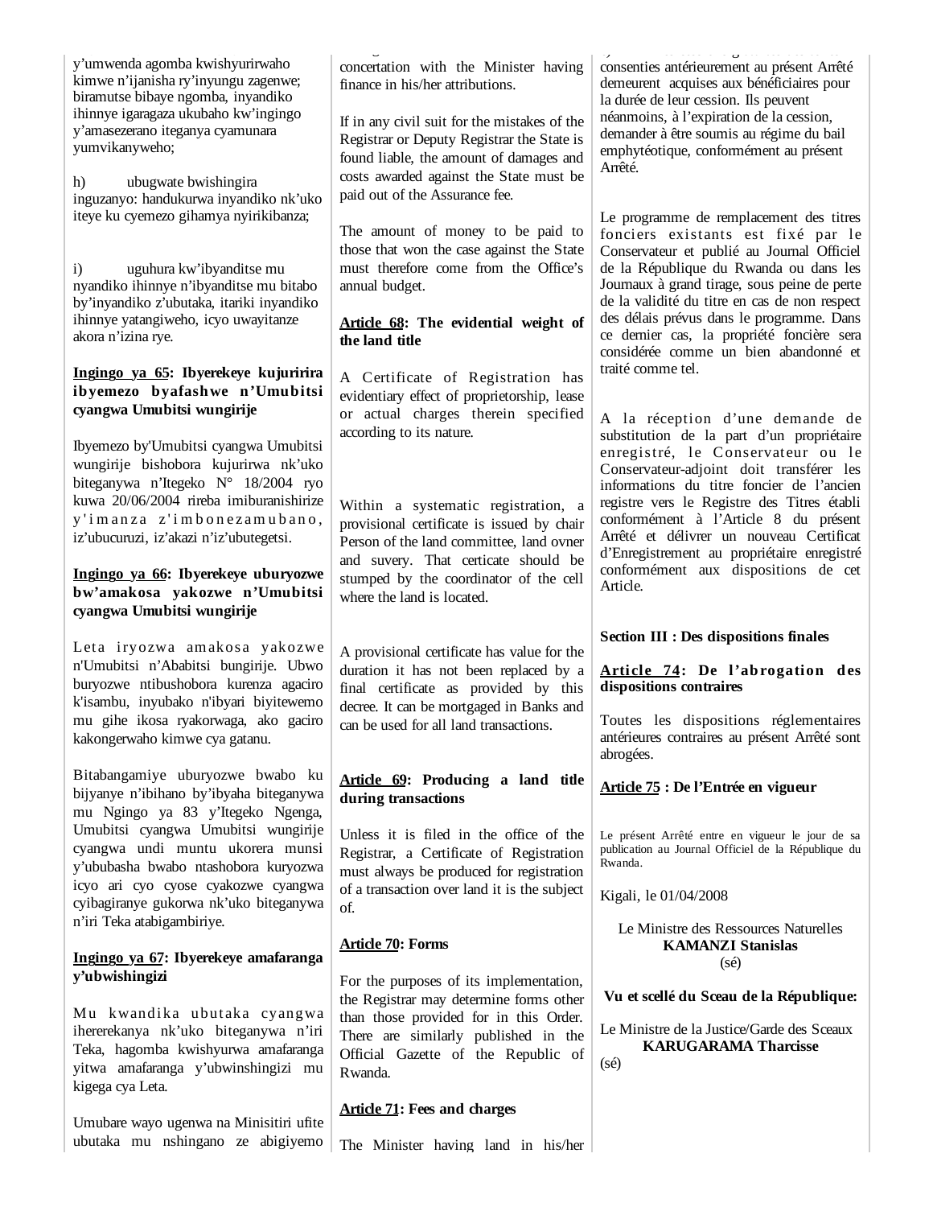y'umwenda agomba kwishyurirwaho kimwe n'ijanisha ry'inyungu zagenwe; biramutse bibaye ngomba, inyandiko ihinnye igaragaza ukubaho kw'ingingo y'amasezerano iteganya cyamunara yumvikanyweho;

h) ubugwate bwishingira inguzanyo: handukurwa inyandiko nk'uko iteye ku cyemezo gihamya nyirikibanza;

i) uguhura kw'ibyanditse mu nyandiko ihinnye n'ibyanditse mu bitabo by'inyandiko z'ubutaka, itariki inyandiko ihinnye yatangiweho, icyo uwayitanze akora n'izina rye.

**Ingingo ya 65: Ibyerekeye kujuririra ibyemezo byafashwe n'Umubitsi cyangwa Umubitsi wungirije**

Ibyemezo by'Umubitsi cyangwa Umubitsi wungirije bishobora kujurirwa nk'uko biteganywa n'Itegeko N° 18/2004 ryo kuwa 20/06/2004 rireba imiburanishirize y'imanza z'imbonezamubano, iz'ubucuruzi, iz'akazi n'iz'ubutegetsi.

**Ingingo ya 66: Ibyerekeye uburyozwe bw'amakosa yakozwe n'Umubitsi cyangwa Umubitsi wungirije**

Leta iryozwa amakosa yakozwe n'Umubitsi n'Ababitsi bungirije. Ubwo buryozwe ntibushobora kurenza agaciro k'isambu, inyubako n'ibyari biyitewemo mu gihe ikosa ryakorwaga, ako gaciro kakongerwaho kimwe cya gatanu.

Bitabangamiye uburyozwe bwabo ku bijyanye n'ibihano by'ibyaha biteganywa mu Ngingo ya 83 y'Itegeko Ngenga, Umubitsi cyangwa Umubitsi wungirije cyangwa undi muntu ukorera munsi y'ububasha bwabo ntashobora kuryozwa icyo ari cyo cyose cyakozwe cyangwa cyibagiranye gukorwa nk'uko biteganywa n'iri Teka atabigambiriye.

**Ingingo ya 67: Ibyerekeye amafaranga y'ubwishingizi**

Mu kwandika ubutaka cyangwa ihererekanya nk'uko biteganywa n'iri Teka, hagomba kwishyurwa amafaranga yitwa amafaranga y'ubwinshingizi mu kigega cya Leta.

Umubare wayo ugenwa na Minisitiri ufite ubutaka mu nshingano ze abigiyemo

concertation with the Minister having finance in his/her attributions.

If in any civil suit for the mistakes of the Registrar or Deputy Registrar the State is found liable, the amount of damages and costs awarded against the State must be paid out of the Assurance fee.

The amount of money to be paid to those that won the case against the State must therefore come from the Office's annual budget.

**Article 68: The evidential weight of the land title**

A Certificate of Registration has evidentiary effect of proprietorship, lease or actual charges therein specified according to its nature.

Within a systematic registration, a provisional certificate is issued by chair Person of the land committee, land ovner and suvery. That certicate should be stumped by the coordinator of the cell where the land is located.

A provisional certificate has value for the duration it has not been replaced by a final certificate as provided by this decree. It can be mortgaged in Banks and can be used for all land transactions.

**Article 69: Producing a land title during transactions**

Unless it is filed in the office of the Registrar, a Certificate of Registration must always be produced for registration of a transaction over land it is the subject of.

**Article 70: Forms**

For the purposes of its implementation, the Registrar may determine forms other than those provided for in this Order. There are similarly published in the Official Gazette of the Republic of Rwanda.

**Article 71: Fees and charges**

The Minister having land in his/her

consenties antérieurement au présent Arrêté demeurent acquises aux bénéficiaires pour la durée de leur cession. Ils peuvent néanmoins, à l'expiration de la cession, demander à être soumis au régime du bail emphytéotique, conformément au présent Arrêté.

Le programme de remplacement des titres fonciers existants est fixé par le Conservateur et publié au Journal Officiel de la République du Rwanda ou dans les Journaux à grand tirage, sous peine de perte de la validité du titre en cas de non respect des délais prévus dans le programme. Dans ce dernier cas, la propriété foncière sera considérée comme un bien abandonné et traité comme tel.

A la réception d'une demande de substitution de la part d'un propriétaire enregistré, le Conservateur ou le Conservateur-adjoint doit transférer les informations du titre foncier de l'ancien registre vers le Registre des Titres établi conformément à l'Article 8 du présent Arrêté et délivrer un nouveau Certificat d'Enregistrement au propriétaire enregistré conformément aux dispositions de cet Article.

**Section III : Des dispositions finales**

**Article 74: De l'abrogation des dispositions contraires**

Toutes les dispositions réglementaires antérieures contraires au présent Arrêté sont abrogées.

**Article 75 : De l'Entrée en vigueur**

Le présent Arrêté entre en vigueur le jour de sa publication au Journal Officiel de la République du Rwanda.

Kigali, le 01/04/2008

Le Ministre des Ressources Naturelles
**KAMANZI Stanislas**
(sé)

**Vu et scellé du Sceau de la République:**

Le Ministre de la Justice/Garde des Sceaux
**KARUGARAMA Tharcisse**
(sé)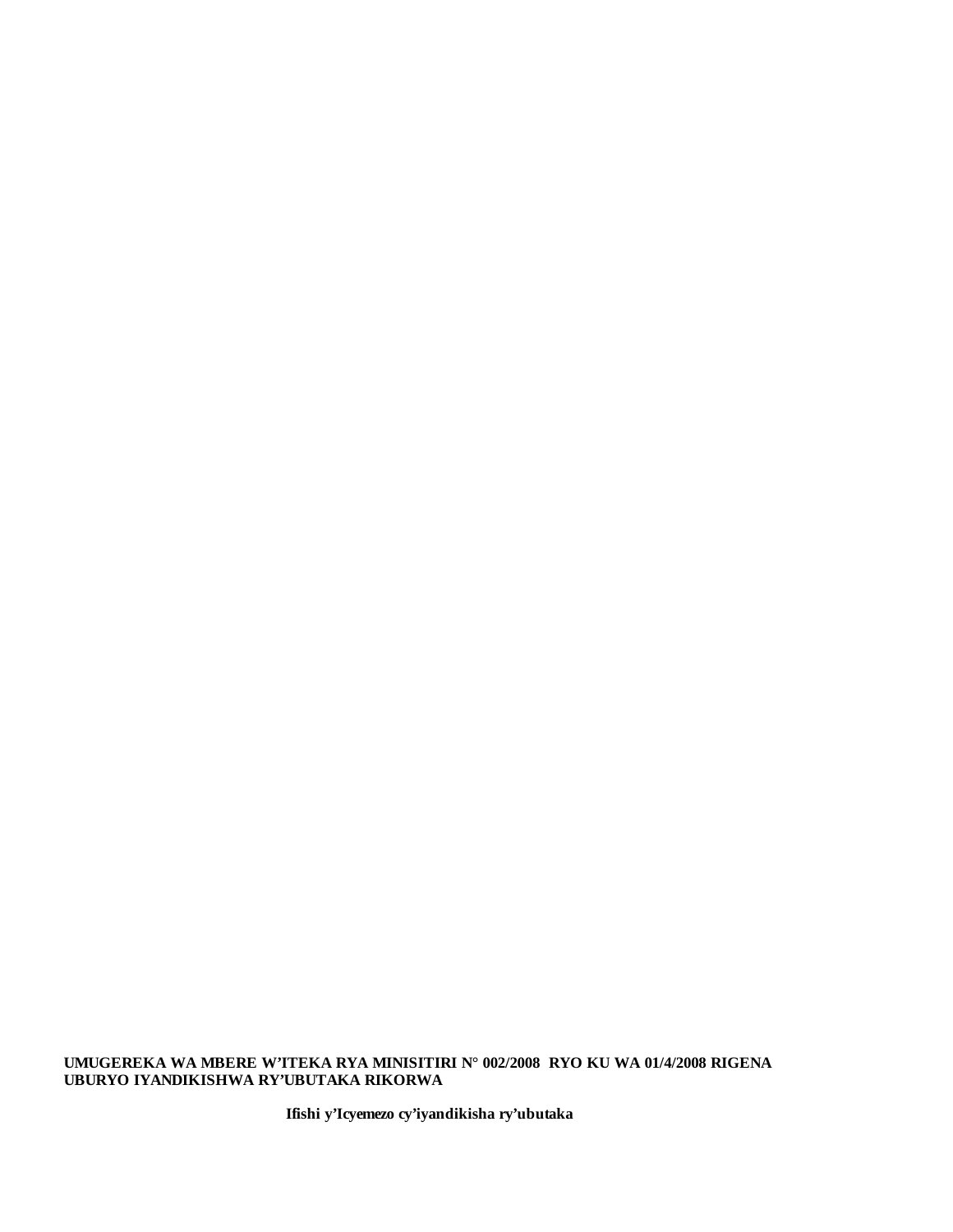**UMUGEREKA WA MBERE W'ITEKA RYA MINISITIRI N° 002/2008 RYO KU WA 01/4/2008 RIGENA UBURYO IYANDIKISHWA RY'UBUTAKA RIKORWA**

**Ifishi y'Icyemezo cy'iyandikisha ry'ubutaka**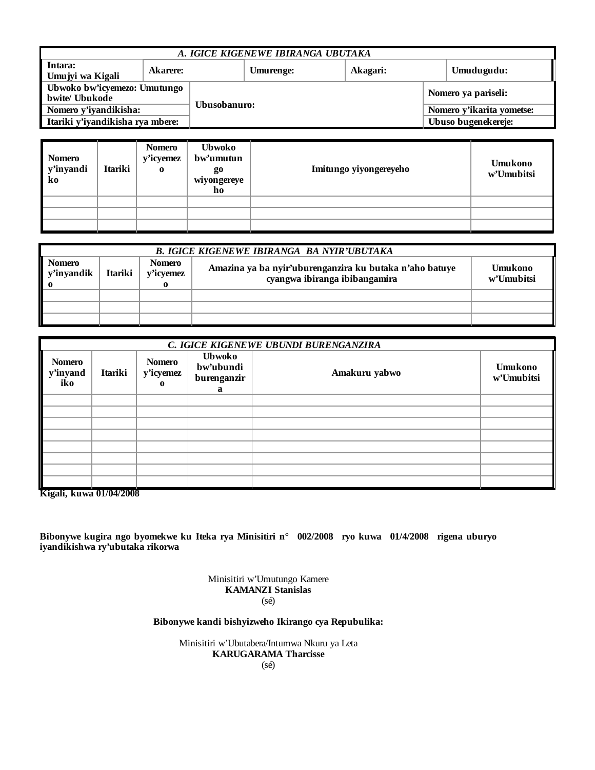| *A. IGICE KIGENEWE IBIRANGA UBUTAKA* | | | | |
|---|---|---|---|---|
| **Intara:** **Umujyi wa Kigali** | **Akarere:** | **Umurenge:** | **Akagari:** | **Umudugudu:** |

| | | |
|---|---|---|
| **Ubwoko bw'icyemezo: Umutungo bwite/ Ubukode** | **Ubusobanuro:** | **Nomero ya pariseli:** |
| **Nomero y'iyandikisha:** | | **Nomero y'ikarita yometse:** |
| **Itariki y'iyandikisha rya mbere:** | | **Ubuso bugenekereje:** |

| **Nomero y'inyandiko** | **Itariki** | **Nomero y'icyemezo** | **Ubwoko bw'umutungo wiyongereyeho** | **Imitungo yiyongereyeho** | **Umukono w'Umubitsi** |
|---|---|---|---|---|---|
| | | | | | |
| | | | | | |
| | | | | | |

| *B. IGICE KIGENEWE IBIRANGA BA NYIR'UBUTAKA* | | | | |
|---|---|---|---|---|
| **Nomero y'inyandiko** | **Itariki** | **Nomero y'icyemezo** | **Amazina ya ba nyir'uburenganzira ku butaka n'aho batuye cyangwa ibiranga ibibangamira** | **Umukono w'Umubitsi** |
| | | | | |
| | | | | |
| | | | | |

| *C. IGICE KIGENEWE UBUNDI BURENGANZIRA* | | | | | |
|---|---|---|---|---|---|
| **Nomero y'inyandiko** | **Itariki** | **Nomero y'icyemezo** | **Ubwoko bw'ubundi burenganzira** | **Amakuru yabwo** | **Umukono w'Umubitsi** |
| | | | | | |
| | | | | | |
| | | | | | |
| | | | | | |
| | | | | | |
| | | | | | |
| | | | | | |
| | | | | | |

**Kigali, kuwa 01/04/2008**

**Bibonywe kugira ngo byomekwe ku Iteka rya Minisitiri n° 002/2008 ryo kuwa 01/4/2008 rigena uburyo iyandikishwa ry'ubutaka rikorwa**

Minisitiri w'Umutungo Kamere
**KAMANZI Stanislas**
(sé)

**Bibonywe kandi bishyizweho Ikirango cya Repubulika:**

Minisitiri w'Ubutabera/Intumwa Nkuru ya Leta
**KARUGARAMA Tharcisse**
(sé)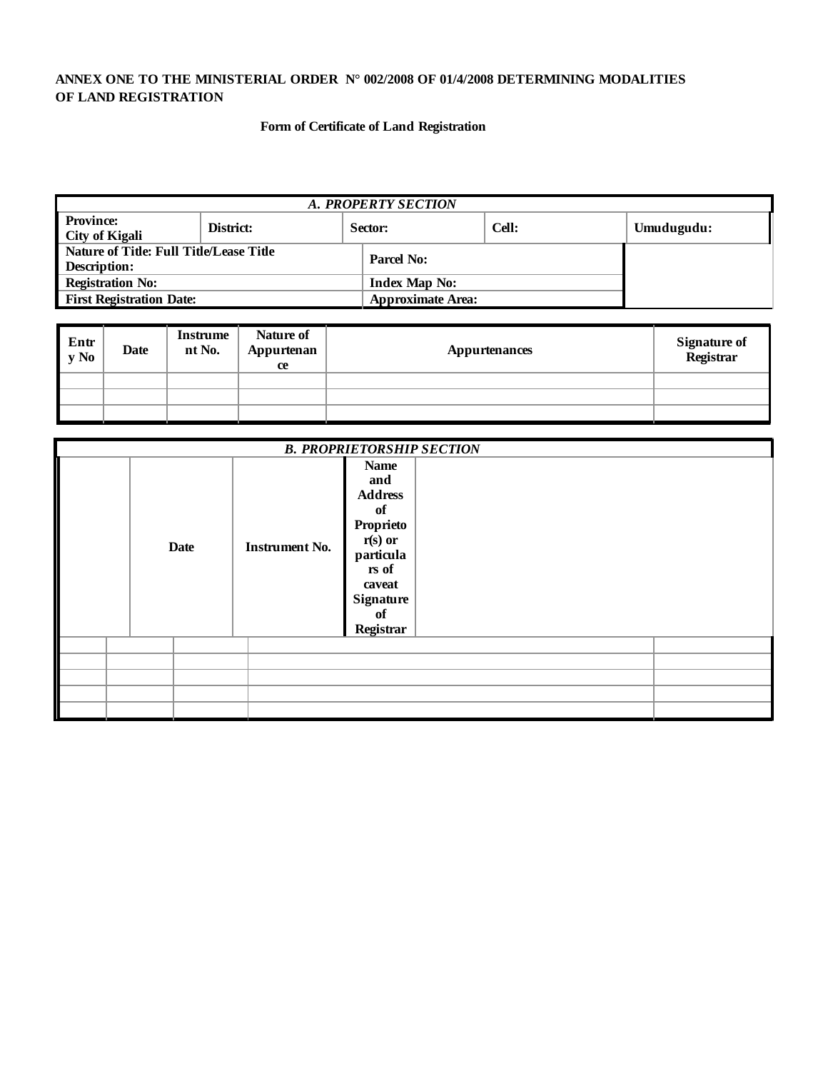**ANNEX ONE TO THE MINISTERIAL ORDER N° 002/2008 OF 01/4/2008 DETERMINING MODALITIES OF LAND REGISTRATION**

**Form of Certificate of Land Registration**

| *A. PROPERTY SECTION* | | | | |
|---|---|---|---|---|
| **Province:** **City of Kigali** | **District:** | **Sector:** | **Cell:** | **Umudugudu:** |
| **Nature of Title: Full Title/Lease Title** **Description:** | | **Parcel No:** | | |
| **Registration No:** | | **Index Map No:** | | |
| **First Registration Date:** | | **Approximate Area:** | | |

| Entry No | Date | Instrument No. | Nature of Appurtenance | Appurtenances | Signature of Registrar |
|---|---|---|---|---|---|
| | | | | | |
| | | | | | |
| | | | | | |

| *B. PROPRIETORSHIP SECTION* | | | | |
|---|---|---|---|---|
| | **Date** | **Instrument No.** | **Name and Address of Proprietor(s) or particulars of caveat** | **Signature of Registrar** |
| | | | | |
| | | | | |
| | | | | |
| | | | | |
| | | | | |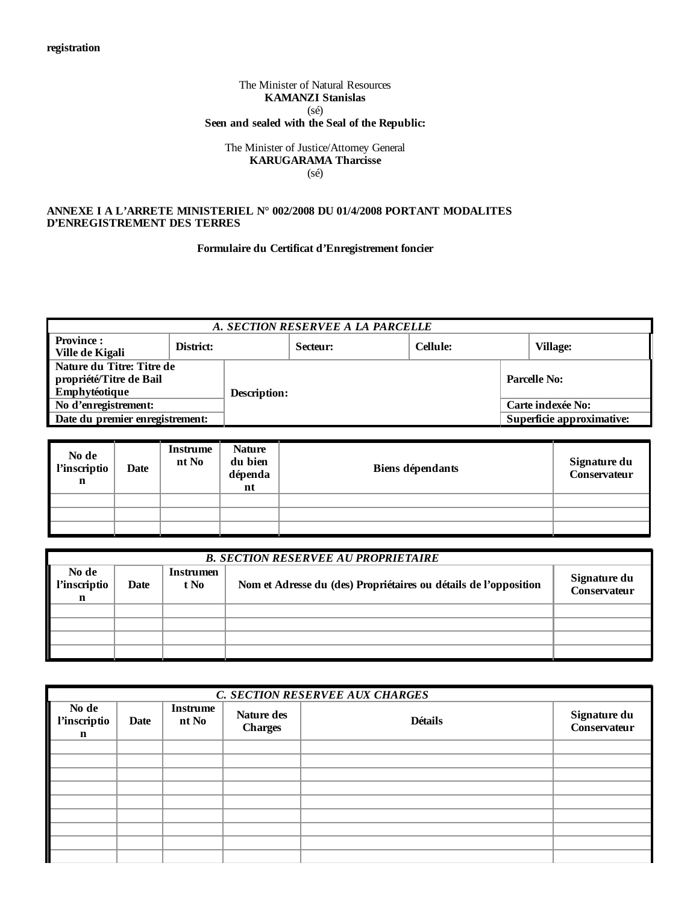registration

The Minister of Natural Resources
**KAMANZI Stanislas**
(sé)
**Seen and sealed with the Seal of the Republic:**

The Minister of Justice/Attorney General
**KARUGARAMA Tharcisse**
(sé)

**ANNEXE I A L'ARRETE MINISTERIEL N° 002/2008 DU 01/4/2008 PORTANT MODALITES D'ENREGISTREMENT DES TERRES**

**Formulaire du Certificat d'Enregistrement foncier**

| *A. SECTION RESERVEE A LA PARCELLE* | | | | |
|---|---|---|---|---|
| **Province : Ville de Kigali** | **District:** | **Secteur:** | **Cellule:** | **Village:** |
| **Nature du Titre: Titre de propriété/Titre de Bail Emphytéotique** | **Description:** | | | **Parcelle No:** |
| **No d'enregistrement:** | | | | **Carte indexée No:** |
| **Date du premier enregistrement:** | | | | **Superficie approximative:** |

| No de l'inscription | Date | Instrument No | Nature du bien dépendant | Biens dépendants | Signature du Conservateur |
|---|---|---|---|---|---|
| | | | | | |
| | | | | | |
| | | | | | |

| *B. SECTION RESERVEE AU PROPRIETAIRE* | | | | |
|---|---|---|---|---|
| **No de l'inscription** | **Date** | **Instrument No** | **Nom et Adresse du (des) Propriétaires ou détails de l'opposition** | **Signature du Conservateur** |
| | | | | |
| | | | | |
| | | | | |
| | | | | |

| *C. SECTION RESERVEE AUX CHARGES* | | | | | |
|---|---|---|---|---|---|
| **No de l'inscription** | **Date** | **Instrument No** | **Nature des Charges** | **Détails** | **Signature du Conservateur** |
| | | | | | |
| | | | | | |
| | | | | | |
| | | | | | |
| | | | | | |
| | | | | | |
| | | | | | |
| | | | | | |
| | | | | | |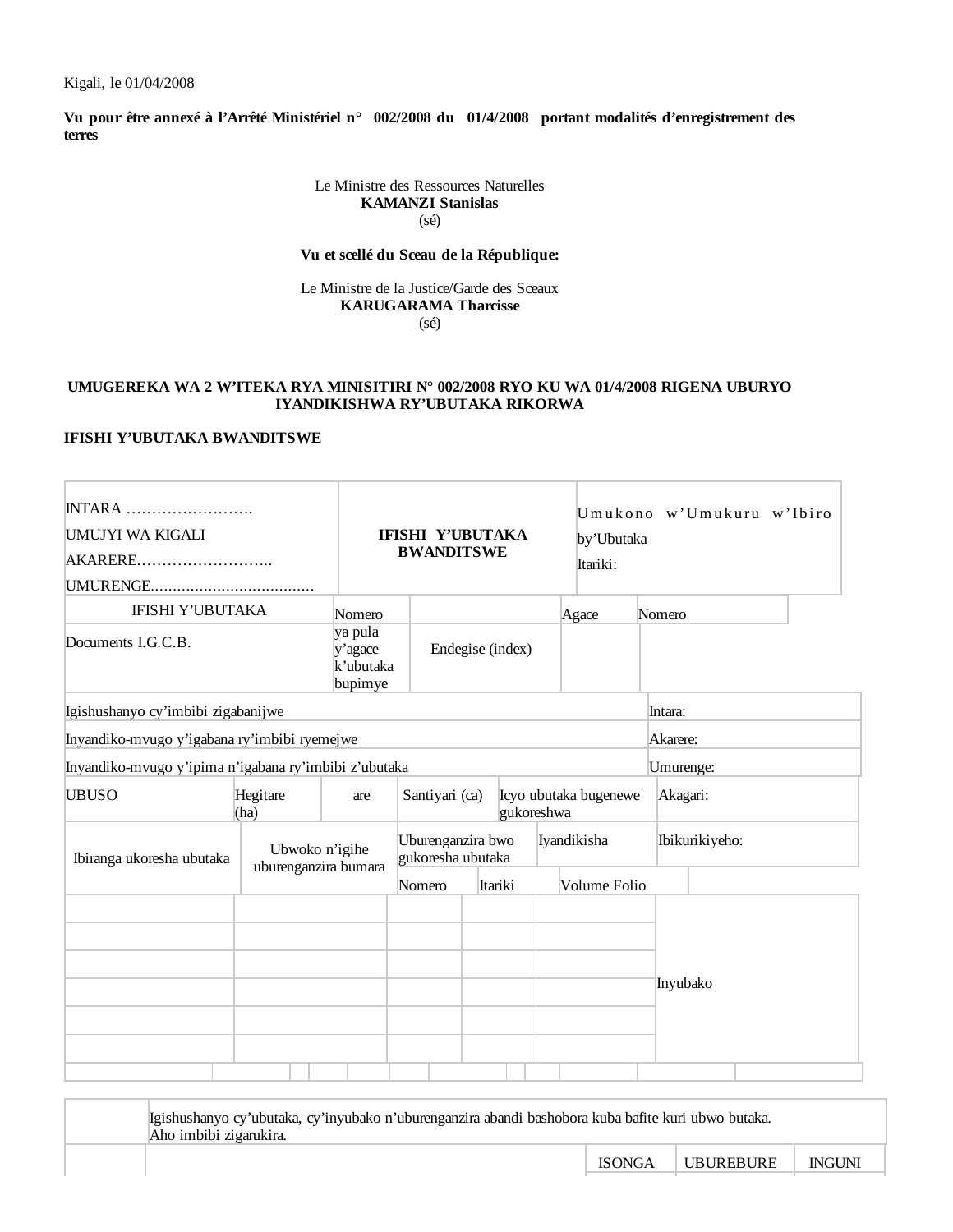Kigali, le 01/04/2008

**Vu pour être annexé à l'Arrêté Ministériel n° 002/2008 du 01/4/2008 portant modalités d'enregistrement des terres**

Le Ministre des Ressources Naturelles
**KAMANZI Stanislas**
(sé)

**Vu et scellé du Sceau de la République:**

Le Ministre de la Justice/Garde des Sceaux
**KARUGARAMA Tharcisse**
(sé)

**UMUGEREKA WA 2 W'ITEKA RYA MINISITIRI N° 002/2008 RYO KU WA 01/4/2008 RIGENA UBURYO IYANDIKISHWA RY'UBUTAKA RIKORWA**

**IFISHI Y'UBUTAKA BWANDITSWE**

| INTARA …………………… UMUJYI WA KIGALI AKARERE…………………….. UMURENGE.................................... | **IFISHI Y'UBUTAKA BWANDITSWE** | Umukono w'Umukuru w'Ibiro by'Ubutaka Itariki: |
|---|---|---|

| IFISHI Y'UBUTAKA | Nomero | | Agace | Nomero |
|---|---|---|---|---|
| Documents I.G.C.B. | ya pula y'agace k'ubutaka bupimye | Endegise (index) | | |

| | |
|---|---|
| Igishushanyo cy'imbibi zigabanijwe | Intara: |
| Inyandiko-mvugo y'igabana ry'imbibi ryemejwe | Akarere: |
| Inyandiko-mvugo y'ipima n'igabana ry'imbibi z'ubutaka | Umurenge: |

| UBUSO | Hegitare (ha) | are | Santiyari (ca) | | Icyo ubutaka bugenewe gukoreshwa | Akagari: |
|---|---|---|---|---|---|---|
| Ibiranga ukoresha ubutaka | Ubwoko n'igihe uburenganzira bumara | Uburenganzira bwo gukoresha ubutaka | | Iyandikisha | | Ibikurikiyeho: |
| | | Nomero | Itariki | Volume Folio | | |
| | | | | | | Inyubako |
| | | | | | | |
| | | | | | | |
| | | | | | | |
| | | | | | | |
| | | | | | | |

| | Igishushanyo cy'ubutaka, cy'inyubako n'uburenganzira abandi bashobora kuba bafite kuri ubwo butaka. Aho imbibi zigarukira. | | | |
|---|---|---|---|---|
| | | ISONGA | UBUREBURE | INGUNI |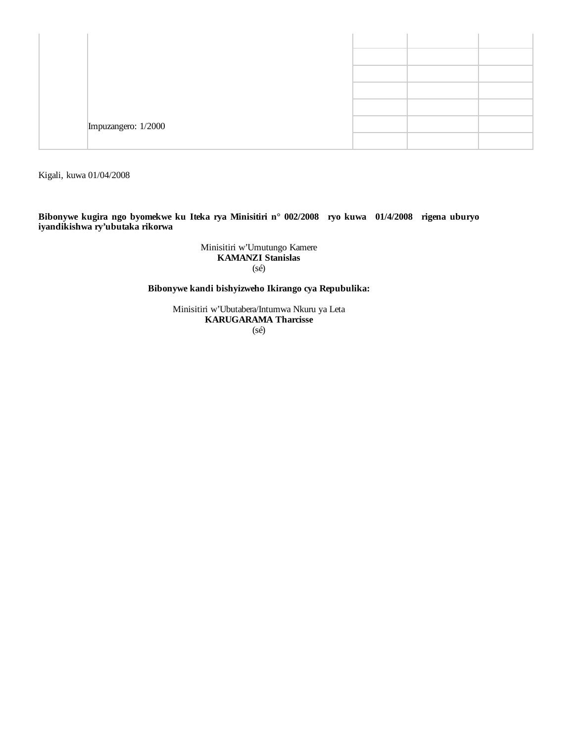| | | | | |
|---|---|---|---|---|
| | | | | |
| | | | | |
| | | | | |
| | | | | |
| | | | | |
| | Impuzangero: 1/2000 | | | |
| | | | | |

Kigali, kuwa 01/04/2008

**Bibonywe kugira ngo byomekwe ku Iteka rya Minisitiri n° 002/2008 ryo kuwa 01/4/2008 rigena uburyo iyandikishwa ry'ubutaka rikorwa**

Minisitiri w'Umutungo Kamere
**KAMANZI Stanislas**
(sé)

**Bibonywe kandi bishyizweho Ikirango cya Repubulika:**

Minisitiri w'Ubutabera/Intumwa Nkuru ya Leta
**KARUGARAMA Tharcisse**
(sé)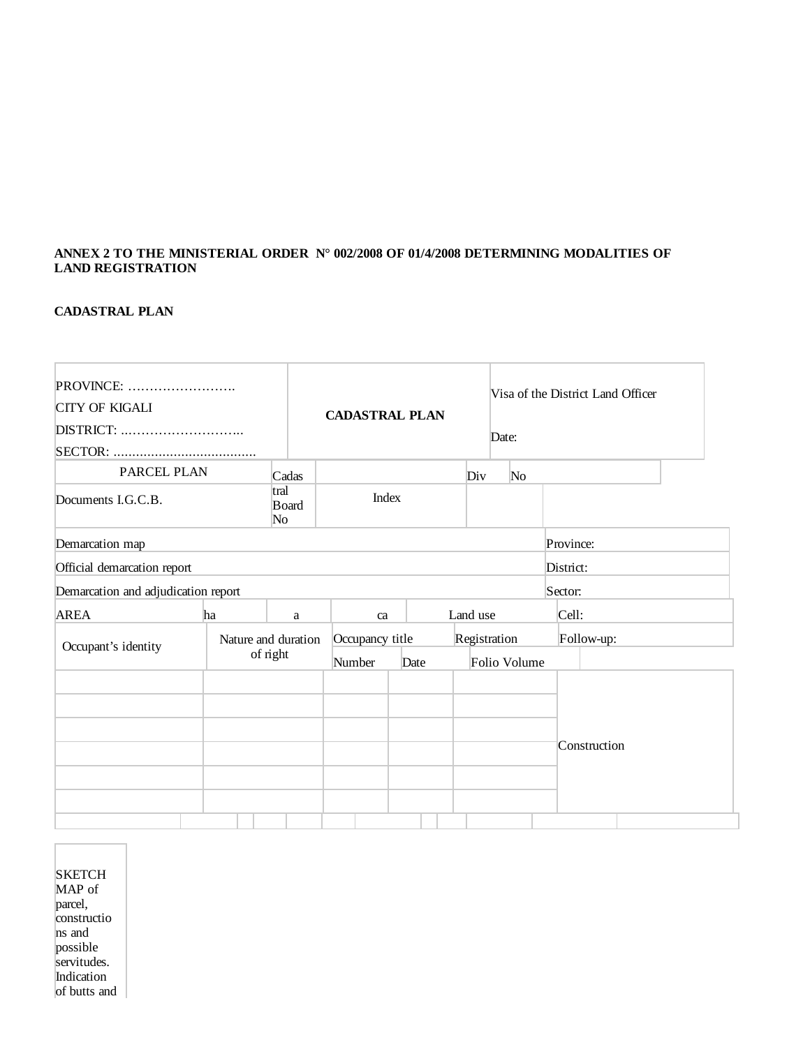**ANNEX 2 TO THE MINISTERIAL ORDER N° 002/2008 OF 01/4/2008 DETERMINING MODALITIES OF LAND REGISTRATION**

**CADASTRAL PLAN**

| PROVINCE: …………………….<br>CITY OF KIGALI<br>DISTRICT: ..……………………..<br>SECTOR: ………………………………. | | | **CADASTRAL PLAN** | | | Visa of the District Land Officer<br><br>Date: | |
|---|---|---|---|---|---|---|---|
| PARCEL PLAN | | Cadastral Board No | | Div | No | | |
| Documents I.G.C.B. | | | Index | | | | |
| Demarcation map | | | | | | Province: | |
| Official demarcation report | | | | | | District: | |
| Demarcation and adjudication report | | | | | | Sector: | |
| AREA | ha | a | ca | Land use | | Cell: | |
| Occupant's identity | Nature and duration of right | Occupancy title | | Registration | | Follow-up: | |
| | | Number | Date | Folio Volume | | | |
| | | | | | | Construction | |
| | | | | | | | |
| | | | | | | | |
| | | | | | | | |
| | | | | | | | |
| | | | | | | | |

SKETCH MAP of parcel, constructions and possible servitudes. Indication of butts and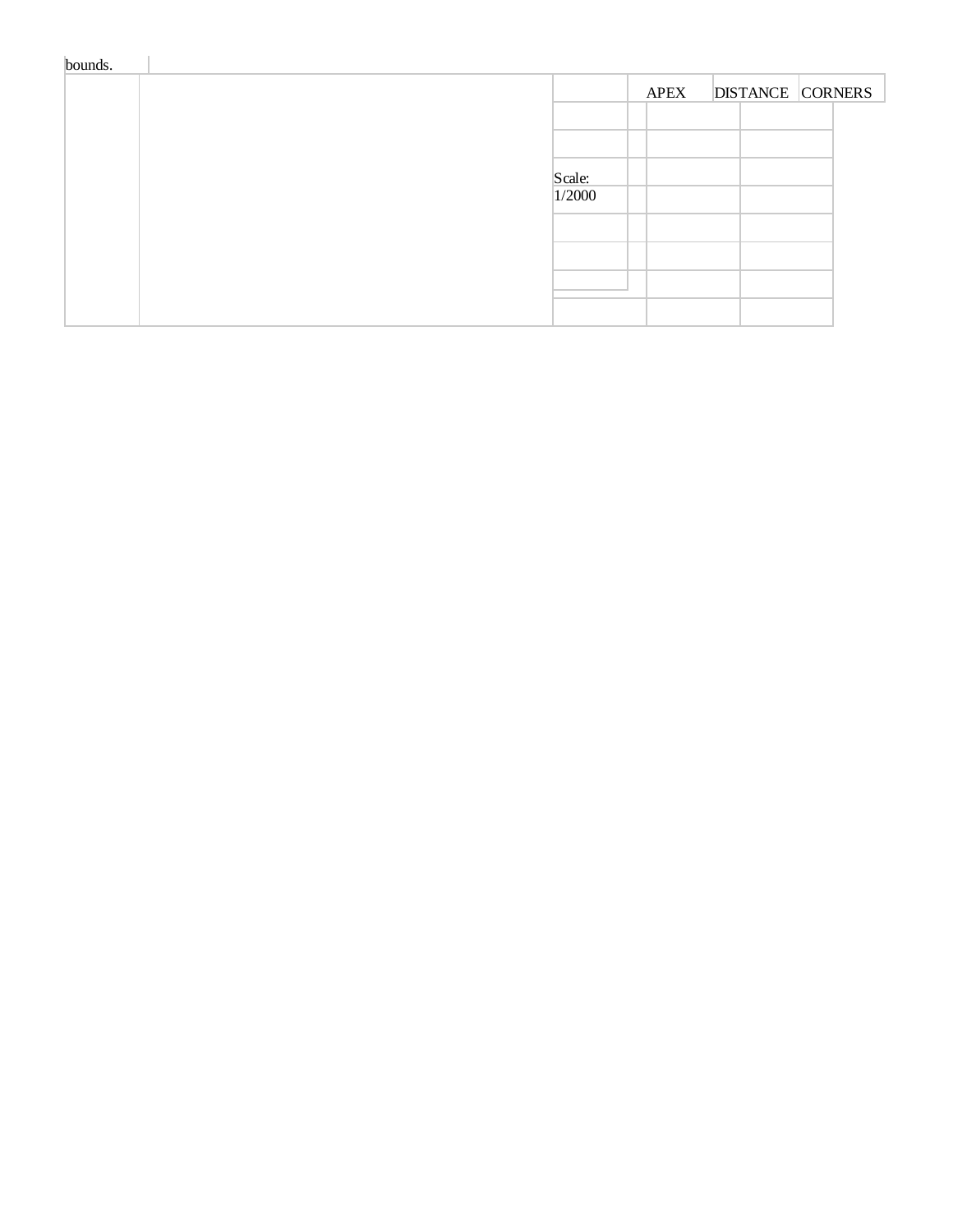bounds.

| | | | | APEX | DISTANCE | CORNERS |
|---|---|---|---|---|---|---|
| | | | | | | |
| | | | | | | |
| | | Scale: 1/2000 | | | | |
| | | | | | | |
| | | | | | | |
| | | | | | | |
| | | | | | | |
| | | | | | | |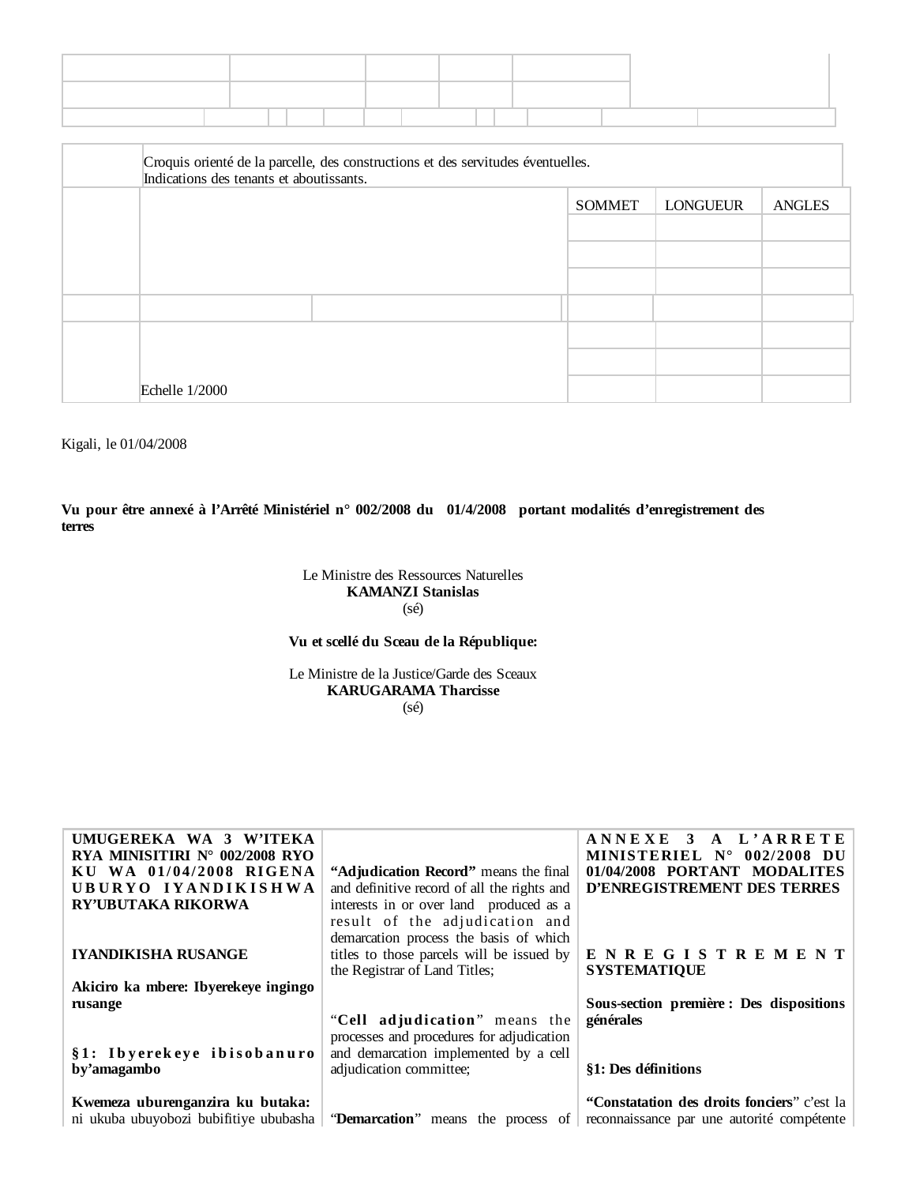| | | | | | |
|---|---|---|---|---|---|
| | | | | | |
| | | | | | |

| | Croquis orienté de la parcelle, des constructions et des servitudes éventuelles.<br>Indications des tenants et aboutissants. | | | |
|---|---|---|---|---|
| | | SOMMET | LONGUEUR | ANGLES |
| | | | | |
| | | | | |
| | | | | |
| | | | | |
| | | | | |
| | | | | |
| | Echelle 1/2000 | | | |

Kigali, le 01/04/2008

**Vu pour être annexé à l'Arrêté Ministériel n° 002/2008 du 01/4/2008 portant modalités d'enregistrement des terres**

Le Ministre des Ressources Naturelles
**KAMANZI Stanislas**
(sé)

**Vu et scellé du Sceau de la République:**

Le Ministre de la Justice/Garde des Sceaux
**KARUGARAMA Tharcisse**
(sé)

**UMUGEREKA WA 3 W'ITEKA RYA MINISITIRI N° 002/2008 RYO KU WA 01/04/2008 RIGENA UBURYO IYANDIKISHWA RY'UBUTAKA RIKORWA**

**IYANDIKISHA RUSANGE**

**Akiciro ka mbere: Ibyerekeye ingingo rusange**

**§1: Ibyerekeye ibisobanuro by'amagambo**

**Kwemeza uburenganzira ku butaka:** ni ukuba ubuyobozi bubifitiye ububasha

**"Adjudication Record"** means the final and definitive record of all the rights and interests in or over land produced as a result of the adjudication and demarcation process the basis of which titles to those parcels will be issued by the Registrar of Land Titles;

"**Cell adjudication**" means the processes and procedures for adjudication and demarcation implemented by a cell adjudication committee;

"**Demarcation**" means the process of

**ANNEXE 3 A L'ARRETE MINISTERIEL N° 002/2008 DU 01/04/2008 PORTANT MODALITES D'ENREGISTREMENT DES TERRES**

**ENREGISTREMENT SYSTEMATIQUE**

**Sous-section première : Des dispositions générales**

**§1: Des définitions**

**"Constatation des droits fonciers**" c'est la reconnaissance par une autorité compétente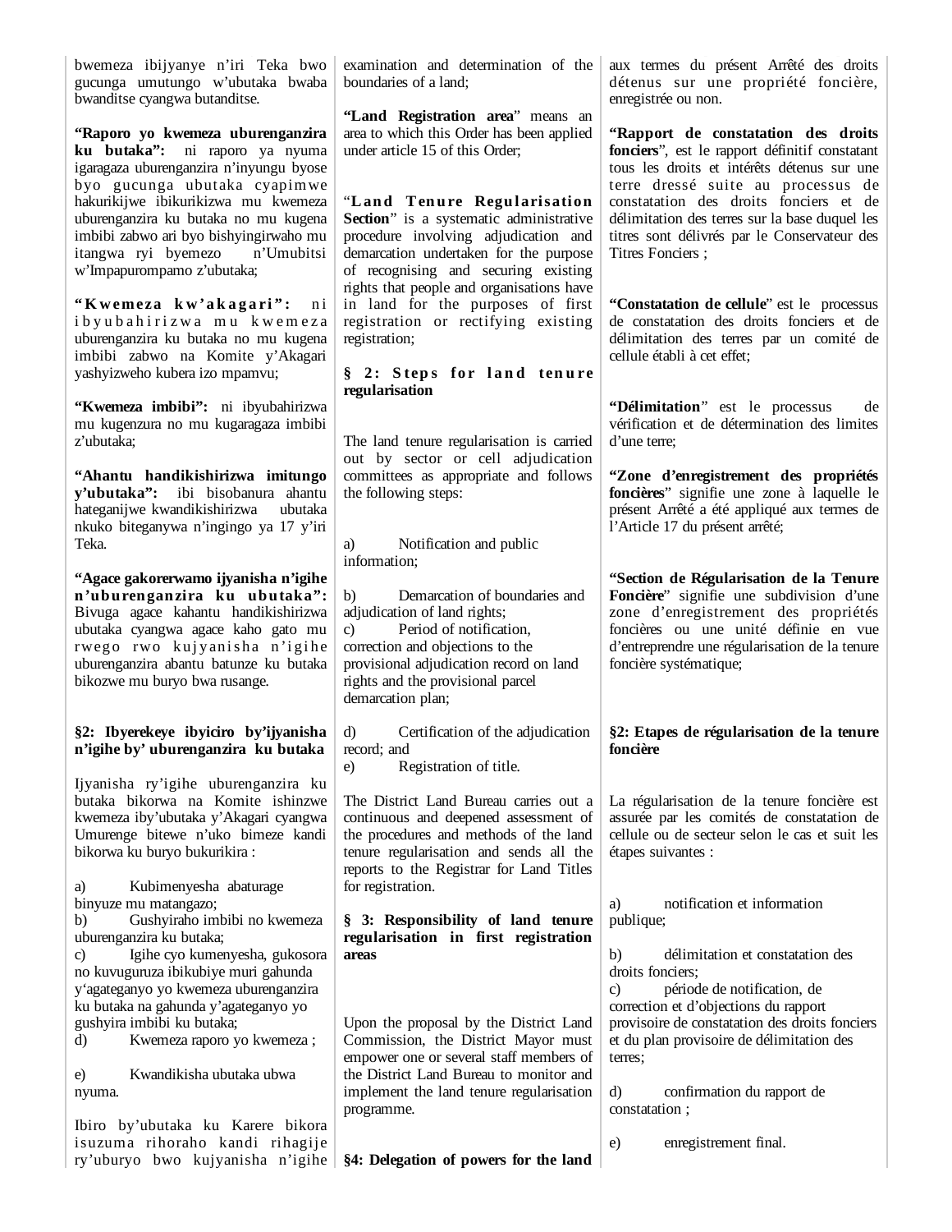bwemeza ibijyanye n'iri Teka bwo gucunga umutungo w'ubutaka bwaba bwanditse cyangwa butanditse.

**"Raporo yo kwemeza uburenganzira ku butaka":** ni raporo ya nyuma igaragaza uburenganzira n'inyungu byose byo gucunga ubutaka cyapimwe hakurikijwe ibikurikizwa mu kwemeza uburenganzira ku butaka no mu kugena imbibi zabwo ari byo bishyingirwaho mu itangwa ryi byemezo n'Umubitsi w'Impapurompamo z'ubutaka;

**"Kwemeza kw'akagari":** ni ibyubahirizwa mu kwemeza uburenganzira ku butaka no mu kugena imbibi zabwo na Komite y'Akagari yashyizweho kubera izo mpamvu;

**"Kwemeza imbibi":** ni ibyubahirizwa mu kugenzura no mu kugaragaza imbibi z'ubutaka;

**"Ahantu handikishirizwa imitungo y'ubutaka":** ibi bisobanura ahantu hateganijwe kwandikishirizwa ubutaka nkuko biteganywa n'ingingo ya 17 y'iri Teka.

**"Agace gakorerwamo ijyanisha n'igihe n'uburenganzira ku ubutaka":** Bivuga agace kahantu handikishirizwa ubutaka cyangwa agace kaho gato mu rwego rwo kujyanisha n'igihe uburenganzira abantu batunze ku butaka bikozwe mu buryo bwa rusange.

**§2: Ibyerekeye ibyiciro by'ijyanisha n'igihe by' uburenganzira ku butaka**

Ijyanisha ry'igihe uburenganzira ku butaka bikorwa na Komite ishinzwe kwemeza iby'ubutaka y'Akagari cyangwa Umurenge bitewe n'uko bimeze kandi bikorwa ku buryo bukurikira :

a) Kubimenyesha abaturage binyuze mu matangazo;
b) Gushyiraho imbibi no kwemeza uburenganzira ku butaka;
c) Igihe cyo kumenyesha, gukosora no kuvuguruza ibikubiye muri gahunda y'agateganyo yo kwemeza uburenganzira ku butaka na gahunda y'agateganyo yo gushyira imbibi ku butaka;
d) Kwemeza raporo yo kwemeza ;
e) Kwandikisha ubutaka ubwa nyuma.

Ibiro by'ubutaka ku Karere bikora isuzuma rihoraho kandi rihagije ry'uburyo bwo kujyanisha n'igihe

---

examination and determination of the boundaries of a land;

**"Land Registration area"** means an area to which this Order has been applied under article 15 of this Order;

"**Land Tenure Regularisation Section**" is a systematic administrative procedure involving adjudication and demarcation undertaken for the purpose of recognising and securing existing rights that people and organisations have in land for the purposes of first registration or rectifying existing registration;

**§ 2: Steps for land tenure regularisation**

The land tenure regularisation is carried out by sector or cell adjudication committees as appropriate and follows the following steps:

a) Notification and public information;

b) Demarcation of boundaries and adjudication of land rights;
c) Period of notification, correction and objections to the provisional adjudication record on land rights and the provisional parcel demarcation plan;

d) Certification of the adjudication record; and
e) Registration of title.

The District Land Bureau carries out a continuous and deepened assessment of the procedures and methods of the land tenure regularisation and sends all the reports to the Registrar for Land Titles for registration.

**§ 3: Responsibility of land tenure regularisation in first registration areas**

Upon the proposal by the District Land Commission, the District Mayor must empower one or several staff members of the District Land Bureau to monitor and implement the land tenure regularisation programme.

**§4: Delegation of powers for the land**

---

aux termes du présent Arrêté des droits détenus sur une propriété foncière, enregistrée ou non.

**"Rapport de constatation des droits fonciers"**, est le rapport définitif constatant tous les droits et intérêts détenus sur une terre dressé suite au processus de constatation des droits fonciers et de délimitation des terres sur la base duquel les titres sont délivrés par le Conservateur des Titres Fonciers ;

**"Constatation de cellule"** est le processus de constatation des droits fonciers et de délimitation des terres par un comité de cellule établi à cet effet;

**"Délimitation"** est le processus de vérification et de détermination des limites d'une terre;

**"Zone d'enregistrement des propriétés foncières"** signifie une zone à laquelle le présent Arrêté a été appliqué aux termes de l'Article 17 du présent arrêté;

**"Section de Régularisation de la Tenure Foncière"** signifie une subdivision d'une zone d'enregistrement des propriétés foncières ou une unité définie en vue d'entreprendre une régularisation de la tenure foncière systématique;

**§2: Etapes de régularisation de la tenure foncière**

La régularisation de la tenure foncière est assurée par les comités de constatation de cellule ou de secteur selon le cas et suit les étapes suivantes :

a) notification et information publique;

b) délimitation et constatation des droits fonciers;
c) période de notification, de correction et d'objections du rapport provisoire de constatation des droits fonciers et du plan provisoire de délimitation des terres;

d) confirmation du rapport de constatation ;

e) enregistrement final.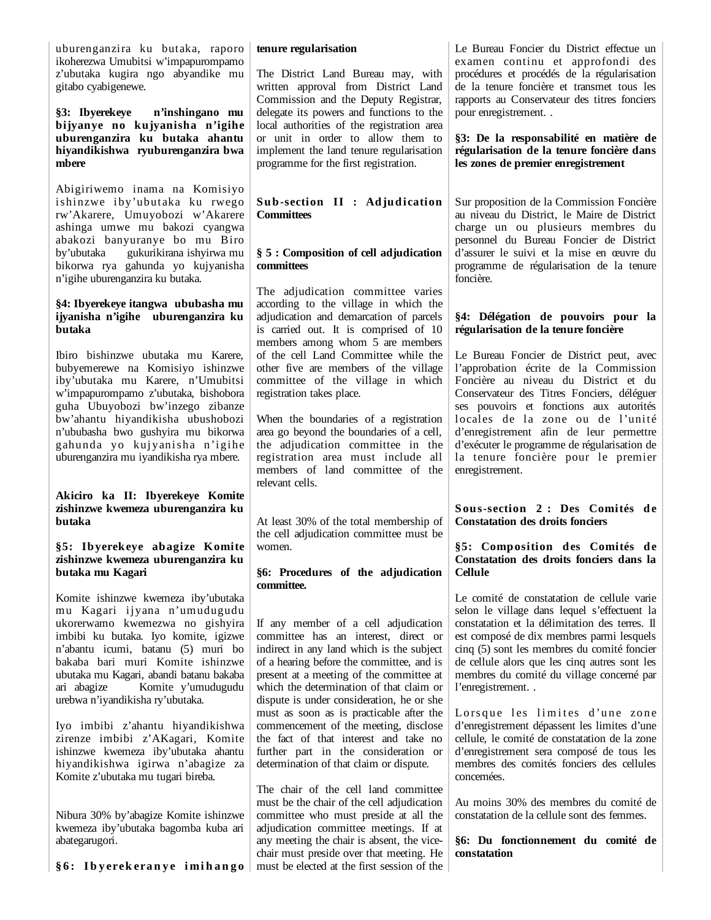uburenganzira ku butaka, raporo ikoherezwa Umubitsi w'impapurompamo z'ubutaka kugira ngo abyandike mu gitabo cyabigenewe.

**§3: Ibyerekeye n'inshingano mu bijyanye no kujyanisha n'igihe uburenganzira ku butaka ahantu hiyandikishwa ryuburenganzira bwa mbere**

Abigiriwemo inama na Komisiyo ishinzwe iby'ubutaka ku rwego rw'Akarere, Umuyobozi w'Akarere ashinga umwe mu bakozi cyangwa abakozi banyuranye bo mu Biro by'ubutaka gukurikirana ishyirwa mu bikorwa rya gahunda yo kujyanisha n'igihe uburenganzira ku butaka.

**§4: Ibyerekeye itangwa ububasha mu ijyanisha n'igihe uburenganzira ku butaka**

Ibiro bishinzwe ubutaka mu Karere, bubyemerewe na Komisiyo ishinzwe iby'ubutaka mu Karere, n'Umubitsi w'impapurompamo z'ubutaka, bishobora guha Ubuyobozi bw'inzego zibanze bw'ahantu hiyandikisha ubushobozi n'ububasha bwo gushyira mu bikorwa gahunda yo kujyanisha n'igihe uburenganzira mu iyandikisha rya mbere.

**Akiciro ka II: Ibyerekeye Komite zishinzwe kwemeza uburenganzira ku butaka**

**§5: Ibyerekeye abagize Komite zishinzwe kwemeza uburenganzira ku butaka mu Kagari**

Komite ishinzwe kwemeza iby'ubutaka mu Kagari ijyana n'umudugudu ukorerwamo kwemezwa no gishyira imbibi ku butaka. Iyo komite, igizwe n'abantu icumi, batanu (5) muri bo bakaba bari muri Komite ishinzwe ubutaka mu Kagari, abandi batanu bakaba ari abagize Komite y'umudugudu urebwa n'iyandikisha ry'ubutaka.

Iyo imbibi z'ahantu hiyandikishwa zirenze imbibi z'AKagari, Komite ishinzwe kwemeza iby'ubutaka ahantu hiyandikishwa igirwa n'abagize za Komite z'ubutaka mu tugari bireba.

Nibura 30% by'abagize Komite ishinzwe kwemeza iby'ubutaka bagomba kuba ari abategarugori.

**§6: Ibyerekeranye imihango**

---

**tenure regularisation**

The District Land Bureau may, with written approval from District Land Commission and the Deputy Registrar, delegate its powers and functions to the local authorities of the registration area or unit in order to allow them to implement the land tenure regularisation programme for the first registration.

**Sub-section II : Adjudication Committees**

**§ 5 : Composition of cell adjudication committees**

The adjudication committee varies according to the village in which the adjudication and demarcation of parcels is carried out. It is comprised of 10 members among whom 5 are members of the cell Land Committee while the other five are members of the village committee of the village in which registration takes place.

When the boundaries of a registration area go beyond the boundaries of a cell, the adjudication committee in the registration area must include all members of land committee of the relevant cells.

At least 30% of the total membership of the cell adjudication committee must be women.

**§6: Procedures of the adjudication committee.**

If any member of a cell adjudication committee has an interest, direct or indirect in any land which is the subject of a hearing before the committee, and is present at a meeting of the committee at which the determination of that claim or dispute is under consideration, he or she must as soon as is practicable after the commencement of the meeting, disclose the fact of that interest and take no further part in the consideration or determination of that claim or dispute.

The chair of the cell land committee must be the chair of the cell adjudication committee who must preside at all the adjudication committee meetings. If at any meeting the chair is absent, the vice-chair must preside over that meeting. He must be elected at the first session of the

---

Le Bureau Foncier du District effectue un examen continu et approfondi des procédures et procédés de la régularisation de la tenure foncière et transmet tous les rapports au Conservateur des titres fonciers pour enregistrement. .

**§3: De la responsabilité en matière de régularisation de la tenure foncière dans les zones de premier enregistrement**

Sur proposition de la Commission Foncière au niveau du District, le Maire de District charge un ou plusieurs membres du personnel du Bureau Foncier de District d'assurer le suivi et la mise en œuvre du programme de régularisation de la tenure foncière.

**§4: Délégation de pouvoirs pour la régularisation de la tenure foncière**

Le Bureau Foncier de District peut, avec l'approbation écrite de la Commission Foncière au niveau du District et du Conservateur des Titres Fonciers, déléguer ses pouvoirs et fonctions aux autorités locales de la zone ou de l'unité d'enregistrement afin de leur permettre d'exécuter le programme de régularisation de la tenure foncière pour le premier enregistrement.

**Sous-section 2 : Des Comités de Constatation des droits fonciers**

**§5: Composition des Comités de Constatation des droits fonciers dans la Cellule**

Le comité de constatation de cellule varie selon le village dans lequel s'effectuent la constatation et la délimitation des terres. Il est composé de dix membres parmi lesquels cinq (5) sont les membres du comité foncier de cellule alors que les cinq autres sont les membres du comité du village concerné par l'enregistrement. .

Lorsque les limites d'une zone d'enregistrement dépassent les limites d'une cellule, le comité de constatation de la zone d'enregistrement sera composé de tous les membres des comités fonciers des cellules concernées.

Au moins 30% des membres du comité de constatation de la cellule sont des femmes.

**§6: Du fonctionnement du comité de constatation**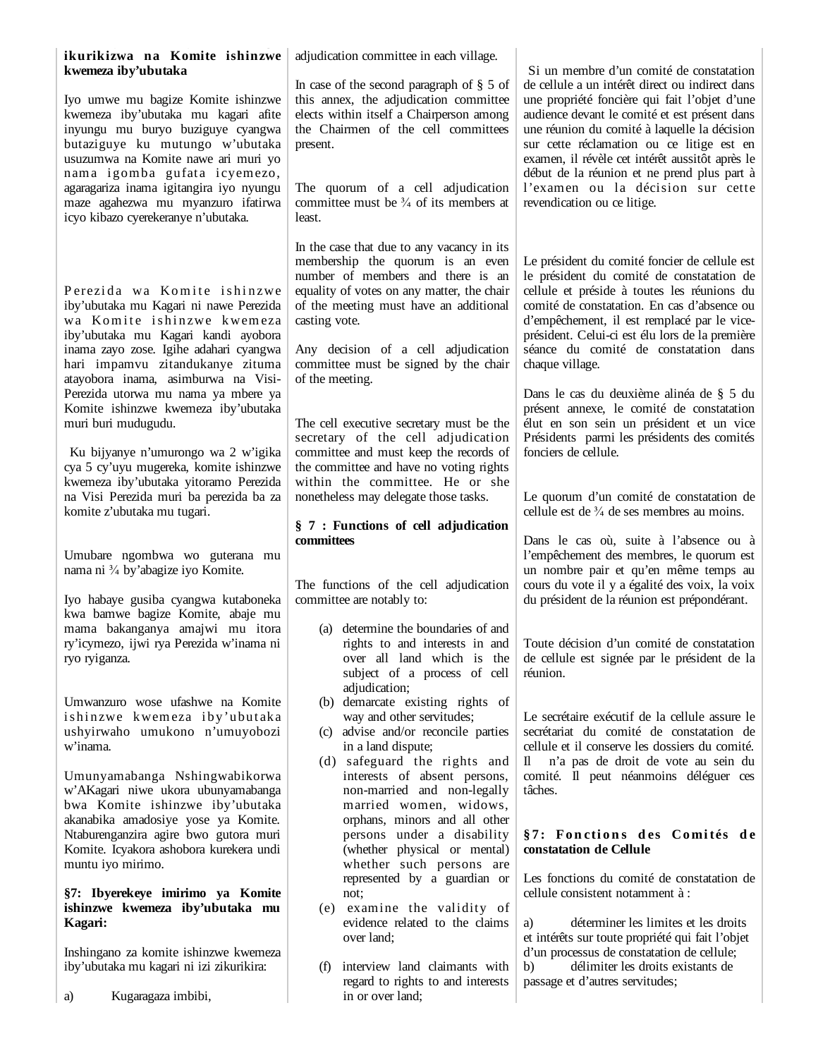**ikurikizwa na Komite ishinzwe kwemeza iby'ubutaka**

Iyo umwe mu bagize Komite ishinzwe kwemeza iby'ubutaka mu kagari afite inyungu mu buryo buziguye cyangwa butaziguye ku mutungo w'ubutaka usuzumwa na Komite nawe ari muri yo nama igomba gufata icyemezo, agaragariza inama igitangira iyo nyungu maze agahezwa mu myanzuro ifatirwa icyo kibazo cyerekeranye n'ubutaka.

Perezida wa Komite ishinzwe iby'ubutaka mu Kagari ni nawe Perezida wa Komite ishinzwe kwemeza iby'ubutaka mu Kagari kandi ayobora inama zayo zose. Igihe adahari cyangwa hari impamvu zitandukanye zituma atayobora inama, asimburwa na Visi-Perezida utorwa mu nama ya mbere ya Komite ishinzwe kwemeza iby'ubutaka muri buri mudugudu.

Ku bijyanye n'umurongo wa 2 w'igika cya 5 cy'uyu mugereka, komite ishinzwe kwemeza iby'ubutaka yitoramo Perezida na Visi Perezida muri ba perezida ba za komite z'ubutaka mu tugari.

Umubare ngombwa wo guterana mu nama ni ¾ by'abagize iyo Komite.

Iyo habaye gusiba cyangwa kutaboneka kwa bamwe bagize Komite, abaje mu mama bakanganya amajwi mu itora ry'icyemezo, ijwi rya Perezida w'inama ni ryo ryiganza.

Umwanzuro wose ufashwe na Komite ishinzwe kwemeza iby'ubutaka ushyirwaho umukono n'umuyobozi w'inama.

Umunyamabanga Nshingwabikorwa w'AKagari niwe ukora ubunyamabanga bwa Komite ishinzwe iby'ubutaka akanabika amadosiye yose ya Komite. Ntaburenganzira agire bwo gutora muri Komite. Icyakora ashobora kurekera undi muntu iyo mirimo.

**§7: Ibyerekeye imirimo ya Komite ishinzwe kwemeza iby'ubutaka mu Kagari:**

Inshingano za komite ishinzwe kwemeza iby'ubutaka mu kagari ni izi zikurikira:

a) Kugaragaza imbibi,

adjudication committee in each village.

In case of the second paragraph of § 5 of this annex, the adjudication committee elects within itself a Chairperson among the Chairmen of the cell committees present.

The quorum of a cell adjudication committee must be ¾ of its members at least.

In the case that due to any vacancy in its membership the quorum is an even number of members and there is an equality of votes on any matter, the chair of the meeting must have an additional casting vote.

Any decision of a cell adjudication committee must be signed by the chair of the meeting.

The cell executive secretary must be the secretary of the cell adjudication committee and must keep the records of the committee and have no voting rights within the committee. He or she nonetheless may delegate those tasks.

**§ 7 : Functions of cell adjudication committees**

The functions of the cell adjudication committee are notably to:

(a) determine the boundaries of and rights to and interests in and over all land which is the subject of a process of cell adjudication;
(b) demarcate existing rights of way and other servitudes;
(c) advise and/or reconcile parties in a land dispute;
(d) safeguard the rights and interests of absent persons, non-married and non-legally married women, widows, orphans, minors and all other persons under a disability (whether physical or mental) whether such persons are represented by a guardian or not;
(e) examine the validity of evidence related to the claims over land;
(f) interview land claimants with regard to rights to and interests in or over land;

Si un membre d'un comité de constatation de cellule a un intérêt direct ou indirect dans une propriété foncière qui fait l'objet d'une audience devant le comité et est présent dans une réunion du comité à laquelle la décision sur cette réclamation ou ce litige est en examen, il révèle cet intérêt aussitôt après le début de la réunion et ne prend plus part à l'examen ou la décision sur cette revendication ou ce litige.

Le président du comité foncier de cellule est le président du comité de constatation de cellule et préside à toutes les réunions du comité de constatation. En cas d'absence ou d'empêchement, il est remplacé par le vice-président. Celui-ci est élu lors de la première séance du comité de constatation dans chaque village.

Dans le cas du deuxième alinéa de § 5 du présent annexe, le comité de constatation élut en son sein un président et un vice Présidents parmi les présidents des comités fonciers de cellule.

Le quorum d'un comité de constatation de cellule est de ¾ de ses membres au moins.

Dans le cas où, suite à l'absence ou à l'empêchement des membres, le quorum est un nombre pair et qu'en même temps au cours du vote il y a égalité des voix, la voix du président de la réunion est prépondérant.

Toute décision d'un comité de constatation de cellule est signée par le président de la réunion.

Le secrétaire exécutif de la cellule assure le secrétariat du comité de constatation de cellule et il conserve les dossiers du comité. Il n'a pas de droit de vote au sein du comité. Il peut néanmoins déléguer ces tâches.

**§7: Fonctions des Comités de constatation de Cellule**

Les fonctions du comité de constatation de cellule consistent notamment à :

a) déterminer les limites et les droits et intérêts sur toute propriété qui fait l'objet d'un processus de constatation de cellule;
b) délimiter les droits existants de passage et d'autres servitudes;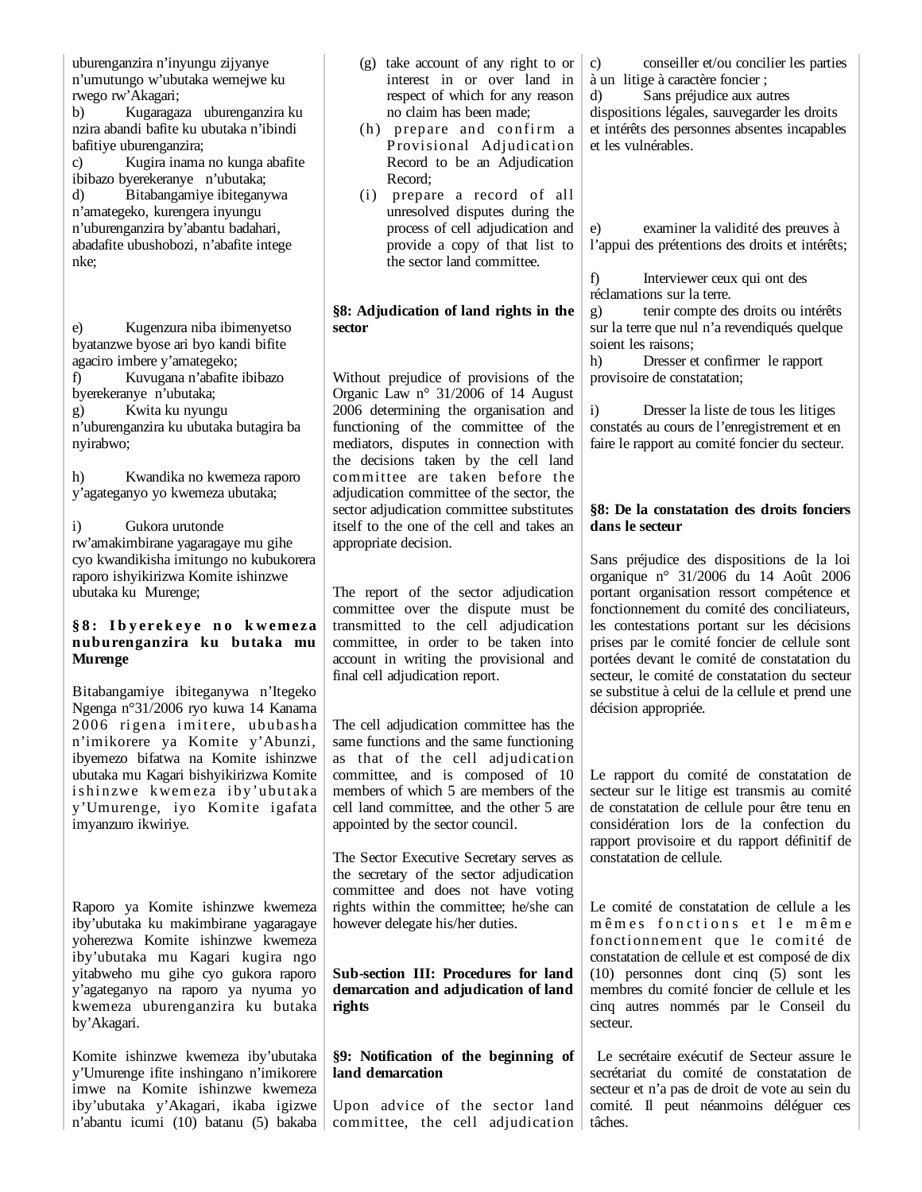uburenganzira n'inyungu zijyanye n'umutungo w'ubutaka wemejwe ku rwego rw'Akagari;

b) Kugaragaza uburenganzira ku nzira abandi bafite ku butaka n'ibindi bafitiye uburenganzira;

c) Kugira inama no kunga abafite ibibazo byerekeranye n'ubutaka;

d) Bitabangamiye ibiteganywa n'amategeko, kurengera inyungu n'uburenganzira by'abantu badahari, abadafite ubushobozi, n'abafite intege nke;

e) Kugenzura niba ibimenyetso byatanzwe byose ari byo kandi bifite agaciro imbere y'amategeko;

f) Kuvugana n'abafite ibibazo byerekeranye n'ubutaka;

g) Kwita ku nyungu n'uburenganzira ku butaka butagira ba nyirabwo;

h) Kwandika no kwemeza raporo y'agateganyo yo kwemeza ubutaka;

i) Gukora urutonde rw'amakimbirane yagaragaye mu gihe cyo kwandikisha imitungo no kubukorera raporo ishyikirizwa Komite ishinzwe ubutaka ku Murenge;

**§8: Ibyerekeye no kwemeza nuburenganzira ku butaka mu Murenge**

Bitabangamiye ibiteganywa n'Itegeko Ngenga n°31/2006 ryo kuwa 14 Kanama 2006 rigena imitere, ububasha n'imikorere ya Komite y'Abunzi, ibyemezo bifatwa na Komite ishinzwe ubutaka mu Kagari bishyikirizwa Komite ishinzwe kwemeza iby'ubutaka y'Umurenge, iyo Komite igafata imyanzuro ikwiriye.

Raporo ya Komite ishinzwe kwemeza iby'ubutaka ku makimbirane yagaragaye yoherezwa Komite ishinzwe kwemeza iby'ubutaka mu Kagari kugira ngo yitabweho mu gihe cyo gukora raporo y'agateganyo na raporo ya nyuma yo kwemeza uburenganzira ku butaka by'Akagari.

Komite ishinzwe kwemeza iby'ubutaka y'Umurenge ifite inshingano n'imikorere imwe na Komite ishinzwe kwemeza iby'ubutaka y'Akagari, ikaba igizwe n'abantu icumi (10) batanu (5) bakaba

(g) take account of any right to or interest in or over land in respect of which for any reason no claim has been made;

(h) prepare and confirm a Provisional Adjudication Record to be an Adjudication Record;

(i) prepare a record of all unresolved disputes during the process of cell adjudication and provide a copy of that list to the sector land committee.

**§8: Adjudication of land rights in the sector**

Without prejudice of provisions of the Organic Law n° 31/2006 of 14 August 2006 determining the organisation and functioning of the committee of the mediators, disputes in connection with the decisions taken by the cell land committee are taken before the adjudication committee of the sector, the sector adjudication committee substitutes itself to the one of the cell and takes an appropriate decision.

The report of the sector adjudication committee over the dispute must be transmitted to the cell adjudication committee, in order to be taken into account in writing the provisional and final cell adjudication report.

The cell adjudication committee has the same functions and the same functioning as that of the cell adjudication committee, and is composed of 10 members of which 5 are members of the cell land committee, and the other 5 are appointed by the sector council.

The Sector Executive Secretary serves as the secretary of the sector adjudication committee and does not have voting rights within the committee; he/she can however delegate his/her duties.

**Sub-section III: Procedures for land demarcation and adjudication of land rights**

**§9: Notification of the beginning of land demarcation**

Upon advice of the sector land committee, the cell adjudication

c) conseiller et/ou concilier les parties à un litige à caractère foncier ;

d) Sans préjudice aux autres dispositions légales, sauvegarder les droits et intérêts des personnes absentes incapables et les vulnérables.

e) examiner la validité des preuves à l'appui des prétentions des droits et intérêts;

f) Interviewer ceux qui ont des réclamations sur la terre.

g) tenir compte des droits ou intérêts sur la terre que nul n'a revendiqués quelque soient les raisons;

h) Dresser et confirmer le rapport provisoire de constatation;

i) Dresser la liste de tous les litiges constatés au cours de l'enregistrement et en faire le rapport au comité foncier du secteur.

**§8: De la constatation des droits fonciers dans le secteur**

Sans préjudice des dispositions de la loi organique n° 31/2006 du 14 Août 2006 portant organisation ressort compétence et fonctionnement du comité des conciliateurs, les contestations portant sur les décisions prises par le comité foncier de cellule sont portées devant le comité de constatation du secteur, le comité de constatation du secteur se substitue à celui de la cellule et prend une décision appropriée.

Le rapport du comité de constatation de secteur sur le litige est transmis au comité de constatation de cellule pour être tenu en considération lors de la confection du rapport provisoire et du rapport définitif de constatation de cellule.

Le comité de constatation de cellule a les mêmes fonctions et le même fonctionnement que le comité de constatation de cellule et est composé de dix (10) personnes dont cinq (5) sont les membres du comité foncier de cellule et les cinq autres nommés par le Conseil du secteur.

Le secrétaire exécutif de Secteur assure le secrétariat du comité de constatation de secteur et n'a pas de droit de vote au sein du comité. Il peut néanmoins déléguer ces tâches.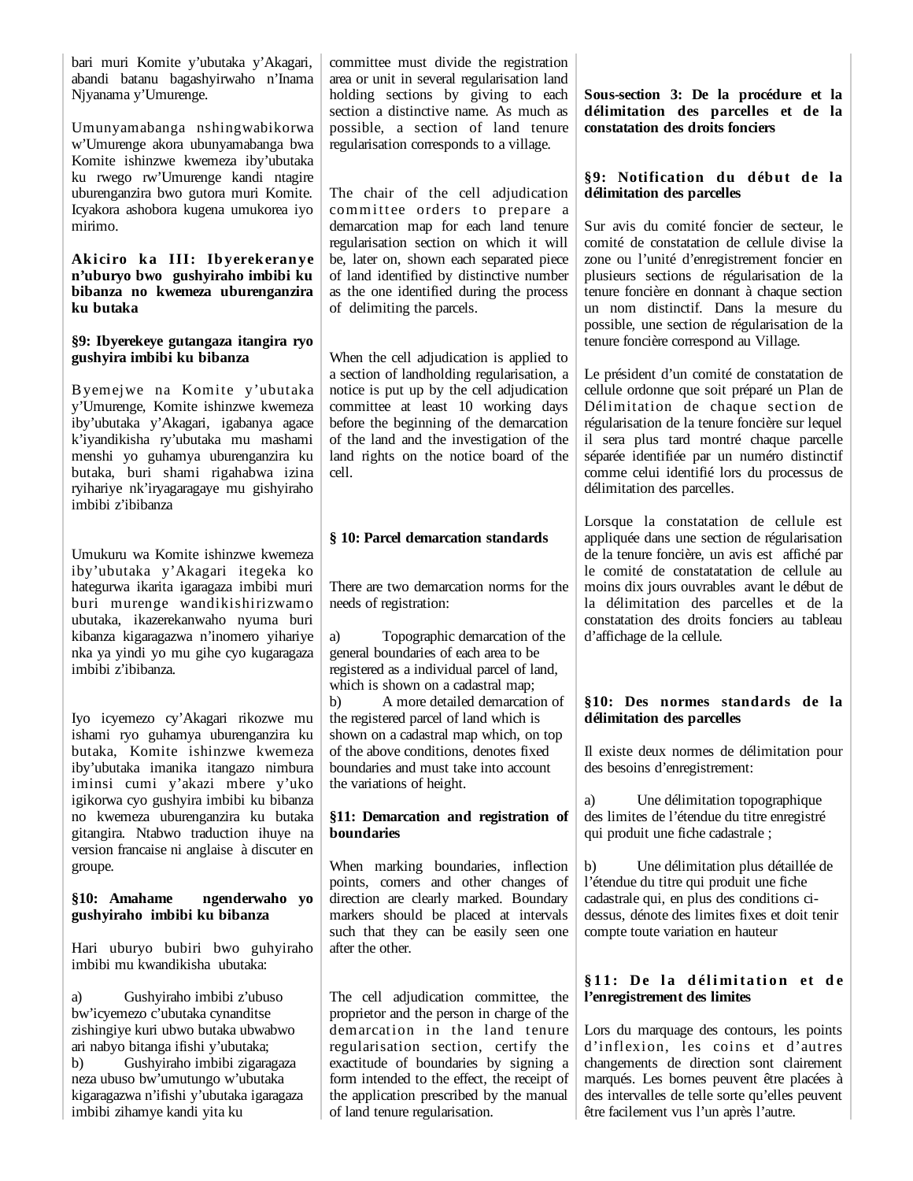bari muri Komite y'ubutaka y'Akagari, abandi batanu bagashyirwaho n'Inama Njyanama y'Umurenge.

Umunyamabanga nshingwabikorwa w'Umurenge akora ubunyamabanga bwa Komite ishinzwe kwemeza iby'ubutaka ku rwego rw'Umurenge kandi ntagire uburenganzira bwo gutora muri Komite. Icyakora ashobora kugena umukorea iyo mirimo.

**Akiciro ka III: Ibyerekeranye n'uburyo bwo gushyiraho imbibi ku bibanza no kwemeza uburenganzira ku butaka**

**§9: Ibyerekeye gutangaza itangira ryo gushyira imbibi ku bibanza**

Byemejwe na Komite y'ubutaka y'Umurenge, Komite ishinzwe kwemeza iby'ubutaka y'Akagari, igabanya agace k'iyandikisha ry'ubutaka mu mashami menshi yo guhamya uburenganzira ku butaka, buri shami rigahabwa izina ryihariye nk'iryagaragaye mu gishyiraho imbibi z'ibibanza

Umukuru wa Komite ishinzwe kwemeza iby'ubutaka y'Akagari itegeka ko hategurwa ikarita igaragaza imbibi muri buri murenge wandikishirizwamo ubutaka, ikazerekanwaho nyuma buri kibanza kigaragazwa n'inomero yihariye nka ya yindi yo mu gihe cyo kugaragaza imbibi z'ibibanza.

Iyo icyemezo cy'Akagari rikozwe mu ishami ryo guhamya uburenganzira ku butaka, Komite ishinzwe kwemeza iby'ubutaka imanika itangazo nimbura iminsi cumi y'akazi mbere y'uko igikorwa cyo gushyira imbibi ku bibanza no kwemeza uburenganzira ku butaka gitangira. Ntabwo traduction ihuye na version francaise ni anglaise à discuter en groupe.

**§10: Amahame ngenderwaho yo gushyiraho imbibi ku bibanza**

Hari uburyo bubiri bwo guhyiraho imbibi mu kwandikisha ubutaka:

a) Gushyiraho imbibi z'ubuso bw'icyemezo c'ubutaka cynanditse zishingiye kuri ubwo butaka ubwabwo ari nabyo bitanga ifishi y'ubutaka;
b) Gushyiraho imbibi zigaragaza neza ubuso bw'umutungo w'ubutaka kigaragazwa n'ifishi y'ubutaka igaragaza imbibi zihamye kandi yita ku

committee must divide the registration area or unit in several regularisation land holding sections by giving to each section a distinctive name. As much as possible, a section of land tenure regularisation corresponds to a village.

The chair of the cell adjudication committee orders to prepare a demarcation map for each land tenure regularisation section on which it will be, later on, shown each separated piece of land identified by distinctive number as the one identified during the process of delimiting the parcels.

When the cell adjudication is applied to a section of landholding regularisation, a notice is put up by the cell adjudication committee at least 10 working days before the beginning of the demarcation of the land and the investigation of the land rights on the notice board of the cell.

**§ 10: Parcel demarcation standards**

There are two demarcation norms for the needs of registration:

a) Topographic demarcation of the general boundaries of each area to be registered as a individual parcel of land, which is shown on a cadastral map;
b) A more detailed demarcation of the registered parcel of land which is shown on a cadastral map which, on top of the above conditions, denotes fixed boundaries and must take into account the variations of height.

**§11: Demarcation and registration of boundaries**

When marking boundaries, inflection points, comers and other changes of direction are clearly marked. Boundary markers should be placed at intervals such that they can be easily seen one after the other.

The cell adjudication committee, the proprietor and the person in charge of the demarcation in the land tenure regularisation section, certify the exactitude of boundaries by signing a form intended to the effect, the receipt of the application prescribed by the manual of land tenure regularisation.

**Sous-section 3: De la procédure et la délimitation des parcelles et de la constatation des droits fonciers**

**§9: Notification du début de la délimitation des parcelles**

Sur avis du comité foncier de secteur, le comité de constatation de cellule divise la zone ou l'unité d'enregistrement foncier en plusieurs sections de régularisation de la tenure foncière en donnant à chaque section un nom distinctif. Dans la mesure du possible, une section de régularisation de la tenure foncière correspond au Village.

Le président d'un comité de constatation de cellule ordonne que soit préparé un Plan de Délimitation de chaque section de régularisation de la tenure foncière sur lequel il sera plus tard montré chaque parcelle séparée identifiée par un numéro distinctif comme celui identifié lors du processus de délimitation des parcelles.

Lorsque la constatation de cellule est appliquée dans une section de régularisation de la tenure foncière, un avis est affiché par le comité de constatatation de cellule au moins dix jours ouvrables avant le début de la délimitation des parcelles et de la constatation des droits fonciers au tableau d'affichage de la cellule.

**§10: Des normes standards de la délimitation des parcelles**

Il existe deux normes de délimitation pour des besoins d'enregistrement:

a) Une délimitation topographique des limites de l'étendue du titre enregistré qui produit une fiche cadastrale ;

b) Une délimitation plus détaillée de l'étendue du titre qui produit une fiche cadastrale qui, en plus des conditions ci-dessus, dénote des limites fixes et doit tenir compte toute variation en hauteur

**§11: De la délimitation et de l'enregistrement des limites**

Lors du marquage des contours, les points d'inflexion, les coins et d'autres changements de direction sont clairement marqués. Les bornes peuvent être placées à des intervalles de telle sorte qu'elles peuvent être facilement vus l'un après l'autre.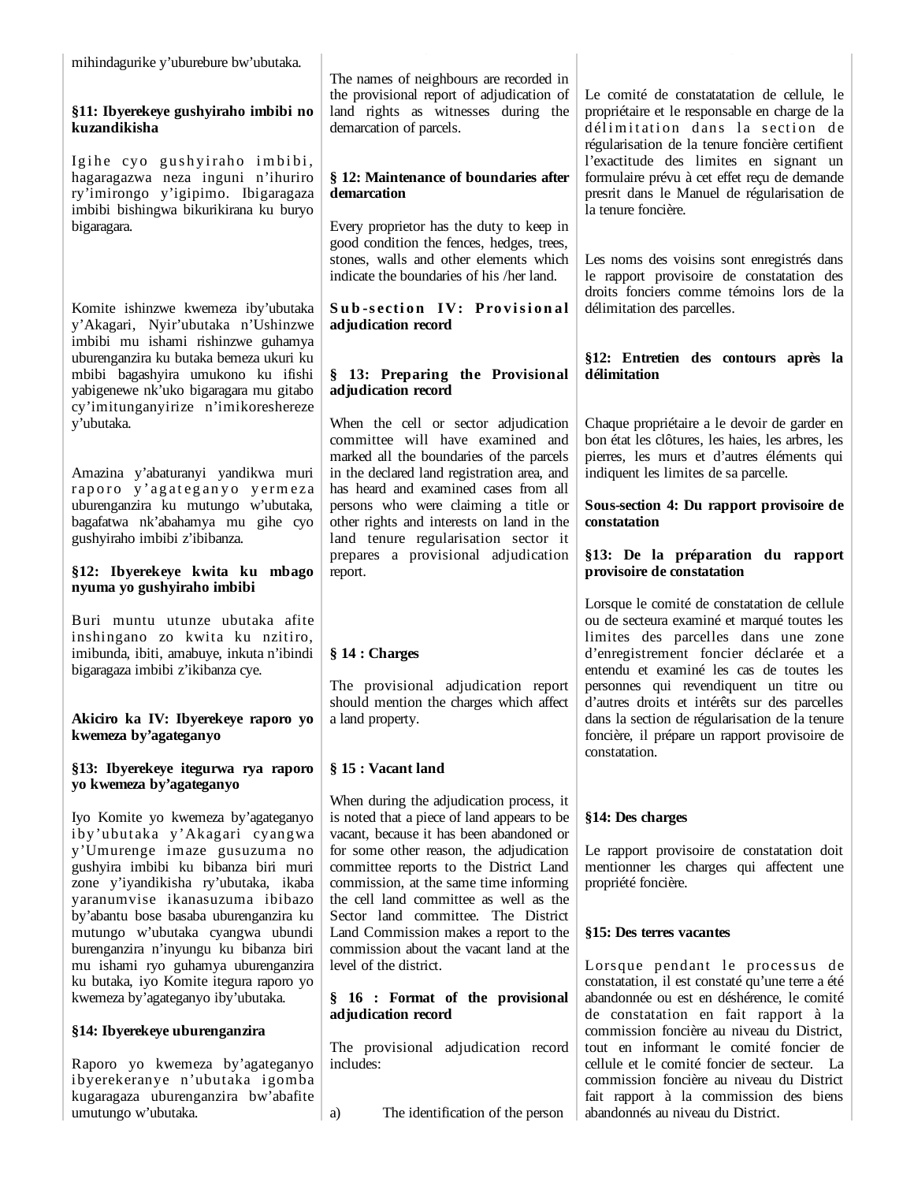mihindagurike y'uburebure bw'ubutaka.

**§11: Ibyerekeye gushyiraho imbibi no kuzandikisha**

Igihe cyo gushyiraho imbibi, hagaragazwa neza inguni n'ihuriro ry'imirongo y'igipimo. Ibigaragaza imbibi bishingwa bikurikirana ku buryo bigaragara.

Komite ishinzwe kwemeza iby'ubutaka y'Akagari, Nyir'ubutaka n'Ushinzwe imbibi mu ishami rishinzwe guhamya uburenganzira ku butaka bemeza ukuri ku mbibi bagashyira umukono ku ifishi yabigenewe nk'uko bigaragara mu gitabo cy'imitunganyirize n'imikoreshereze y'ubutaka.

Amazina y'abaturanyi yandikwa muri raporo y'agateganyo yermeza uburenganzira ku mutungo w'ubutaka, bagafatwa nk'abahamya mu gihe cyo gushyiraho imbibi z'ibibanza.

**§12: Ibyerekeye kwita ku mbago nyuma yo gushyiraho imbibi**

Buri muntu utunze ubutaka afite inshingano zo kwita ku nzitiro, imibunda, ibiti, amabuye, inkuta n'ibindi bigaragaza imbibi z'ikibanza cye.

**Akiciro ka IV: Ibyerekeye raporo yo kwemeza by'agateganyo**

**§13: Ibyerekeye itegurwa rya raporo yo kwemeza by'agateganyo**

Iyo Komite yo kwemeza by'agateganyo iby'ubutaka y'Akagari cyangwa y'Umurenge imaze gusuzuma no gushyira imbibi ku bibanza biri muri zone y'iyandikisha ry'ubutaka, ikaba yaranumvise ikanasuzuma ibibazo by'abantu bose basaba uburenganzira ku mutungo w'ubutaka cyangwa ubundi burenganzira n'inyungu ku bibanza biri mu ishami ryo guhamya uburenganzira ku butaka, iyo Komite itegura raporo yo kwemeza by'agateganyo iby'ubutaka.

**§14: Ibyerekeye uburenganzira**

Raporo yo kwemeza by'agateganyo ibyerekeranye n'ubutaka igomba kugaragaza uburenganzira bw'abafite umutungo w'ubutaka.

The names of neighbours are recorded in the provisional report of adjudication of land rights as witnesses during the demarcation of parcels.

**§ 12: Maintenance of boundaries after demarcation**

Every proprietor has the duty to keep in good condition the fences, hedges, trees, stones, walls and other elements which indicate the boundaries of his /her land.

**Sub-section IV: Provisional adjudication record**

**§ 13: Preparing the Provisional adjudication record**

When the cell or sector adjudication committee will have examined and marked all the boundaries of the parcels in the declared land registration area, and has heard and examined cases from all persons who were claiming a title or other rights and interests on land in the land tenure regularisation sector it prepares a provisional adjudication report.

**§ 14 : Charges**

The provisional adjudication report should mention the charges which affect a land property.

**§ 15 : Vacant land**

When during the adjudication process, it is noted that a piece of land appears to be vacant, because it has been abandoned or for some other reason, the adjudication committee reports to the District Land commission, at the same time informing the cell land committee as well as the Sector land committee. The District Land Commission makes a report to the commission about the vacant land at the level of the district.

**§ 16 : Format of the provisional adjudication record**

The provisional adjudication record includes:

a) The identification of the person

Le comité de constatatation de cellule, le propriétaire et le responsable en charge de la délimitation dans la section de régularisation de la tenure foncière certifient l'exactitude des limites en signant un formulaire prévu à cet effet reçu de demande presrit dans le Manuel de régularisation de la tenure foncière.

Les noms des voisins sont enregistrés dans le rapport provisoire de constatation des droits fonciers comme témoins lors de la délimitation des parcelles.

**§12: Entretien des contours après la délimitation**

Chaque propriétaire a le devoir de garder en bon état les clôtures, les haies, les arbres, les pierres, les murs et d'autres éléments qui indiquent les limites de sa parcelle.

**Sous-section 4: Du rapport provisoire de constatation**

**§13: De la préparation du rapport provisoire de constatation**

Lorsque le comité de constatation de cellule ou de secteura examiné et marqué toutes les limites des parcelles dans une zone d'enregistrement foncier déclarée et a entendu et examiné les cas de toutes les personnes qui revendiquent un titre ou d'autres droits et intérêts sur des parcelles dans la section de régularisation de la tenure foncière, il prépare un rapport provisoire de constatation.

**§14: Des charges**

Le rapport provisoire de constatation doit mentionner les charges qui affectent une propriété foncière.

**§15: Des terres vacantes**

Lorsque pendant le processus de constatation, il est constaté qu'une terre a été abandonnée ou est en déshérence, le comité de constatation en fait rapport à la commission foncière au niveau du District, tout en informant le comité foncier de cellule et le comité foncier de secteur. La commission foncière au niveau du District fait rapport à la commission des biens abandonnés au niveau du District.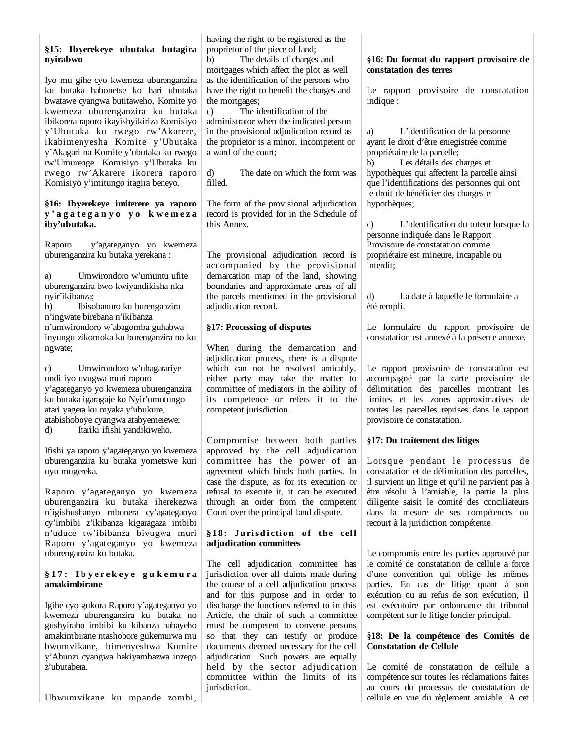**§15: Ibyerekeye ubutaka butagira nyirabwo**

Iyo mu gihe cyo kwemeza uburenganzira ku butaka habonetse ko hari ubutaka bwatawe cyangwa butitaweho, Komite yo kwemeza uburenganzira ku butaka ibikorera raporo ikayishyikiriza Komisiyo y'Ubutaka ku rwego rw'Akarere, ikabimenyesha Komite y'Ubutaka y'Akagari na Komite y'ubutaka ku rwego rw'Umurenge. Komisiyo y'Ubutaka ku rwego rw'Akarere ikorera raporo Komisiyo y'imitungo itagira beneyo.

**§16: Ibyerekeye imiterere ya raporo y'agateganyo yo kwemeza iby'ubutaka.**

Raporo y'agateganyo yo kwemeza uburenganzira ku butaka yerekana :

a) Umwirondoro w'umuntu ufite uburenganzira bwo kwiyandikisha nka nyir'ikibanza;
b) Ibisobanuro ku burenganzira n'ingwate birebana n'ikibanza n'umwirondoro w'abagomba guhabwa inyungu zikomoka ku burenganzira no ku ngwate;

c) Umwirondoro w'uhagarariye undi iyo uvugwa muri raporo y'agateganyo yo kwemeza uburenganzira ku butaka igaragaje ko Nyir'umutungo atari yagera ku myaka y'ubukure, atabishoboye cyangwa atabyemerewe;
d) Itariki ifishi yandikiweho.

Ifishi ya raporo y'agateganyo yo kwemeza uburenganzira ku butaka yometswe kuri uyu mugereka.

Raporo y'agateganyo yo kwemeza uburenganzira ku butaka iherekezwa n'igishushanyo mbonera cy'agateganyo cy'imbibi z'ikibanza kigaragaza imbibi n'uduce tw'ibibanza bivugwa muri Raporo y'agateganyo yo kwemeza uburenganzira ku butaka.

**§17: Ibyerekeye gukemura amakimbirane**

Igihe cyo gukora Raporo y'agateganyo yo kwemeza uburenganzira ku butaka no gushyiraho imbibi ku kibanza habayeho amakimbirane ntashobore gukemurwa mu bwumvikane, bimenyeshwa Komite y'Abunzi cyangwa hakiyambazwa inzego z'ubutabera.

Ubwumvikane ku mpande zombi,

having the right to be registered as the proprietor of the piece of land;
b) The details of charges and mortgages which affect the plot as well as the identification of the persons who have the right to benefit the charges and the mortgages;
c) The identification of the administrator when the indicated person in the provisional adjudication record as the proprietor is a minor, incompetent or a ward of the court;

d) The date on which the form was filled.

The form of the provisional adjudication record is provided for in the Schedule of this Annex.

The provisional adjudication record is accompanied by the provisional demarcation map of the land, showing boundaries and approximate areas of all the parcels mentioned in the provisional adjudication record.

**§17: Processing of disputes**

When during the demarcation and adjudication process, there is a dispute which can not be resolved amicably, either party may take the matter to committee of mediators in the ability of its competence or refers it to the competent jurisdiction.

Compromise between both parties approved by the cell adjudication committee has the power of an agreement which binds both parties. In case the dispute, as for its execution or refusal to execute it, it can be executed through an order from the competent Court over the principal land dispute.

**§18: Jurisdiction of the cell adjudication committees**

The cell adjudication committee has jurisdiction over all claims made during the course of a cell adjudication process and for this purpose and in order to discharge the functions referred to in this Article, the chair of such a committee must be competent to convene persons so that they can testify or produce documents deemed necessary for the cell adjudication. Such powers are equally held by the sector adjudication committee within the limits of its jurisdiction.

**§16: Du format du rapport provisoire de constatation des terres**

Le rapport provisoire de constatation indique :

a) L'identification de la personne ayant le droit d'être enregistrée comme propriétaire de la parcelle;
b) Les détails des charges et hypothèques qui affectent la parcelle ainsi que l'identifications des personnes qui ont le droit de bénéficier des charges et hypothèques;

c) L'identification du tuteur lorsque la personne indiquée dans le Rapport Provisoire de constatation comme propriétaire est mineure, incapable ou interdit;

d) La date à laquelle le formulaire a été rempli.

Le formulaire du rapport provisoire de constatation est annexé à la présente annexe.

Le rapport provisoire de constatation est accompagné par la carte provisoire de délimitation des parcelles montrant les limites et les zones approximatives de toutes les parcelles reprises dans le rapport provisoire de constatation.

**§17: Du traitement des litiges**

Lorsque pendant le processus de constatation et de délimitation des parcelles, il survient un litige et qu'il ne parvient pas à être résolu à l'amiable, la partie la plus diligente saisit le comité des conciliateurs dans la mesure de ses compétences ou recourt à la juridiction compétente.

Le compromis entre les parties approuvé par le comité de constatation de cellule a force d'une convention qui oblige les mêmes parties. En cas de litige quant à son exécution ou au refus de son exécution, il est exécutoire par ordonnance du tribunal compétent sur le litige foncier principal.

**§18: De la compétence des Comités de Constatation de Cellule**

Le comité de constatation de cellule a compétence sur toutes les réclamations faites au cours du processus de constatation de cellule en vue du règlement amiable. A cet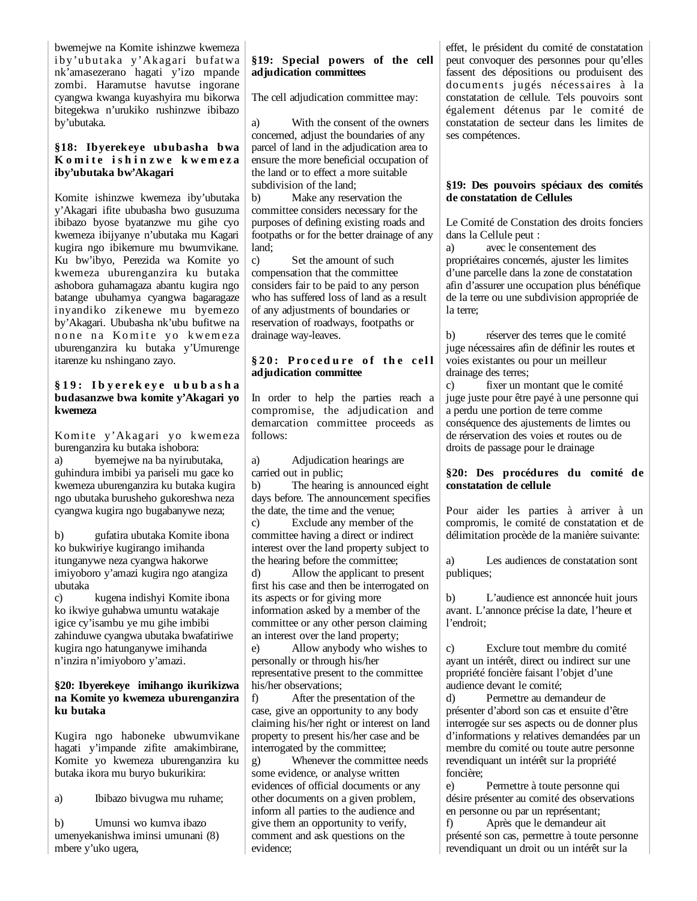bwemejwe na Komite ishinzwe kwemeza iby'ubutaka y'Akagari bufatwa nk'amasezerano hagati y'izo mpande zombi. Haramutse havutse ingorane cyangwa kwanga kuyashyira mu bikorwa bitegekwa n'urukiko rushinzwe ibibazo by'ubutaka.

**§18: Ibyerekeye ububasha bwa Komite ishinzwe kwemeza iby'ubutaka bw'Akagari**

Komite ishinzwe kwemeza iby'ubutaka y'Akagari ifite ububasha bwo gusuzuma ibibazo byose byatanzwe mu gihe cyo kwemeza ibijyanye n'ubutaka mu Kagari kugira ngo ibikemure mu bwumvikane. Ku bw'ibyo, Perezida wa Komite yo kwemeza uburenganzira ku butaka ashobora guhamagaza abantu kugira ngo batange ubuhamya cyangwa bagaragaze inyandiko zikenewe mu byemezo by'Akagari. Ububasha nk'ubu bufitwe na none na Komite yo kwemeza uburenganzira ku butaka y'Umurenge itarenze ku nshingano zayo.

**§19: Ibyerekeye ububasha budasanzwe bwa komite y'Akagari yo kwemeza**

Komite y'Akagari yo kwemeza burenganzira ku butaka ishobora:

a) byemejwe na ba nyirubutaka, guhindura imbibi ya pariseli mu gace ko kwemeza uburenganzira ku butaka kugira ngo ubutaka burusheho gukoreshwa neza cyangwa kugira ngo bugabanywe neza;

b) gufatira ubutaka Komite ibona ko bukwiriye kugirango imihanda itunganywe neza cyangwa hakorwe imiyoboro y'amazi kugira ngo atangiza ubutaka

c) kugena indishyi Komite ibona ko ikwiye guhabwa umuntu watakaje igice cy'isambu ye mu gihe imbibi zahinduwe cyangwa ubutaka bwafatiriwe kugira ngo hatunganywe imihanda n'inzira n'imiyoboro y'amazi.

**§20: Ibyerekeye imihango ikurikizwa na Komite yo kwemeza uburenganzira ku butaka**

Kugira ngo haboneke ubwumvikane hagati y'impande zifite amakimbirane, Komite yo kwemeza uburenganzira ku butaka ikora mu buryo bukurikira:

a) Ibibazo bivugwa mu ruhame;

b) Umunsi wo kumva ibazo umenyekanishwa iminsi umunani (8) mbere y'uko ugera,

**§19: Special powers of the cell adjudication committees**

The cell adjudication committee may:

a) With the consent of the owners concerned, adjust the boundaries of any parcel of land in the adjudication area to ensure the more beneficial occupation of the land or to effect a more suitable subdivision of the land;
b) Make any reservation the committee considers necessary for the purposes of defining existing roads and footpaths or for the better drainage of any land;
c) Set the amount of such compensation that the committee considers fair to be paid to any person who has suffered loss of land as a result of any adjustments of boundaries or reservation of roadways, footpaths or drainage way-leaves.

**§20: Procedure of the cell adjudication committee**

In order to help the parties reach a compromise, the adjudication and demarcation committee proceeds as follows:

a) Adjudication hearings are carried out in public;
b) The hearing is announced eight days before. The announcement specifies the date, the time and the venue;
c) Exclude any member of the committee having a direct or indirect interest over the land property subject to the hearing before the committee;
d) Allow the applicant to present first his case and then be interrogated on its aspects or for giving more information asked by a member of the committee or any other person claiming an interest over the land property;
e) Allow anybody who wishes to personally or through his/her representative present to the committee his/her observations;
f) After the presentation of the case, give an opportunity to any body claiming his/her right or interest on land property to present his/her case and be interrogated by the committee;
g) Whenever the committee needs some evidence, or analyse written evidences of official documents or any other documents on a given problem, inform all parties to the audience and give them an opportunity to verify, comment and ask questions on the evidence;

effet, le président du comité de constatation peut convoquer des personnes pour qu'elles fassent des dépositions ou produisent des documents jugés nécessaires à la constatation de cellule. Tels pouvoirs sont également détenus par le comité de constatation de secteur dans les limites de ses compétences.

**§19: Des pouvoirs spéciaux des comités de constatation de Cellules**

Le Comité de Constation des droits fonciers dans la Cellule peut :

a) avec le consentement des propriétaires concernés, ajuster les limites d'une parcelle dans la zone de constatation afin d'assurer une occupation plus bénéfique de la terre ou une subdivision appropriée de la terre;

b) réserver des terres que le comité juge nécessaires afin de définir les routes et voies existantes ou pour un meilleur drainage des terres;
c) fixer un montant que le comité juge juste pour être payé à une personne qui a perdu une portion de terre comme conséquence des ajustements de limtes ou de rérservation des voies et routes ou de droits de passage pour le drainage

**§20: Des procédures du comité de constatation de cellule**

Pour aider les parties à arriver à un compromis, le comité de constatation et de délimitation procède de la manière suivante:

a) Les audiences de constatation sont publiques;

b) L'audience est annoncée huit jours avant. L'annonce précise la date, l'heure et l'endroit;

c) Exclure tout membre du comité ayant un intérêt, direct ou indirect sur une propriété foncière faisant l'objet d'une audience devant le comité;
d) Permettre au demandeur de présenter d'abord son cas et ensuite d'être interrogée sur ses aspects ou de donner plus d'informations y relatives demandées par un membre du comité ou toute autre personne revendiquant un intérêt sur la propriété foncière;
e) Permettre à toute personne qui désire présenter au comité des observations en personne ou par un représentant;
f) Après que le demandeur ait présenté son cas, permettre à toute personne revendiquant un droit ou un intérêt sur la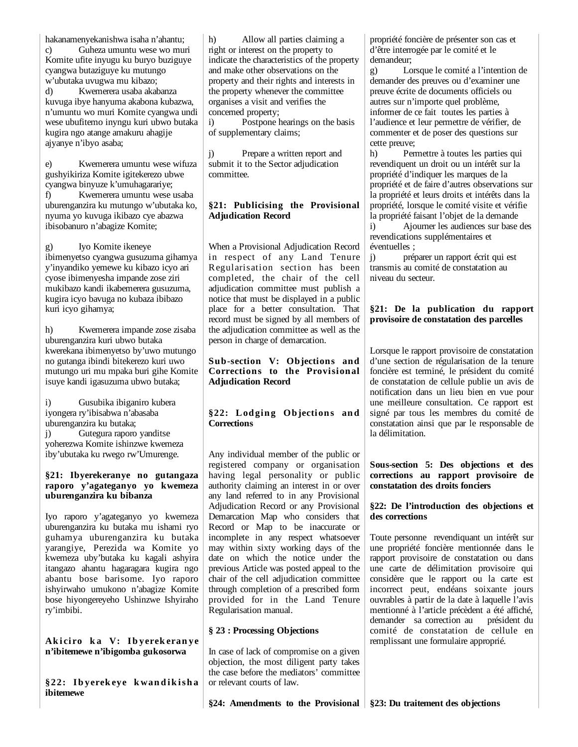hakanamenyekanishwa isaha n'ahantu;

c) Guheza umuntu wese wo muri Komite ufite inyugu ku buryo buziguye cyangwa butaziguye ku mutungo w'ubutaka uvugwa mu kibazo;

d) Kwemerera usaba akabanza kuvuga ibye hanyuma akabona kubazwa, n'umuntu wo muri Komite cyangwa undi wese ubufitemo inyngu kuri ubwo butaka kugira ngo atange amakuru ahagije ajyanye n'ibyo asaba;

e) Kwemerera umuntu wese wifuza gushyikiriza Komite igitekerezo ubwe cyangwa binyuze k'umuhagarariye;

f) Kwemerera umuntu wese usaba uburenganzira ku mutungo w'ubutaka ko, nyuma yo kuvuga ikibazo cye abazwa ibisobanuro n'abagize Komite;

g) Iyo Komite ikeneye ibimenyetso cyangwa gusuzuma gihamya y'inyandiko yemewe ku kibazo icyo ari cyose ibimenyesha impande zose ziri mukibazo kandi ikabemerera gusuzuma, kugira icyo bavuga no kubaza ibibazo kuri icyo gihamya;

h) Kwemerera impande zose zisaba uburenganzira kuri ubwo butaka kwerekana ibimenyetso by'uwo mutungo no gutanga ibindi bitekerezo kuri uwo mutungo uri mu mpaka buri gihe Komite isuye kandi igasuzuma ubwo butaka;

i) Gusubika ibiganiro kubera iyongera ry'ibisabwa n'abasaba uburenganzira ku butaka;

j) Gutegura raporo yanditse yoherezwa Komite ishinzwe kwemeza iby'ubutaka ku rwego rw'Umurenge.

**§21: Ibyerekeranye no gutangaza raporo y'agateganyo yo kwemeza uburenganzira ku bibanza**

Iyo raporo y'agateganyo yo kwemeza uburenganzira ku butaka mu ishami ryo guhamya uburenganzira ku butaka yarangiye, Perezida wa Komite yo kwemeza uby'butaka ku kagali ashyira itangazo ahantu hagaragara kugira ngo abantu bose barisome. Iyo raporo ishyirwaho umukono n'abagize Komite bose hiyongereyeho Ushinzwe Ishyiraho ry'imbibi.

**Akiciro ka V: Ibyerekeranye n'ibitemewe n'ibigomba gukosorwa**

**§22: Ibyerekeye kwandikisha ibitemewe**

h) Allow all parties claiming a right or interest on the property to indicate the characteristics of the property and make other observations on the property and their rights and interests in the property whenever the committee organises a visit and verifies the concerned property;

i) Postpone hearings on the basis of supplementary claims;

j) Prepare a written report and submit it to the Sector adjudication committee.

**§21: Publicising the Provisional Adjudication Record**

When a Provisional Adjudication Record in respect of any Land Tenure Regularisation section has been completed, the chair of the cell adjudication committee must publish a notice that must be displayed in a public place for a better consultation. That record must be signed by all members of the adjudication committee as well as the person in charge of demarcation.

**Sub-section V: Objections and Corrections to the Provisional Adjudication Record**

**§22: Lodging Objections and Corrections**

Any individual member of the public or registered company or organisation having legal personality or public authority claiming an interest in or over any land referred to in any Provisional Adjudication Record or any Provisional Demarcation Map who considers that Record or Map to be inaccurate or incomplete in any respect whatsoever may within sixty working days of the date on which the notice under the previous Article was posted appeal to the chair of the cell adjudication committee through completion of a prescribed form provided for in the Land Tenure Regularisation manual.

**§ 23 : Processing Objections**

In case of lack of compromise on a given objection, the most diligent party takes the case before the mediators' committee or relevant courts of law.

**§24: Amendments to the Provisional**

propriété foncière de présenter son cas et d'être interrogée par le comité et le demandeur;

g) Lorsque le comité a l'intention de demander des preuves ou d'examiner une preuve écrite de documents officiels ou autres sur n'importe quel problème, informer de ce fait toutes les parties à l'audience et leur permettre de vérifier, de commenter et de poser des questions sur cette preuve;

h) Permettre à toutes les parties qui revendiquent un droit ou un intérêt sur la propriété d'indiquer les marques de la propriété et de faire d'autres observations sur la propriété et leurs droits et intérêts dans la propriété, lorsque le comité visite et vérifie la propriété faisant l'objet de la demande

i) Ajourner les audiences sur base des revendications supplémentaires et éventuelles ;

j) préparer un rapport écrit qui est transmis au comité de constatation au niveau du secteur.

**§21: De la publication du rapport provisoire de constatation des parcelles**

Lorsque le rapport provisoire de constatation d'une section de régularisation de la tenure foncière est terminé, le président du comité de constatation de cellule publie un avis de notification dans un lieu bien en vue pour une meilleure consultation. Ce rapport est signé par tous les membres du comité de constatation ainsi que par le responsable de la délimitation.

**Sous-section 5: Des objections et des corrections au rapport provisoire de constatation des droits fonciers**

**§22: De l'introduction des objections et des corrections**

Toute personne revendiquant un intérêt sur une propriété foncière mentionnée dans le rapport provisoire de constatation ou dans une carte de délimitation provisoire qui considère que le rapport ou la carte est incorrect peut, endéans soixante jours ouvrables à partir de la date à laquelle l'avis mentionné à l'article précèdent a été affiché, demander sa correction au président du comité de constatation de cellule en remplissant une formulaire approprié.

**§23: Du traitement des objections**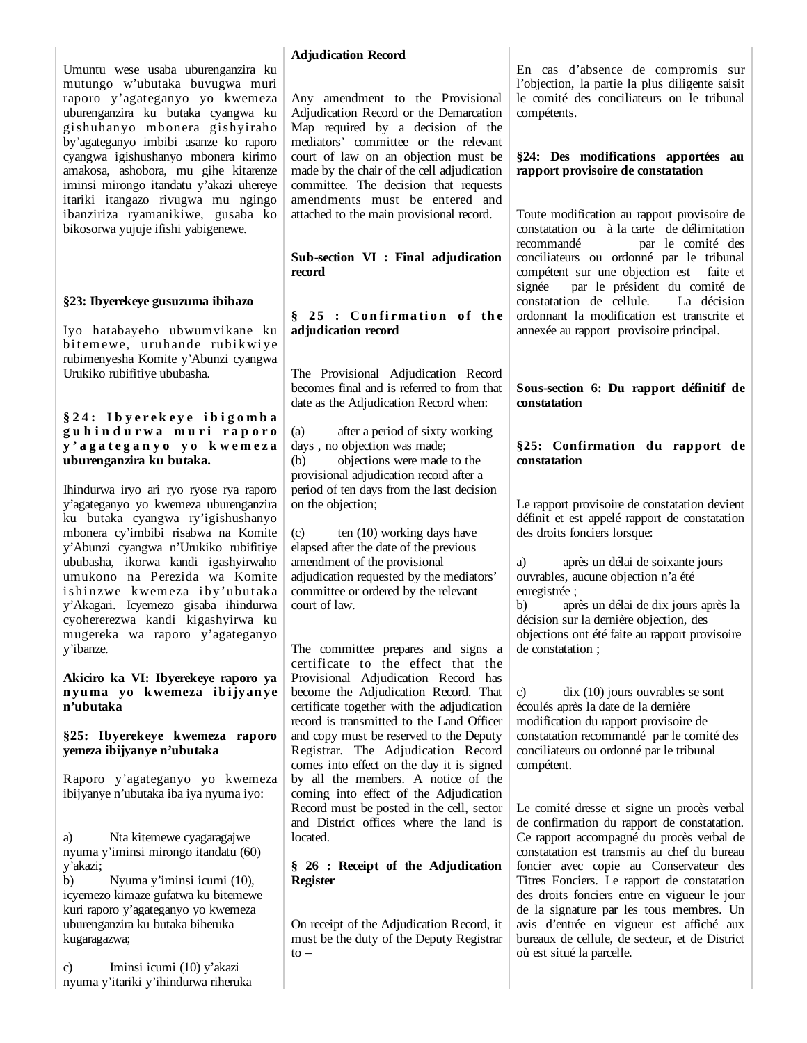Umuntu wese usaba uburenganzira ku mutungo w'ubutaka buvugwa muri raporo y'agateganyo yo kwemeza uburenganzira ku butaka cyangwa ku gishushanyo mbonera gishyiraho by'agateganyo imbibi asanze ko raporo cyangwa igishushanyo mbonera kirimo amakosa, ashobora, mu gihe kitarenze iminsi mirongo itandatu y'akazi uhereye itariki itangazo rivugwa mu ngingo ibanziriza ryamanikiwe, gusaba ko bikosorwa yujuje ifishi yabigenewe.

**§23: Ibyerekeye gusuzuma ibibazo**

Iyo hatabayeho ubwumvikane ku bitemewe, uruhande rubikwiye rubimenyesha Komite y'Abunzi cyangwa Urukiko rubifitiye ububasha.

**§24: Ibyerekeye ibigomba guhindurwa muri raporo y'agateganyo yo kwemeza uburenganzira ku butaka.**

Ihindurwa iryo ari ryo ryose rya raporo y'agateganyo yo kwemeza uburenganzira ku butaka cyangwa ry'igishushanyo mbonera cy'imbibi risabwa na Komite y'Abunzi cyangwa n'Urukiko rubifitiye ububasha, ikorwa kandi igashyirwaho umukono na Perezida wa Komite ishinzwe kwemeza iby'ubutaka y'Akagari. Icyemezo gisaba ihindurwa cyohererezwa kandi kigashyirwa ku mugereka wa raporo y'agateganyo y'ibanze.

**Akiciro ka VI: Ibyerekeye raporo ya nyuma yo kwemeza ibijyanye n'ubutaka**

**§25: Ibyerekeye kwemeza raporo yemeza ibijyanye n'ubutaka**

Raporo y'agateganyo yo kwemeza ibijyanye n'ubutaka iba iya nyuma iyo:

a) Nta kitemewe cyagaragajwe nyuma y'iminsi mirongo itandatu (60) y'akazi;

b) Nyuma y'iminsi icumi (10), icyemezo kimaze gufatwa ku bitemewe kuri raporo y'agateganyo yo kwemeza uburenganzira ku butaka biheruka kugaragazwa;

c) Iminsi icumi (10) y'akazi nyuma y'itariki y'ihindurwa riheruka

**Adjudication Record**

Any amendment to the Provisional Adjudication Record or the Demarcation Map required by a decision of the mediators' committee or the relevant court of law on an objection must be made by the chair of the cell adjudication committee. The decision that requests amendments must be entered and attached to the main provisional record.

**Sub-section VI : Final adjudication record**

**§ 25 : Confirmation of the adjudication record**

The Provisional Adjudication Record becomes final and is referred to from that date as the Adjudication Record when:

(a) after a period of sixty working days , no objection was made;

(b) objections were made to the provisional adjudication record after a period of ten days from the last decision on the objection;

(c) ten (10) working days have elapsed after the date of the previous amendment of the provisional adjudication requested by the mediators' committee or ordered by the relevant court of law.

The committee prepares and signs a certificate to the effect that the Provisional Adjudication Record has become the Adjudication Record. That certificate together with the adjudication record is transmitted to the Land Officer and copy must be reserved to the Deputy Registrar. The Adjudication Record comes into effect on the day it is signed by all the members. A notice of the coming into effect of the Adjudication Record must be posted in the cell, sector and District offices where the land is located.

**§ 26 : Receipt of the Adjudication Register**

On receipt of the Adjudication Record, it must be the duty of the Deputy Registrar to –

En cas d'absence de compromis sur l'objection, la partie la plus diligente saisit le comité des conciliateurs ou le tribunal compétents.

**§24: Des modifications apportées au rapport provisoire de constatation**

Toute modification au rapport provisoire de constatation ou à la carte de délimitation recommandé par le comité des conciliateurs ou ordonné par le tribunal compétent sur une objection est faite et signée par le président du comité de constatation de cellule. La décision ordonnant la modification est transcrite et annexée au rapport provisoire principal.

**Sous-section 6: Du rapport définitif de constatation**

**§25: Confirmation du rapport de constatation**

Le rapport provisoire de constatation devient définit et est appelé rapport de constatation des droits fonciers lorsque:

a) après un délai de soixante jours ouvrables, aucune objection n'a été enregistrée ;

b) après un délai de dix jours après la décision sur la dernière objection, des objections ont été faite au rapport provisoire de constatation ;

c) dix (10) jours ouvrables se sont écoulés après la date de la dernière modification du rapport provisoire de constatation recommandé par le comité des conciliateurs ou ordonné par le tribunal compétent.

Le comité dresse et signe un procès verbal de confirmation du rapport de constatation. Ce rapport accompagné du procès verbal de constatation est transmis au chef du bureau foncier avec copie au Conservateur des Titres Fonciers. Le rapport de constatation des droits fonciers entre en vigueur le jour de la signature par les tous membres. Un avis d'entrée en vigueur est affiché aux bureaux de cellule, de secteur, et de District où est situé la parcelle.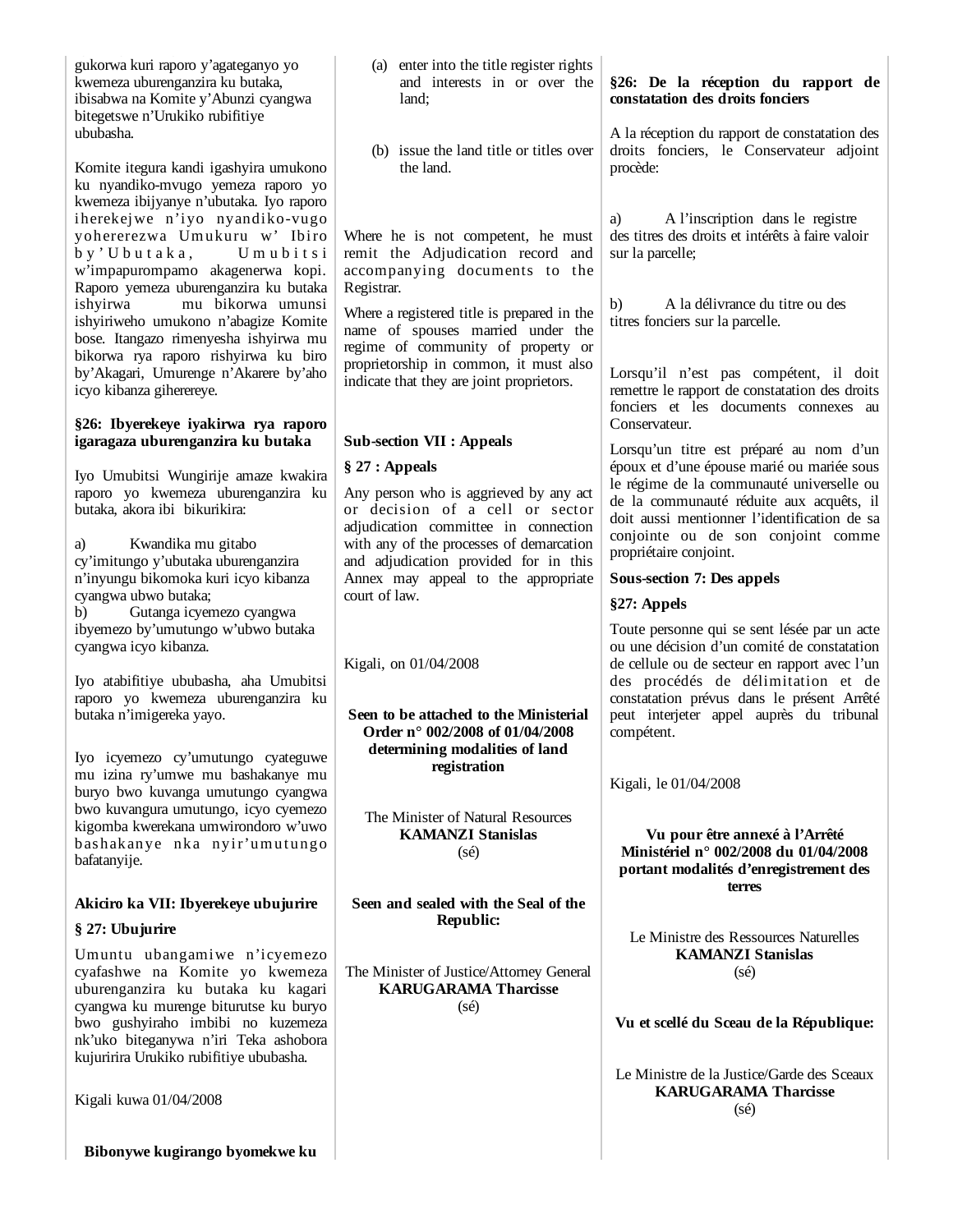gukorwa kuri raporo y'agateganyo yo kwemeza uburenganzira ku butaka, ibisabwa na Komite y'Abunzi cyangwa bitegetswe n'Urukiko rubifitiye ububasha.

Komite itegura kandi igashyira umukono ku nyandiko-mvugo yemeza raporo yo kwemeza ibijyanye n'ubutaka. Iyo raporo iherekejwe n'iyo nyandiko-vugo yohererezwa Umukuru w' Ibiro by'Ubutaka, Umubitsi w'impapurompamo akagenerwa kopi. Raporo yemeza uburenganzira ku butaka ishyirwa mu bikorwa umunsi ishyiriweho umukono n'abagize Komite bose. Itangazo rimenyesha ishyirwa mu bikorwa rya raporo rishyirwa ku biro by'Akagari, Umurenge n'Akarere by'aho icyo kibanza giherereye.

**§26: Ibyerekeye iyakirwa rya raporo igaragaza uburenganzira ku butaka**

Iyo Umubitsi Wungirije amaze kwakira raporo yo kwemeza uburenganzira ku butaka, akora ibi bikurikira:

a) Kwandika mu gitabo cy'imitungo y'ubutaka uburenganzira n'inyungu bikomoka kuri icyo kibanza cyangwa ubwo butaka;
b) Gutanga icyemezo cyangwa ibyemezo by'umutungo w'ubwo butaka cyangwa icyo kibanza.

Iyo atabifitiye ububasha, aha Umubitsi raporo yo kwemeza uburenganzira ku butaka n'imigereka yayo.

Iyo icyemezo cy'umutungo cyateguwe mu izina ry'umwe mu bashakanye mu buryo bwo kuvanga umutungo cyangwa bwo kuvangura umutungo, icyo cyemezo kigomba kwerekana umwirondoro w'uwo bashakanye nka nyir'umutungo bafatanyije.

**Akiciro ka VII: Ibyerekeye ubujurire**

**§ 27: Ubujurire**

Umuntu ubangamiwe n'icyemezo cyafashwe na Komite yo kwemeza uburenganzira ku butaka ku kagari cyangwa ku murenge biturutse ku buryo bwo gushyiraho imbibi no kuzemeza nk'uko biteganywa n'iri Teka ashobora kujuririra Urukiko rubifitiye ububasha.

Kigali kuwa 01/04/2008

**Bibonywe kugirango byomekwe ku**

(a) enter into the title register rights and interests in or over the land;

(b) issue the land title or titles over the land.

Where he is not competent, he must remit the Adjudication record and accompanying documents to the Registrar.

Where a registered title is prepared in the name of spouses married under the regime of community of property or proprietorship in common, it must also indicate that they are joint proprietors.

**Sub-section VII : Appeals**

**§ 27 : Appeals**

Any person who is aggrieved by any act or decision of a cell or sector adjudication committee in connection with any of the processes of demarcation and adjudication provided for in this Annex may appeal to the appropriate court of law.

Kigali, on 01/04/2008

**Seen to be attached to the Ministerial Order n° 002/2008 of 01/04/2008 determining modalities of land registration**

The Minister of Natural Resources
**KAMANZI Stanislas**
(sé)

**Seen and sealed with the Seal of the Republic:**

The Minister of Justice/Attorney General
**KARUGARAMA Tharcisse**
(sé)

**§26: De la réception du rapport de constatation des droits fonciers**

A la réception du rapport de constatation des droits fonciers, le Conservateur adjoint procède:

a) A l'inscription dans le registre des titres des droits et intérêts à faire valoir sur la parcelle;

b) A la délivrance du titre ou des titres fonciers sur la parcelle.

Lorsqu'il n'est pas compétent, il doit remettre le rapport de constatation des droits fonciers et les documents connexes au Conservateur.

Lorsqu'un titre est préparé au nom d'un époux et d'une épouse marié ou mariée sous le régime de la communauté universelle ou de la communauté réduite aux acquêts, il doit aussi mentionner l'identification de sa conjointe ou de son conjoint comme propriétaire conjoint.

**Sous-section 7: Des appels**

**§27: Appels**

Toute personne qui se sent lésée par un acte ou une décision d'un comité de constatation de cellule ou de secteur en rapport avec l'un des procédés de délimitation et de constatation prévus dans le présent Arrêté peut interjeter appel auprès du tribunal compétent.

Kigali, le 01/04/2008

**Vu pour être annexé à l'Arrêté Ministériel n° 002/2008 du 01/04/2008 portant modalités d'enregistrement des terres**

Le Ministre des Ressources Naturelles
**KAMANZI Stanislas**
(sé)

**Vu et scellé du Sceau de la République:**

Le Ministre de la Justice/Garde des Sceaux
**KARUGARAMA Tharcisse**
(sé)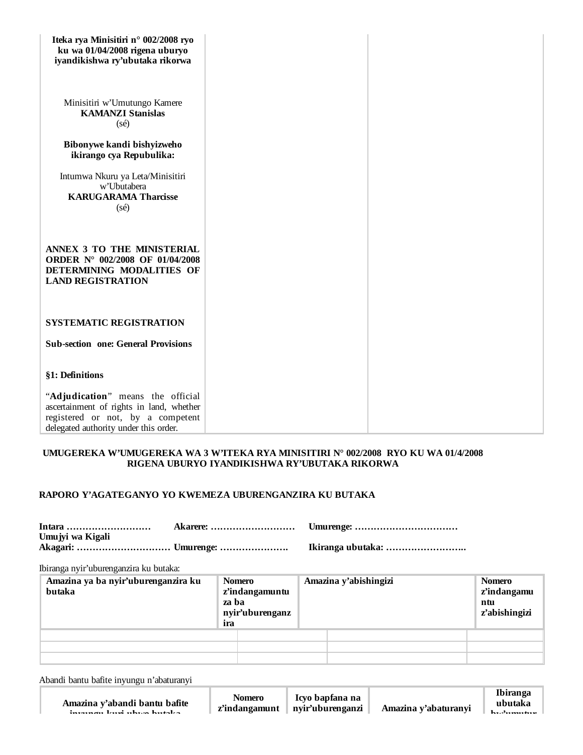**Iteka rya Minisitiri n° 002/2008 ryo ku wa 01/04/2008 rigena uburyo iyandikishwa ry'ubutaka rikorwa**

Minisitiri w'Umutungo Kamere
**KAMANZI Stanislas**
(sé)

**Bibonywe kandi bishyizweho ikirango cya Repubulika:**

Intumwa Nkuru ya Leta/Minisitiri w'Ubutabera
**KARUGARAMA Tharcisse**
(sé)

**ANNEX 3 TO THE MINISTERIAL ORDER N° 002/2008 OF 01/04/2008 DETERMINING MODALITIES OF LAND REGISTRATION**

**SYSTEMATIC REGISTRATION**

**Sub-section one: General Provisions**

**§1: Definitions**

"**Adjudication**" means the official ascertainment of rights in land, whether registered or not, by a competent delegated authority under this order.

**UMUGEREKA W'UMUGEREKA WA 3 W'ITEKA RYA MINISITIRI N° 002/2008 RYO KU WA 01/4/2008 RIGENA UBURYO IYANDIKISHWA RY'UBUTAKA RIKORWA**

**RAPORO Y'AGATEGANYO YO KWEMEZA UBURENGANZIRA KU BUTAKA**

**Intara ……………………… Akarere: ……………………… Umurenge: ……………………………**
**Umujyi wa Kigali**
**Akagari: ………………………… Umurenge: …………………. Ikiranga ubutaka: ……………………..**

Ibiranga nyir'uburenganzira ku butaka:

| Amazina ya ba nyir'uburenganzira ku butaka | Nomero z'indangamuntu za ba nyir'uburenganzira | Amazina y'abishingizi | Nomero z'indangamuntu z'abishingizi |
|---|---|---|---|
| | | | |
| | | | |
| | | | |

Abandi bantu bafite inyungu n'abaturanyi

| Amazina y'abandi bantu bafite inyungu kuri ubwo butaka | Nomero z'indangamunt | Icyo bapfana na nyir'uburenganzi | Amazina y'abaturanyi | Ibiranga ubutaka bw'umutur |
|---|---|---|---|---|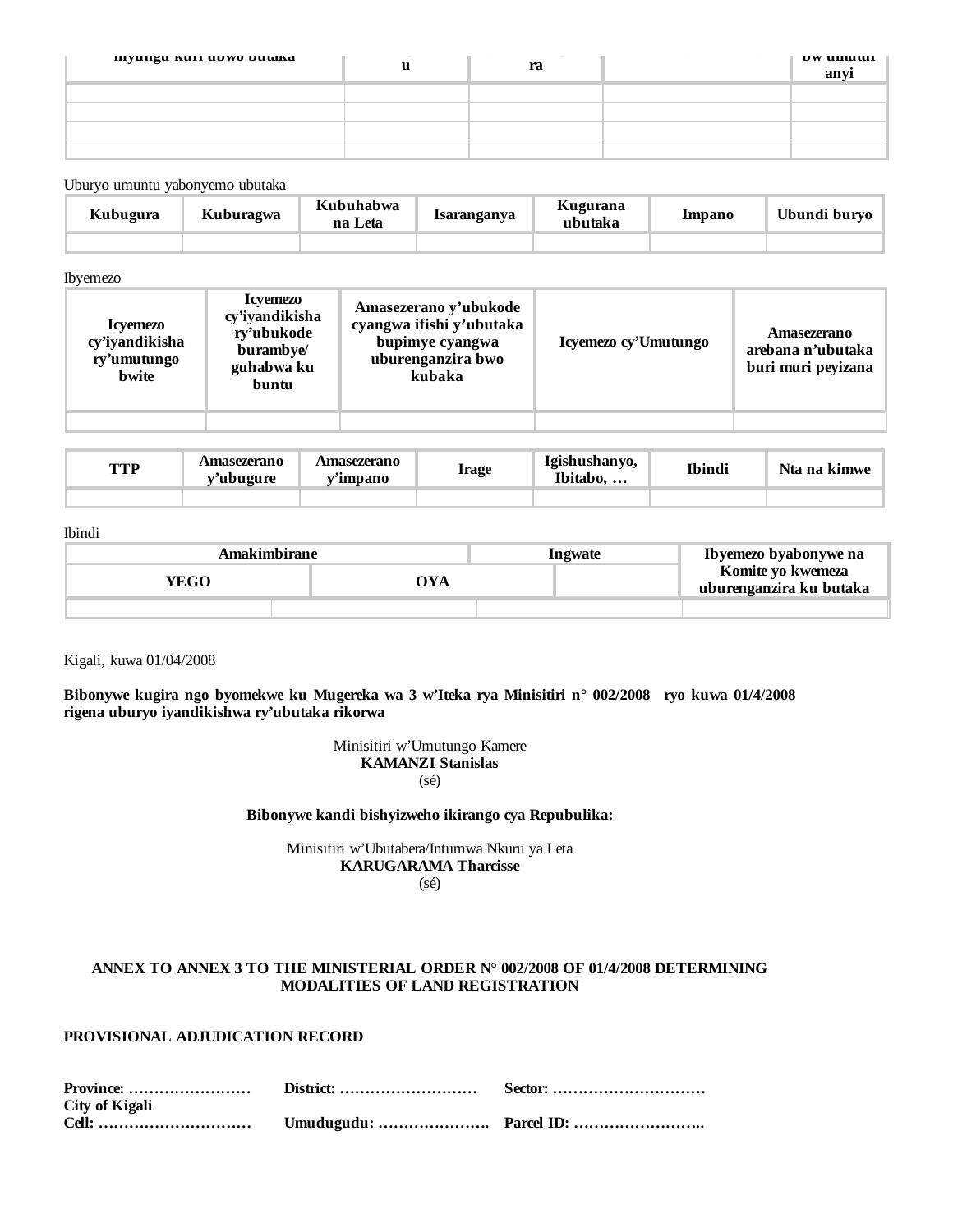| inyungu kuri ubwo butaka | u | ra | | bw umuturanyi |
|---|---|---|---|---|
| | | | | |
| | | | | |
| | | | | |
| | | | | |

Uburyo umuntu yabonyemo ubutaka

| Kubugura | Kuburagwa | Kubuhabwa na Leta | Isaranganya | Kugurana ubutaka | Impano | Ubundi buryo |
|---|---|---|---|---|---|---|
| | | | | | | |

Ibyemezo

| Icyemezo cy'iyandikisha ry'umutungo bwite | Icyemezo cy'iyandikisha ry'ubukode burambye/ guhabwa ku buntu | Amasezerano y'ubukode cyangwa ifishi y'ubutaka bupimye cyangwa uburenganzira bwo kubaka | Icyemezo cy'Umutungo | Amasezerano arebana n'ubutaka buri muri peyizana |
|---|---|---|---|---|
| | | | | |

| TTP | Amasezerano y'ubugure | Amasezerano y'impano | Irage | Igishushanyo, Ibitabo, … | Ibindi | Nta na kimwe |
|---|---|---|---|---|---|---|
| | | | | | | |

Ibindi

| Amakimbirane | | Ingwate | | Ibyemezo byabonywe na Komite yo kwemeza uburenganzira ku butaka |
|---|---|---|---|---|
| YEGO | OYA | | | |
| | | | | |

Kigali, kuwa 01/04/2008

**Bibonywe kugira ngo byomekwe ku Mugereka wa 3 w'Iteka rya Minisitiri n° 002/2008 ryo kuwa 01/4/2008 rigena uburyo iyandikishwa ry'ubutaka rikorwa**

Minisitiri w'Umutungo Kamere
**KAMANZI Stanislas**
(sé)

**Bibonywe kandi bishyizweho ikirango cya Repubulika:**

Minisitiri w'Ubutabera/Intumwa Nkuru ya Leta
**KARUGARAMA Tharcisse**
(sé)

**ANNEX TO ANNEX 3 TO THE MINISTERIAL ORDER N° 002/2008 OF 01/4/2008 DETERMINING MODALITIES OF LAND REGISTRATION**

**PROVISIONAL ADJUDICATION RECORD**

**Province: ……………………** **District: ………………………** **Sector: …………………………**
**City of Kigali**
**Cell: …………………………** **Umudugudu: ………………….** **Parcel ID: ……………………..**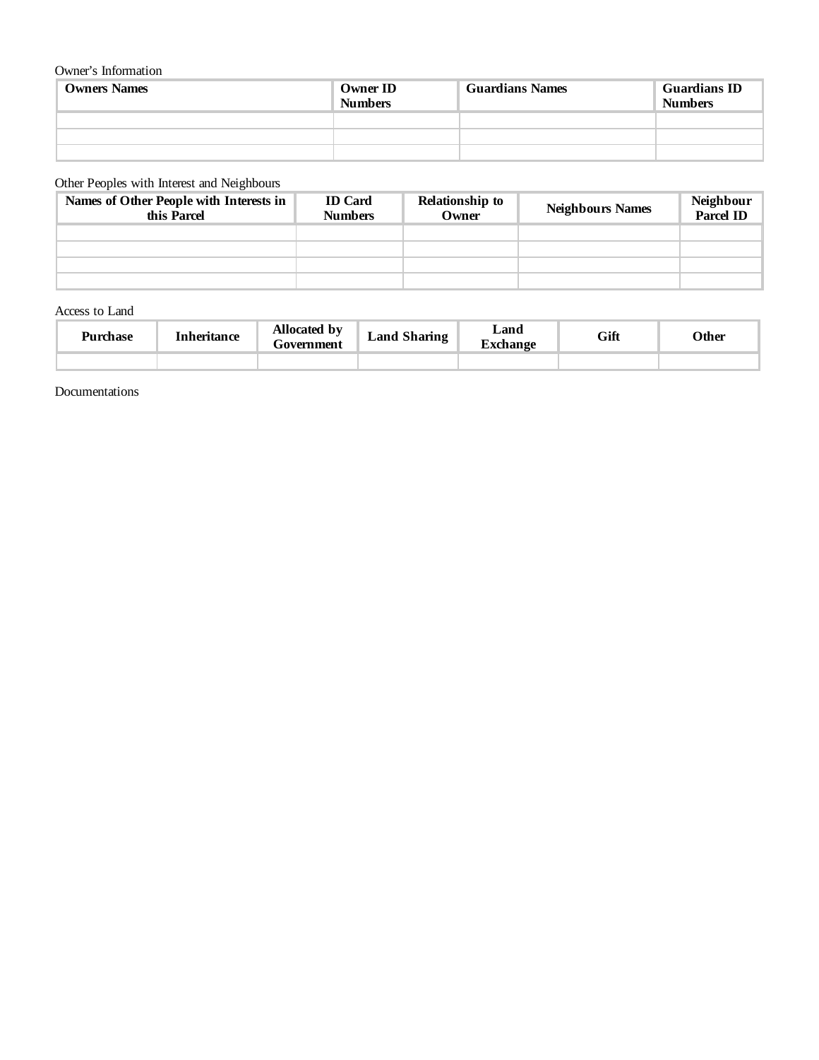Owner's Information

| Owners Names | Owner ID Numbers | Guardians Names | Guardians ID Numbers |
| --- | --- | --- | --- |
| | | | |
| | | | |
| | | | |

Other Peoples with Interest and Neighbours

| Names of Other People with Interests in this Parcel | ID Card Numbers | Relationship to Owner | Neighbours Names | Neighbour Parcel ID |
| --- | --- | --- | --- | --- |
| | | | | |
| | | | | |
| | | | | |
| | | | | |

Access to Land

| Purchase | Inheritance | Allocated by Government | Land Sharing | Land Exchange | Gift | Other |
| --- | --- | --- | --- | --- | --- | --- |
| | | | | | | |

Documentations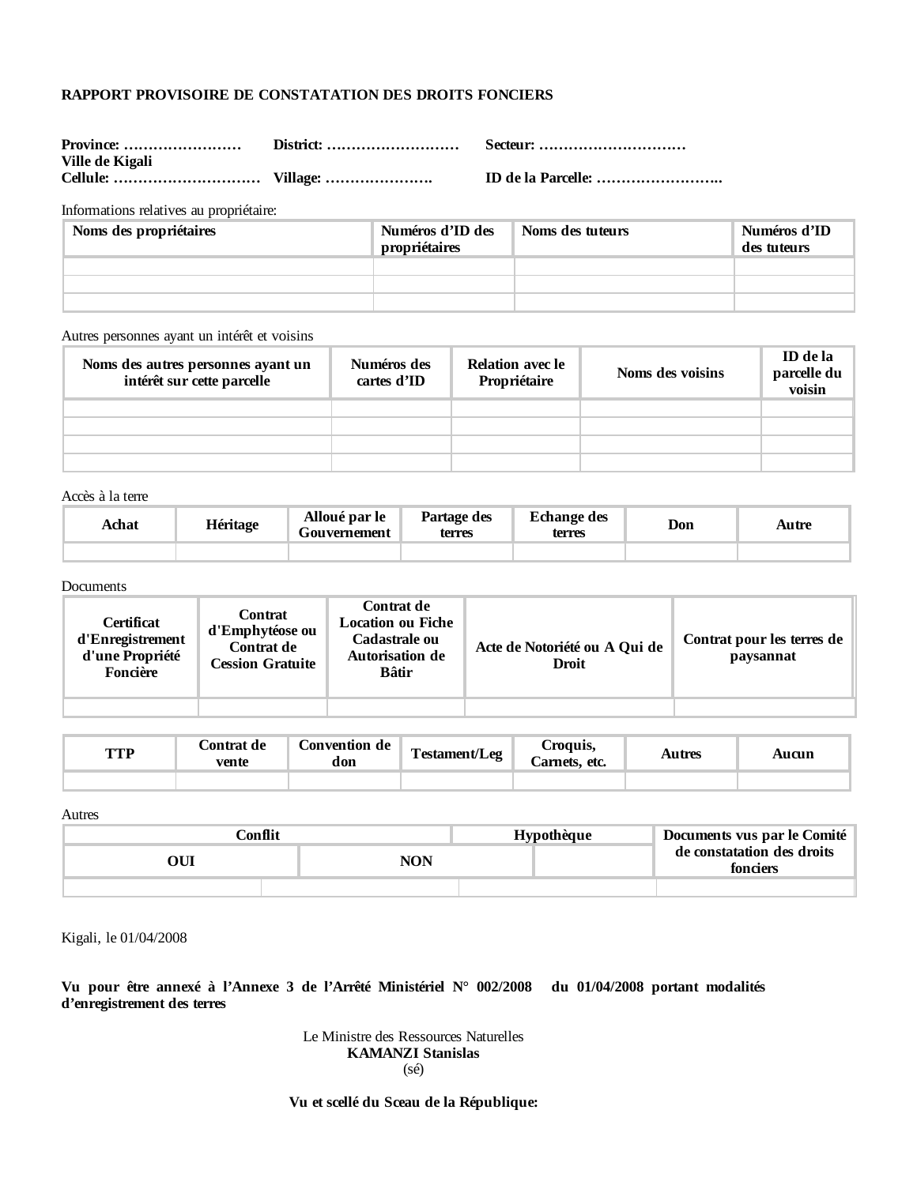**RAPPORT PROVISOIRE DE CONSTATATION DES DROITS FONCIERS**

**Province: …………………… Ville de Kigali** **District: ………………………** **Secteur: …………………………**

**Cellule: …………………………** **Village: ………………….** **ID de la Parcelle: ……………………..**

Informations relatives au propriétaire:

| Noms des propriétaires | Numéros d'ID des propriétaires | Noms des tuteurs | Numéros d'ID des tuteurs |
|---|---|---|---|
| | | | |
| | | | |
| | | | |

Autres personnes ayant un intérêt et voisins

| Noms des autres personnes ayant un intérêt sur cette parcelle | Numéros des cartes d'ID | Relation avec le Propriétaire | Noms des voisins | ID de la parcelle du voisin |
|---|---|---|---|---|
| | | | | |
| | | | | |
| | | | | |
| | | | | |

Accès à la terre

| Achat | Héritage | Alloué par le Gouvernement | Partage des terres | Echange des terres | Don | Autre |
|---|---|---|---|---|---|---|
| | | | | | | |

Documents

| Certificat d'Enregistrement d'une Propriété Foncière | Contrat d'Emphytéose ou Contrat de Cession Gratuite | Contrat de Location ou Fiche Cadastrale ou Autorisation de Bâtir | Acte de Notoriété ou A Qui de Droit | Contrat pour les terres de paysannat |
|---|---|---|---|---|
| | | | | |

| TTP | Contrat de vente | Convention de don | Testament/Leg | Croquis, Carnets, etc. | Autres | Aucun |
|---|---|---|---|---|---|---|
| | | | | | | |

Autres

| Conflit | | Hypothèque | Documents vus par le Comité de constatation des droits fonciers |
|---|---|---|---|
| OUI | NON | | |
| | | | |

Kigali, le 01/04/2008

**Vu pour être annexé à l'Annexe 3 de l'Arrêté Ministériel N° 002/2008 du 01/04/2008 portant modalités d'enregistrement des terres**

Le Ministre des Ressources Naturelles
**KAMANZI Stanislas**
(sé)

**Vu et scellé du Sceau de la République:**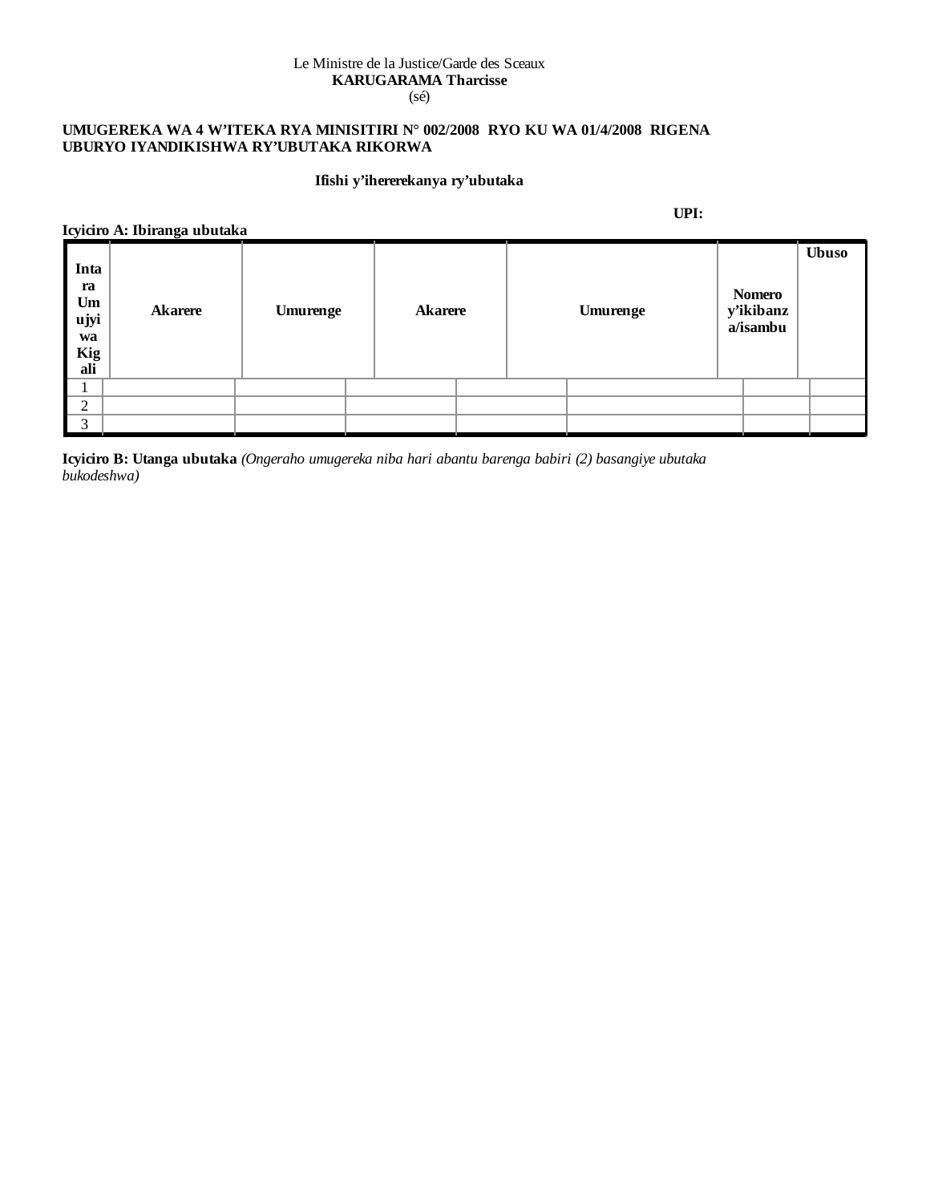Le Ministre de la Justice/Garde des Sceaux
**KARUGARAMA Tharcisse**
(sé)

**UMUGEREKA WA 4 W'ITEKA RYA MINISITIRI N° 002/2008 RYO KU WA 01/4/2008 RIGENA UBURYO IYANDIKISHWA RY'UBUTAKA RIKORWA**

**Ifishi y'ihererekanya ry'ubutaka**

**UPI:**

**Icyiciro A: Ibiranga ubutaka**

| **Intara Umujyi wa Kigali** | **Akarere** | **Umurenge** | **Akarere** | **Umurenge** | **Nomero y'ikibanza/isambu** | **Ubuso** |
|---|---|---|---|---|---|---|
| 1 | | | | | | |
| 2 | | | | | | |
| 3 | | | | | | |

**Icyiciro B: Utanga ubutaka** *(Ongeraho umugereka niba hari abantu barenga babiri (2) basangiye ubutaka bukodeshwa)*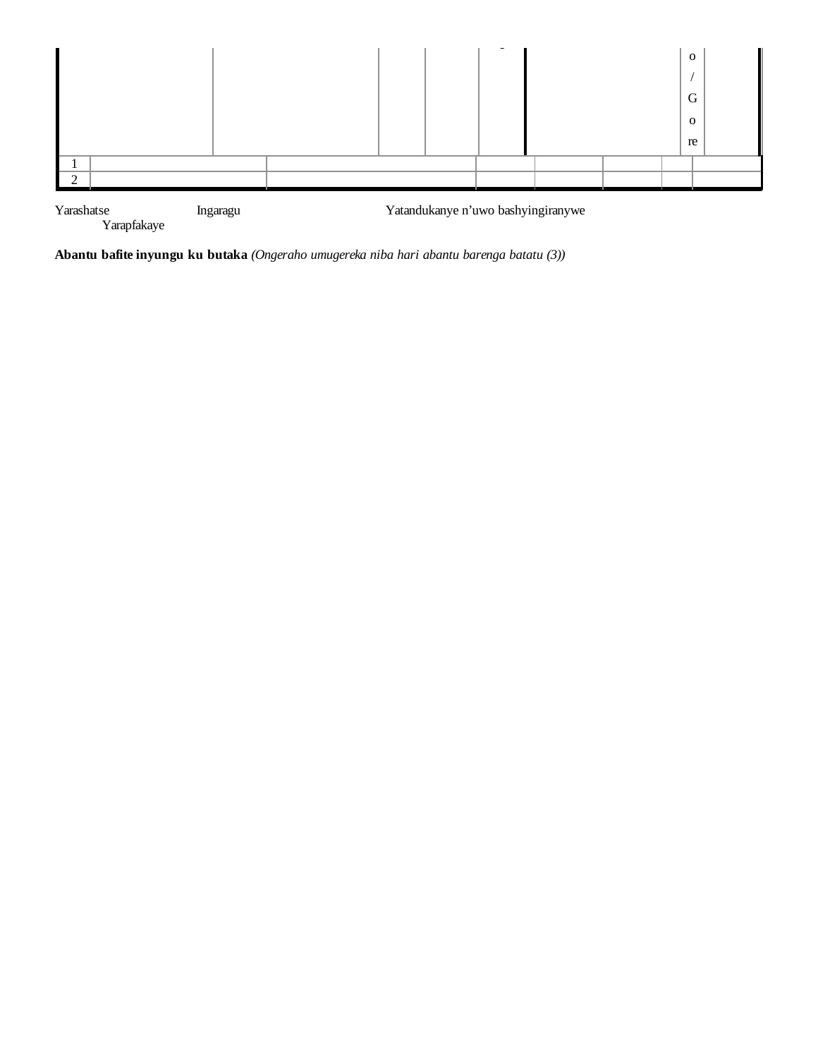| | | | | | | | | o / Go re | |
|---|---|---|---|---|---|---|---|---|---|
| 1 | | | | | | | | | |
| 2 | | | | | | | | | |

Yarashatse Ingaragu Yatandukanye n'uwo bashyingiranywe
Yarapfakaye

**Abantu bafite inyungu ku butaka** *(Ongeraho umugereka niba hari abantu barenga batatu (3))*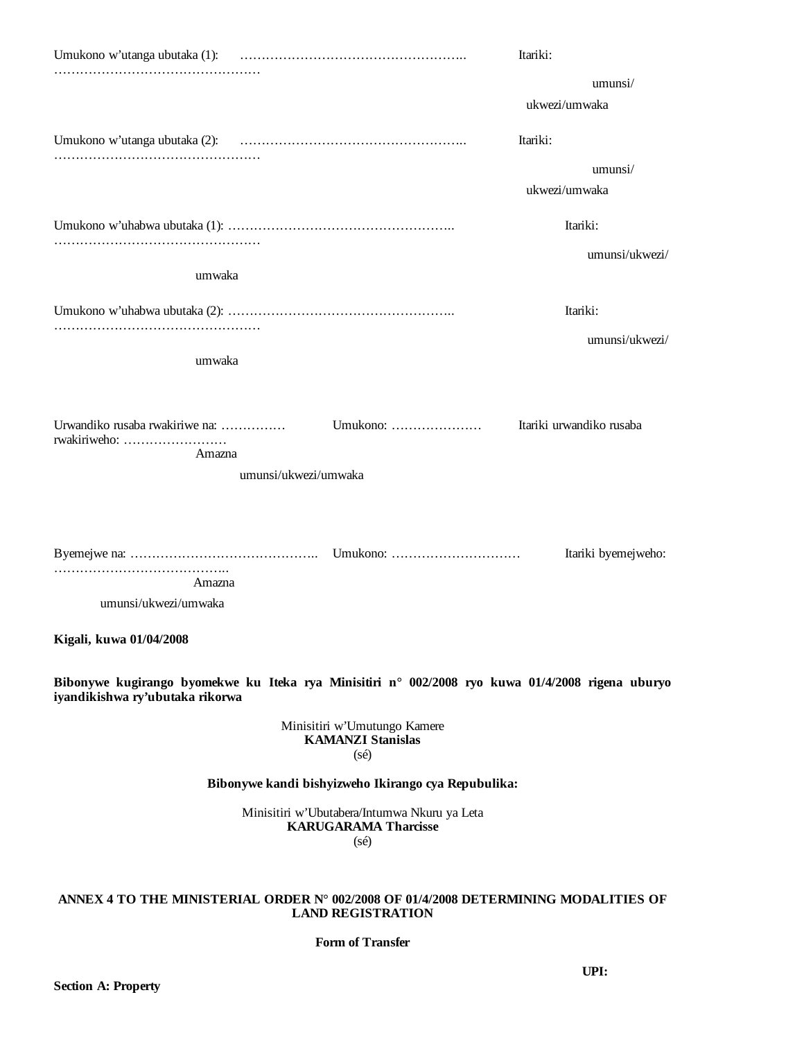Umukono w'utanga ubutaka (1): …………………………………………….. Itariki: …………………………………………
umunsi/ukwezi/umwaka

Umukono w'utanga ubutaka (2): …………………………………………….. Itariki: …………………………………………
umunsi/ukwezi/umwaka

Umukono w'uhabwa ubutaka (1): …………………………………………….. Itariki: …………………………………………
umunsi/ukwezi/umwaka

Umukono w'uhabwa ubutaka (2): …………………………………………….. Itariki: …………………………………………
umunsi/ukwezi/umwaka

Urwandiko rusaba rwakiriwe na: …………… Umukono: ………………… Itariki urwandiko rusaba rwakiriweho: ……………………
Amazna umunsi/ukwezi/umwaka

Byemejwe na: …………………………………….. Umukono: ………………………… Itariki byemejweho: …………………………………..
Amazna umunsi/ukwezi/umwaka

**Kigali, kuwa 01/04/2008**

**Bibonywe kugirango byomekwe ku Iteka rya Minisitiri n° 002/2008 ryo kuwa 01/4/2008 rigena uburyo iyandikishwa ry'ubutaka rikorwa**

Minisitiri w'Umutungo Kamere
**KAMANZI Stanislas**
(sé)

**Bibonywe kandi bishyizweho Ikirango cya Repubulika:**

Minisitiri w'Ubutabera/Intumwa Nkuru ya Leta
**KARUGARAMA Tharcisse**
(sé)

**ANNEX 4 TO THE MINISTERIAL ORDER N° 002/2008 OF 01/4/2008 DETERMINING MODALITIES OF LAND REGISTRATION**

**Form of Transfer**

**UPI:**

**Section A: Property**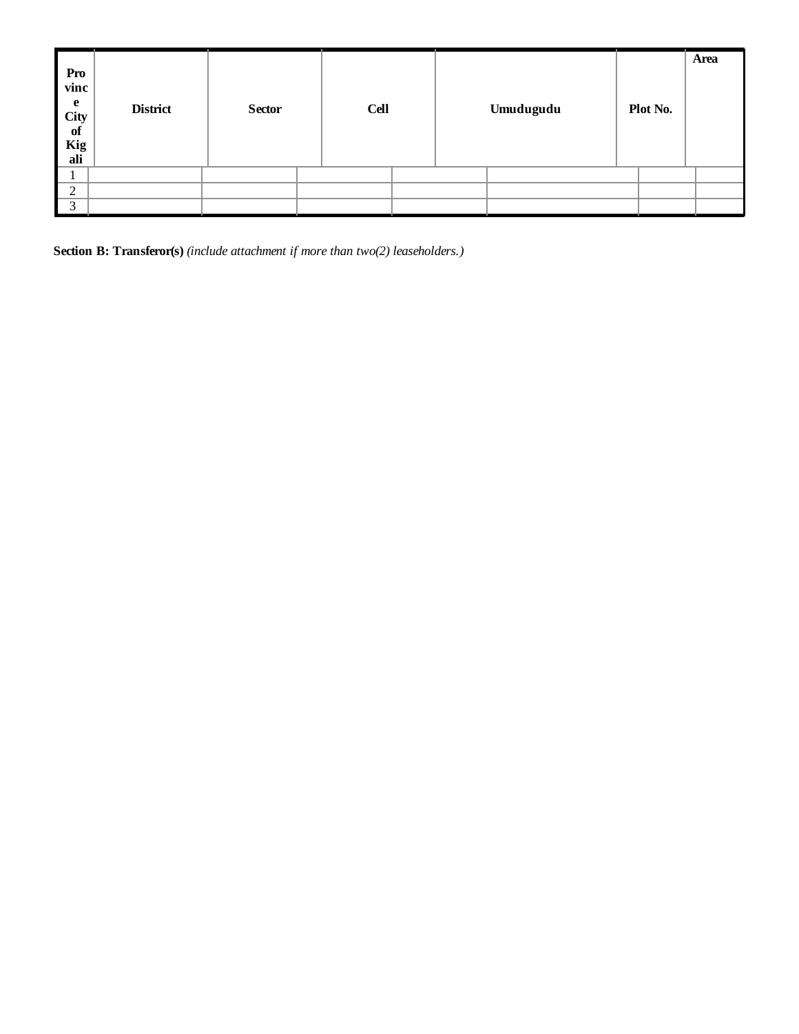| Province City of Kigali | District | Sector | Cell | Umudugudu | Plot No. | Area |
| --- | --- | --- | --- | --- | --- | --- |
| 1 | | | | | | |
| 2 | | | | | | |
| 3 | | | | | | |

**Section B: Transferor(s)** *(include attachment if more than two(2) leaseholders.)*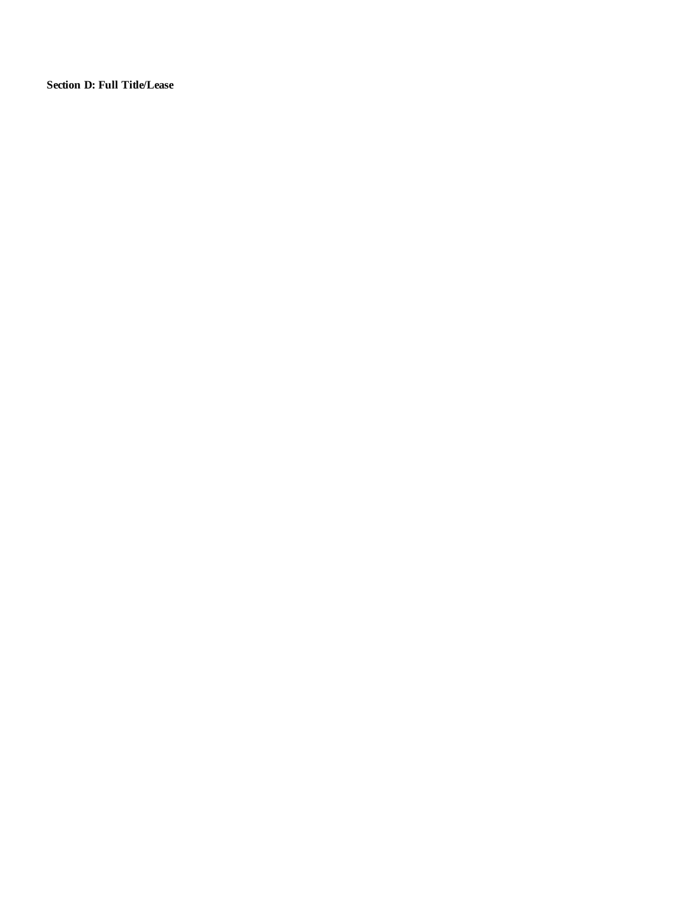**Section D: Full Title/Lease**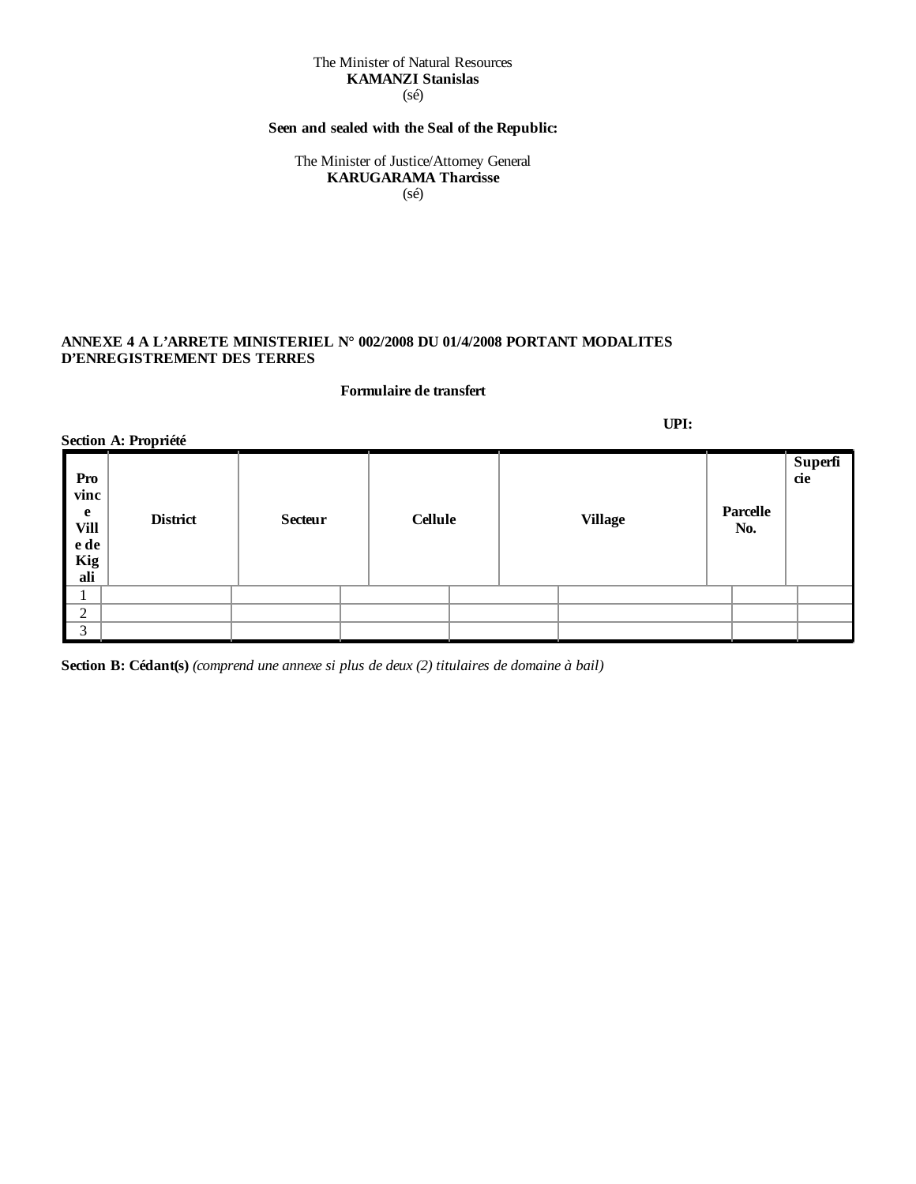The Minister of Natural Resources
**KAMANZI Stanislas**
(sé)

**Seen and sealed with the Seal of the Republic:**

The Minister of Justice/Attorney General
**KARUGARAMA Tharcisse**
(sé)

**ANNEXE 4 A L'ARRETE MINISTERIEL N° 002/2008 DU 01/4/2008 PORTANT MODALITES D'ENREGISTREMENT DES TERRES**

**Formulaire de transfert**

**UPI:**

**Section A: Propriété**

| **Province Ville de Kigali** | **District** | **Secteur** | **Cellule** | **Village** | **Parcelle No.** | **Superficie** |
|---|---|---|---|---|---|---|
| 1 | | | | | | |
| 2 | | | | | | |
| 3 | | | | | | |

**Section B: Cédant(s)** *(comprend une annexe si plus de deux (2) titulaires de domaine à bail)*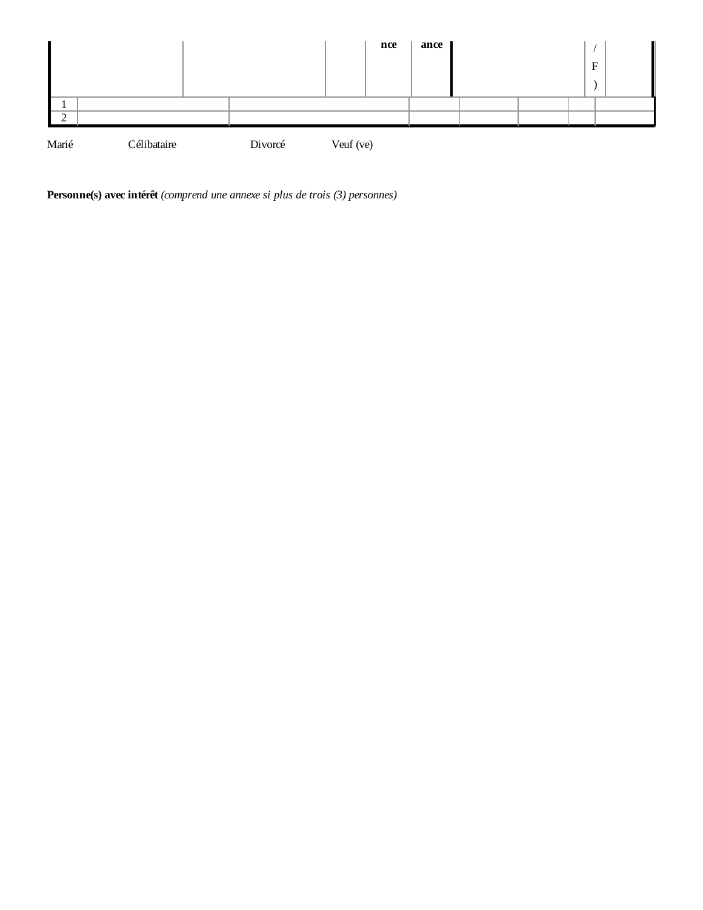|  |  |  |  | nce | ance |  | /<br>F<br>) |  |
|---|---|---|---|---|---|---|---|---|
| 1 |  |  |  |  |  |  |  |  |
| 2 |  |  |  |  |  |  |  |  |

Marié Célibataire Divorcé Veuf (ve)

**Personne(s) avec intérêt** *(comprend une annexe si plus de trois (3) personnes)*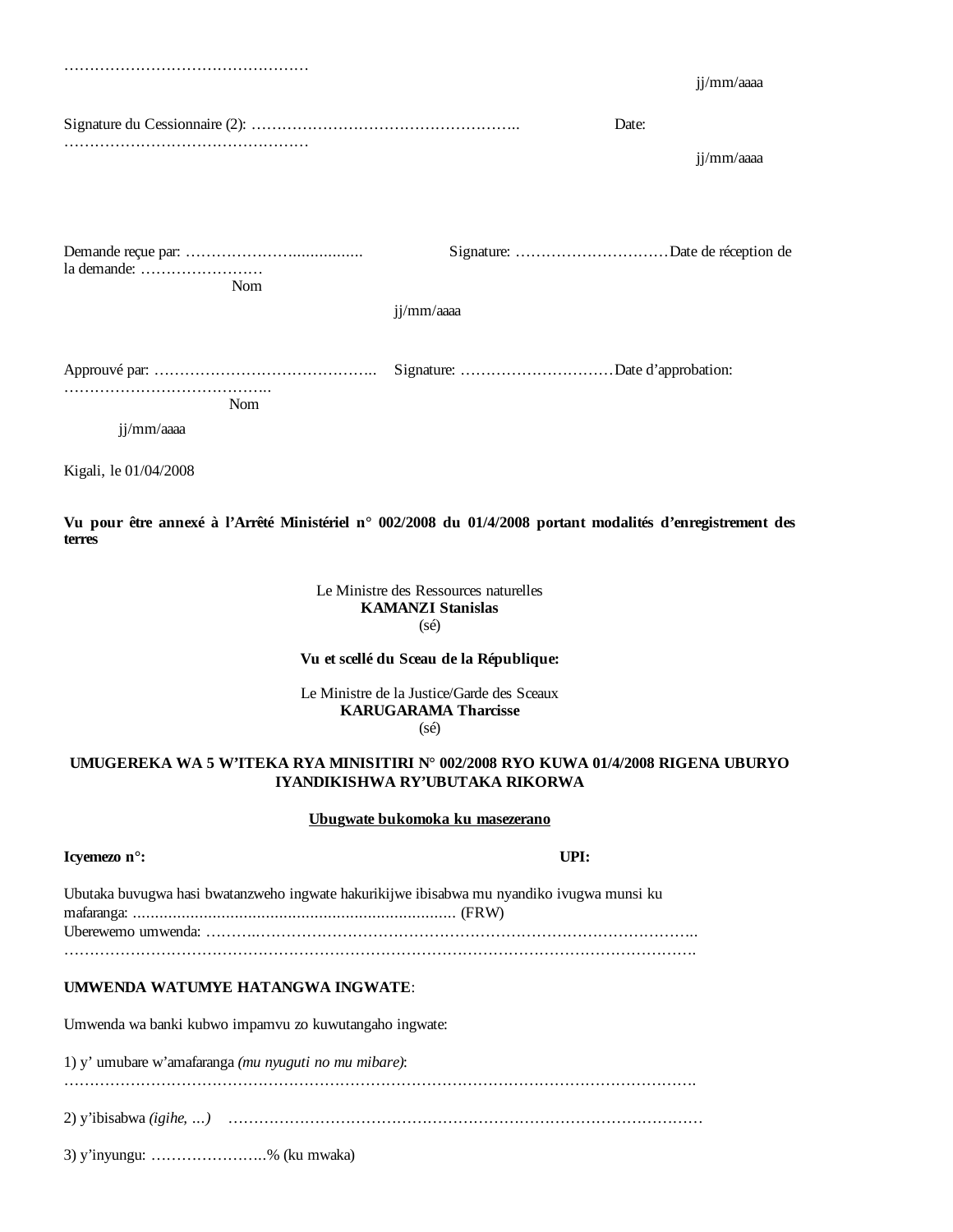…………………………………………

jj/mm/aaaa

Signature du Cessionnaire (2): …………………………………………….. Date: …………………………………………

jj/mm/aaaa

Demande reçue par: ………………….............. Signature: …………………………Date de réception de la demande: ……………………

Nom

jj/mm/aaaa

Approuvé par: …………………………………….. Signature: …………………………Date d'approbation: …………………………………..

Nom

jj/mm/aaaa

Kigali, le 01/04/2008

**Vu pour être annexé à l'Arrêté Ministériel n° 002/2008 du 01/4/2008 portant modalités d'enregistrement des terres**

Le Ministre des Ressources naturelles
**KAMANZI Stanislas**
(sé)

**Vu et scellé du Sceau de la République:**

Le Ministre de la Justice/Garde des Sceaux
**KARUGARAMA Tharcisse**
(sé)

**UMUGEREKA WA 5 W'ITEKA RYA MINISITIRI N° 002/2008 RYO KUWA 01/4/2008 RIGENA UBURYO IYANDIKISHWA RY'UBUTAKA RIKORWA**

**Ubugwate bukomoka ku masezerano**

**Icyemezo n°:** **UPI:**

Ubutaka buvugwa hasi bwatanzweho ingwate hakurikijwe ibisabwa mu nyandiko ivugwa munsi ku mafaranga: ……………………………………………………………. (FRW)
Uberewemo umwenda: ………..……………………………………………………………………..
…………………………………………………………………………………………………………….

**UMWENDA WATUMYE HATANGWA INGWATE**:

Umwenda wa banki kubwo impamvu zo kuwutangaho ingwate:

1) y' umubare w'amafaranga *(mu nyuguti no mu mibare)*:
…………………………………………………………………………………………………………….

2) y'ibisabwa *(igihe, …)* …………………………………………………………………………………

3) y'inyungu: …………………..% (ku mwaka)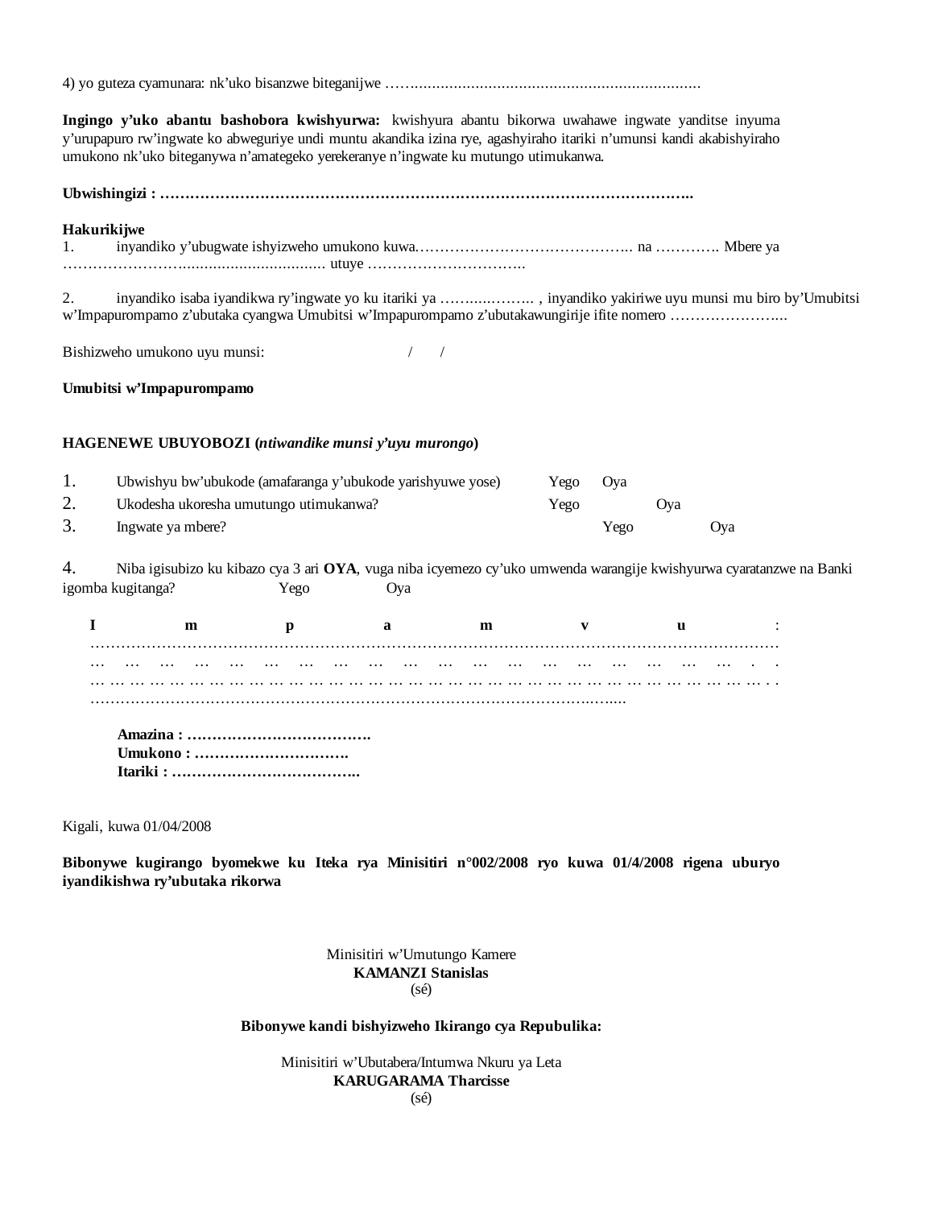4) yo guteza cyamunara: nk'uko bisanzwe biteganijwe ……...................................................................

**Ingingo y'uko abantu bashobora kwishyurwa:** kwishyura abantu bikorwa uwahawe ingwate yanditse inyuma y'urupapuro rw'ingwate ko abweguriye undi muntu akandika izina rye, agashyiraho itariki n'umunsi kandi akabishyiraho umukono nk'uko biteganywa n'amategeko yerekeranye n'ingwate ku mutungo utimukanwa.

**Ubwishingizi : ……………………………………………………………………………………………..**

**Hakurikijwe**

1. inyandiko y'ubugwate ishyizweho umukono kuwa…………………………………….. na …………. Mbere ya ……………………................................ utuye …………………………..

2. inyandiko isaba iyandikwa ry'ingwate yo ku itariki ya ……...………. , inyandiko yakiriwe uyu munsi mu biro by'Umubitsi w'Impapurompamo z'ubutaka cyangwa Umubitsi w'Impapurompamo z'ubutakawungirije ifite nomero …………………..

Bishizweho umukono uyu munsi: / /

**Umubitsi w'Impapurompamo**

**HAGENEWE UBUYOBOZI (*ntiwandike munsi y'uyu murongo*)**

1. Ubwishyu bw'ubukode (amafaranga y'ubukode yarishyuwe yose) Yego Oya
2. Ukodesha ukoresha umutungo utimukanwa? Yego Oya
3. Ingwate ya mbere? Yego Oya

4. Niba igisubizo ku kibazo cya 3 ari **OYA**, vuga niba icyemezo cy'uko umwenda warangije kwishyurwa cyaratanzwe na Banki igomba kugitanga? Yego Oya

**Impamvu :** ……………………………………………………………………………………………………………………
… … … … … … … … … … … … … … … … … … … . .
… … … … … … … … … … … … … … … … … … … … … … … … … … … … … … … … … . .
……………………………………………………………………………………….….....

**Amazina : ……………………………….**
**Umukono : ………………………….**
**Itariki : ………………………………..**

Kigali, kuwa 01/04/2008

**Bibonywe kugirango byomekwe ku Iteka rya Minisitiri n°002/2008 ryo kuwa 01/4/2008 rigena uburyo iyandikishwa ry'ubutaka rikorwa**

Minisitiri w'Umutungo Kamere
**KAMANZI Stanislas**
(sé)

**Bibonywe kandi bishyizweho Ikirango cya Repubulika:**

Minisitiri w'Ubutabera/Intumwa Nkuru ya Leta
**KARUGARAMA Tharcisse**
(sé)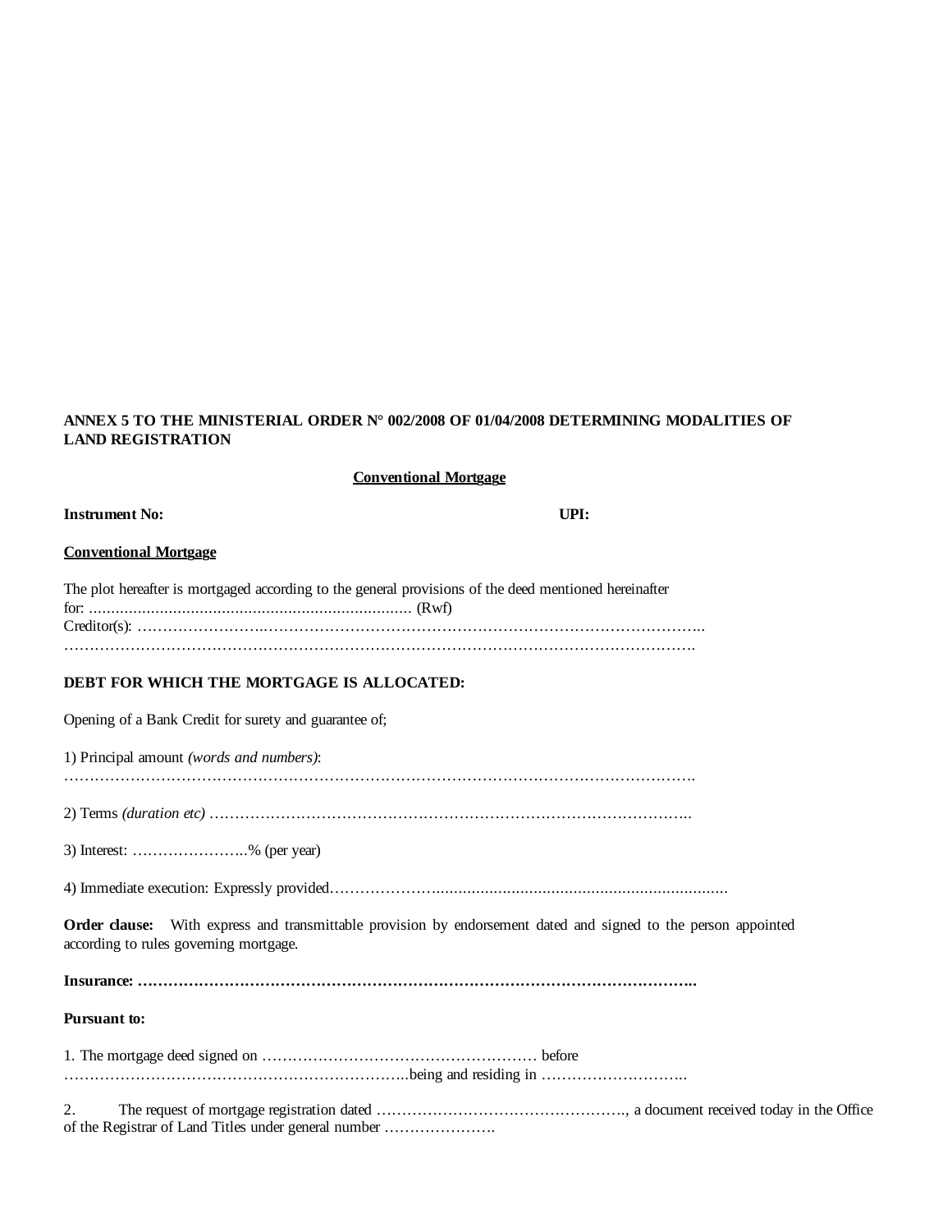**ANNEX 5 TO THE MINISTERIAL ORDER N° 002/2008 OF 01/04/2008 DETERMINING MODALITIES OF LAND REGISTRATION**

**Conventional Mortgage**

**Instrument No:** **UPI:**

**Conventional Mortgage**

The plot hereafter is mortgaged according to the general provisions of the deed mentioned hereinafter for: ........................................................................ (Rwf)
Creditor(s): ……………………………………………………………………………………………………..
………………………………………………………………………………………………………………….

**DEBT FOR WHICH THE MORTGAGE IS ALLOCATED:**

Opening of a Bank Credit for surety and guarantee of;

1) Principal amount *(words and numbers)*:
………………………………………………………………………………………………………………….

2) Terms *(duration etc)* ……………………………………………………………………………………..

3) Interest: …………………..% (per year)

4) Immediate execution: Expressly provided…………………...............................................................

**Order clause:** With express and transmittable provision by endorsement dated and signed to the person appointed according to rules governing mortgage.

**Insurance: ……………………………………………………………………………………………………..**

**Pursuant to:**

1. The mortgage deed signed on ……………………………………………… before ……………………………………………………………..being and residing in ………………………..

2. The request of mortgage registration dated …………………………………………., a document received today in the Office of the Registrar of Land Titles under general number ………………….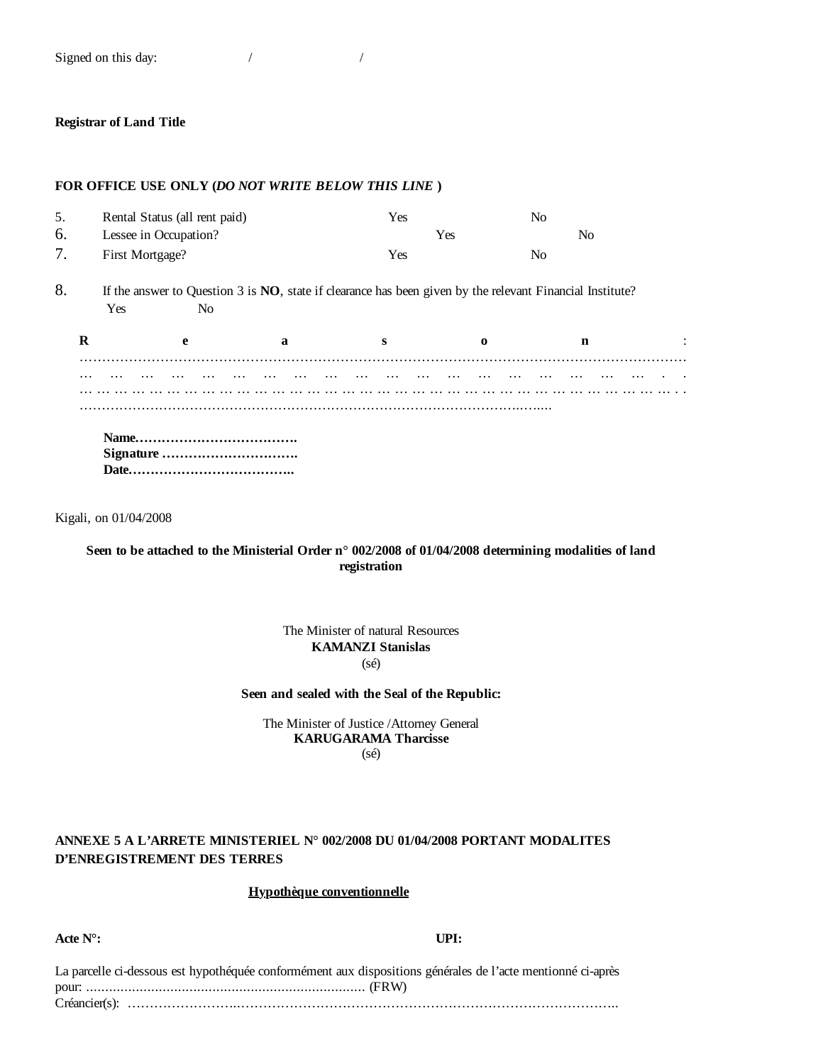Signed on this day: / /

**Registrar of Land Title**

**FOR OFFICE USE ONLY (*DO NOT WRITE BELOW THIS LINE* )**

5. Rental Status (all rent paid) Yes No
6. Lessee in Occupation? Yes No
7. First Mortgage? Yes No
8. If the answer to Question 3 is **NO**, state if clearance has been given by the relevant Financial Institute?
   Yes No

**Reason**: ……………………………………………………………………………………………………………………………………………………………………………………………………………………………………………………………………………………………………………………………………………………………………

**Name……………………………….**
**Signature ………………………….**
**Date………………………………..**

Kigali, on 01/04/2008

**Seen to be attached to the Ministerial Order n° 002/2008 of 01/04/2008 determining modalities of land registration**

The Minister of natural Resources
**KAMANZI Stanislas**
(sé)

**Seen and sealed with the Seal of the Republic:**

The Minister of Justice /Attorney General
**KARUGARAMA Tharcisse**
(sé)

**ANNEXE 5 A L'ARRETE MINISTERIEL N° 002/2008 DU 01/04/2008 PORTANT MODALITES D'ENREGISTREMENT DES TERRES**

**<u>Hypothèque conventionnelle</u>**

**Acte N°:** **UPI:**

La parcelle ci-dessous est hypothéquée conformément aux dispositions générales de l'acte mentionné ci-après pour: ……………………………………………………………… (FRW)
Créancier(s): ………………………………………………………………………………………………………..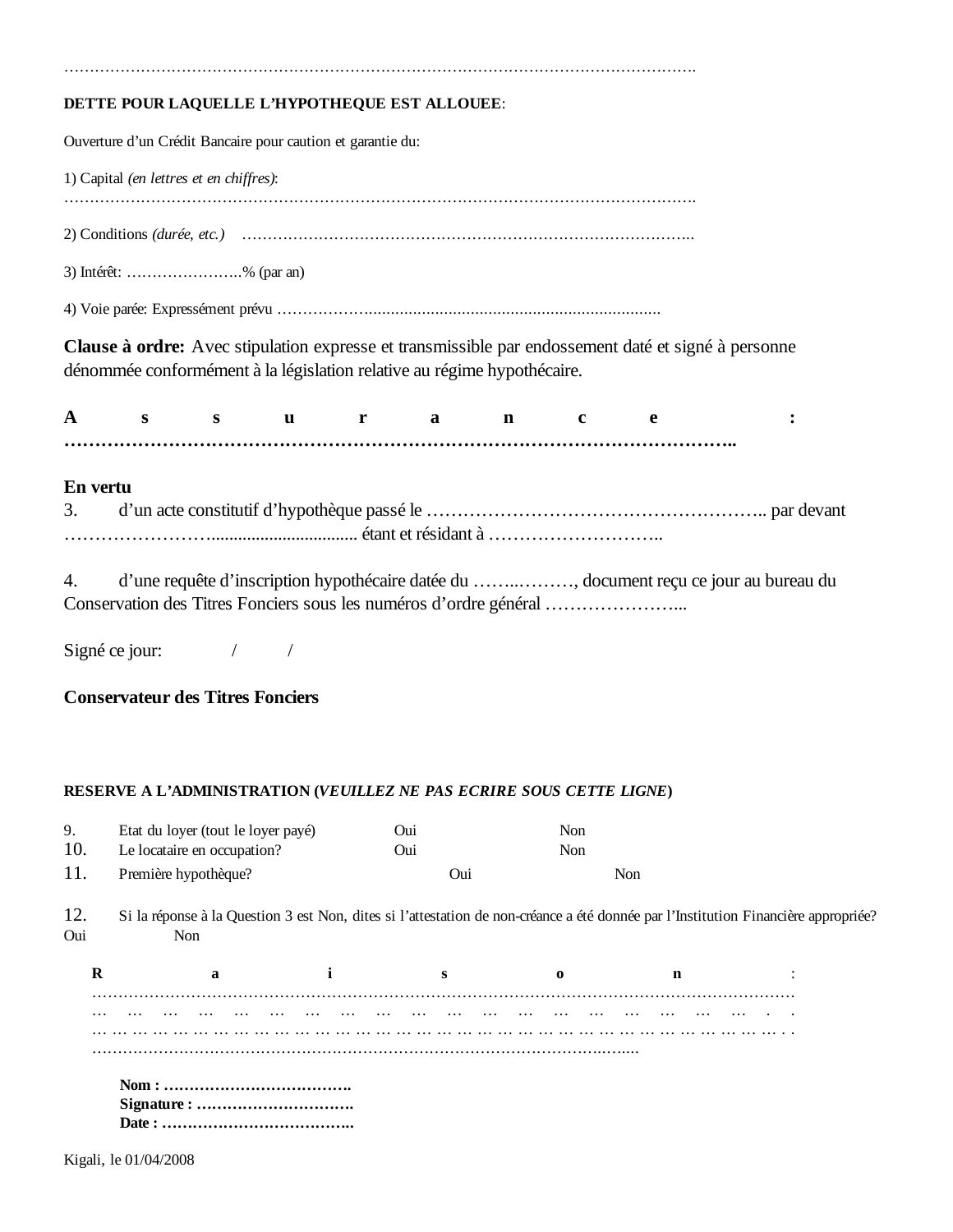……………………………………………………………………………………………………………….

**DETTE POUR LAQUELLE L'HYPOTHEQUE EST ALLOUEE**:

Ouverture d'un Crédit Bancaire pour caution et garantie du:

1) Capital *(en lettres et en chiffres)*:
……………………………………………………………………………………………………………….

2) Conditions *(durée, etc.)* ……………………………………………………………………………..

3) Intérêt: …………………..% (par an)

4) Voie parée: Expressément prévu ……………….................................................................

**Clause à ordre:** Avec stipulation expresse et transmissible par endossement daté et signé à personne dénommée conformément à la législation relative au régime hypothécaire.

**Assurance:**
**…………………………………………………………………………………………………..**

**En vertu**

3. d'un acte constitutif d'hypothèque passé le ……………………………………………….. par devant …………………….................................. étant et résidant à ………………………..

4. d'une requête d'inscription hypothécaire datée du ……..………, document reçu ce jour au bureau du Conservation des Titres Fonciers sous les numéros d'ordre général …………………...

Signé ce jour: / /

**Conservateur des Titres Fonciers**

**RESERVE A L'ADMINISTRATION (*VEUILLEZ NE PAS ECRIRE SOUS CETTE LIGNE*)**

9. Etat du loyer (tout le loyer payé) Oui Non

10. Le locataire en occupation? Oui Non

11. Première hypothèque? Oui Non

12. Si la réponse à la Question 3 est Non, dites si l'attestation de non-créance a été donnée par l'Institution Financière appropriée? Oui Non

**Raison:**
……………………………………………………………………………………………………………………
……………………………………………………………………………………………………………………
……………………………………………………………………………………………………………………
………………………………………………………………………………………………….....

**Nom : ……………………………….**
**Signature : ………………………….**
**Date : ……………………………….**

Kigali, le 01/04/2008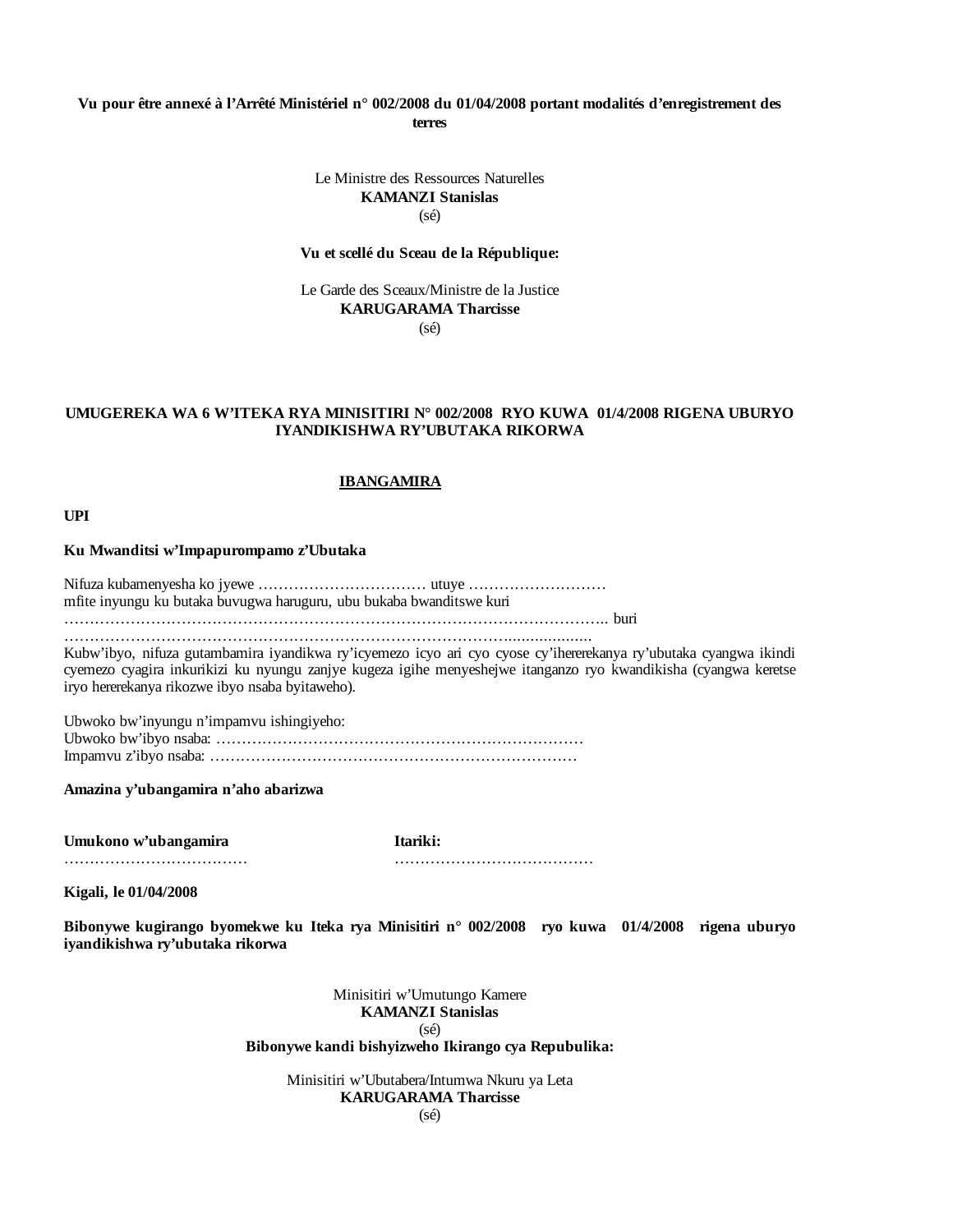**Vu pour être annexé à l'Arrêté Ministériel n° 002/2008 du 01/04/2008 portant modalités d'enregistrement des terres**

Le Ministre des Ressources Naturelles
**KAMANZI Stanislas**
(sé)

**Vu et scellé du Sceau de la République:**

Le Garde des Sceaux/Ministre de la Justice
**KARUGARAMA Tharcisse**
(sé)

**UMUGEREKA WA 6 W'ITEKA RYA MINISITIRI N° 002/2008 RYO KUWA 01/4/2008 RIGENA UBURYO IYANDIKISHWA RY'UBUTAKA RIKORWA**

**IBANGAMIRA**

**UPI**

**Ku Mwanditsi w'Impapurompamo z'Ubutaka**

Nifuza kubamenyesha ko jyewe …………………………… utuye ………………………
mfite inyungu ku butaka buvugwa haruguru, ubu bukaba bwanditswe kuri
………………………………………………………………………………………….. buri
……………………………………………………………………………………...................

Kubw'ibyo, nifuza gutambamira iyandikwa ry'icyemezo icyo ari cyo cyose cy'ihererekanya ry'ubutaka cyangwa ikindi cyemezo cyagira inkurikizi ku nyungu zanjye kugeza igihe menyeshejwe itanganzo ryo kwandikisha (cyangwa keretse iryo hererekanya rikozwe ibyo nsaba byitaweho).

Ubwoko bw'inyungu n'impamvu ishingiyeho:
Ubwoko bw'ibyo nsaba: ………………………………………………………………
Impamvu z'ibyo nsaba: ………………………………………………………………

**Amazina y'ubangamira n'aho abarizwa**

**Umukono w'ubangamira** ………………………………

**Itariki:** …………………………………

**Kigali, le 01/04/2008**

**Bibonywe kugirango byomekwe ku Iteka rya Minisitiri n° 002/2008 ryo kuwa 01/4/2008 rigena uburyo iyandikishwa ry'ubutaka rikorwa**

Minisitiri w'Umutungo Kamere
**KAMANZI Stanislas**
(sé)

**Bibonywe kandi bishyizweho Ikirango cya Repubulika:**

Minisitiri w'Ubutabera/Intumwa Nkuru ya Leta
**KARUGARAMA Tharcisse**
(sé)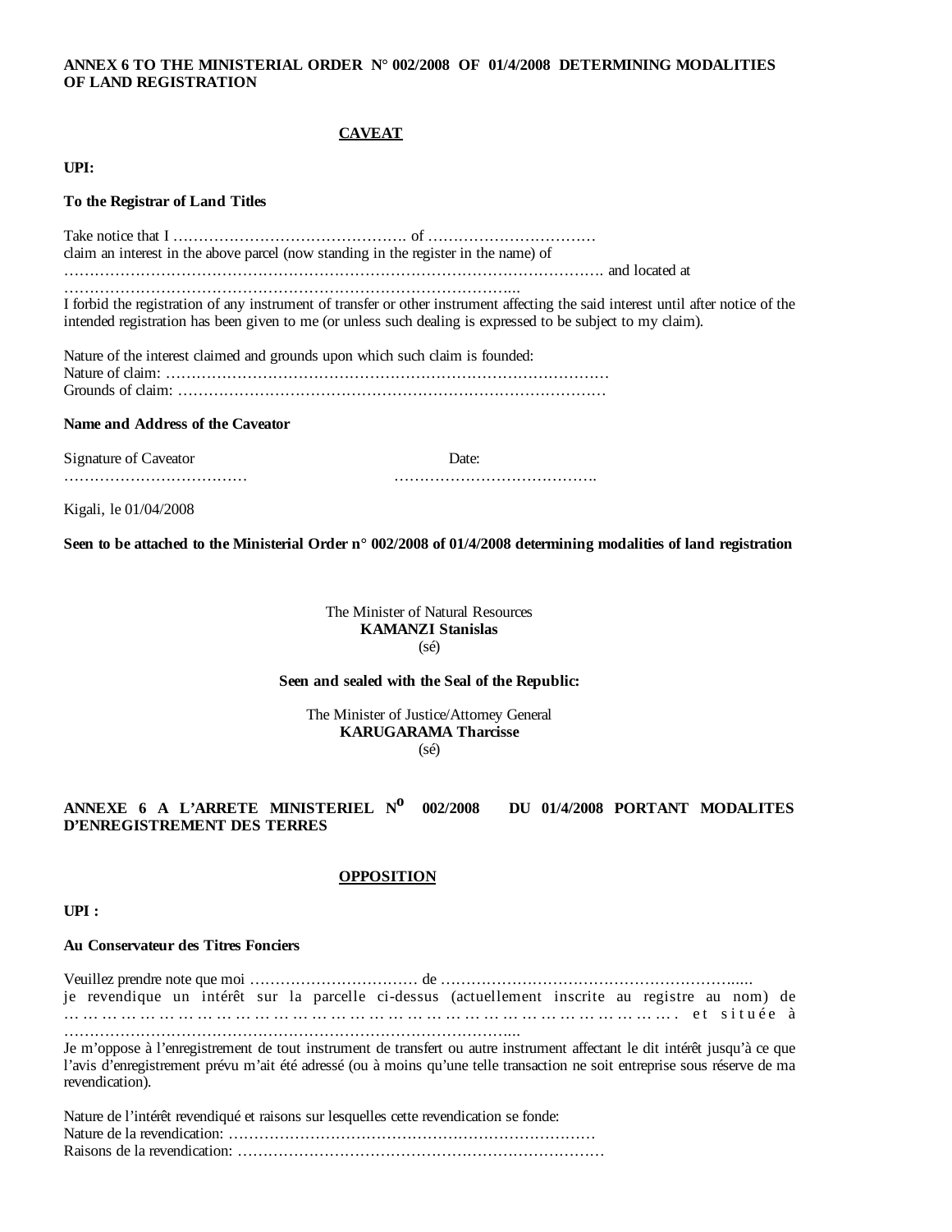**ANNEX 6 TO THE MINISTERIAL ORDER N° 002/2008 OF 01/4/2008 DETERMINING MODALITIES OF LAND REGISTRATION**

**CAVEAT**

**UPI:**

**To the Registrar of Land Titles**

Take notice that I ………………………………………. of ……………………………
claim an interest in the above parcel (now standing in the register in the name) of
……………………………………………………………………………………………. and located at
……………………………………………………………………………..
I forbid the registration of any instrument of transfer or other instrument affecting the said interest until after notice of the intended registration has been given to me (or unless such dealing is expressed to be subject to my claim).

Nature of the interest claimed and grounds upon which such claim is founded:
Nature of claim: ……………………………………………………………………………
Grounds of claim: …………………………………………………………………………

**Name and Address of the Caveator**

Signature of Caveator ………………………………  Date: ………………………………….

Kigali, le 01/04/2008

**Seen to be attached to the Ministerial Order n° 002/2008 of 01/4/2008 determining modalities of land registration**

The Minister of Natural Resources
**KAMANZI Stanislas**
(sé)

**Seen and sealed with the Seal of the Republic:**

The Minister of Justice/Attorney General
**KARUGARAMA Tharcisse**
(sé)

**ANNEXE 6 A L'ARRETE MINISTERIEL N$^{o}$ 002/2008 DU 01/4/2008 PORTANT MODALITES D'ENREGISTREMENT DES TERRES**

**OPPOSITION**

**UPI :**

**Au Conservateur des Titres Fonciers**

Veuillez prendre note que moi …………………………… de …………………………………………………...
je revendique un intérêt sur la parcelle ci-dessus (actuellement inscrite au registre au nom) de ………………………………………………………………………………………. et située à
……………………………………………………………………………..
Je m'oppose à l'enregistrement de tout instrument de transfert ou autre instrument affectant le dit intérêt jusqu'à ce que l'avis d'enregistrement prévu m'ait été adressé (ou à moins qu'une telle transaction ne soit entreprise sous réserve de ma revendication).

Nature de l'intérêt revendiqué et raisons sur lesquelles cette revendication se fonde:
Nature de la revendication: ………………………………………………………………
Raisons de la revendication: ………………………………………………………………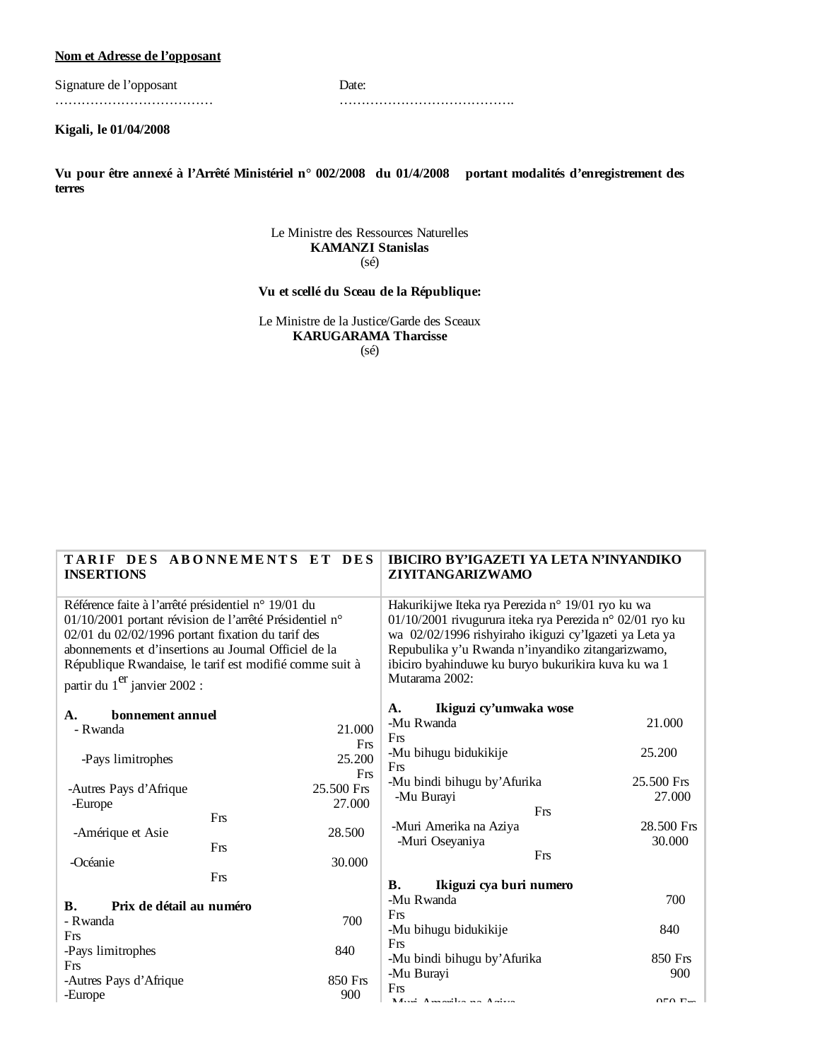**Nom et Adresse de l'opposant**

Signature de l'opposant ………………………………   Date: ………………………………….

**Kigali, le 01/04/2008**

**Vu pour être annexé à l'Arrêté Ministériel n° 002/2008 du 01/4/2008 portant modalités d'enregistrement des terres**

Le Ministre des Ressources Naturelles
**KAMANZI Stanislas**
(sé)

**Vu et scellé du Sceau de la République:**

Le Ministre de la Justice/Garde des Sceaux
**KARUGARAMA Tharcisse**
(sé)

| **TARIF DES ABONNEMENTS ET DES INSERTIONS** | **IBICIRO BY'IGAZETI YA LETA N'INYANDIKO ZIYITANGARIZWAMO** |
|---|---|
| Référence faite à l'arrêté présidentiel n° 19/01 du 01/10/2001 portant révision de l'arrêté Présidentiel n° 02/01 du 02/02/1996 portant fixation du tarif des abonnements et d'insertions au Journal Officiel de la République Rwandaise, le tarif est modifié comme suit à partir du 1er janvier 2002 :<br><br>**A. bonnement annuel**<br>- Rwanda 21.000 Frs<br>-Pays limitrophes 25.200 Frs<br>-Autres Pays d'Afrique 25.500 Frs<br>-Europe 27.000 Frs<br>-Amérique et Asie 28.500 Frs<br>-Océanie 30.000 Frs<br><br>**B. Prix de détail au numéro**<br>- Rwanda 700 Frs<br>-Pays limitrophes 840 Frs<br>-Autres Pays d'Afrique 850 Frs<br>-Europe 900 | Hakurikijwe Iteka rya Perezida n° 19/01 ryo ku wa 01/10/2001 rivugurura iteka rya Perezida n° 02/01 ryo ku wa 02/02/1996 rishyiraho ikiguzi cy'Igazeti ya Leta ya Repubulika y'u Rwanda n'inyandiko zitangarizwamo, ibiciro byahinduwe ku buryo bukurikira kuva ku wa 1 Mutarama 2002:<br><br>**A. Ikiguzi cy'umwaka wose**<br>-Mu Rwanda 21.000 Frs<br>-Mu bihugu bidukikije 25.200 Frs<br>-Mu bindi bihugu by'Afurika 25.500 Frs<br>-Mu Burayi 27.000 Frs<br>-Muri Amerika na Aziya 28.500 Frs<br>-Muri Oseyaniya 30.000 Frs<br><br>**B. Ikiguzi cya buri numero**<br>-Mu Rwanda 700 Frs<br>-Mu bihugu bidukikije 840 Frs<br>-Mu bindi bihugu by'Afurika 850 Frs<br>-Mu Burayi 900 Frs<br>-Muri Amerika na Aziya 950 Frs |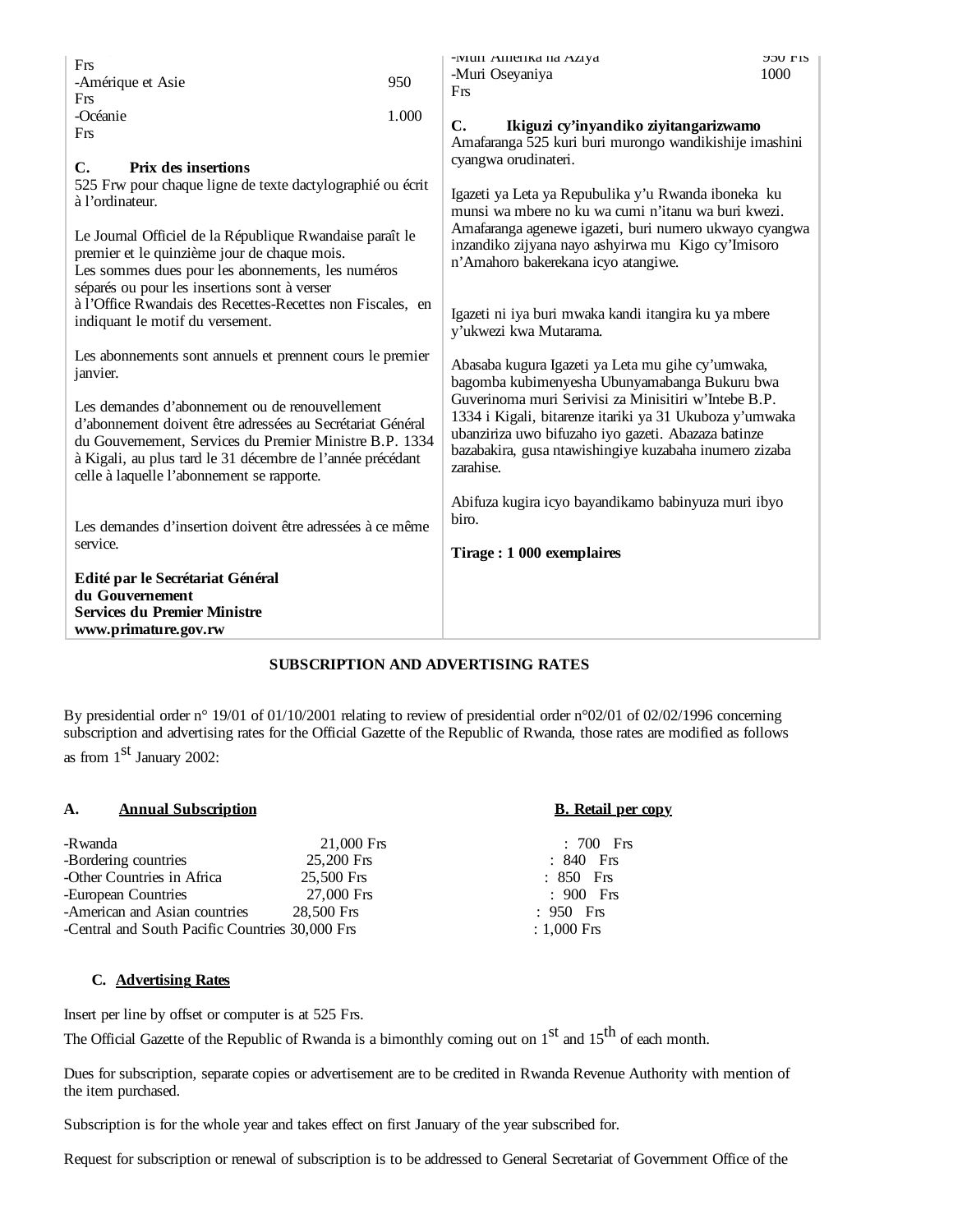Frs
-Amérique et Asie 950 Frs
-Océanie 1.000 Frs

**C. Prix des insertions**
525 Frw pour chaque ligne de texte dactylographié ou écrit à l'ordinateur.

Le Journal Officiel de la République Rwandaise paraît le premier et le quinzième jour de chaque mois.
Les sommes dues pour les abonnements, les numéros séparés ou pour les insertions sont à verser à l'Office Rwandais des Recettes-Recettes non Fiscales, en indiquant le motif du versement.

Les abonnements sont annuels et prennent cours le premier janvier.

Les demandes d'abonnement ou de renouvellement d'abonnement doivent être adressées au Secrétariat Général du Gouvernement, Services du Premier Ministre B.P. 1334 à Kigali, au plus tard le 31 décembre de l'année précédant celle à laquelle l'abonnement se rapporte.

Les demandes d'insertion doivent être adressées à ce même service.

**Edité par le Secrétariat Général du Gouvernement Services du Premier Ministre www.primature.gov.rw**

-Muri Amerika na Aziya 950 Frs
-Muri Oseyaniya 1000 Frs

**C. Ikiguzi cy'inyandiko ziyitangarizwamo**
Amafaranga 525 kuri buri murongo wandikishije imashini cyangwa orudinateri.

Igazeti ya Leta ya Repubulika y'u Rwanda iboneka ku munsi wa mbere no ku wa cumi n'itanu wa buri kwezi.
Amafaranga agenewe igazeti, buri numero ukwayo cyangwa inzandiko zijyana nayo ashyirwa mu Kigo cy'Imisoro n'Amahoro bakerekana icyo atangiwe.

Igazeti ni iya buri mwaka kandi itangira ku ya mbere y'ukwezi kwa Mutarama.

Abasaba kugura Igazeti ya Leta mu gihe cy'umwaka, bagomba kubimenyesha Ubunyamabanga Bukuru bwa Guverinoma muri Serivisi za Minisitiri w'Intebe B.P. 1334 i Kigali, bitarenze itariki ya 31 Ukuboza y'umwaka ubanziriza uwo bifuzaho iyo gazeti. Abazaza batinze bazabakira, gusa ntawishingiye kuzabaha inumero zizaba zarahise.

Abifuza kugira icyo bayandikamo babinyuza muri ibyo biro.

**Tirage : 1 000 exemplaires**

## SUBSCRIPTION AND ADVERTISING RATES

By presidential order n° 19/01 of 01/10/2001 relating to review of presidential order n°02/01 of 02/02/1996 concerning subscription and advertising rates for the Official Gazette of the Republic of Rwanda, those rates are modified as follows as from 1st January 2002:

| A. Annual Subscription | | B. Retail per copy |
|---|---|---|
| -Rwanda | 21,000 Frs | : 700 Frs |
| -Bordering countries | 25,200 Frs | : 840 Frs |
| -Other Countries in Africa | 25,500 Frs | : 850 Frs |
| -European Countries | 27,000 Frs | : 900 Frs |
| -American and Asian countries | 28,500 Frs | : 950 Frs |
| -Central and South Pacific Countries | 30,000 Frs | : 1,000 Frs |

**C. Advertising Rates**

Insert per line by offset or computer is at 525 Frs.
The Official Gazette of the Republic of Rwanda is a bimonthly coming out on 1st and 15th of each month.

Dues for subscription, separate copies or advertisement are to be credited in Rwanda Revenue Authority with mention of the item purchased.

Subscription is for the whole year and takes effect on first January of the year subscribed for.

Request for subscription or renewal of subscription is to be addressed to General Secretariat of Government Office of the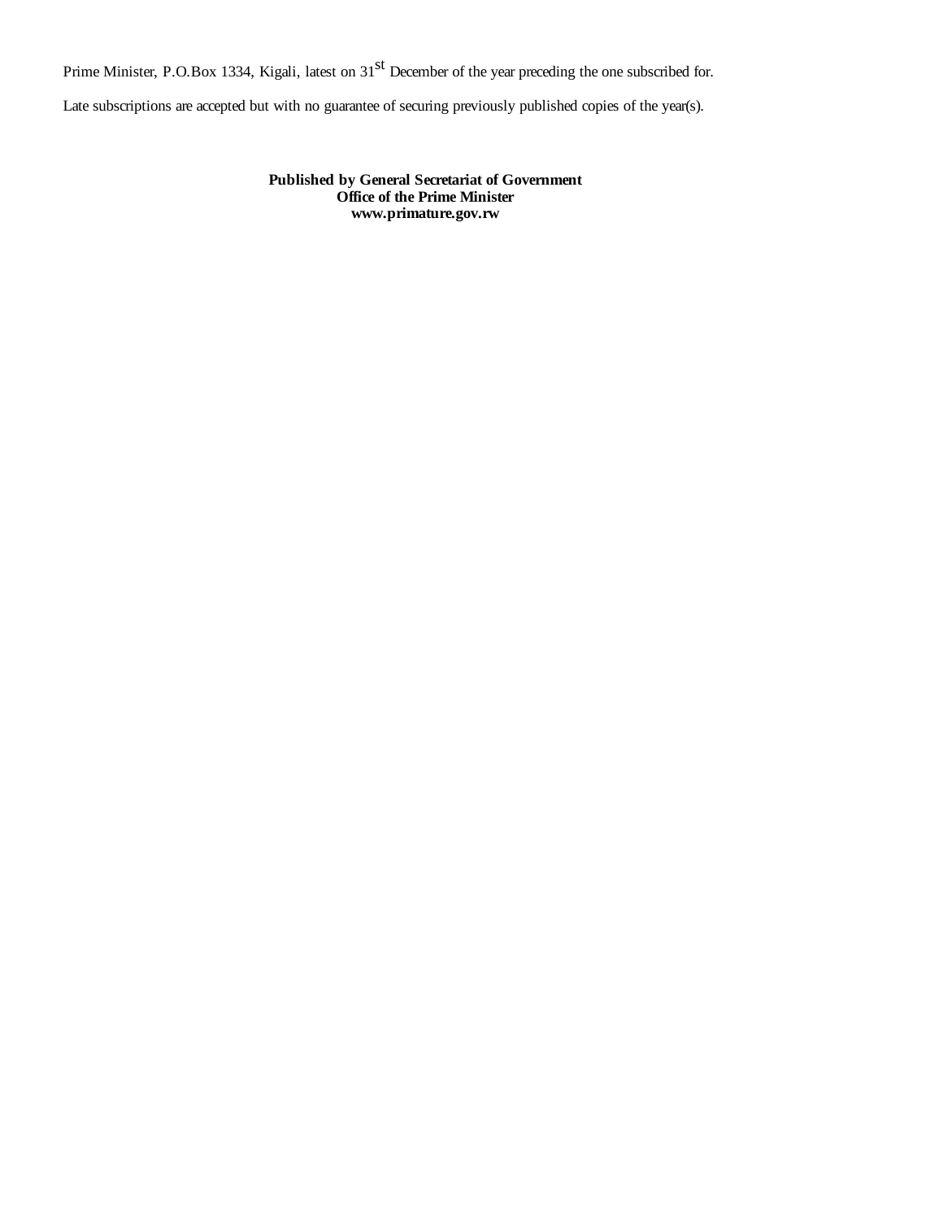Prime Minister, P.O.Box 1334, Kigali, latest on 31$^{st}$ December of the year preceding the one subscribed for.

Late subscriptions are accepted but with no guarantee of securing previously published copies of the year(s).

**Published by General Secretariat of Government**
**Office of the Prime Minister**
**www.primature.gov.rw**